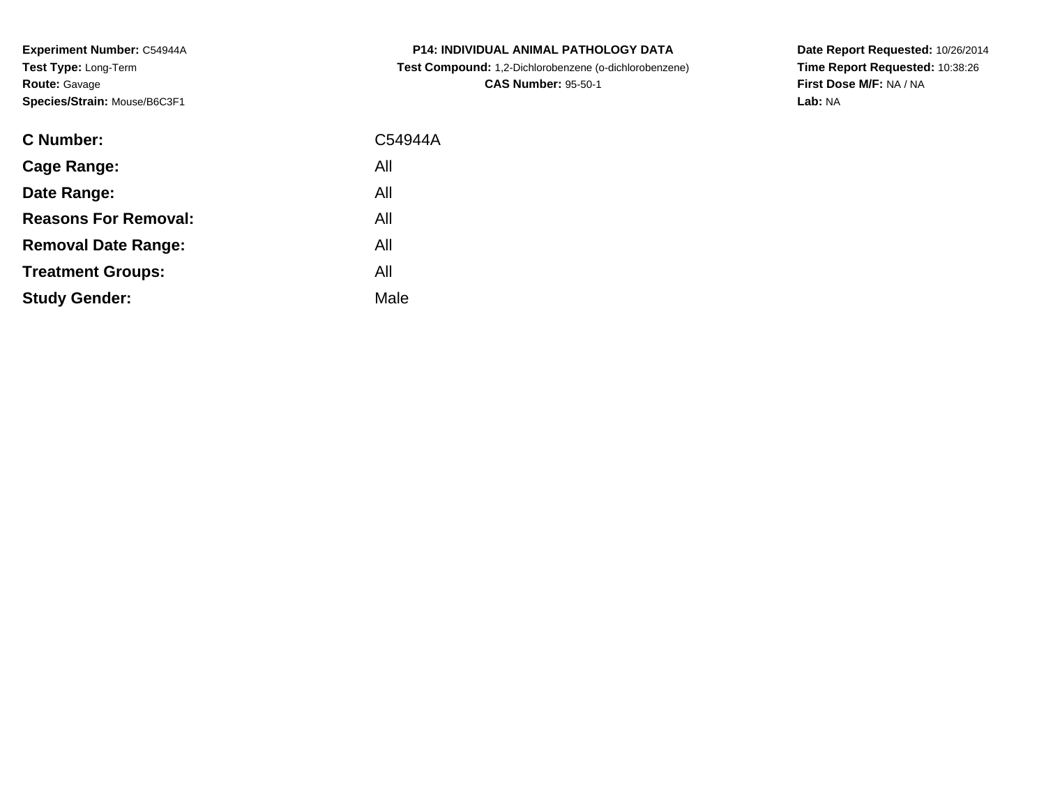**Experiment Number:** C54944A
**Test Type:** Long-Term
**Route:** Gavage
**Species/Strain:** Mouse/B6C3F1

**P14: INDIVIDUAL ANIMAL PATHOLOGY DATA**
**Test Compound:** 1,2-Dichlorobenzene (o-dichlorobenzene)
**CAS Number:** 95-50-1

**Date Report Requested:** 10/26/2014
**Time Report Requested:** 10:38:26
**First Dose M/F:** NA / NA
**Lab:** NA

| | |
|---|---|
| **C Number:** | C54944A |
| **Cage Range:** | All |
| **Date Range:** | All |
| **Reasons For Removal:** | All |
| **Removal Date Range:** | All |
| **Treatment Groups:** | All |
| **Study Gender:** | Male |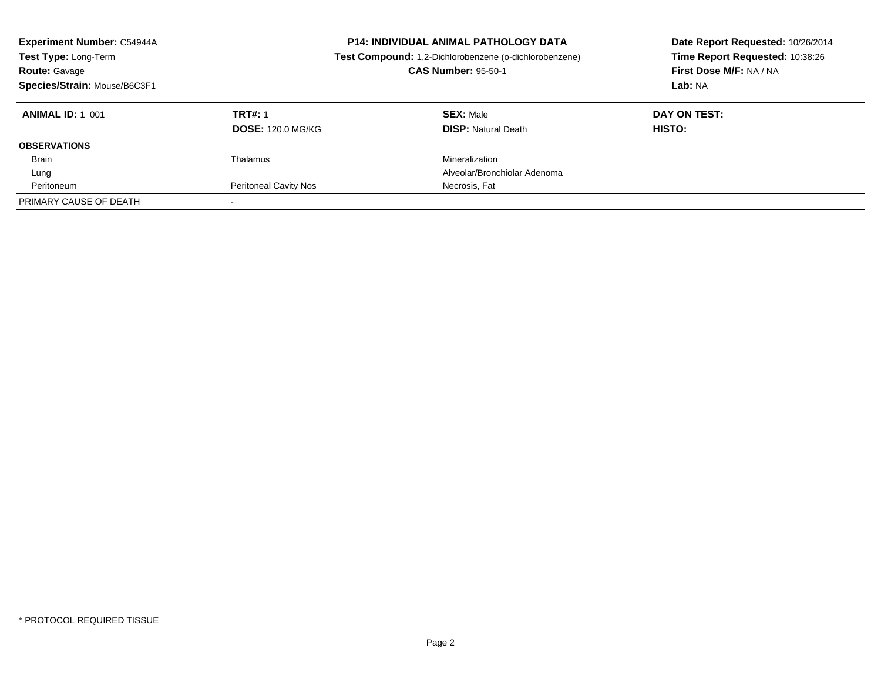**Experiment Number:** C54944A
**Test Type:** Long-Term
**Route:** Gavage
**Species/Strain:** Mouse/B6C3F1

**P14: INDIVIDUAL ANIMAL PATHOLOGY DATA**
**Test Compound:** 1,2-Dichlorobenzene (o-dichlorobenzene)
**CAS Number:** 95-50-1

**Date Report Requested:** 10/26/2014
**Time Report Requested:** 10:38:26
**First Dose M/F:** NA / NA
**Lab:** NA

| **ANIMAL ID:** 1_001 | **TRT#:** 1 | **SEX:** Male | **DAY ON TEST:** |
|---|---|---|---|
| | **DOSE:** 120.0 MG/KG | **DISP:** Natural Death | **HISTO:** |
| **OBSERVATIONS** | | | |
| Brain | Thalamus | Mineralization | |
| Lung | | Alveolar/Bronchiolar Adenoma | |
| Peritoneum | Peritoneal Cavity Nos | Necrosis, Fat | |
| PRIMARY CAUSE OF DEATH | - | | |

* PROTOCOL REQUIRED TISSUE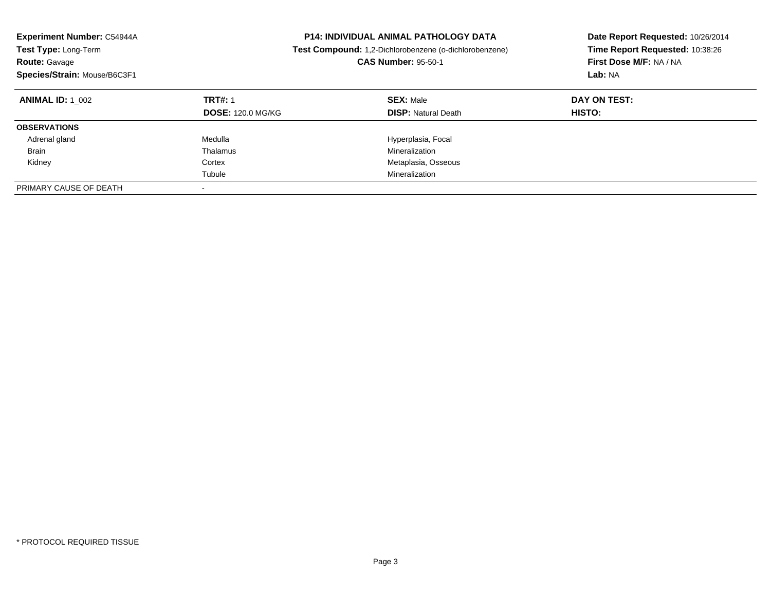**Experiment Number:** C54944A
**Test Type:** Long-Term
**Route:** Gavage
**Species/Strain:** Mouse/B6C3F1

**P14: INDIVIDUAL ANIMAL PATHOLOGY DATA**
**Test Compound:** 1,2-Dichlorobenzene (o-dichlorobenzene)
**CAS Number:** 95-50-1

**Date Report Requested:** 10/26/2014
**Time Report Requested:** 10:38:26
**First Dose M/F:** NA / NA
**Lab:** NA

| **ANIMAL ID:** 1_002 | **TRT#:** 1 | **SEX:** Male | **DAY ON TEST:** |
|---|---|---|---|
| | **DOSE:** 120.0 MG/KG | **DISP:** Natural Death | **HISTO:** |
| **OBSERVATIONS** | | | |
| Adrenal gland | Medulla | Hyperplasia, Focal | |
| Brain | Thalamus | Mineralization | |
| Kidney | Cortex | Metaplasia, Osseous | |
| | Tubule | Mineralization | |
| PRIMARY CAUSE OF DEATH | - | | |

* PROTOCOL REQUIRED TISSUE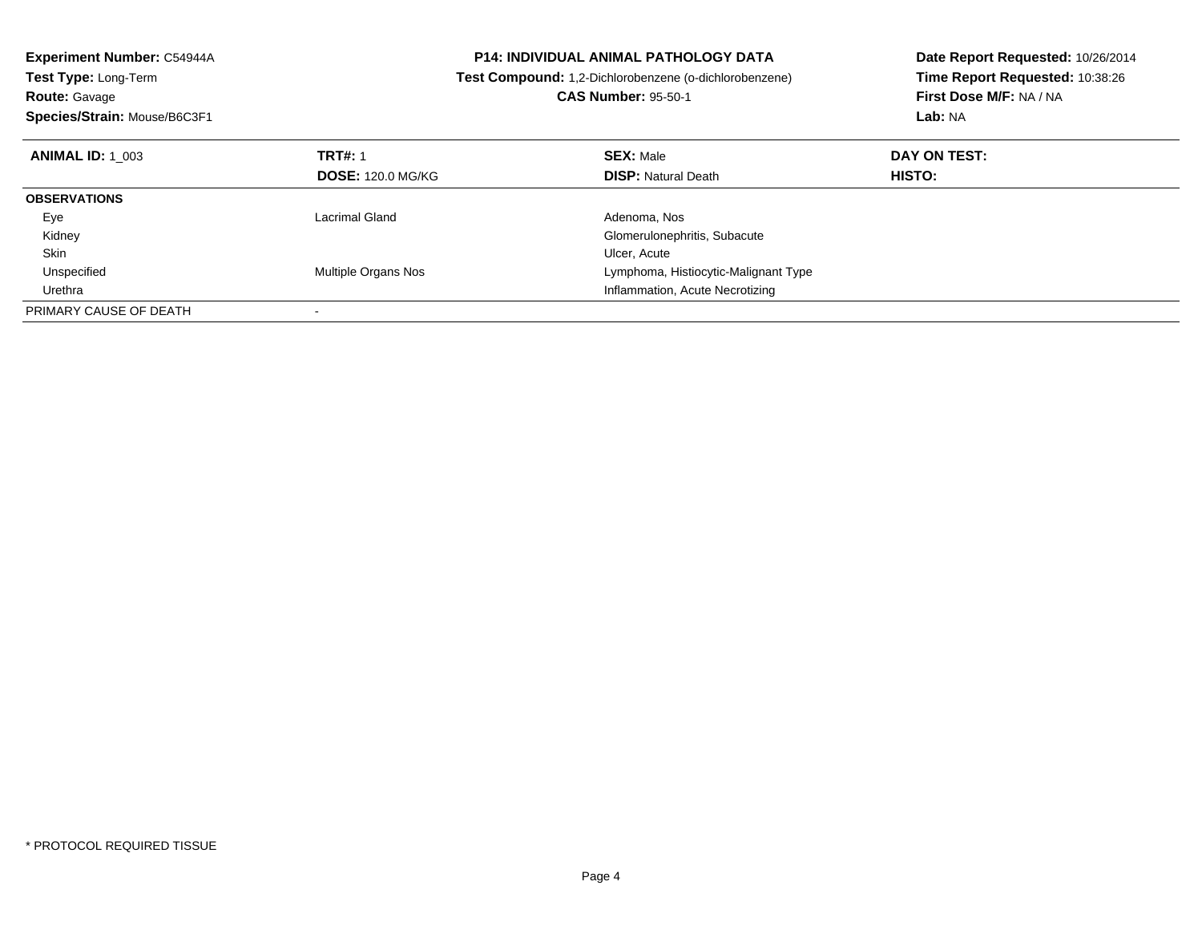**Experiment Number:** C54944A
**Test Type:** Long-Term
**Route:** Gavage
**Species/Strain:** Mouse/B6C3F1

**P14: INDIVIDUAL ANIMAL PATHOLOGY DATA**
**Test Compound:** 1,2-Dichlorobenzene (o-dichlorobenzene)
**CAS Number:** 95-50-1

**Date Report Requested:** 10/26/2014
**Time Report Requested:** 10:38:26
**First Dose M/F:** NA / NA
**Lab:** NA

| **ANIMAL ID:** 1_003 | **TRT#:** 1 | **SEX:** Male | **DAY ON TEST:** |
|---|---|---|---|
| | **DOSE:** 120.0 MG/KG | **DISP:** Natural Death | **HISTO:** |
| **OBSERVATIONS** | | | |
| Eye | Lacrimal Gland | Adenoma, Nos | |
| Kidney | | Glomerulonephritis, Subacute | |
| Skin | | Ulcer, Acute | |
| Unspecified | Multiple Organs Nos | Lymphoma, Histiocytic-Malignant Type | |
| Urethra | | Inflammation, Acute Necrotizing | |
| PRIMARY CAUSE OF DEATH | - | | |

* PROTOCOL REQUIRED TISSUE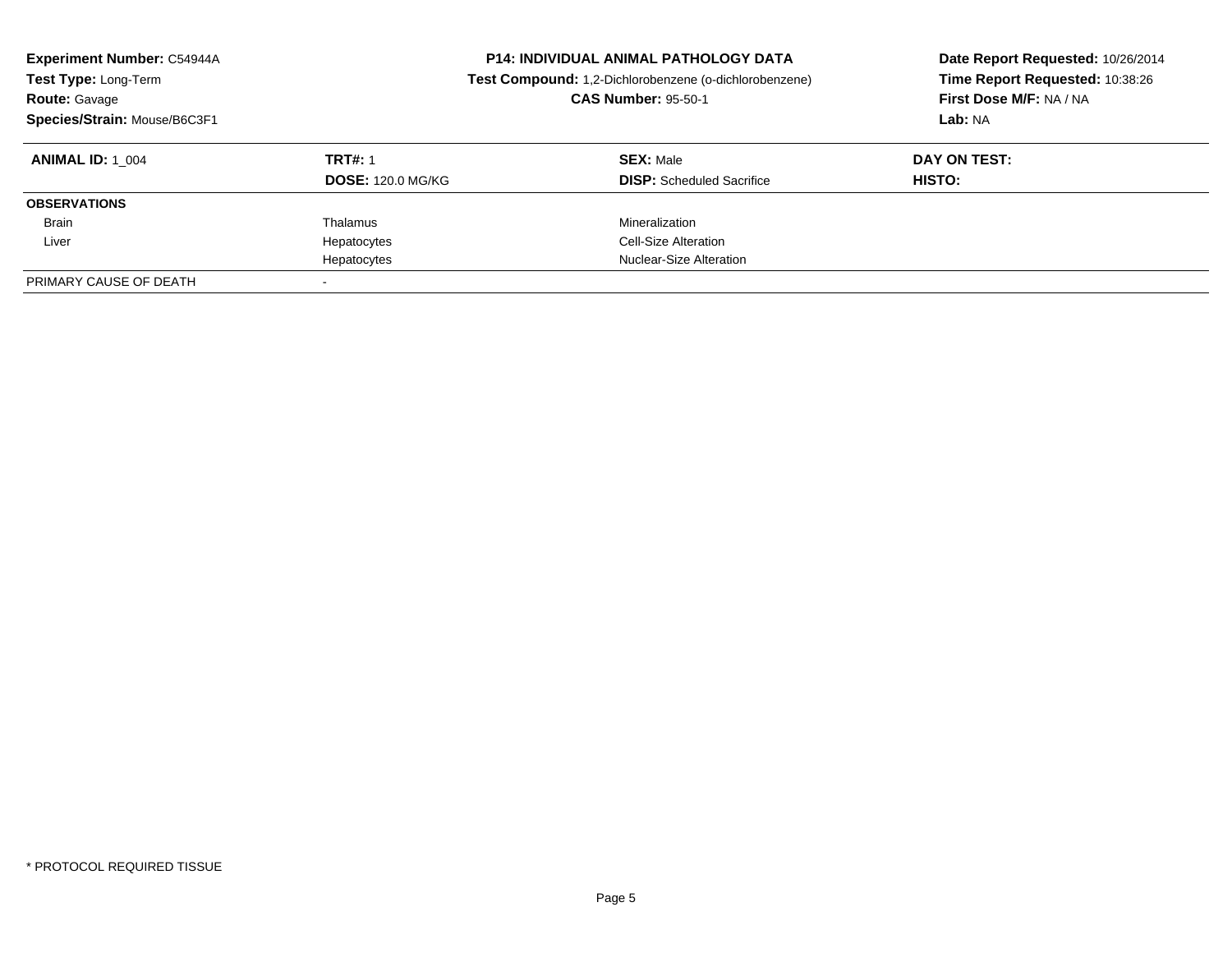**Experiment Number:** C54944A
**Test Type:** Long-Term
**Route:** Gavage
**Species/Strain:** Mouse/B6C3F1

**P14: INDIVIDUAL ANIMAL PATHOLOGY DATA**
**Test Compound:** 1,2-Dichlorobenzene (o-dichlorobenzene)
**CAS Number:** 95-50-1

**Date Report Requested:** 10/26/2014
**Time Report Requested:** 10:38:26
**First Dose M/F:** NA / NA
**Lab:** NA

| **ANIMAL ID:** 1_004 | **TRT#:** 1 | **SEX:** Male | **DAY ON TEST:** |
|---|---|---|---|
| | **DOSE:** 120.0 MG/KG | **DISP:** Scheduled Sacrifice | **HISTO:** |
| **OBSERVATIONS** | | | |
| Brain | Thalamus | Mineralization | |
| Liver | Hepatocytes | Cell-Size Alteration | |
| | Hepatocytes | Nuclear-Size Alteration | |
| PRIMARY CAUSE OF DEATH | - | | |

* PROTOCOL REQUIRED TISSUE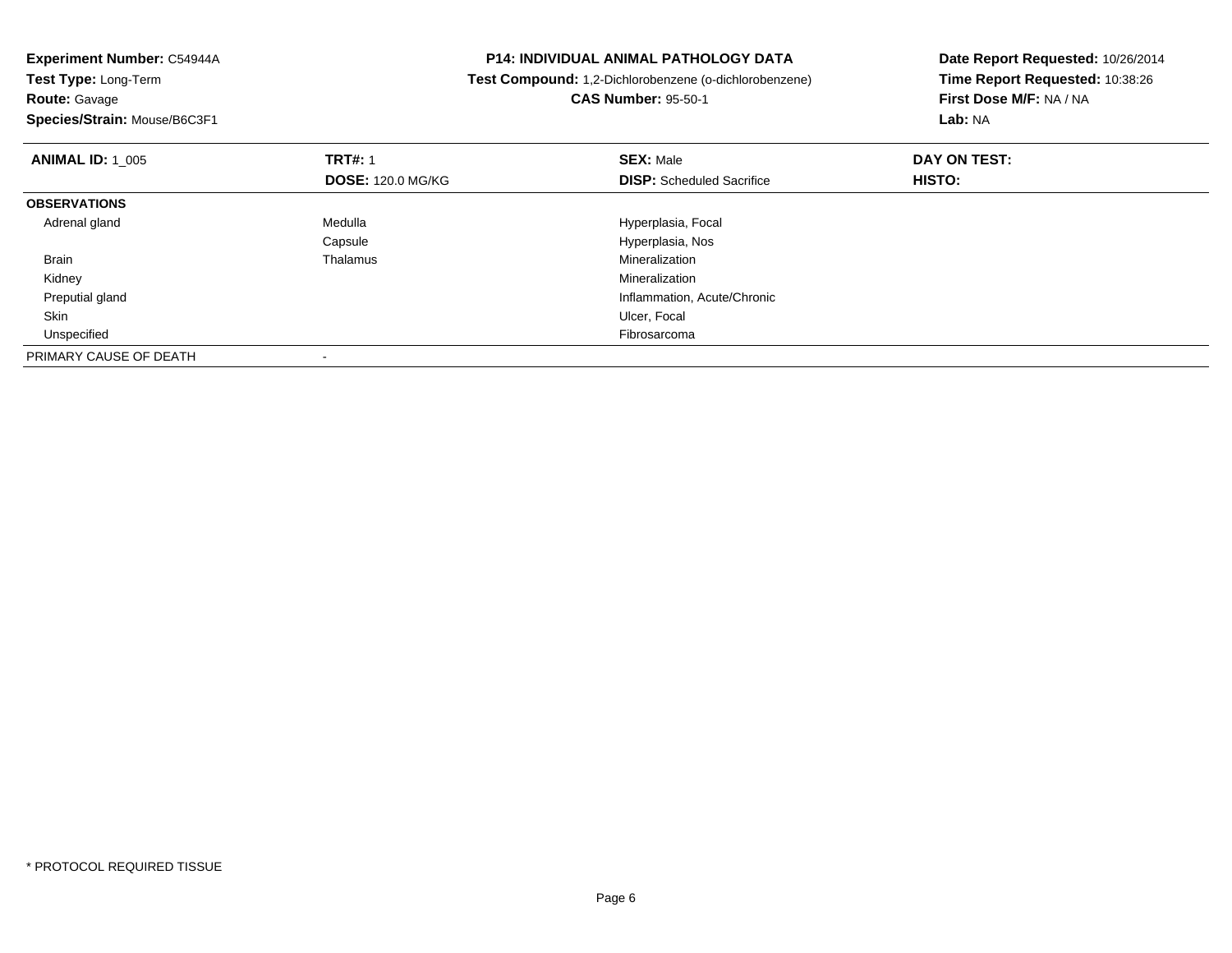**Experiment Number:** C54944A
**Test Type:** Long-Term
**Route:** Gavage
**Species/Strain:** Mouse/B6C3F1

**P14: INDIVIDUAL ANIMAL PATHOLOGY DATA**
**Test Compound:** 1,2-Dichlorobenzene (o-dichlorobenzene)
**CAS Number:** 95-50-1

**Date Report Requested:** 10/26/2014
**Time Report Requested:** 10:38:26
**First Dose M/F:** NA / NA
**Lab:** NA

| **ANIMAL ID:** 1_005 | **TRT#:** 1<br>**DOSE:** 120.0 MG/KG | **SEX:** Male<br>**DISP:** Scheduled Sacrifice | **DAY ON TEST:**<br>**HISTO:** |
|---|---|---|---|
| **OBSERVATIONS** | | | |
| Adrenal gland | Medulla | Hyperplasia, Focal | |
| | Capsule | Hyperplasia, Nos | |
| Brain | Thalamus | Mineralization | |
| Kidney | | Mineralization | |
| Preputial gland | | Inflammation, Acute/Chronic | |
| Skin | | Ulcer, Focal | |
| Unspecified | | Fibrosarcoma | |
| PRIMARY CAUSE OF DEATH | - | | |

* PROTOCOL REQUIRED TISSUE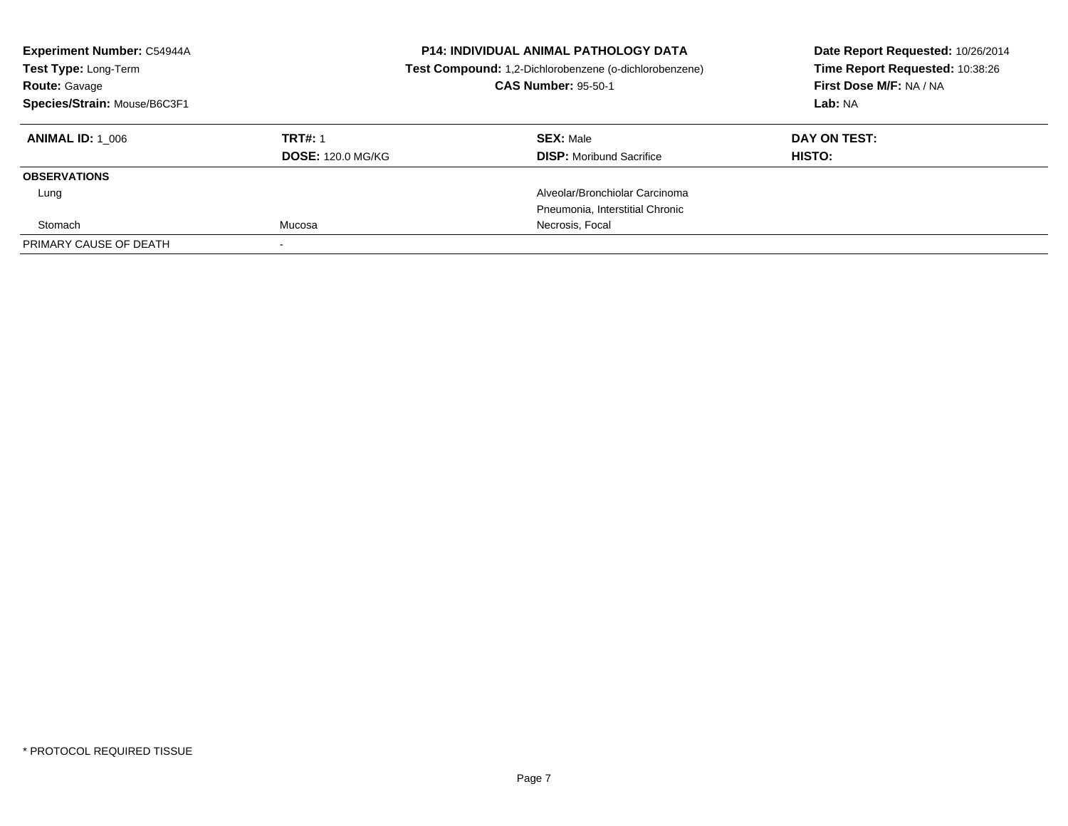**Experiment Number:** C54944A
**Test Type:** Long-Term
**Route:** Gavage
**Species/Strain:** Mouse/B6C3F1

# P14: INDIVIDUAL ANIMAL PATHOLOGY DATA

**Test Compound:** 1,2-Dichlorobenzene (o-dichlorobenzene)
**CAS Number:** 95-50-1

**Date Report Requested:** 10/26/2014
**Time Report Requested:** 10:38:26
**First Dose M/F:** NA / NA
**Lab:** NA

| **ANIMAL ID:** 1_006 | **TRT#:** 1 | **SEX:** Male | **DAY ON TEST:** |
|---|---|---|---|
| | **DOSE:** 120.0 MG/KG | **DISP:** Moribund Sacrifice | **HISTO:** |
| **OBSERVATIONS** | | | |
| Lung | | Alveolar/Bronchiolar Carcinoma | |
| | | Pneumonia, Interstitial Chronic | |
| Stomach | Mucosa | Necrosis, Focal | |
| PRIMARY CAUSE OF DEATH | - | | |

* PROTOCOL REQUIRED TISSUE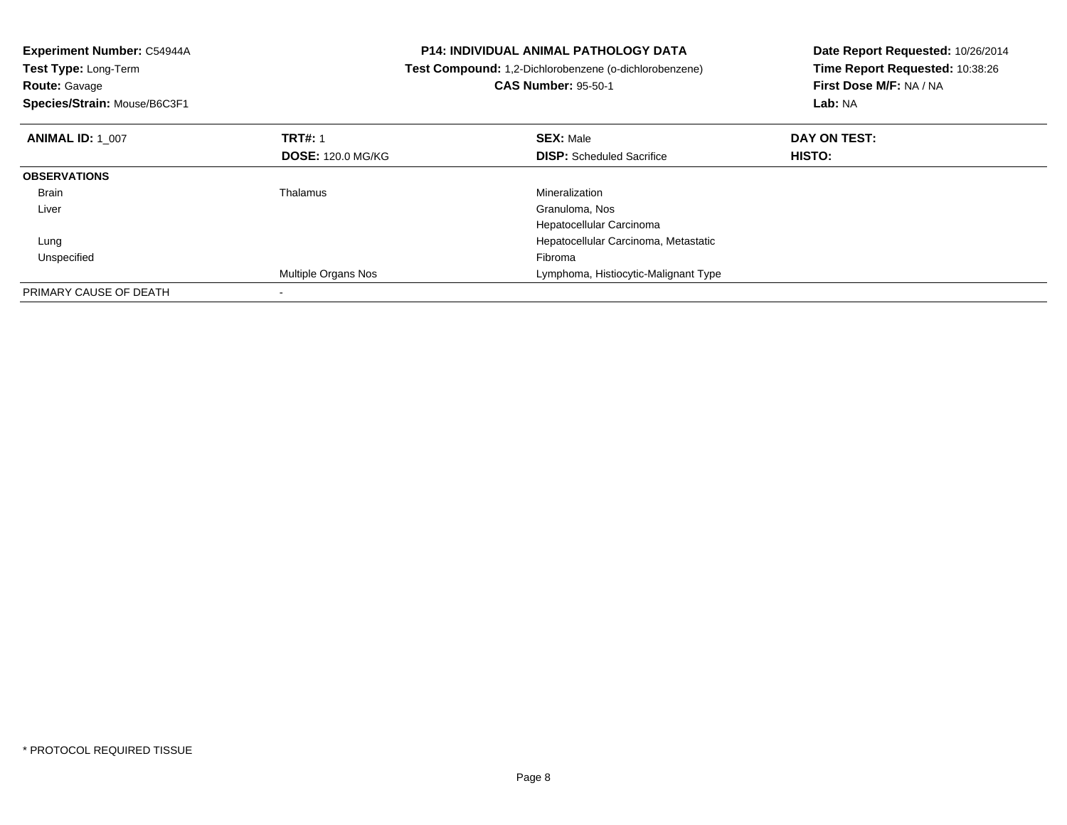**Experiment Number:** C54944A
**Test Type:** Long-Term
**Route:** Gavage
**Species/Strain:** Mouse/B6C3F1

**P14: INDIVIDUAL ANIMAL PATHOLOGY DATA**
**Test Compound:** 1,2-Dichlorobenzene (o-dichlorobenzene)
**CAS Number:** 95-50-1

**Date Report Requested:** 10/26/2014
**Time Report Requested:** 10:38:26
**First Dose M/F:** NA / NA
**Lab:** NA

| **ANIMAL ID:** 1_007 | **TRT#:** 1 | **SEX:** Male | **DAY ON TEST:** |
|---|---|---|---|
| | **DOSE:** 120.0 MG/KG | **DISP:** Scheduled Sacrifice | **HISTO:** |
| **OBSERVATIONS** | | | |
| Brain | Thalamus | Mineralization | |
| Liver | | Granuloma, Nos | |
| | | Hepatocellular Carcinoma | |
| Lung | | Hepatocellular Carcinoma, Metastatic | |
| Unspecified | | Fibroma | |
| | Multiple Organs Nos | Lymphoma, Histiocytic-Malignant Type | |
| PRIMARY CAUSE OF DEATH | - | | |

\* PROTOCOL REQUIRED TISSUE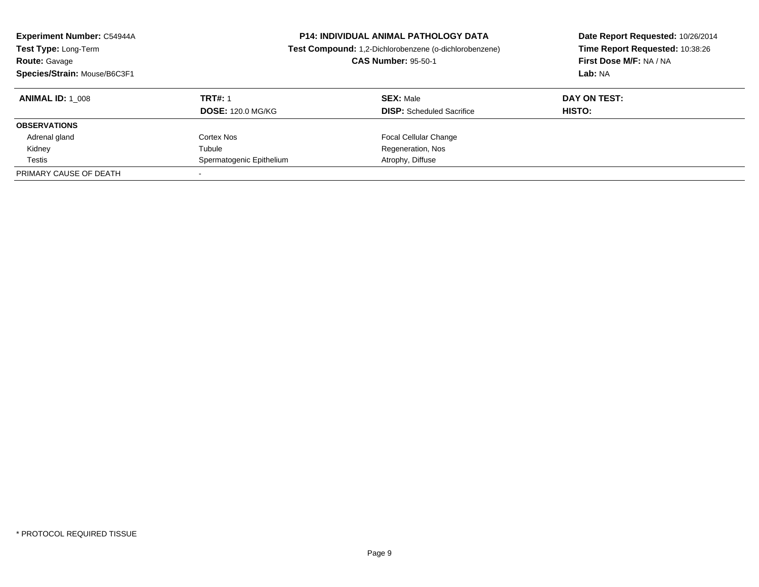**Experiment Number:** C54944A
**Test Type:** Long-Term
**Route:** Gavage
**Species/Strain:** Mouse/B6C3F1

**P14: INDIVIDUAL ANIMAL PATHOLOGY DATA**
**Test Compound:** 1,2-Dichlorobenzene (o-dichlorobenzene)
**CAS Number:** 95-50-1

**Date Report Requested:** 10/26/2014
**Time Report Requested:** 10:38:26
**First Dose M/F:** NA / NA
**Lab:** NA

| | | | |
|---|---|---|---|
| **ANIMAL ID:** 1_008 | **TRT#:** 1 | **SEX:** Male | **DAY ON TEST:** |
| | **DOSE:** 120.0 MG/KG | **DISP:** Scheduled Sacrifice | **HISTO:** |
| **OBSERVATIONS** | | | |
| Adrenal gland | Cortex Nos | Focal Cellular Change | |
| Kidney | Tubule | Regeneration, Nos | |
| Testis | Spermatogenic Epithelium | Atrophy, Diffuse | |
| PRIMARY CAUSE OF DEATH | - | | |

* PROTOCOL REQUIRED TISSUE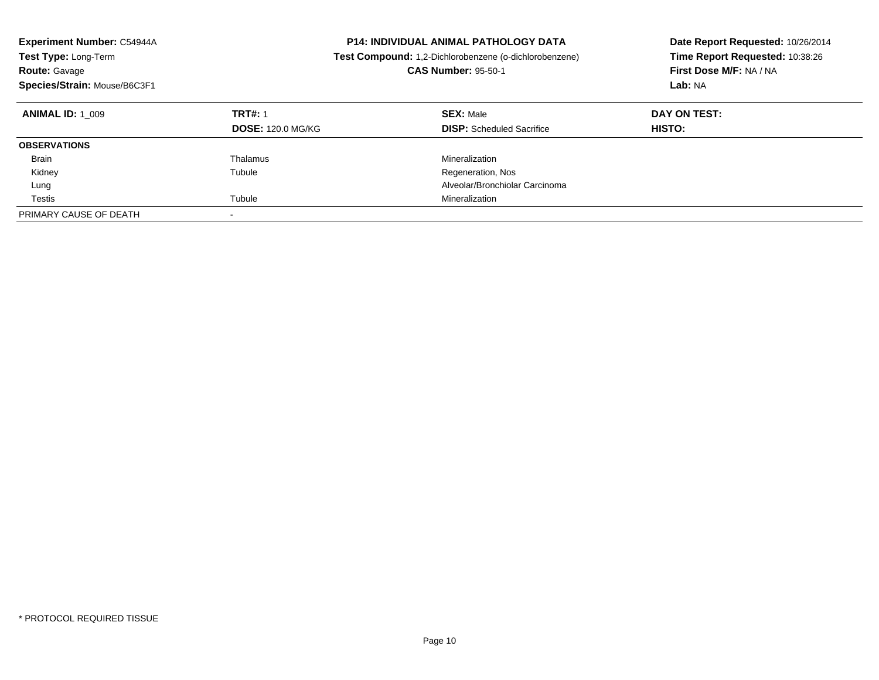**Experiment Number:** C54944A
**Test Type:** Long-Term
**Route:** Gavage
**Species/Strain:** Mouse/B6C3F1

**P14: INDIVIDUAL ANIMAL PATHOLOGY DATA**
**Test Compound:** 1,2-Dichlorobenzene (o-dichlorobenzene)
**CAS Number:** 95-50-1

**Date Report Requested:** 10/26/2014
**Time Report Requested:** 10:38:26
**First Dose M/F:** NA / NA
**Lab:** NA

| **ANIMAL ID:** 1_009 | **TRT#:** 1 | **SEX:** Male | **DAY ON TEST:** |
|---|---|---|---|
| | **DOSE:** 120.0 MG/KG | **DISP:** Scheduled Sacrifice | **HISTO:** |
| **OBSERVATIONS** | | | |
| Brain | Thalamus | Mineralization | |
| Kidney | Tubule | Regeneration, Nos | |
| Lung | | Alveolar/Bronchiolar Carcinoma | |
| Testis | Tubule | Mineralization | |
| PRIMARY CAUSE OF DEATH | - | | |

* PROTOCOL REQUIRED TISSUE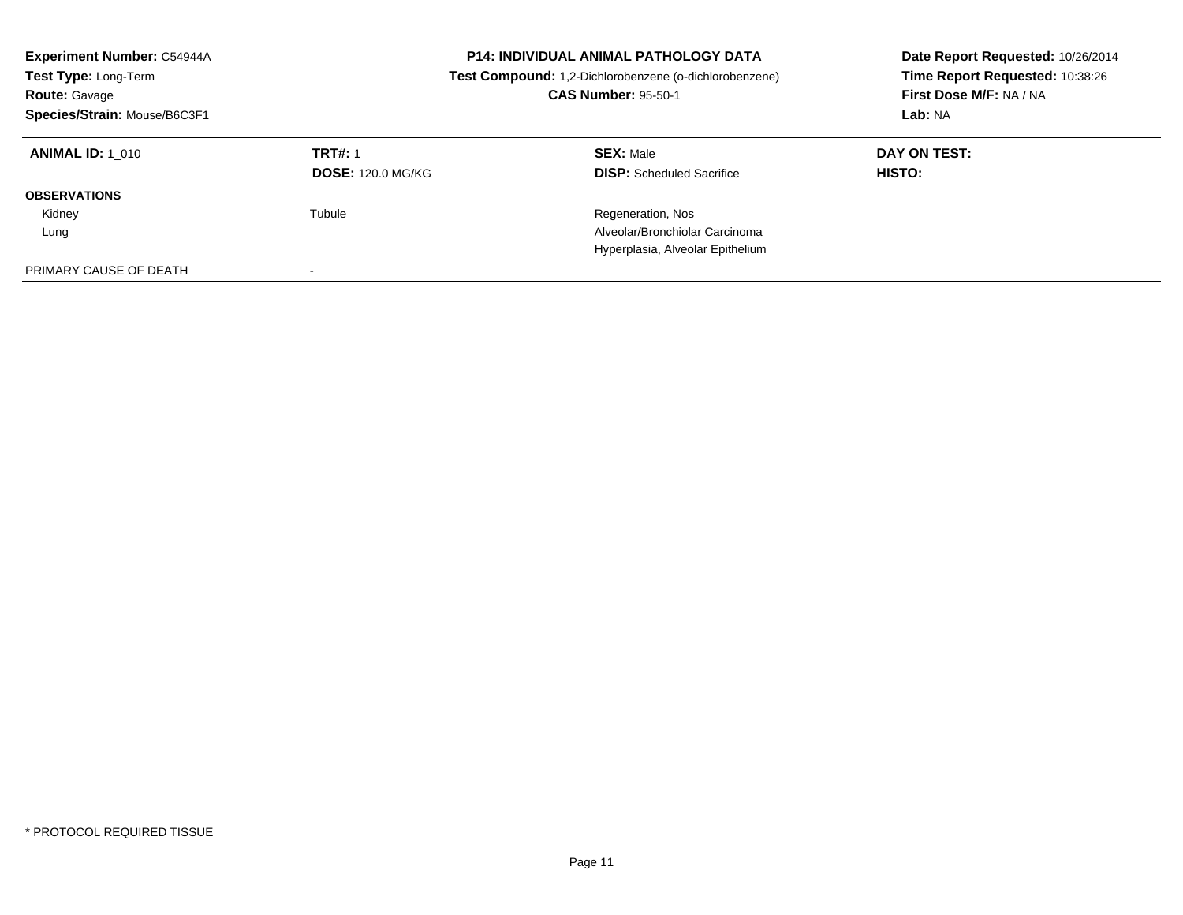**Experiment Number:** C54944A
**Test Type:** Long-Term
**Route:** Gavage
**Species/Strain:** Mouse/B6C3F1

**P14: INDIVIDUAL ANIMAL PATHOLOGY DATA**
**Test Compound:** 1,2-Dichlorobenzene (o-dichlorobenzene)
**CAS Number:** 95-50-1

**Date Report Requested:** 10/26/2014
**Time Report Requested:** 10:38:26
**First Dose M/F:** NA / NA
**Lab:** NA

| | | | |
|---|---|---|---|
| **ANIMAL ID:** 1_010 | **TRT#:** 1 | **SEX:** Male | **DAY ON TEST:** |
| | **DOSE:** 120.0 MG/KG | **DISP:** Scheduled Sacrifice | **HISTO:** |
| **OBSERVATIONS** | | | |
| Kidney | Tubule | Regeneration, Nos | |
| Lung | | Alveolar/Bronchiolar Carcinoma | |
| | | Hyperplasia, Alveolar Epithelium | |
| PRIMARY CAUSE OF DEATH | - | | |

* PROTOCOL REQUIRED TISSUE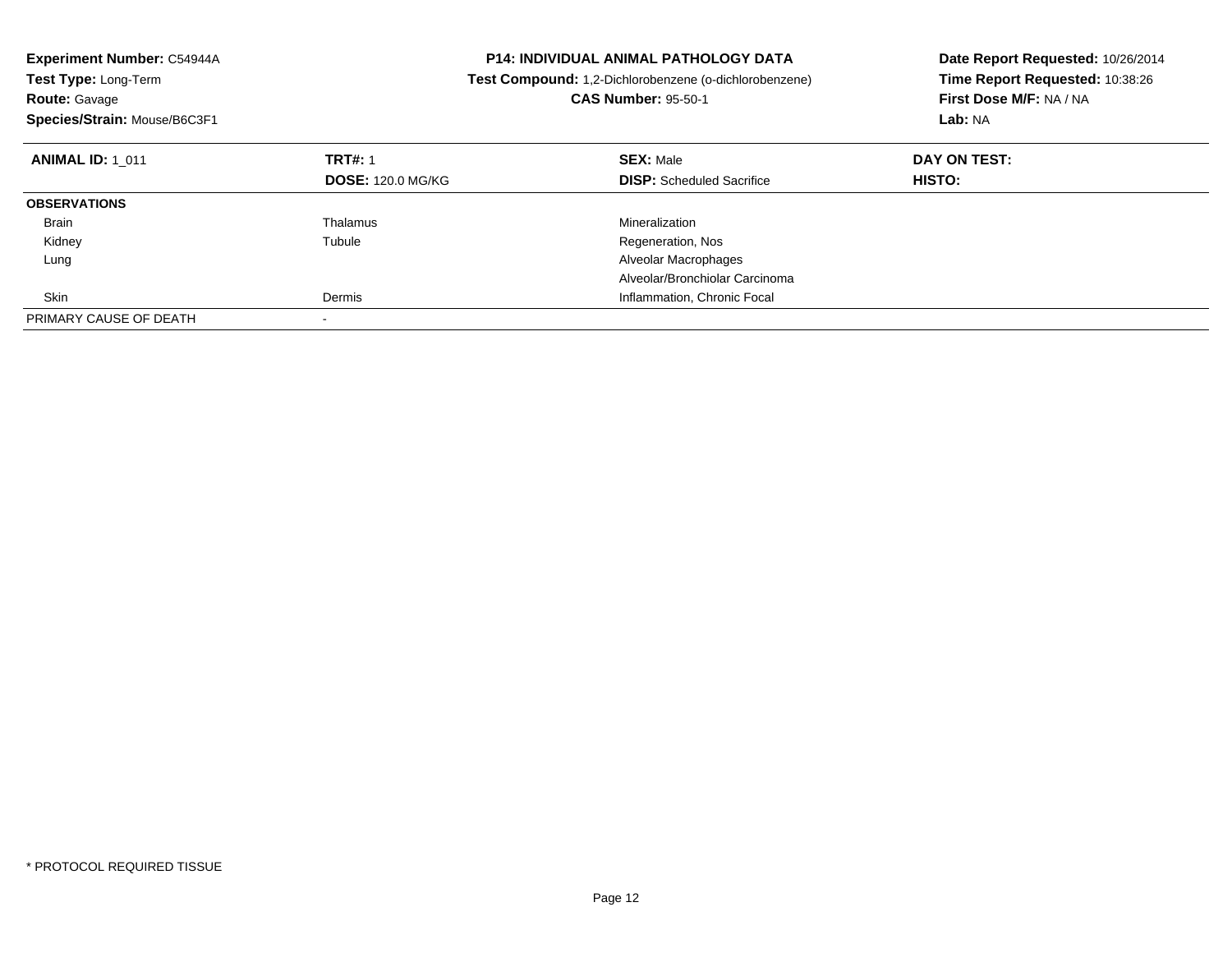**Experiment Number:** C54944A
**Test Type:** Long-Term
**Route:** Gavage
**Species/Strain:** Mouse/B6C3F1

**P14: INDIVIDUAL ANIMAL PATHOLOGY DATA**
**Test Compound:** 1,2-Dichlorobenzene (o-dichlorobenzene)
**CAS Number:** 95-50-1

**Date Report Requested:** 10/26/2014
**Time Report Requested:** 10:38:26
**First Dose M/F:** NA / NA
**Lab:** NA

| **ANIMAL ID:** 1_011 | **TRT#:** 1 | **SEX:** Male | **DAY ON TEST:** |
|---|---|---|---|
| | **DOSE:** 120.0 MG/KG | **DISP:** Scheduled Sacrifice | **HISTO:** |
| **OBSERVATIONS** | | | |
| Brain | Thalamus | Mineralization | |
| Kidney | Tubule | Regeneration, Nos | |
| Lung | | Alveolar Macrophages | |
| | | Alveolar/Bronchiolar Carcinoma | |
| Skin | Dermis | Inflammation, Chronic Focal | |
| PRIMARY CAUSE OF DEATH | - | | |

\* PROTOCOL REQUIRED TISSUE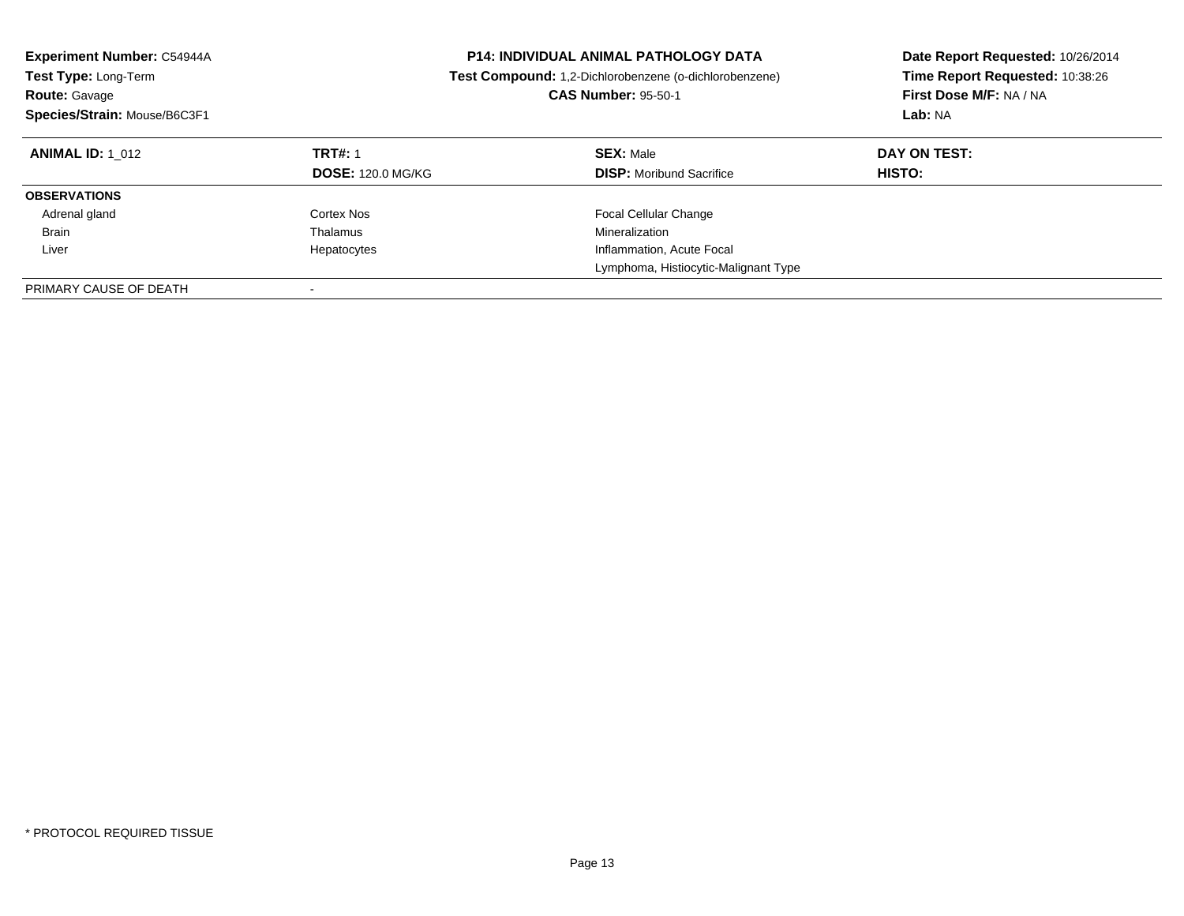**Experiment Number:** C54944A
**Test Type:** Long-Term
**Route:** Gavage
**Species/Strain:** Mouse/B6C3F1

**P14: INDIVIDUAL ANIMAL PATHOLOGY DATA**
**Test Compound:** 1,2-Dichlorobenzene (o-dichlorobenzene)
**CAS Number:** 95-50-1

**Date Report Requested:** 10/26/2014
**Time Report Requested:** 10:38:26
**First Dose M/F:** NA / NA
**Lab:** NA

| **ANIMAL ID:** 1_012 | **TRT#:** 1 | **SEX:** Male | **DAY ON TEST:** |
|---|---|---|---|
| | **DOSE:** 120.0 MG/KG | **DISP:** Moribund Sacrifice | **HISTO:** |
| **OBSERVATIONS** | | | |
| Adrenal gland | Cortex Nos | Focal Cellular Change | |
| Brain | Thalamus | Mineralization | |
| Liver | Hepatocytes | Inflammation, Acute Focal | |
| | | Lymphoma, Histiocytic-Malignant Type | |
| PRIMARY CAUSE OF DEATH | - | | |

* PROTOCOL REQUIRED TISSUE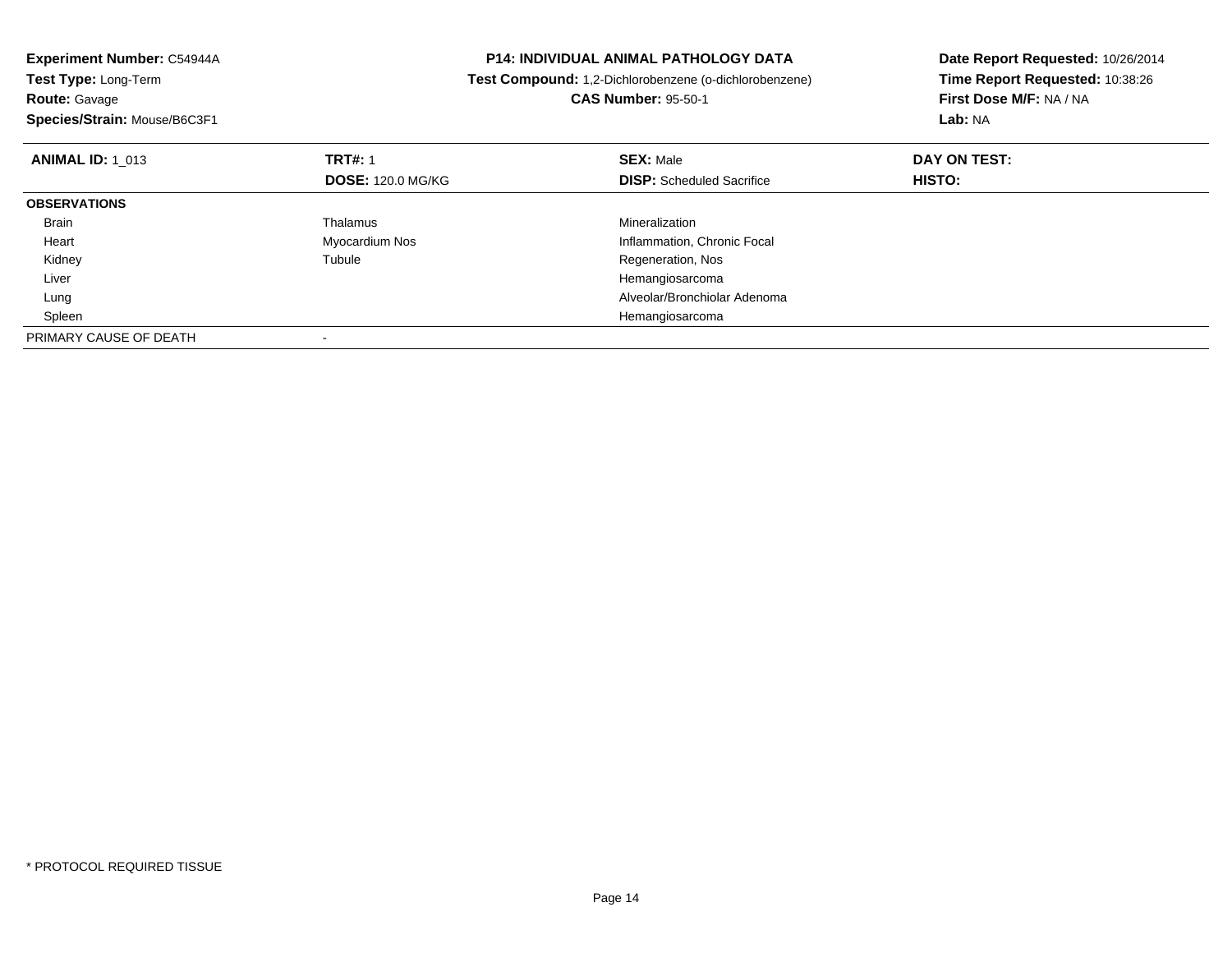**Experiment Number:** C54944A
**Test Type:** Long-Term
**Route:** Gavage
**Species/Strain:** Mouse/B6C3F1

**P14: INDIVIDUAL ANIMAL PATHOLOGY DATA**
**Test Compound:** 1,2-Dichlorobenzene (o-dichlorobenzene)
**CAS Number:** 95-50-1

**Date Report Requested:** 10/26/2014
**Time Report Requested:** 10:38:26
**First Dose M/F:** NA / NA
**Lab:** NA

| **ANIMAL ID:** 1_013 | **TRT#:** 1 | **SEX:** Male | **DAY ON TEST:** |
|---|---|---|---|
| | **DOSE:** 120.0 MG/KG | **DISP:** Scheduled Sacrifice | **HISTO:** |
| **OBSERVATIONS** | | | |
| Brain | Thalamus | Mineralization | |
| Heart | Myocardium Nos | Inflammation, Chronic Focal | |
| Kidney | Tubule | Regeneration, Nos | |
| Liver | | Hemangiosarcoma | |
| Lung | | Alveolar/Bronchiolar Adenoma | |
| Spleen | | Hemangiosarcoma | |
| PRIMARY CAUSE OF DEATH | - | | |

* PROTOCOL REQUIRED TISSUE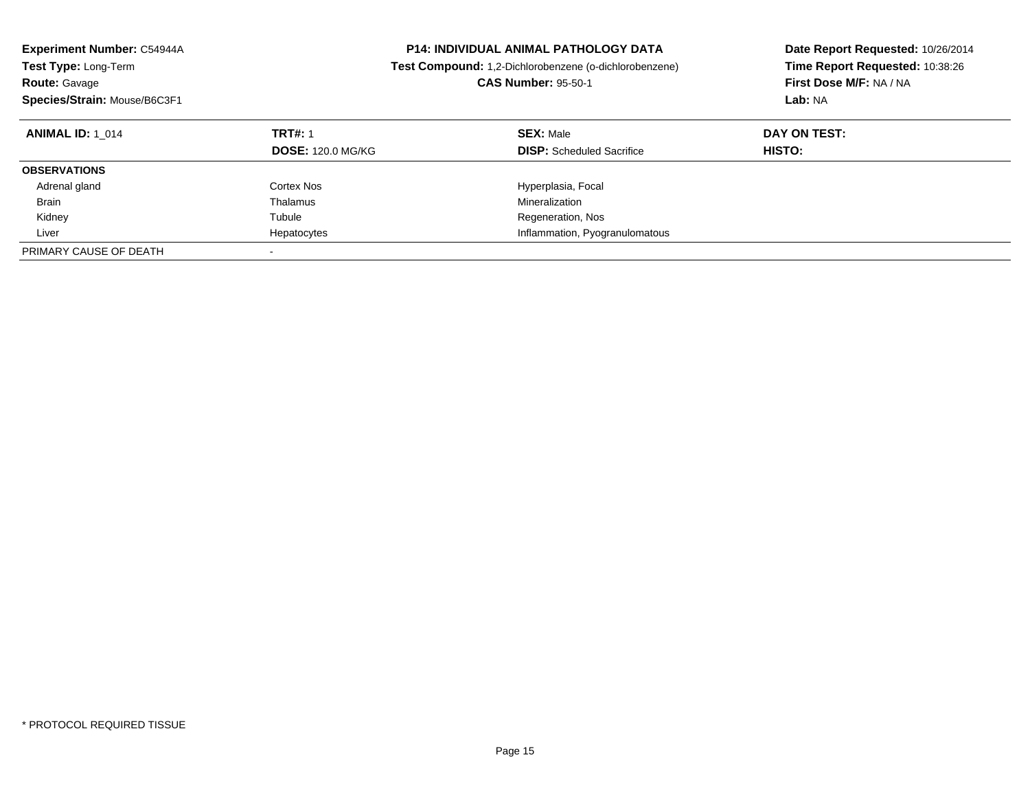**Experiment Number:** C54944A
**Test Type:** Long-Term
**Route:** Gavage
**Species/Strain:** Mouse/B6C3F1

**P14: INDIVIDUAL ANIMAL PATHOLOGY DATA**
**Test Compound:** 1,2-Dichlorobenzene (o-dichlorobenzene)
**CAS Number:** 95-50-1

**Date Report Requested:** 10/26/2014
**Time Report Requested:** 10:38:26
**First Dose M/F:** NA / NA
**Lab:** NA

| **ANIMAL ID:** 1_014 | **TRT#:** 1 | **SEX:** Male | **DAY ON TEST:** |
|---|---|---|---|
| | **DOSE:** 120.0 MG/KG | **DISP:** Scheduled Sacrifice | **HISTO:** |
| **OBSERVATIONS** | | | |
| Adrenal gland | Cortex Nos | Hyperplasia, Focal | |
| Brain | Thalamus | Mineralization | |
| Kidney | Tubule | Regeneration, Nos | |
| Liver | Hepatocytes | Inflammation, Pyogranulomatous | |
| PRIMARY CAUSE OF DEATH | - | | |

* PROTOCOL REQUIRED TISSUE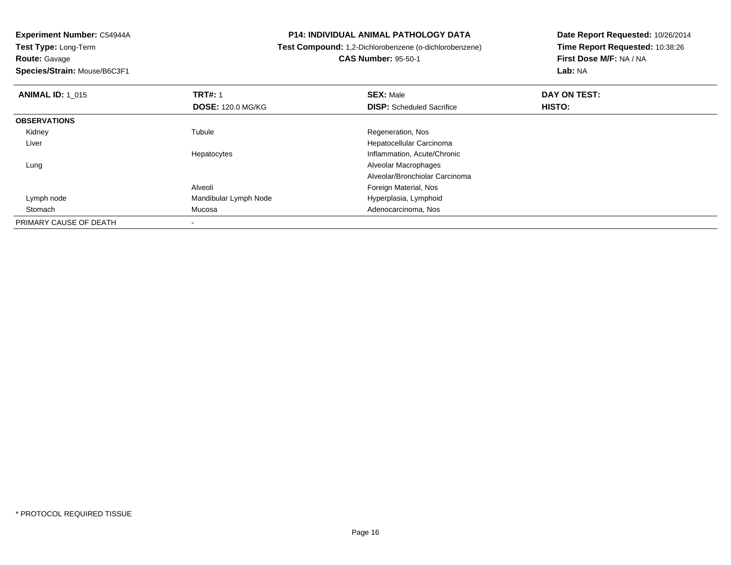**Experiment Number:** C54944A
**Test Type:** Long-Term
**Route:** Gavage
**Species/Strain:** Mouse/B6C3F1

**P14: INDIVIDUAL ANIMAL PATHOLOGY DATA**
**Test Compound:** 1,2-Dichlorobenzene (o-dichlorobenzene)
**CAS Number:** 95-50-1

**Date Report Requested:** 10/26/2014
**Time Report Requested:** 10:38:26
**First Dose M/F:** NA / NA
**Lab:** NA

| **ANIMAL ID:** 1_015 | **TRT#:** 1 | **SEX:** Male | **DAY ON TEST:** |
|---|---|---|---|
| | **DOSE:** 120.0 MG/KG | **DISP:** Scheduled Sacrifice | **HISTO:** |
| **OBSERVATIONS** | | | |
| Kidney | Tubule | Regeneration, Nos | |
| Liver | | Hepatocellular Carcinoma | |
| | Hepatocytes | Inflammation, Acute/Chronic | |
| Lung | | Alveolar Macrophages | |
| | | Alveolar/Bronchiolar Carcinoma | |
| | Alveoli | Foreign Material, Nos | |
| Lymph node | Mandibular Lymph Node | Hyperplasia, Lymphoid | |
| Stomach | Mucosa | Adenocarcinoma, Nos | |
| PRIMARY CAUSE OF DEATH | - | | |

* PROTOCOL REQUIRED TISSUE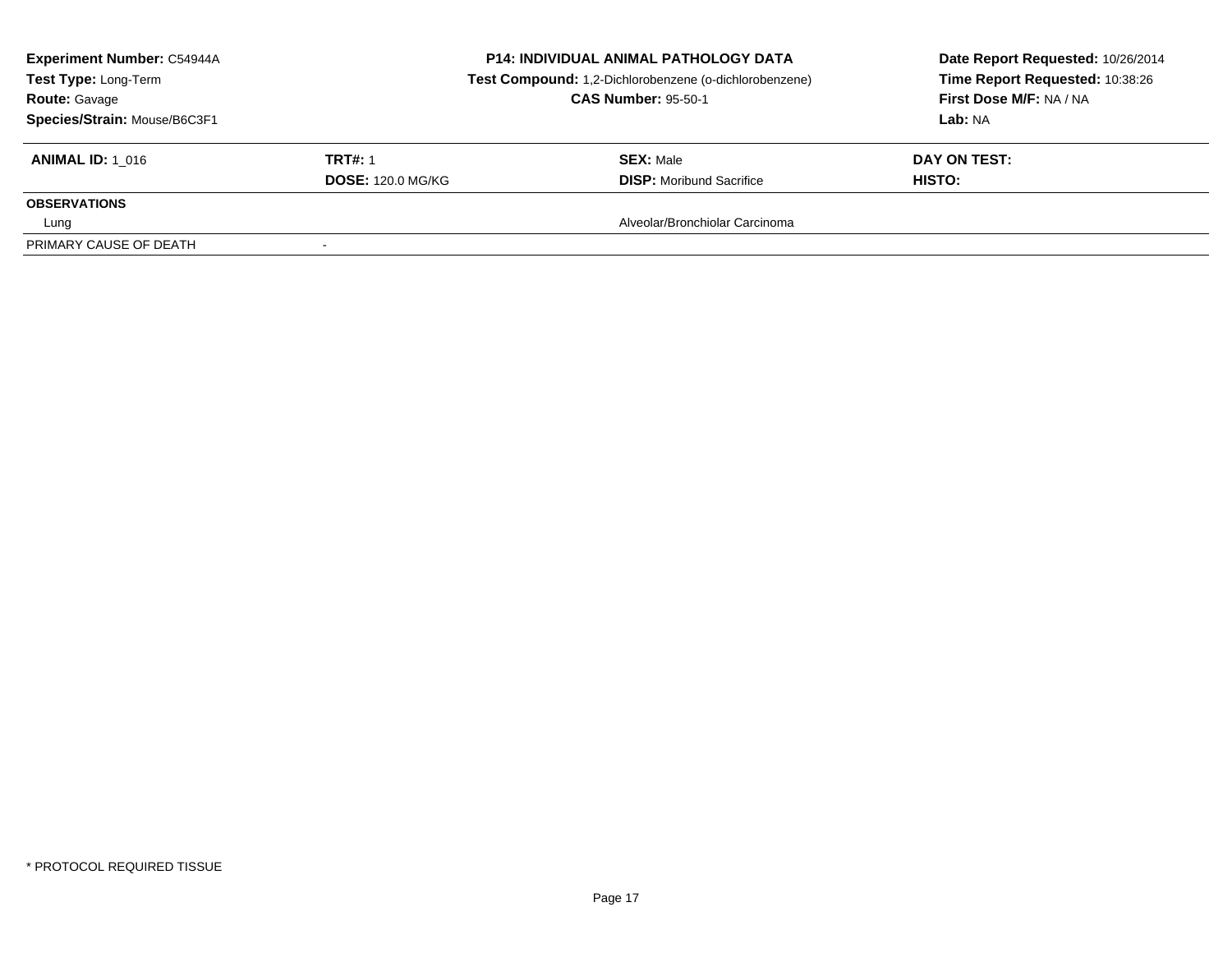**Experiment Number:** C54944A
**Test Type:** Long-Term
**Route:** Gavage
**Species/Strain:** Mouse/B6C3F1

**P14: INDIVIDUAL ANIMAL PATHOLOGY DATA**
**Test Compound:** 1,2-Dichlorobenzene (o-dichlorobenzene)
**CAS Number:** 95-50-1

**Date Report Requested:** 10/26/2014
**Time Report Requested:** 10:38:26
**First Dose M/F:** NA / NA
**Lab:** NA

| | | | |
|---|---|---|---|
| **ANIMAL ID:** 1_016 | **TRT#:** 1 | **SEX:** Male | **DAY ON TEST:** |
| | **DOSE:** 120.0 MG/KG | **DISP:** Moribund Sacrifice | **HISTO:** |
| **OBSERVATIONS** | | | |
| Lung | | Alveolar/Bronchiolar Carcinoma | |
| PRIMARY CAUSE OF DEATH | - | | |

* PROTOCOL REQUIRED TISSUE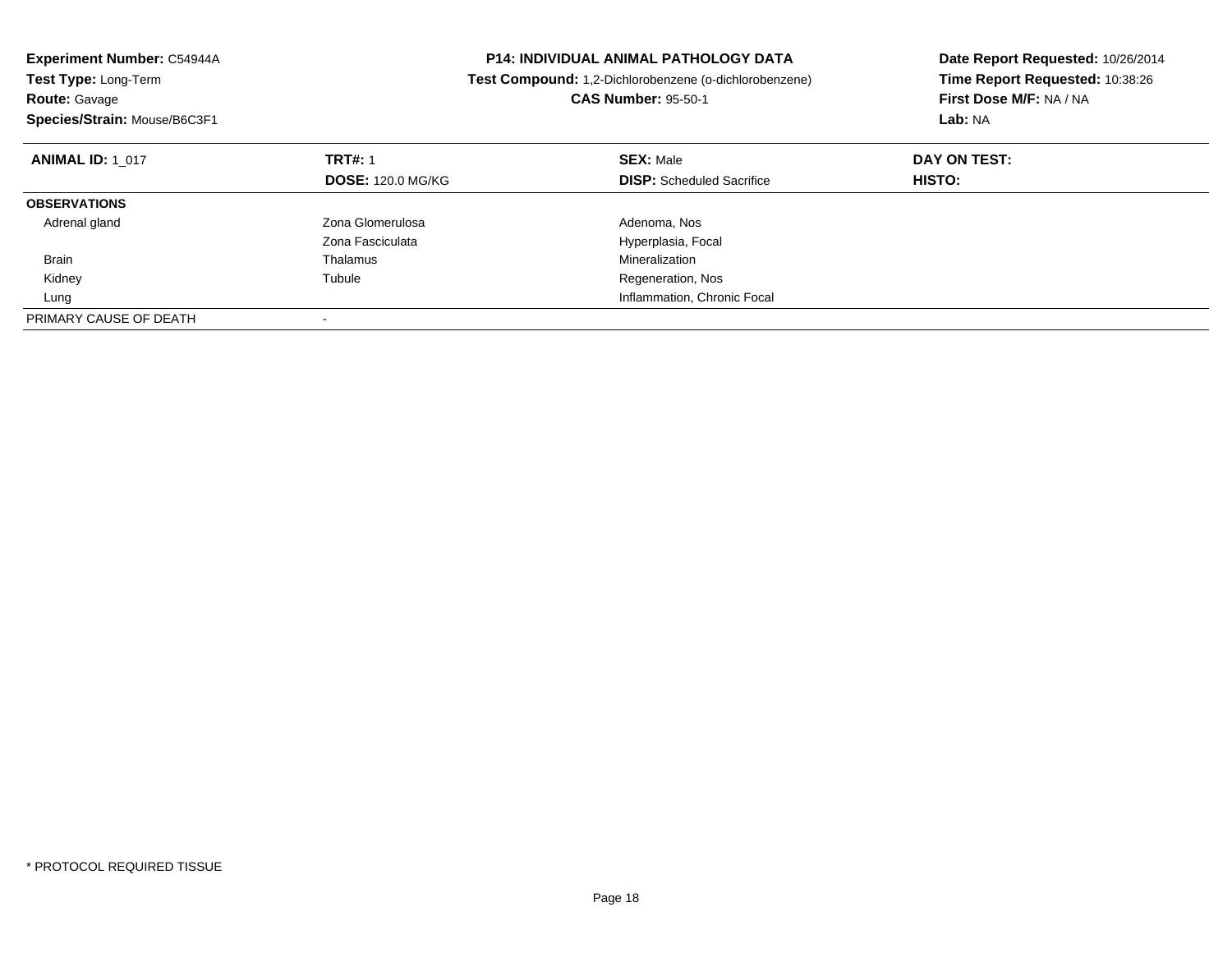**Experiment Number:** C54944A
**Test Type:** Long-Term
**Route:** Gavage
**Species/Strain:** Mouse/B6C3F1

**P14: INDIVIDUAL ANIMAL PATHOLOGY DATA**
**Test Compound:** 1,2-Dichlorobenzene (o-dichlorobenzene)
**CAS Number:** 95-50-1

**Date Report Requested:** 10/26/2014
**Time Report Requested:** 10:38:26
**First Dose M/F:** NA / NA
**Lab:** NA

| **ANIMAL ID:** 1_017 | **TRT#:** 1 | **SEX:** Male | **DAY ON TEST:** |
|---|---|---|---|
| | **DOSE:** 120.0 MG/KG | **DISP:** Scheduled Sacrifice | **HISTO:** |
| **OBSERVATIONS** | | | |
| Adrenal gland | Zona Glomerulosa | Adenoma, Nos | |
| | Zona Fasciculata | Hyperplasia, Focal | |
| Brain | Thalamus | Mineralization | |
| Kidney | Tubule | Regeneration, Nos | |
| Lung | | Inflammation, Chronic Focal | |
| PRIMARY CAUSE OF DEATH | - | | |

* PROTOCOL REQUIRED TISSUE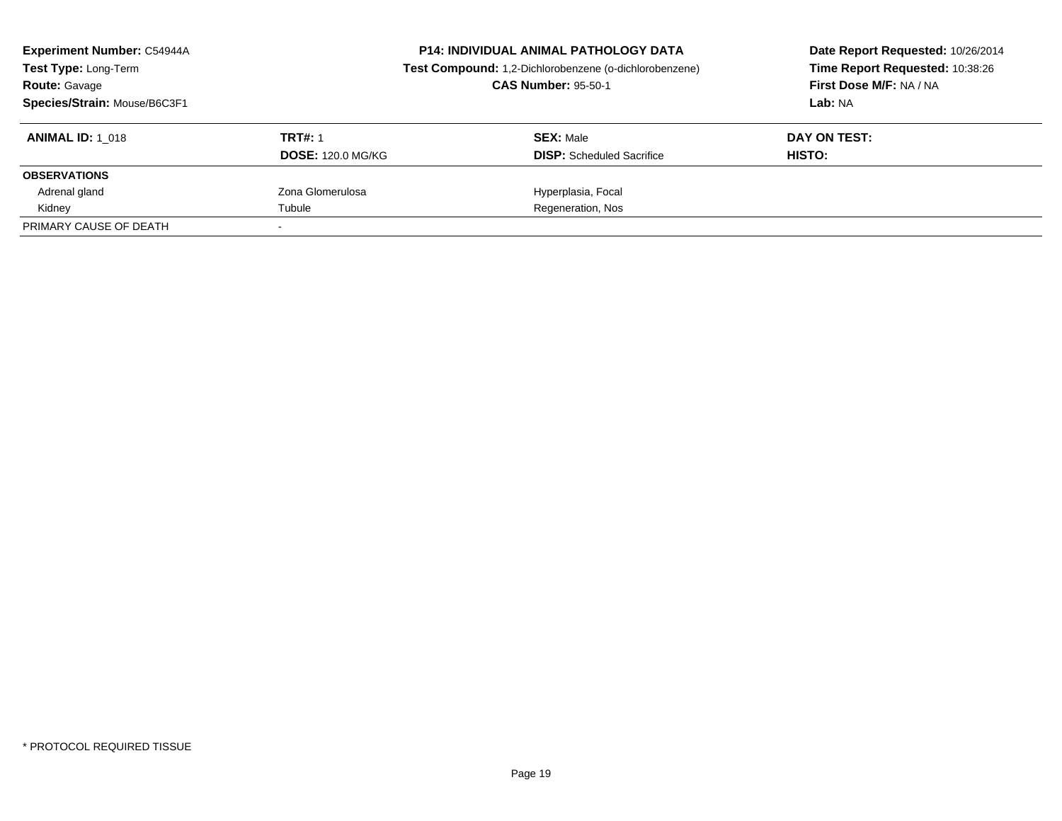**Experiment Number:** C54944A
**Test Type:** Long-Term
**Route:** Gavage
**Species/Strain:** Mouse/B6C3F1

**P14: INDIVIDUAL ANIMAL PATHOLOGY DATA**
**Test Compound:** 1,2-Dichlorobenzene (o-dichlorobenzene)
**CAS Number:** 95-50-1

**Date Report Requested:** 10/26/2014
**Time Report Requested:** 10:38:26
**First Dose M/F:** NA / NA
**Lab:** NA

| **ANIMAL ID:** 1_018 | **TRT#:** 1 | **SEX:** Male | **DAY ON TEST:** |
|---|---|---|---|
| | **DOSE:** 120.0 MG/KG | **DISP:** Scheduled Sacrifice | **HISTO:** |
| **OBSERVATIONS** | | | |
| Adrenal gland | Zona Glomerulosa | Hyperplasia, Focal | |
| Kidney | Tubule | Regeneration, Nos | |
| PRIMARY CAUSE OF DEATH | - | | |

* PROTOCOL REQUIRED TISSUE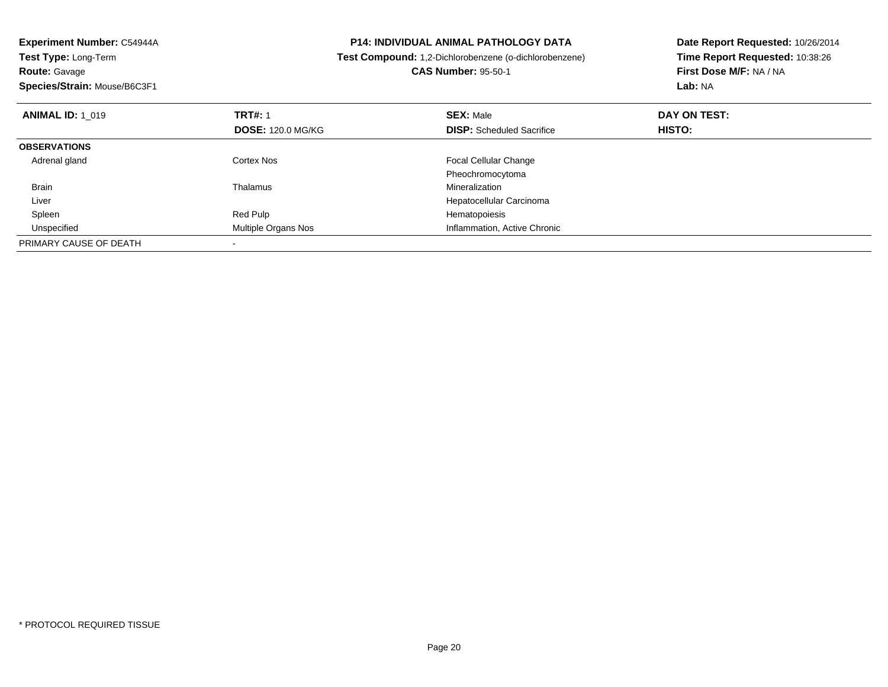**Experiment Number:** C54944A
**Test Type:** Long-Term
**Route:** Gavage
**Species/Strain:** Mouse/B6C3F1

**P14: INDIVIDUAL ANIMAL PATHOLOGY DATA**
**Test Compound:** 1,2-Dichlorobenzene (o-dichlorobenzene)
**CAS Number:** 95-50-1

**Date Report Requested:** 10/26/2014
**Time Report Requested:** 10:38:26
**First Dose M/F:** NA / NA
**Lab:** NA

| **ANIMAL ID:** 1_019 | **TRT#:** 1 | **SEX:** Male | **DAY ON TEST:** |
|---|---|---|---|
| | **DOSE:** 120.0 MG/KG | **DISP:** Scheduled Sacrifice | **HISTO:** |
| **OBSERVATIONS** | | | |
| Adrenal gland | Cortex Nos | Focal Cellular Change | |
| | | Pheochromocytoma | |
| Brain | Thalamus | Mineralization | |
| Liver | | Hepatocellular Carcinoma | |
| Spleen | Red Pulp | Hematopoiesis | |
| Unspecified | Multiple Organs Nos | Inflammation, Active Chronic | |
| PRIMARY CAUSE OF DEATH | - | | |

* PROTOCOL REQUIRED TISSUE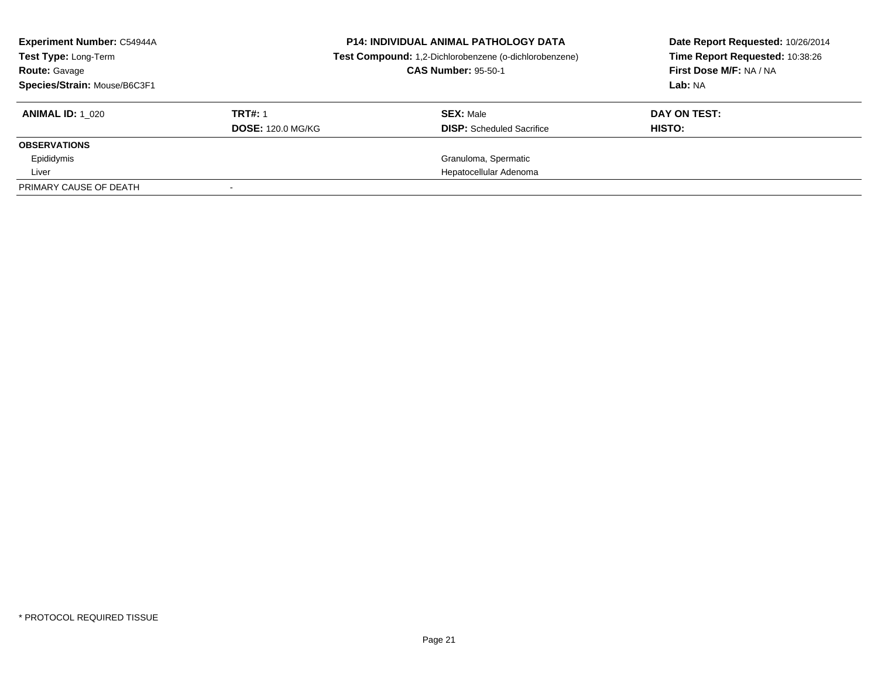**Experiment Number:** C54944A
**Test Type:** Long-Term
**Route:** Gavage
**Species/Strain:** Mouse/B6C3F1

**P14: INDIVIDUAL ANIMAL PATHOLOGY DATA**
**Test Compound:** 1,2-Dichlorobenzene (o-dichlorobenzene)
**CAS Number:** 95-50-1

**Date Report Requested:** 10/26/2014
**Time Report Requested:** 10:38:26
**First Dose M/F:** NA / NA
**Lab:** NA

| **ANIMAL ID:** 1_020 | **TRT#:** 1 | **SEX:** Male | **DAY ON TEST:** |
|---|---|---|---|
| | **DOSE:** 120.0 MG/KG | **DISP:** Scheduled Sacrifice | **HISTO:** |
| **OBSERVATIONS** | | | |
| Epididymis | | Granuloma, Spermatic | |
| Liver | | Hepatocellular Adenoma | |
| PRIMARY CAUSE OF DEATH | - | | |

\* PROTOCOL REQUIRED TISSUE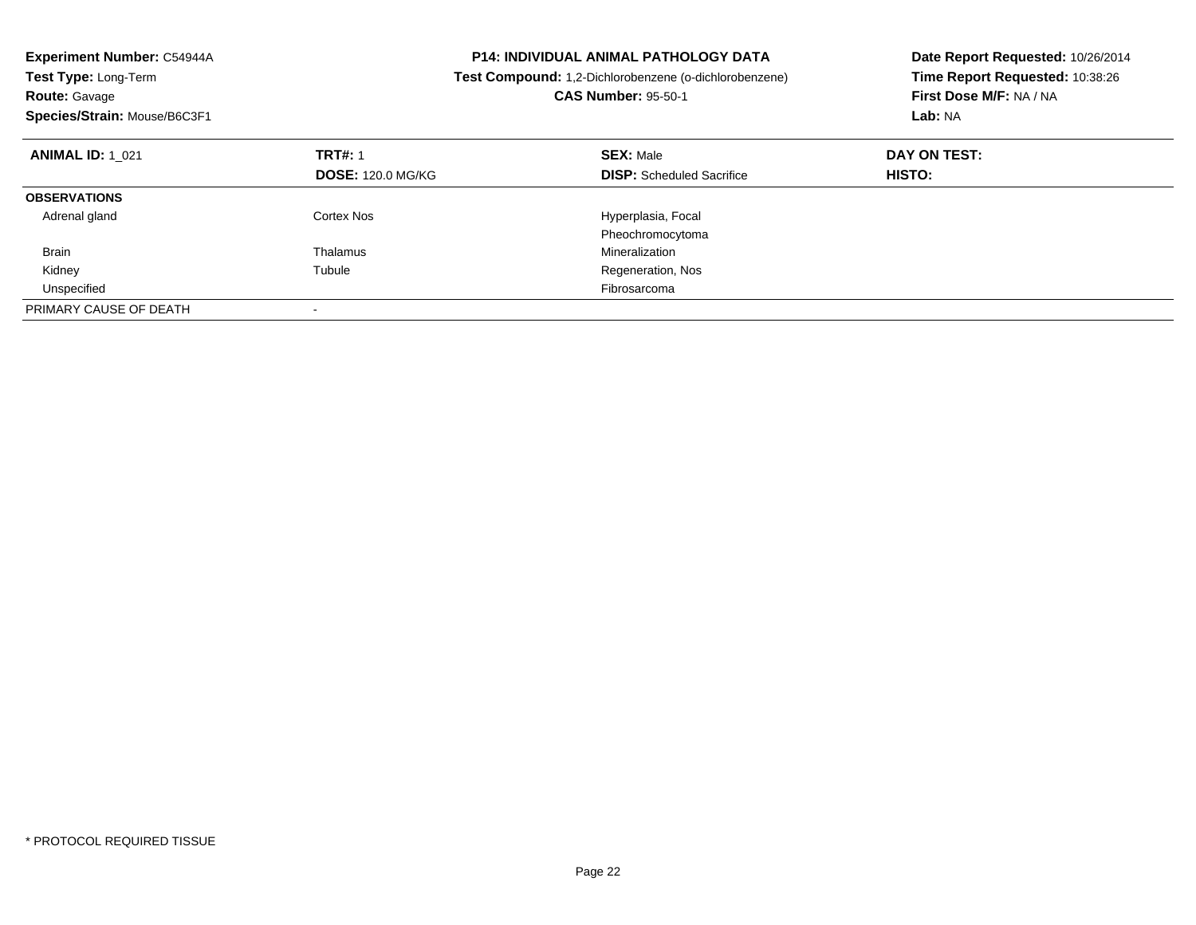**Experiment Number:** C54944A
**Test Type:** Long-Term
**Route:** Gavage
**Species/Strain:** Mouse/B6C3F1

**P14: INDIVIDUAL ANIMAL PATHOLOGY DATA**
**Test Compound:** 1,2-Dichlorobenzene (o-dichlorobenzene)
**CAS Number:** 95-50-1

**Date Report Requested:** 10/26/2014
**Time Report Requested:** 10:38:26
**First Dose M/F:** NA / NA
**Lab:** NA

| **ANIMAL ID:** 1_021 | **TRT#:** 1 | **SEX:** Male | **DAY ON TEST:** |
|---|---|---|---|
| | **DOSE:** 120.0 MG/KG | **DISP:** Scheduled Sacrifice | **HISTO:** |
| **OBSERVATIONS** | | | |
| Adrenal gland | Cortex Nos | Hyperplasia, Focal | |
| | | Pheochromocytoma | |
| Brain | Thalamus | Mineralization | |
| Kidney | Tubule | Regeneration, Nos | |
| Unspecified | | Fibrosarcoma | |
| PRIMARY CAUSE OF DEATH | - | | |

* PROTOCOL REQUIRED TISSUE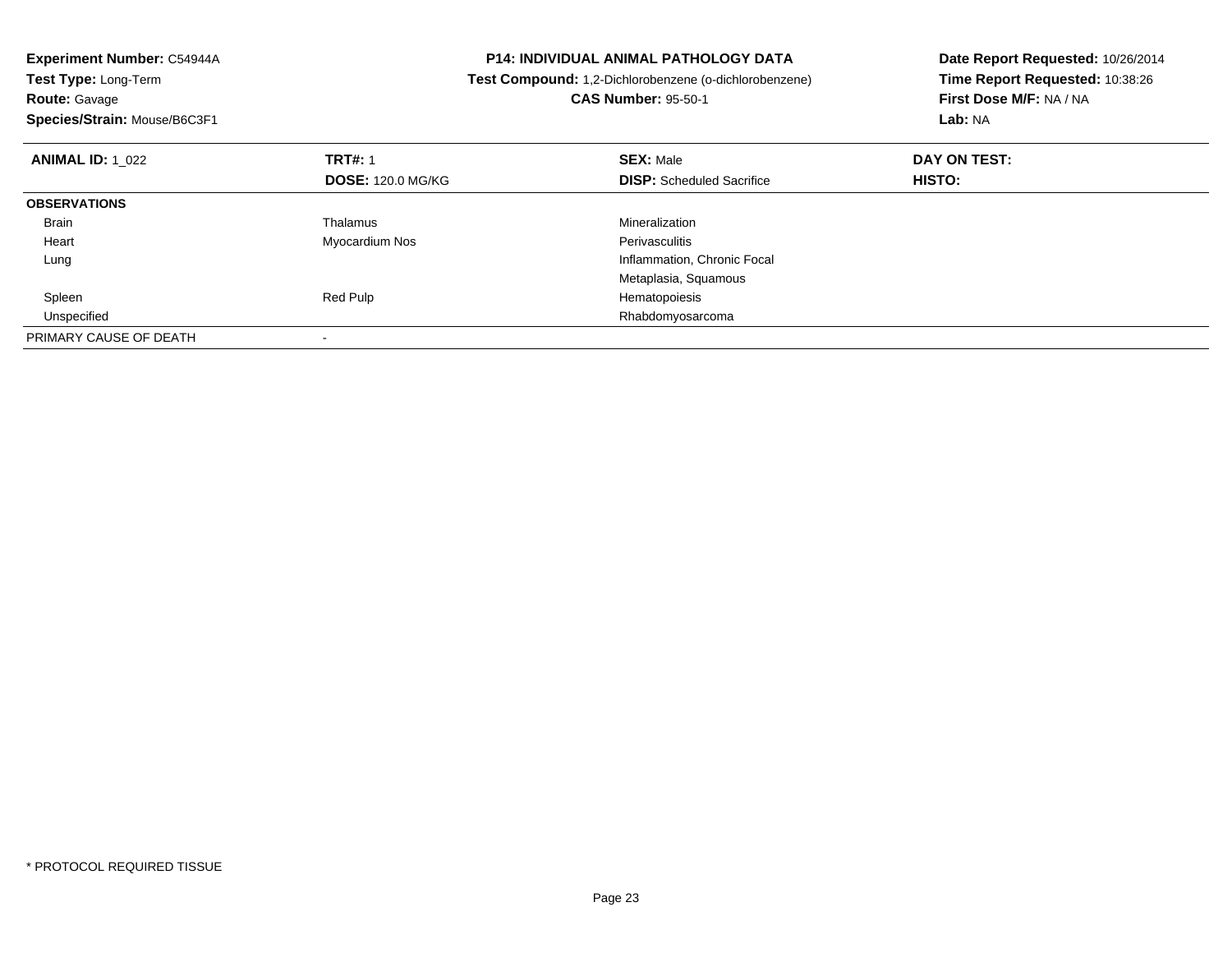**Experiment Number:** C54944A
**Test Type:** Long-Term
**Route:** Gavage
**Species/Strain:** Mouse/B6C3F1

**P14: INDIVIDUAL ANIMAL PATHOLOGY DATA**
**Test Compound:** 1,2-Dichlorobenzene (o-dichlorobenzene)
**CAS Number:** 95-50-1

**Date Report Requested:** 10/26/2014
**Time Report Requested:** 10:38:26
**First Dose M/F:** NA / NA
**Lab:** NA

| **ANIMAL ID:** 1_022 | **TRT#:** 1 | **SEX:** Male | **DAY ON TEST:** |
|---|---|---|---|
| | **DOSE:** 120.0 MG/KG | **DISP:** Scheduled Sacrifice | **HISTO:** |
| **OBSERVATIONS** | | | |
| Brain | Thalamus | Mineralization | |
| Heart | Myocardium Nos | Perivasculitis | |
| Lung | | Inflammation, Chronic Focal | |
| | | Metaplasia, Squamous | |
| Spleen | Red Pulp | Hematopoiesis | |
| Unspecified | | Rhabdomyosarcoma | |
| PRIMARY CAUSE OF DEATH | - | | |

* PROTOCOL REQUIRED TISSUE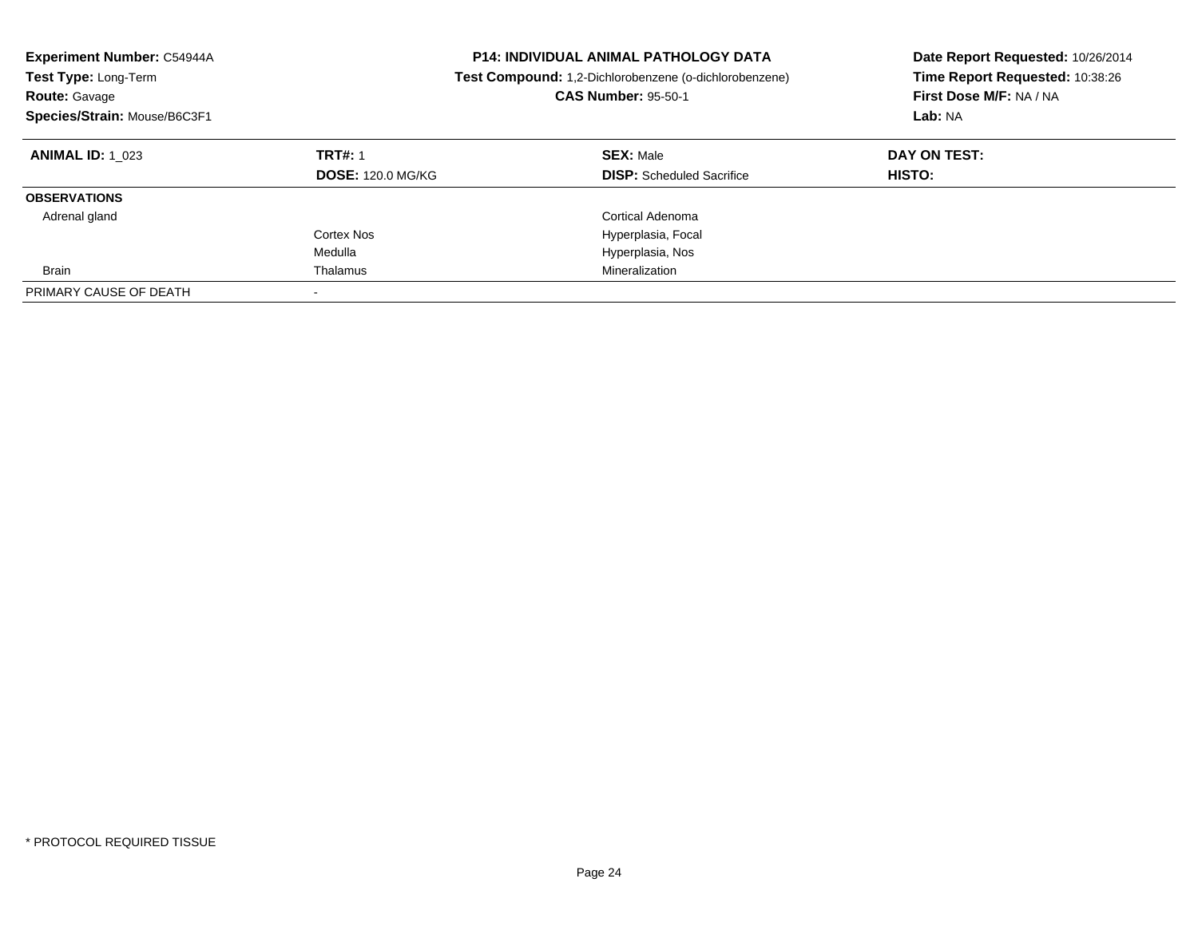**Experiment Number:** C54944A
**Test Type:** Long-Term
**Route:** Gavage
**Species/Strain:** Mouse/B6C3F1

**P14: INDIVIDUAL ANIMAL PATHOLOGY DATA**
**Test Compound:** 1,2-Dichlorobenzene (o-dichlorobenzene)
**CAS Number:** 95-50-1

**Date Report Requested:** 10/26/2014
**Time Report Requested:** 10:38:26
**First Dose M/F:** NA / NA
**Lab:** NA

| | | | |
|---|---|---|---|
| **ANIMAL ID:** 1_023 | **TRT#:** 1 | **SEX:** Male | **DAY ON TEST:** |
| | **DOSE:** 120.0 MG/KG | **DISP:** Scheduled Sacrifice | **HISTO:** |
| **OBSERVATIONS** | | | |
| Adrenal gland | | Cortical Adenoma | |
| | Cortex Nos | Hyperplasia, Focal | |
| | Medulla | Hyperplasia, Nos | |
| Brain | Thalamus | Mineralization | |
| PRIMARY CAUSE OF DEATH | - | | |

* PROTOCOL REQUIRED TISSUE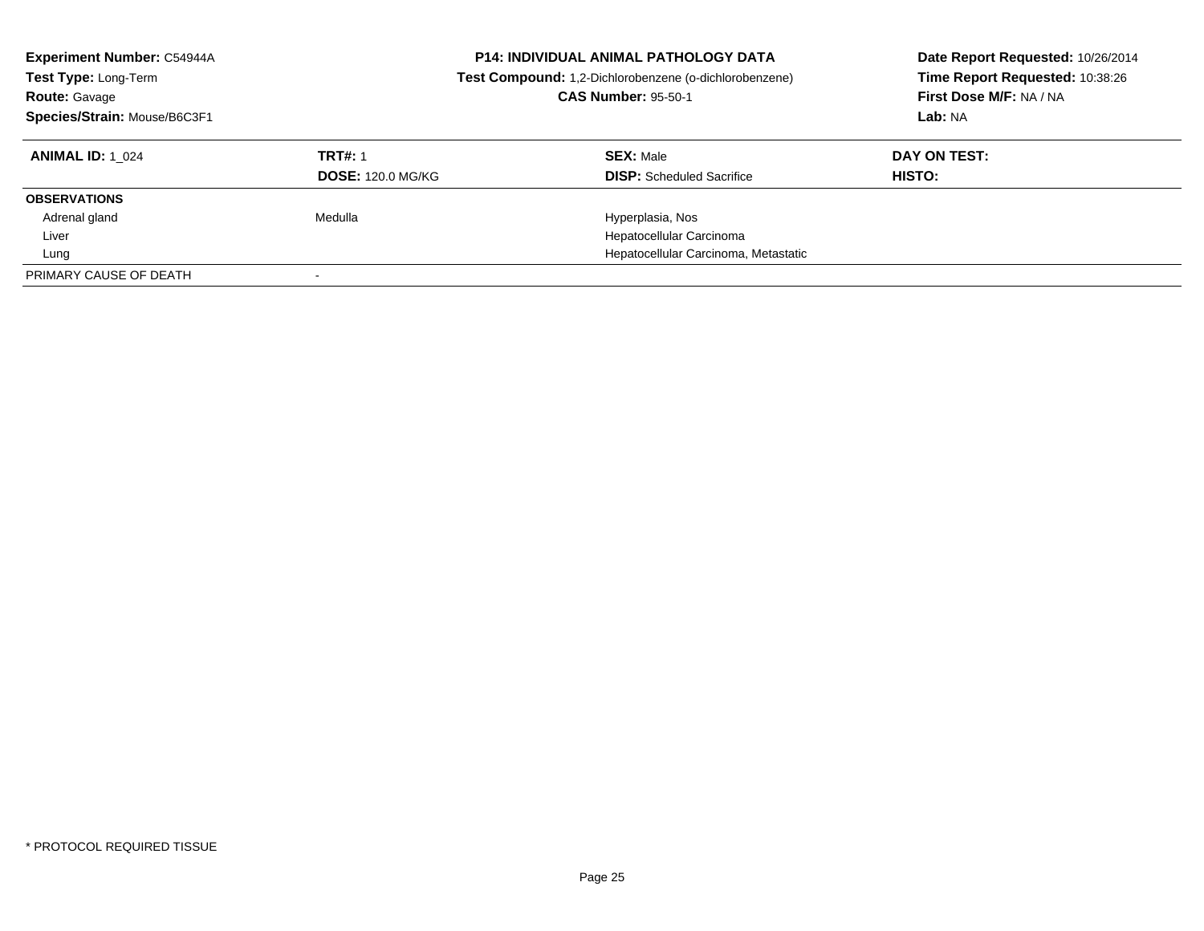**Experiment Number:** C54944A
**Test Type:** Long-Term
**Route:** Gavage
**Species/Strain:** Mouse/B6C3F1

**P14: INDIVIDUAL ANIMAL PATHOLOGY DATA**
**Test Compound:** 1,2-Dichlorobenzene (o-dichlorobenzene)
**CAS Number:** 95-50-1

**Date Report Requested:** 10/26/2014
**Time Report Requested:** 10:38:26
**First Dose M/F:** NA / NA
**Lab:** NA

| **ANIMAL ID:** 1_024 | **TRT#:** 1 | **SEX:** Male | **DAY ON TEST:** |
|---|---|---|---|
| | **DOSE:** 120.0 MG/KG | **DISP:** Scheduled Sacrifice | **HISTO:** |
| **OBSERVATIONS** | | | |
| Adrenal gland | Medulla | Hyperplasia, Nos | |
| Liver | | Hepatocellular Carcinoma | |
| Lung | | Hepatocellular Carcinoma, Metastatic | |
| PRIMARY CAUSE OF DEATH | - | | |

* PROTOCOL REQUIRED TISSUE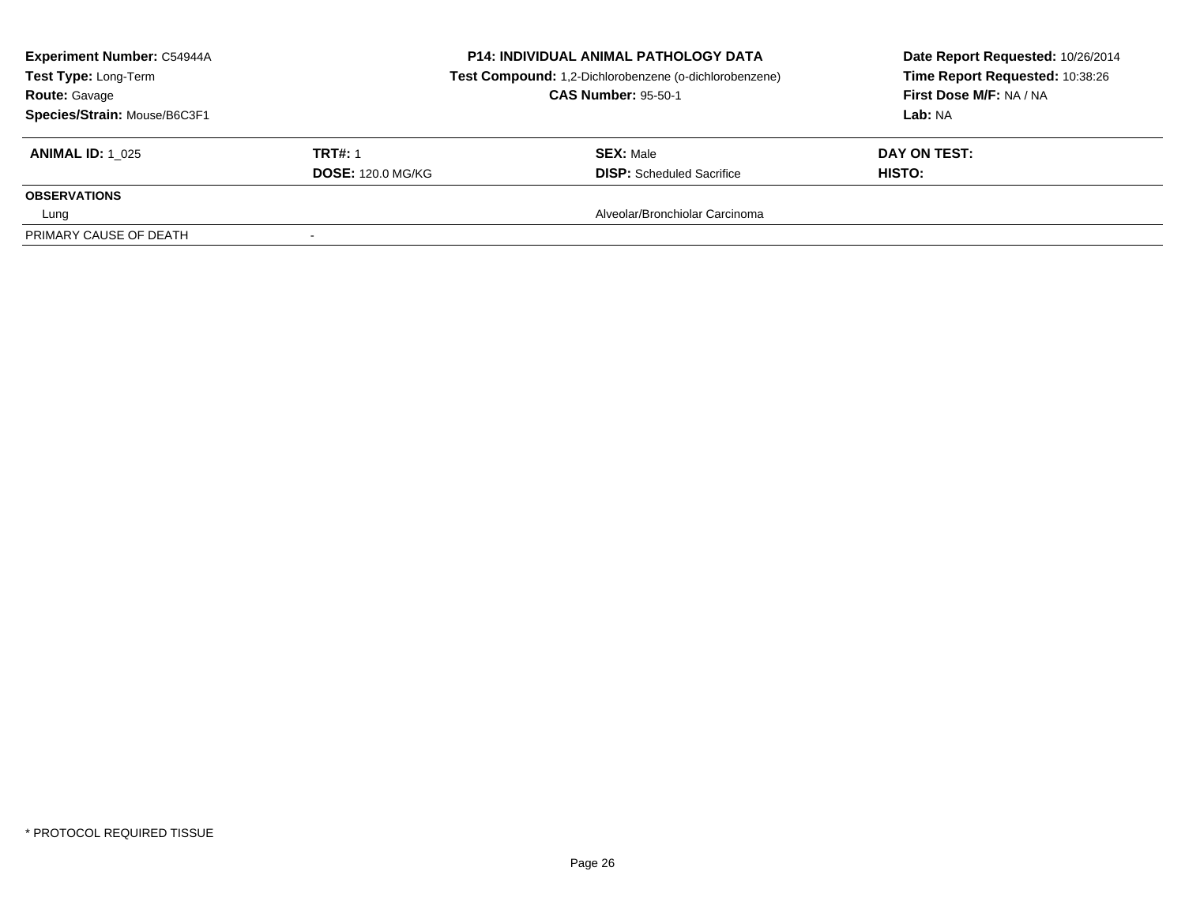**Experiment Number:** C54944A
**Test Type:** Long-Term
**Route:** Gavage
**Species/Strain:** Mouse/B6C3F1

**P14: INDIVIDUAL ANIMAL PATHOLOGY DATA**
**Test Compound:** 1,2-Dichlorobenzene (o-dichlorobenzene)
**CAS Number:** 95-50-1

**Date Report Requested:** 10/26/2014
**Time Report Requested:** 10:38:26
**First Dose M/F:** NA / NA
**Lab:** NA

| | | | |
|---|---|---|---|
| **ANIMAL ID:** 1_025 | **TRT#:** 1 | **SEX:** Male | **DAY ON TEST:** |
| | **DOSE:** 120.0 MG/KG | **DISP:** Scheduled Sacrifice | **HISTO:** |
| **OBSERVATIONS** | | | |
| Lung | | Alveolar/Bronchiolar Carcinoma | |
| PRIMARY CAUSE OF DEATH | - | | |

* PROTOCOL REQUIRED TISSUE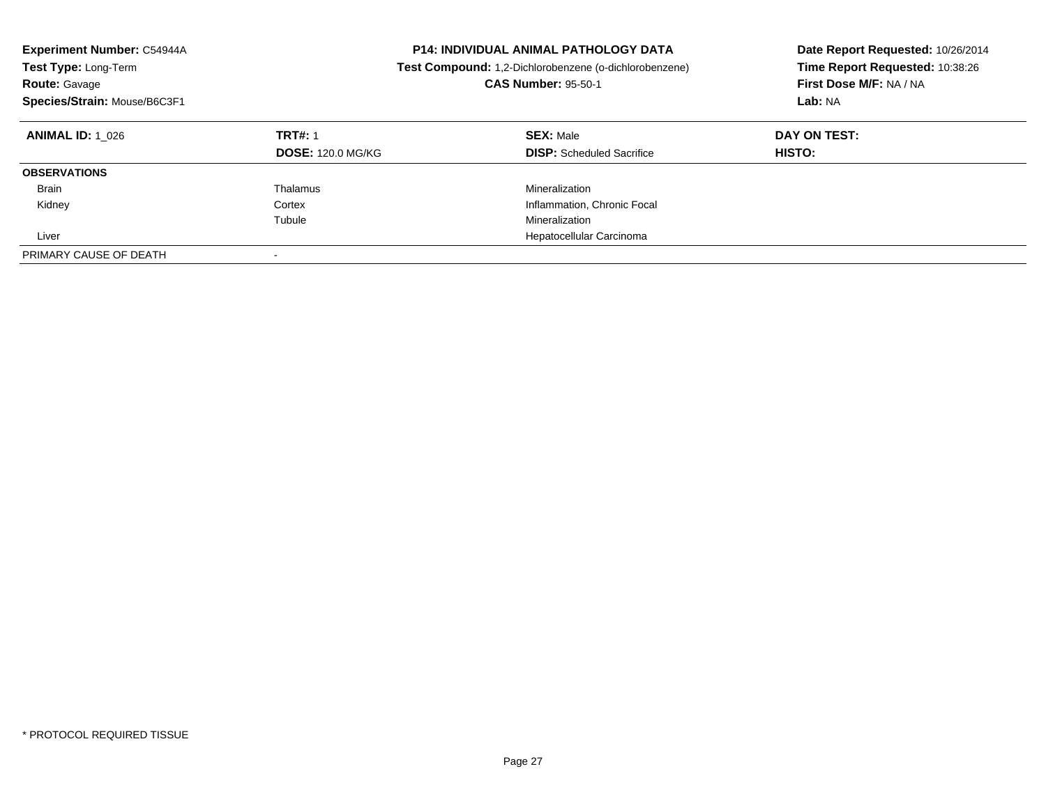**Experiment Number:** C54944A
**Test Type:** Long-Term
**Route:** Gavage
**Species/Strain:** Mouse/B6C3F1

**P14: INDIVIDUAL ANIMAL PATHOLOGY DATA**
**Test Compound:** 1,2-Dichlorobenzene (o-dichlorobenzene)
**CAS Number:** 95-50-1

**Date Report Requested:** 10/26/2014
**Time Report Requested:** 10:38:26
**First Dose M/F:** NA / NA
**Lab:** NA

| **ANIMAL ID:** 1_026 | **TRT#:** 1 | **SEX:** Male | **DAY ON TEST:** |
|---|---|---|---|
| | **DOSE:** 120.0 MG/KG | **DISP:** Scheduled Sacrifice | **HISTO:** |
| **OBSERVATIONS** | | | |
| Brain | Thalamus | Mineralization | |
| Kidney | Cortex | Inflammation, Chronic Focal | |
| | Tubule | Mineralization | |
| Liver | | Hepatocellular Carcinoma | |
| PRIMARY CAUSE OF DEATH | - | | |

* PROTOCOL REQUIRED TISSUE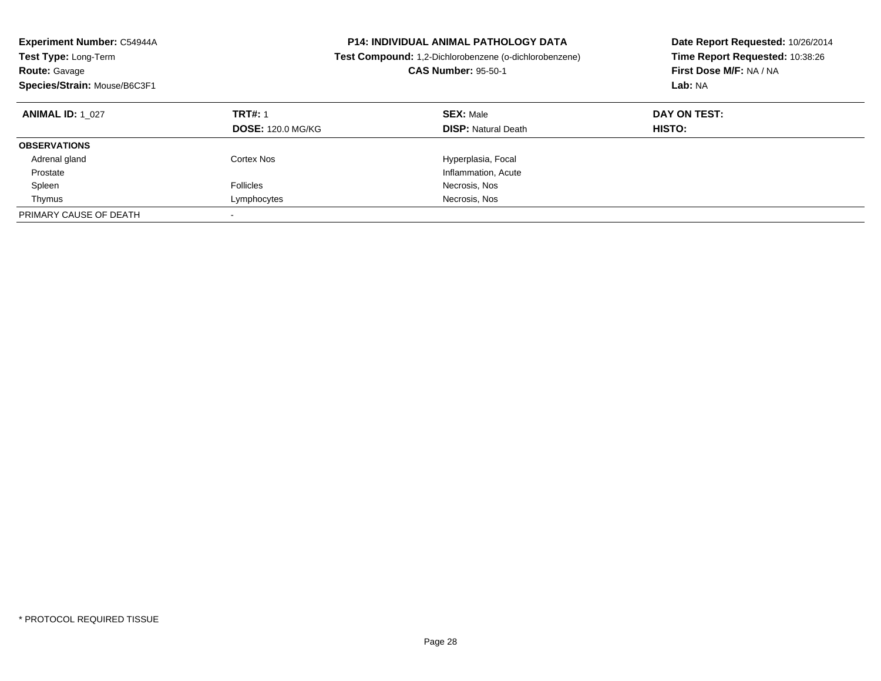**Experiment Number:** C54944A
**Test Type:** Long-Term
**Route:** Gavage
**Species/Strain:** Mouse/B6C3F1

**P14: INDIVIDUAL ANIMAL PATHOLOGY DATA**
**Test Compound:** 1,2-Dichlorobenzene (o-dichlorobenzene)
**CAS Number:** 95-50-1

**Date Report Requested:** 10/26/2014
**Time Report Requested:** 10:38:26
**First Dose M/F:** NA / NA
**Lab:** NA

| **ANIMAL ID:** 1_027 | **TRT#:** 1 | **SEX:** Male | **DAY ON TEST:** |
|---|---|---|---|
| | **DOSE:** 120.0 MG/KG | **DISP:** Natural Death | **HISTO:** |
| **OBSERVATIONS** | | | |
| Adrenal gland | Cortex Nos | Hyperplasia, Focal | |
| Prostate | | Inflammation, Acute | |
| Spleen | Follicles | Necrosis, Nos | |
| Thymus | Lymphocytes | Necrosis, Nos | |
| PRIMARY CAUSE OF DEATH | - | | |

* PROTOCOL REQUIRED TISSUE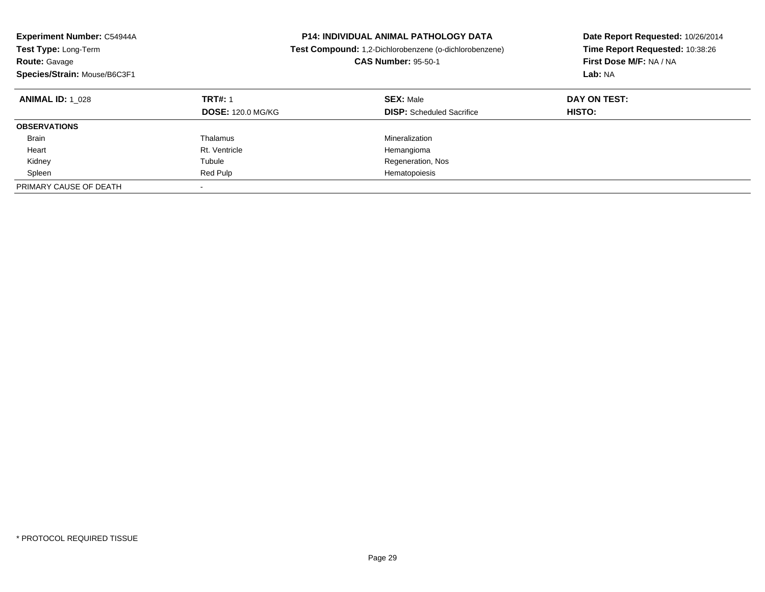**Experiment Number:** C54944A
**Test Type:** Long-Term
**Route:** Gavage
**Species/Strain:** Mouse/B6C3F1

**P14: INDIVIDUAL ANIMAL PATHOLOGY DATA**
**Test Compound:** 1,2-Dichlorobenzene (o-dichlorobenzene)
**CAS Number:** 95-50-1

**Date Report Requested:** 10/26/2014
**Time Report Requested:** 10:38:26
**First Dose M/F:** NA / NA
**Lab:** NA

| **ANIMAL ID:** 1_028 | **TRT#:** 1 | **SEX:** Male | **DAY ON TEST:** |
|---|---|---|---|
| | **DOSE:** 120.0 MG/KG | **DISP:** Scheduled Sacrifice | **HISTO:** |
| **OBSERVATIONS** | | | |
| Brain | Thalamus | Mineralization | |
| Heart | Rt. Ventricle | Hemangioma | |
| Kidney | Tubule | Regeneration, Nos | |
| Spleen | Red Pulp | Hematopoiesis | |
| PRIMARY CAUSE OF DEATH | - | | |

* PROTOCOL REQUIRED TISSUE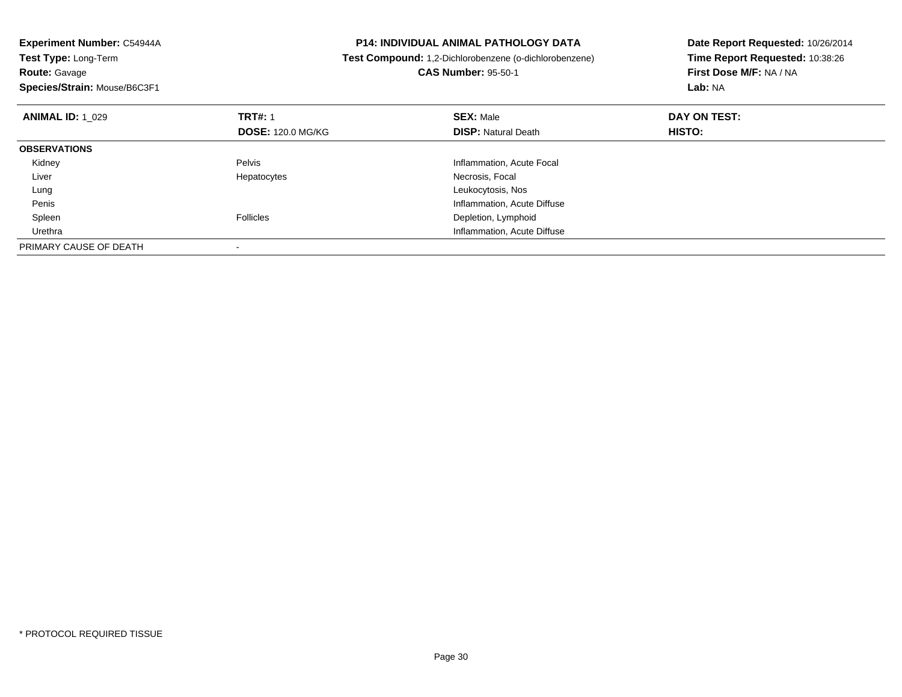**Experiment Number:** C54944A
**Test Type:** Long-Term
**Route:** Gavage
**Species/Strain:** Mouse/B6C3F1

**P14: INDIVIDUAL ANIMAL PATHOLOGY DATA**
**Test Compound:** 1,2-Dichlorobenzene (o-dichlorobenzene)
**CAS Number:** 95-50-1

**Date Report Requested:** 10/26/2014
**Time Report Requested:** 10:38:26
**First Dose M/F:** NA / NA
**Lab:** NA

| **ANIMAL ID:** 1_029 | **TRT#:** 1 | **SEX:** Male | **DAY ON TEST:** |
|---|---|---|---|
| | **DOSE:** 120.0 MG/KG | **DISP:** Natural Death | **HISTO:** |
| **OBSERVATIONS** | | | |
| Kidney | Pelvis | Inflammation, Acute Focal | |
| Liver | Hepatocytes | Necrosis, Focal | |
| Lung | | Leukocytosis, Nos | |
| Penis | | Inflammation, Acute Diffuse | |
| Spleen | Follicles | Depletion, Lymphoid | |
| Urethra | | Inflammation, Acute Diffuse | |
| PRIMARY CAUSE OF DEATH | - | | |

* PROTOCOL REQUIRED TISSUE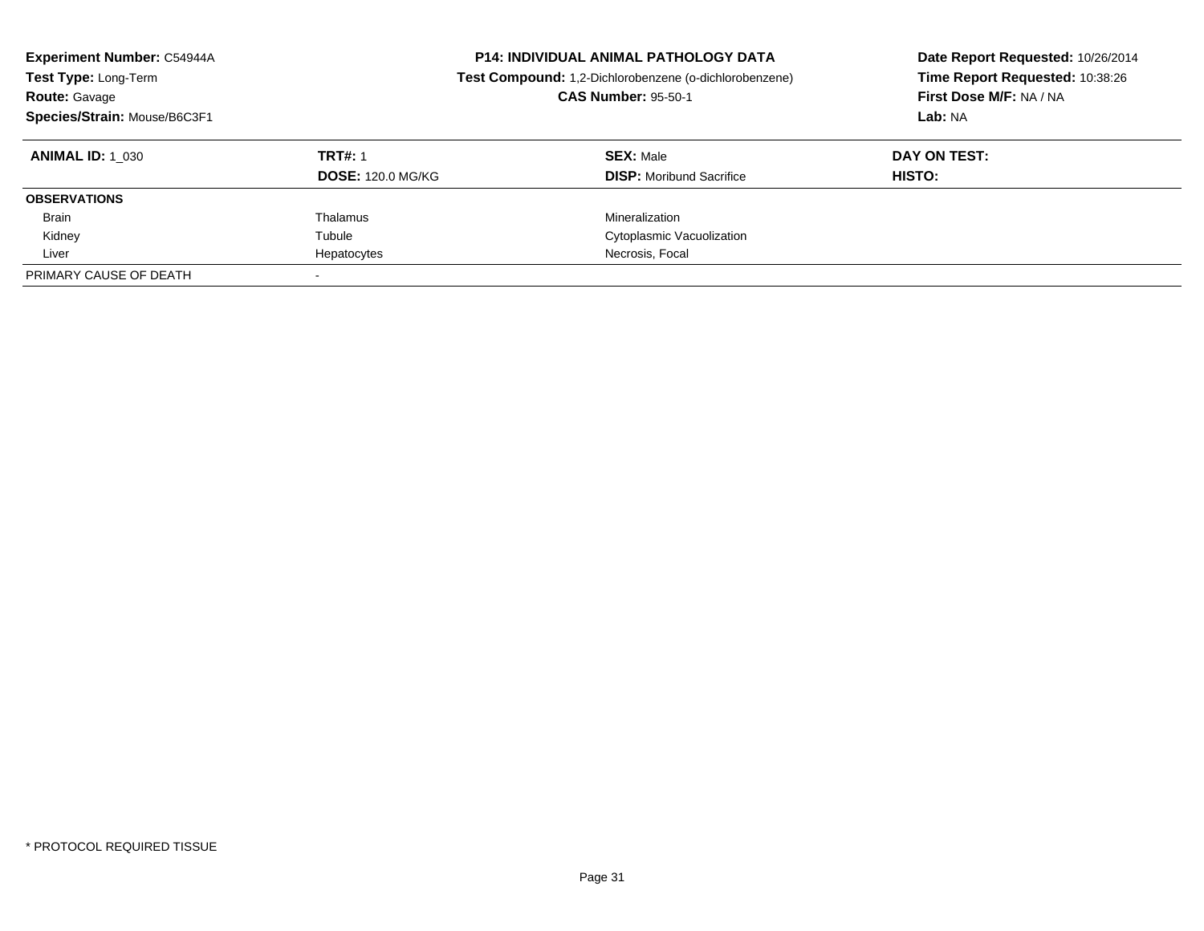**Experiment Number:** C54944A
**Test Type:** Long-Term
**Route:** Gavage
**Species/Strain:** Mouse/B6C3F1

**P14: INDIVIDUAL ANIMAL PATHOLOGY DATA**
**Test Compound:** 1,2-Dichlorobenzene (o-dichlorobenzene)
**CAS Number:** 95-50-1

**Date Report Requested:** 10/26/2014
**Time Report Requested:** 10:38:26
**First Dose M/F:** NA / NA
**Lab:** NA

| **ANIMAL ID:** 1_030 | **TRT#:** 1 | **SEX:** Male | **DAY ON TEST:** |
|---|---|---|---|
| | **DOSE:** 120.0 MG/KG | **DISP:** Moribund Sacrifice | **HISTO:** |
| **OBSERVATIONS** | | | |
| Brain | Thalamus | Mineralization | |
| Kidney | Tubule | Cytoplasmic Vacuolization | |
| Liver | Hepatocytes | Necrosis, Focal | |
| PRIMARY CAUSE OF DEATH | - | | |

* PROTOCOL REQUIRED TISSUE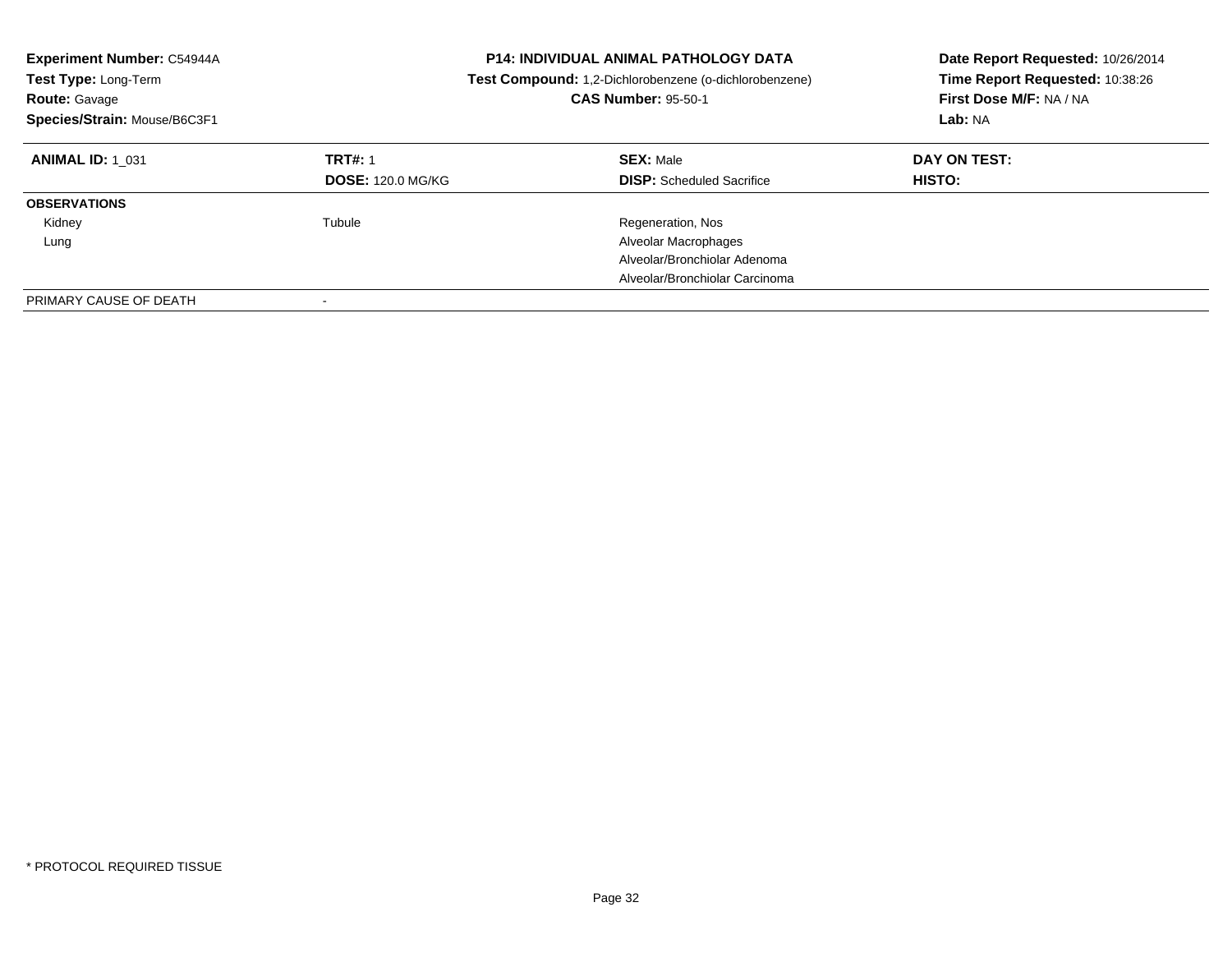**Experiment Number:** C54944A
**Test Type:** Long-Term
**Route:** Gavage
**Species/Strain:** Mouse/B6C3F1

**P14: INDIVIDUAL ANIMAL PATHOLOGY DATA**
**Test Compound:** 1,2-Dichlorobenzene (o-dichlorobenzene)
**CAS Number:** 95-50-1

**Date Report Requested:** 10/26/2014
**Time Report Requested:** 10:38:26
**First Dose M/F:** NA / NA
**Lab:** NA

| **ANIMAL ID:** 1_031 | **TRT#:** 1 | **SEX:** Male | **DAY ON TEST:** |
|---|---|---|---|
| | **DOSE:** 120.0 MG/KG | **DISP:** Scheduled Sacrifice | **HISTO:** |
| **OBSERVATIONS** | | | |
| Kidney | Tubule | Regeneration, Nos | |
| Lung | | Alveolar Macrophages | |
| | | Alveolar/Bronchiolar Adenoma | |
| | | Alveolar/Bronchiolar Carcinoma | |
| PRIMARY CAUSE OF DEATH | - | | |

* PROTOCOL REQUIRED TISSUE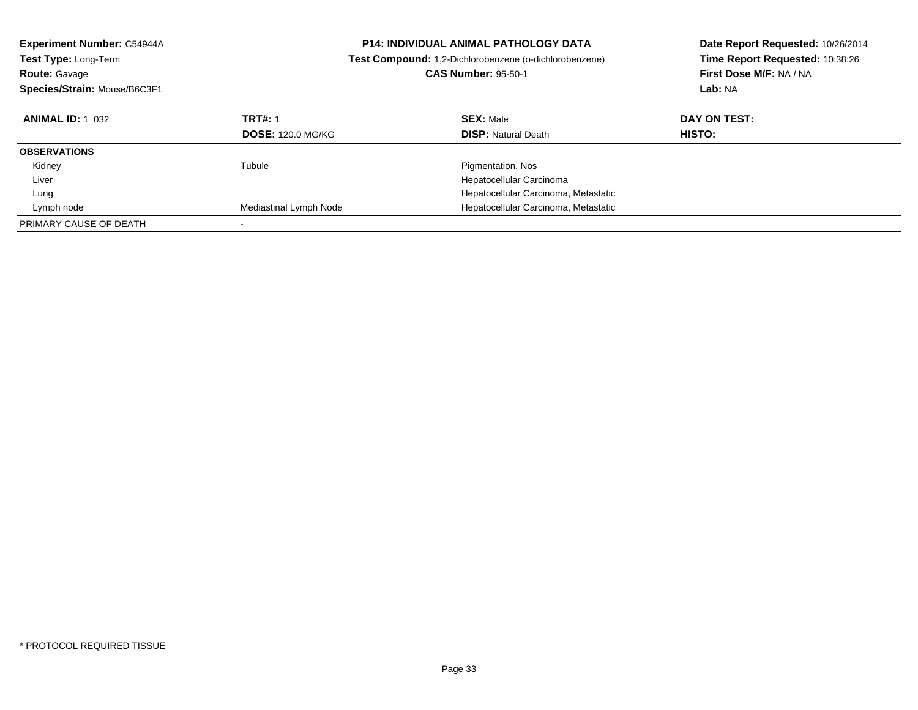**Experiment Number:** C54944A
**Test Type:** Long-Term
**Route:** Gavage
**Species/Strain:** Mouse/B6C3F1

**P14: INDIVIDUAL ANIMAL PATHOLOGY DATA**
**Test Compound:** 1,2-Dichlorobenzene (o-dichlorobenzene)
**CAS Number:** 95-50-1

**Date Report Requested:** 10/26/2014
**Time Report Requested:** 10:38:26
**First Dose M/F:** NA / NA
**Lab:** NA

| **ANIMAL ID:** 1_032 | **TRT#:** 1 | **SEX:** Male | **DAY ON TEST:** |
|---|---|---|---|
| | **DOSE:** 120.0 MG/KG | **DISP:** Natural Death | **HISTO:** |
| **OBSERVATIONS** | | | |
| Kidney | Tubule | Pigmentation, Nos | |
| Liver | | Hepatocellular Carcinoma | |
| Lung | | Hepatocellular Carcinoma, Metastatic | |
| Lymph node | Mediastinal Lymph Node | Hepatocellular Carcinoma, Metastatic | |
| PRIMARY CAUSE OF DEATH | - | | |

* PROTOCOL REQUIRED TISSUE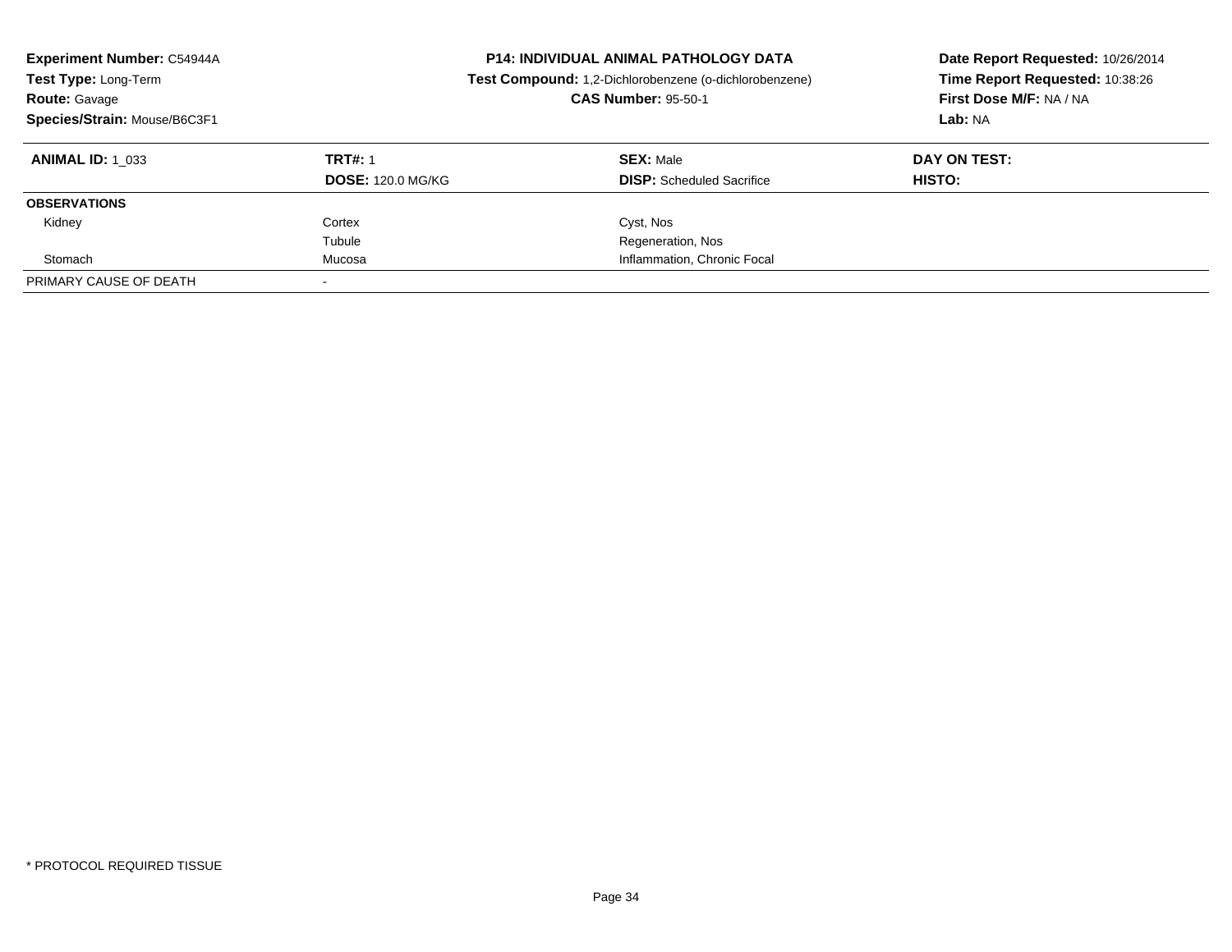**Experiment Number:** C54944A
**Test Type:** Long-Term
**Route:** Gavage
**Species/Strain:** Mouse/B6C3F1

**P14: INDIVIDUAL ANIMAL PATHOLOGY DATA**
**Test Compound:** 1,2-Dichlorobenzene (o-dichlorobenzene)
**CAS Number:** 95-50-1

**Date Report Requested:** 10/26/2014
**Time Report Requested:** 10:38:26
**First Dose M/F:** NA / NA
**Lab:** NA

| **ANIMAL ID:** 1_033 | **TRT#:** 1 | **SEX:** Male | **DAY ON TEST:** |
|---|---|---|---|
| | **DOSE:** 120.0 MG/KG | **DISP:** Scheduled Sacrifice | **HISTO:** |
| **OBSERVATIONS** | | | |
| Kidney | Cortex | Cyst, Nos | |
| | Tubule | Regeneration, Nos | |
| Stomach | Mucosa | Inflammation, Chronic Focal | |
| PRIMARY CAUSE OF DEATH | - | | |

* PROTOCOL REQUIRED TISSUE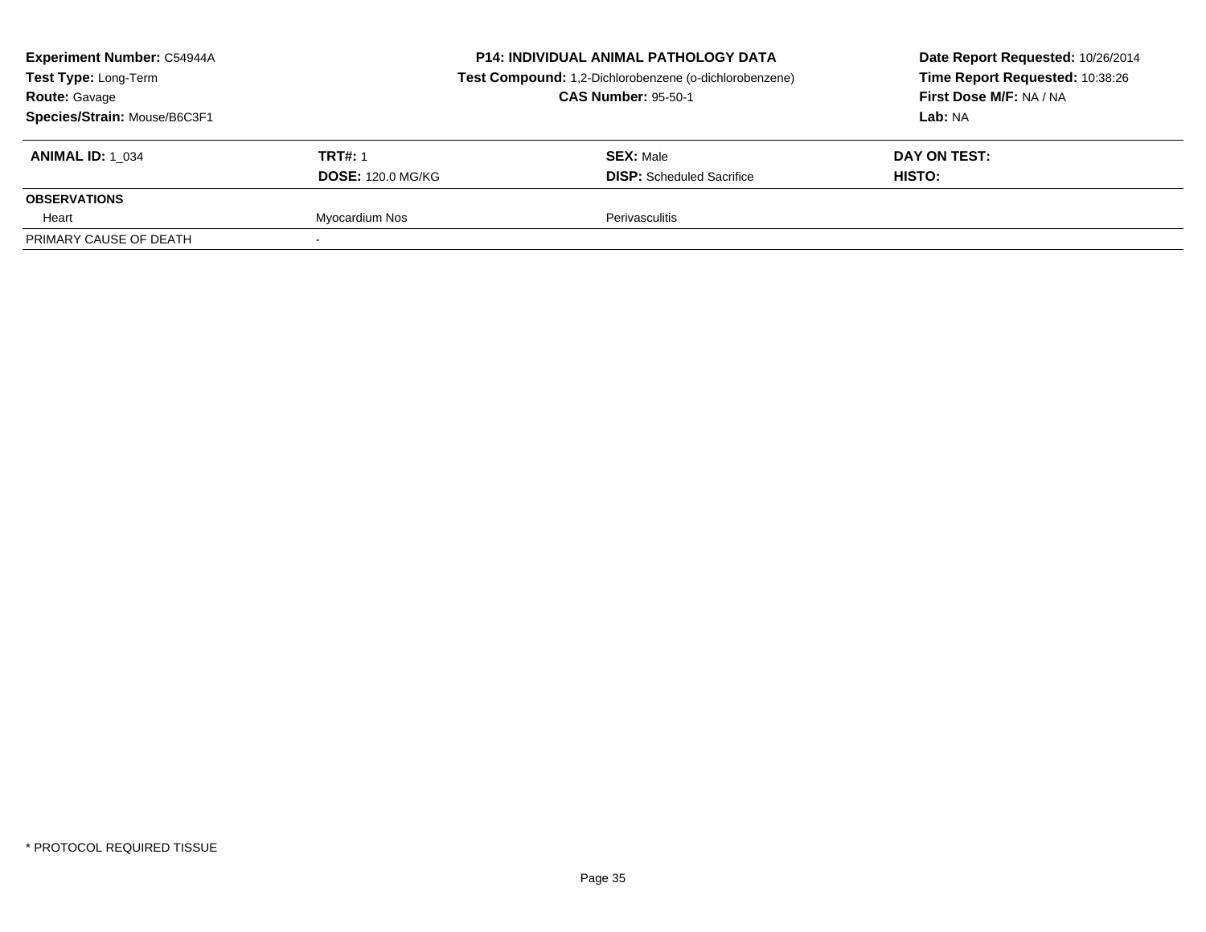**Experiment Number:** C54944A
**Test Type:** Long-Term
**Route:** Gavage
**Species/Strain:** Mouse/B6C3F1

**P14: INDIVIDUAL ANIMAL PATHOLOGY DATA**
**Test Compound:** 1,2-Dichlorobenzene (o-dichlorobenzene)
**CAS Number:** 95-50-1

**Date Report Requested:** 10/26/2014
**Time Report Requested:** 10:38:26
**First Dose M/F:** NA / NA
**Lab:** NA

| | | | |
|---|---|---|---|
| **ANIMAL ID:** 1_034 | **TRT#:** 1 | **SEX:** Male | **DAY ON TEST:** |
| | **DOSE:** 120.0 MG/KG | **DISP:** Scheduled Sacrifice | **HISTO:** |
| **OBSERVATIONS** | | | |
| Heart | Myocardium Nos | Perivasculitis | |
| PRIMARY CAUSE OF DEATH | - | | |

* PROTOCOL REQUIRED TISSUE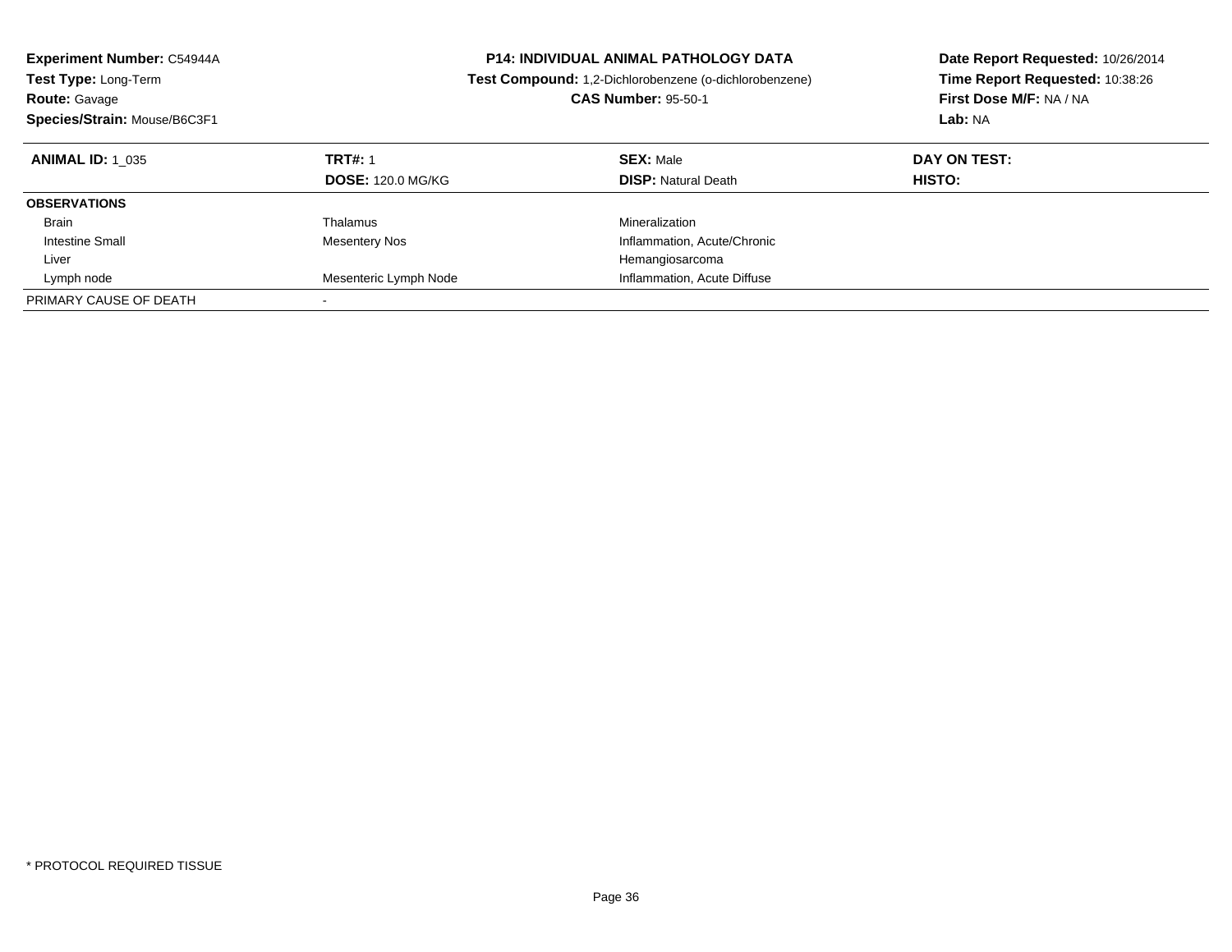**Experiment Number:** C54944A
**Test Type:** Long-Term
**Route:** Gavage
**Species/Strain:** Mouse/B6C3F1

**P14: INDIVIDUAL ANIMAL PATHOLOGY DATA**
**Test Compound:** 1,2-Dichlorobenzene (o-dichlorobenzene)
**CAS Number:** 95-50-1

**Date Report Requested:** 10/26/2014
**Time Report Requested:** 10:38:26
**First Dose M/F:** NA / NA
**Lab:** NA

| **ANIMAL ID:** 1_035 | **TRT#:** 1 | **SEX:** Male | **DAY ON TEST:** |
|---|---|---|---|
| | **DOSE:** 120.0 MG/KG | **DISP:** Natural Death | **HISTO:** |
| **OBSERVATIONS** | | | |
| Brain | Thalamus | Mineralization | |
| Intestine Small | Mesentery Nos | Inflammation, Acute/Chronic | |
| Liver | | Hemangiosarcoma | |
| Lymph node | Mesenteric Lymph Node | Inflammation, Acute Diffuse | |
| PRIMARY CAUSE OF DEATH | - | | |

* PROTOCOL REQUIRED TISSUE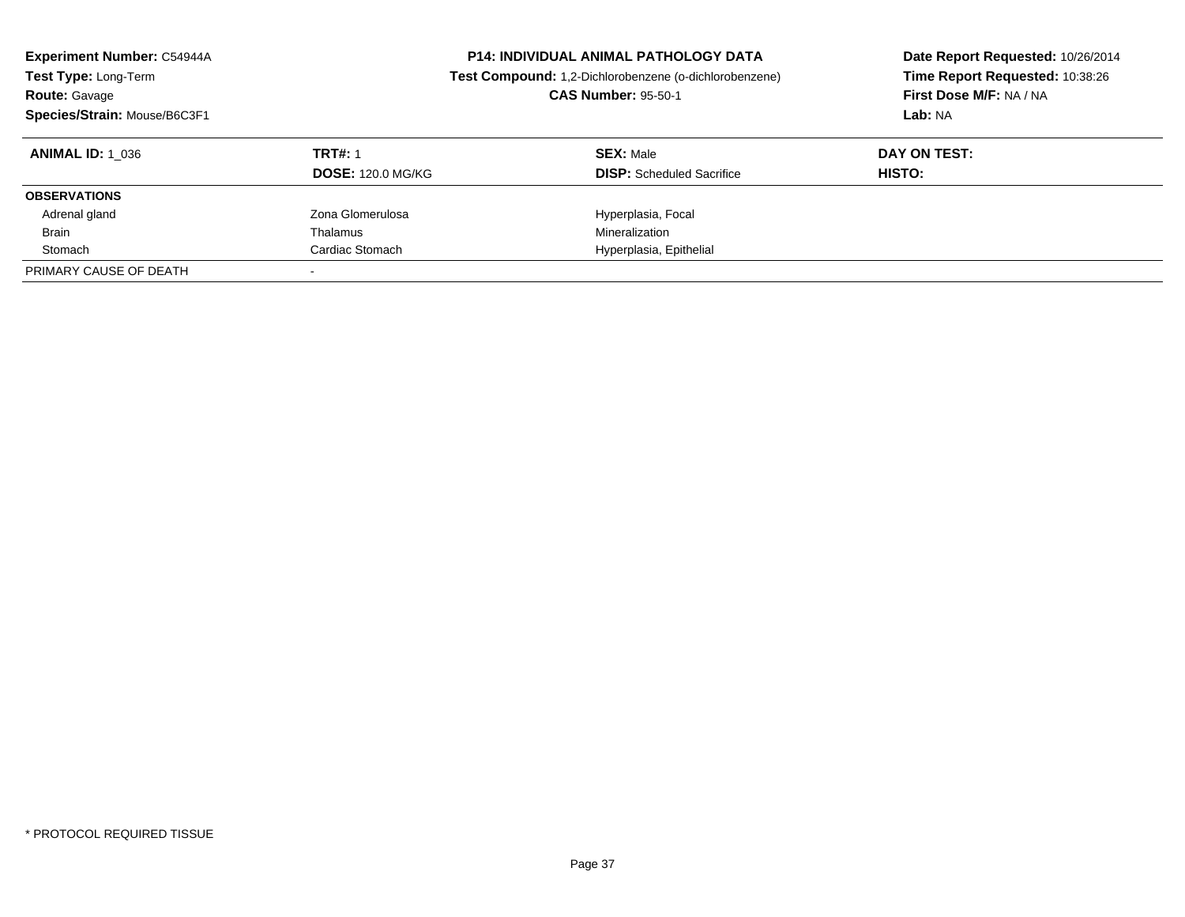**Experiment Number:** C54944A
**Test Type:** Long-Term
**Route:** Gavage
**Species/Strain:** Mouse/B6C3F1

**P14: INDIVIDUAL ANIMAL PATHOLOGY DATA**
**Test Compound:** 1,2-Dichlorobenzene (o-dichlorobenzene)
**CAS Number:** 95-50-1

**Date Report Requested:** 10/26/2014
**Time Report Requested:** 10:38:26
**First Dose M/F:** NA / NA
**Lab:** NA

| **ANIMAL ID:** 1_036 | **TRT#:** 1 | **SEX:** Male | **DAY ON TEST:** |
|---|---|---|---|
| | **DOSE:** 120.0 MG/KG | **DISP:** Scheduled Sacrifice | **HISTO:** |
| **OBSERVATIONS** | | | |
| Adrenal gland | Zona Glomerulosa | Hyperplasia, Focal | |
| Brain | Thalamus | Mineralization | |
| Stomach | Cardiac Stomach | Hyperplasia, Epithelial | |
| PRIMARY CAUSE OF DEATH | - | | |

* PROTOCOL REQUIRED TISSUE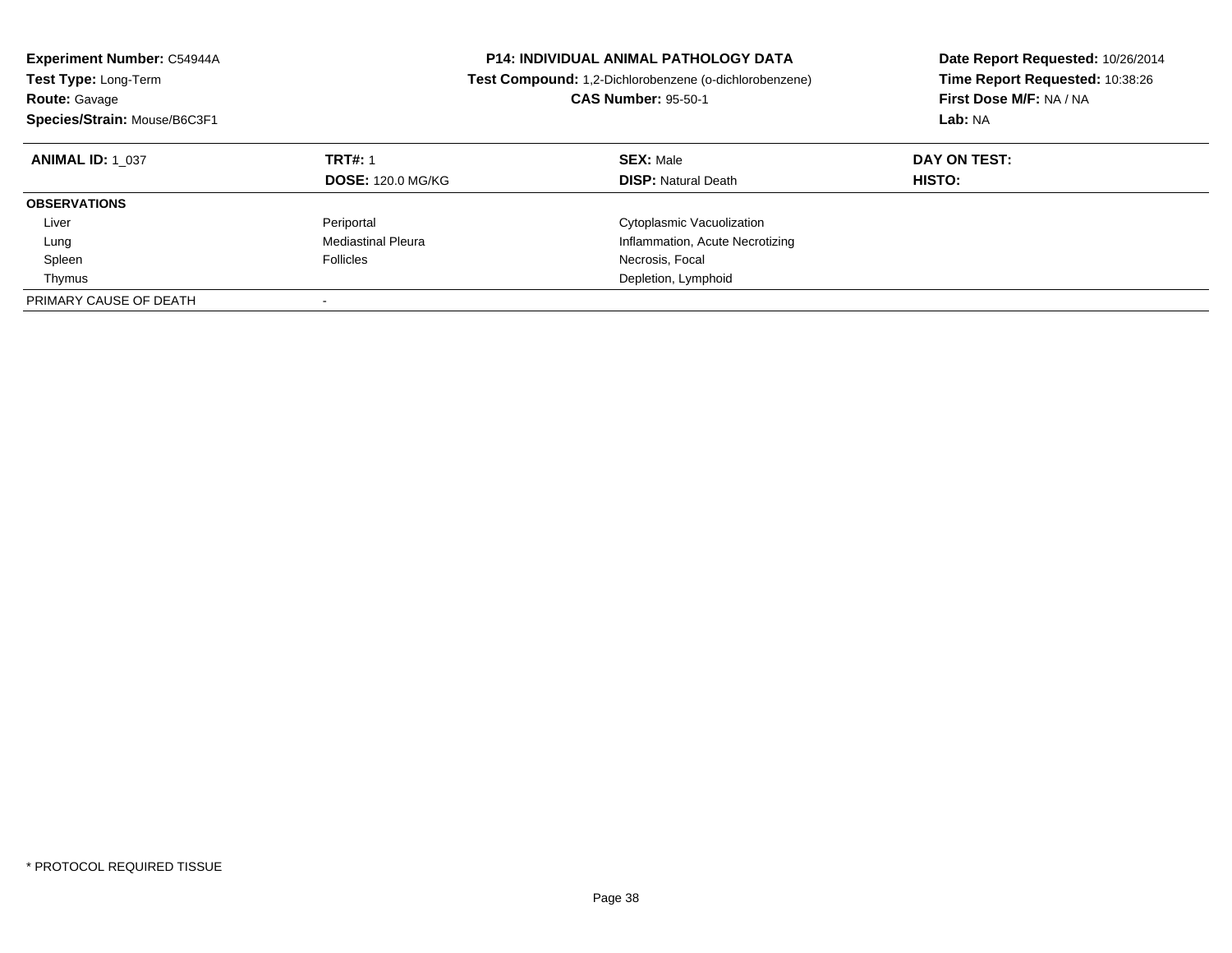**Experiment Number:** C54944A
**Test Type:** Long-Term
**Route:** Gavage
**Species/Strain:** Mouse/B6C3F1

**P14: INDIVIDUAL ANIMAL PATHOLOGY DATA**
**Test Compound:** 1,2-Dichlorobenzene (o-dichlorobenzene)
**CAS Number:** 95-50-1

**Date Report Requested:** 10/26/2014
**Time Report Requested:** 10:38:26
**First Dose M/F:** NA / NA
**Lab:** NA

| **ANIMAL ID:** 1_037 | **TRT#:** 1 | **SEX:** Male | **DAY ON TEST:** |
|---|---|---|---|
| | **DOSE:** 120.0 MG/KG | **DISP:** Natural Death | **HISTO:** |
| **OBSERVATIONS** | | | |
| Liver | Periportal | Cytoplasmic Vacuolization | |
| Lung | Mediastinal Pleura | Inflammation, Acute Necrotizing | |
| Spleen | Follicles | Necrosis, Focal | |
| Thymus | | Depletion, Lymphoid | |
| PRIMARY CAUSE OF DEATH | - | | |

* PROTOCOL REQUIRED TISSUE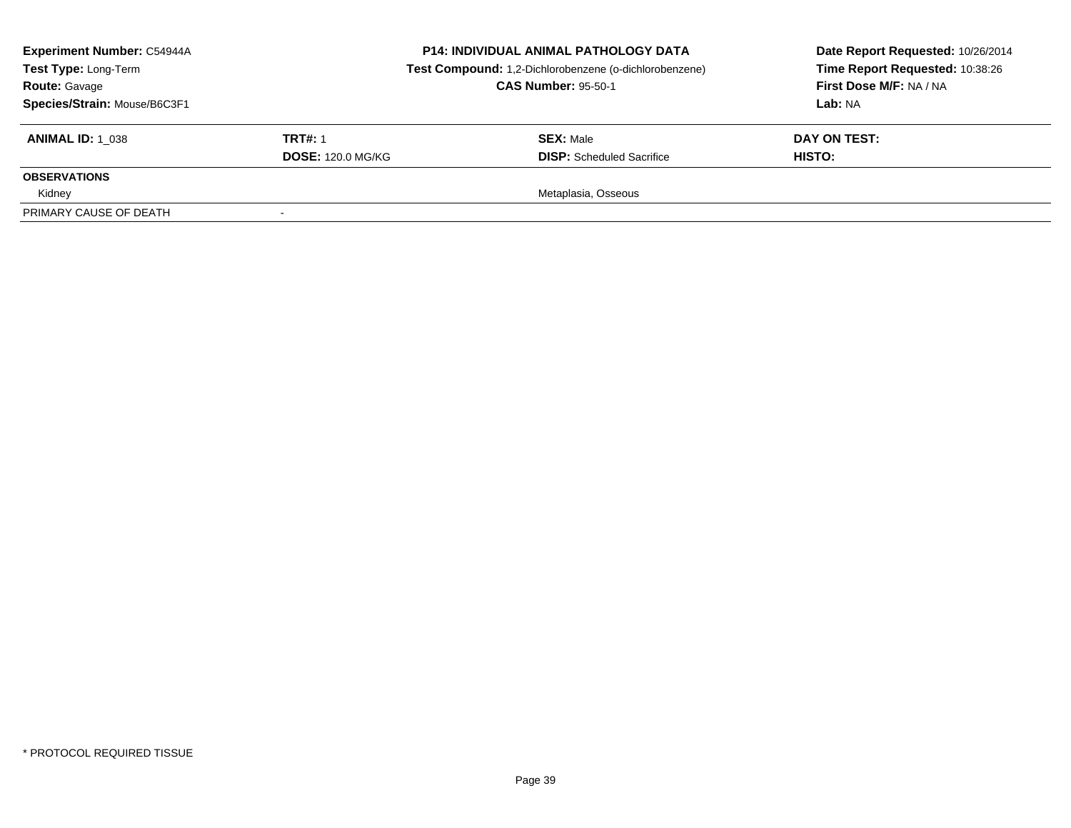**Experiment Number:** C54944A
**Test Type:** Long-Term
**Route:** Gavage
**Species/Strain:** Mouse/B6C3F1

**P14: INDIVIDUAL ANIMAL PATHOLOGY DATA**
**Test Compound:** 1,2-Dichlorobenzene (o-dichlorobenzene)
**CAS Number:** 95-50-1

**Date Report Requested:** 10/26/2014
**Time Report Requested:** 10:38:26
**First Dose M/F:** NA / NA
**Lab:** NA

| | | | |
|---|---|---|---|
| **ANIMAL ID:** 1_038 | **TRT#:** 1 | **SEX:** Male | **DAY ON TEST:** |
| | **DOSE:** 120.0 MG/KG | **DISP:** Scheduled Sacrifice | **HISTO:** |
| **OBSERVATIONS** | | | |
| Kidney | | Metaplasia, Osseous | |
| PRIMARY CAUSE OF DEATH | - | | |

* PROTOCOL REQUIRED TISSUE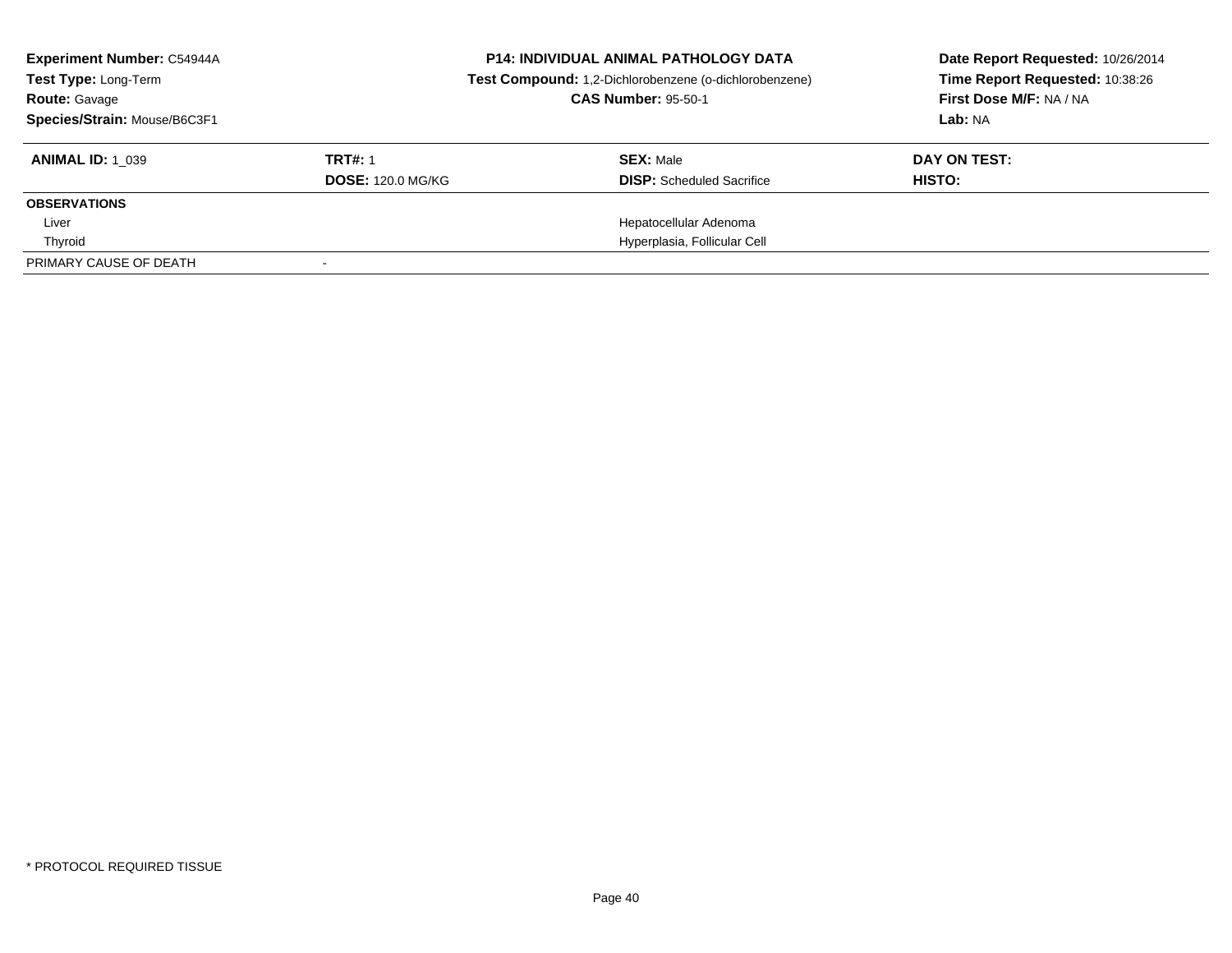**Experiment Number:** C54944A
**Test Type:** Long-Term
**Route:** Gavage
**Species/Strain:** Mouse/B6C3F1

**P14: INDIVIDUAL ANIMAL PATHOLOGY DATA**
**Test Compound:** 1,2-Dichlorobenzene (o-dichlorobenzene)
**CAS Number:** 95-50-1

**Date Report Requested:** 10/26/2014
**Time Report Requested:** 10:38:26
**First Dose M/F:** NA / NA
**Lab:** NA

| | | | |
|---|---|---|---|
| **ANIMAL ID:** 1_039 | **TRT#:** 1 | **SEX:** Male | **DAY ON TEST:** |
| | **DOSE:** 120.0 MG/KG | **DISP:** Scheduled Sacrifice | **HISTO:** |
| **OBSERVATIONS** | | | |
| Liver | | Hepatocellular Adenoma | |
| Thyroid | | Hyperplasia, Follicular Cell | |
| PRIMARY CAUSE OF DEATH | - | | |

* PROTOCOL REQUIRED TISSUE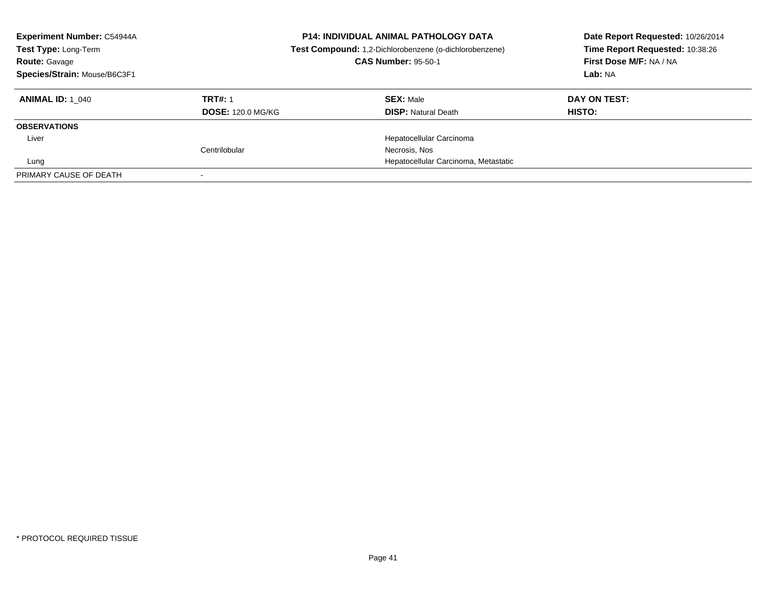**Experiment Number:** C54944A
**Test Type:** Long-Term
**Route:** Gavage
**Species/Strain:** Mouse/B6C3F1

**P14: INDIVIDUAL ANIMAL PATHOLOGY DATA**
**Test Compound:** 1,2-Dichlorobenzene (o-dichlorobenzene)
**CAS Number:** 95-50-1

**Date Report Requested:** 10/26/2014
**Time Report Requested:** 10:38:26
**First Dose M/F:** NA / NA
**Lab:** NA

| | | | |
|---|---|---|---|
| **ANIMAL ID:** 1_040 | **TRT#:** 1 | **SEX:** Male | **DAY ON TEST:** |
| | **DOSE:** 120.0 MG/KG | **DISP:** Natural Death | **HISTO:** |
| **OBSERVATIONS** | | | |
| Liver | | Hepatocellular Carcinoma | |
| | Centrilobular | Necrosis, Nos | |
| Lung | | Hepatocellular Carcinoma, Metastatic | |
| PRIMARY CAUSE OF DEATH | - | | |

* PROTOCOL REQUIRED TISSUE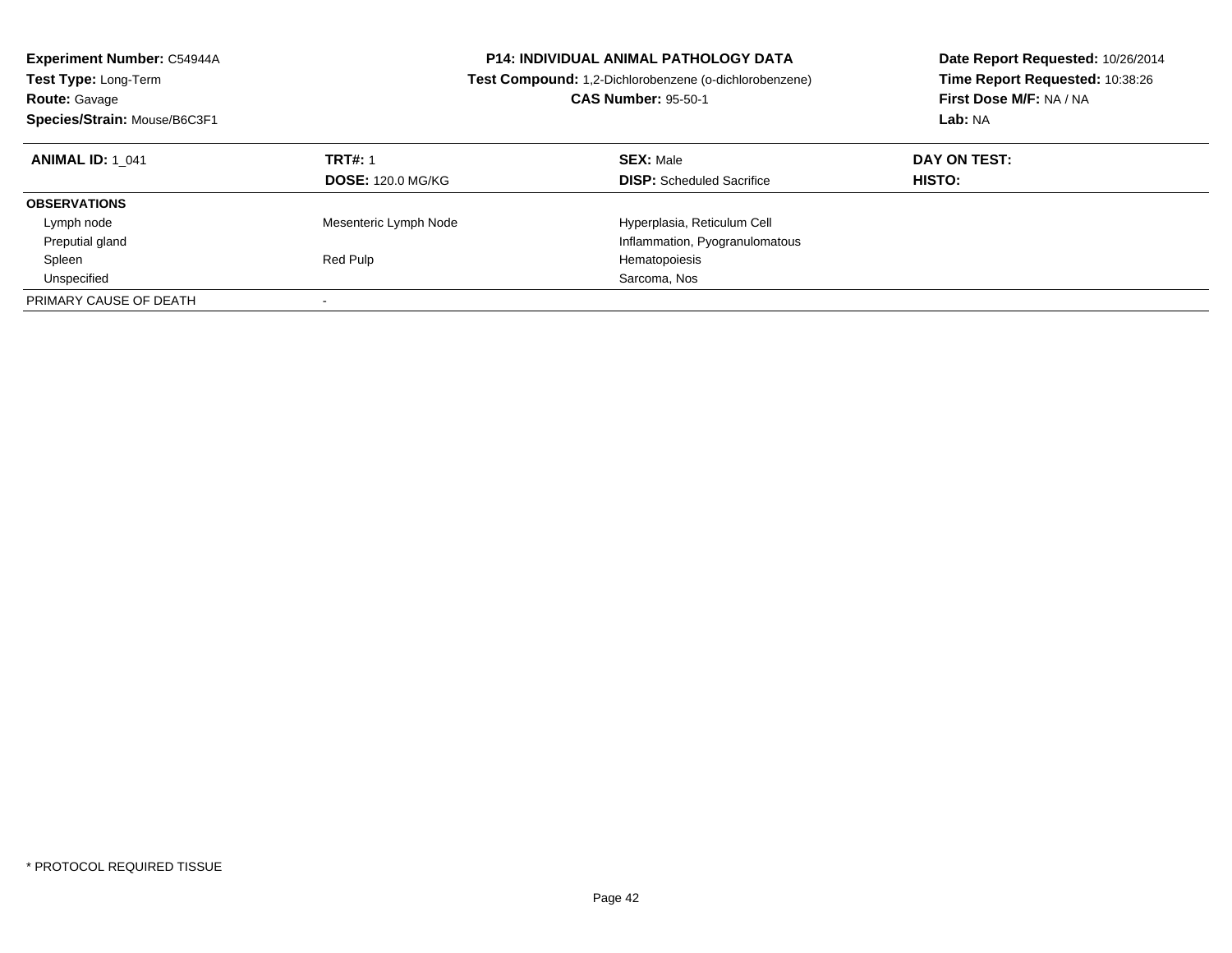**Experiment Number:** C54944A
**Test Type:** Long-Term
**Route:** Gavage
**Species/Strain:** Mouse/B6C3F1

**P14: INDIVIDUAL ANIMAL PATHOLOGY DATA**
**Test Compound:** 1,2-Dichlorobenzene (o-dichlorobenzene)
**CAS Number:** 95-50-1

**Date Report Requested:** 10/26/2014
**Time Report Requested:** 10:38:26
**First Dose M/F:** NA / NA
**Lab:** NA

| **ANIMAL ID:** 1_041 | **TRT#:** 1 | **SEX:** Male | **DAY ON TEST:** |
|---|---|---|---|
| | **DOSE:** 120.0 MG/KG | **DISP:** Scheduled Sacrifice | **HISTO:** |
| **OBSERVATIONS** | | | |
| Lymph node | Mesenteric Lymph Node | Hyperplasia, Reticulum Cell | |
| Preputial gland | | Inflammation, Pyogranulomatous | |
| Spleen | Red Pulp | Hematopoiesis | |
| Unspecified | | Sarcoma, Nos | |
| PRIMARY CAUSE OF DEATH | - | | |

* PROTOCOL REQUIRED TISSUE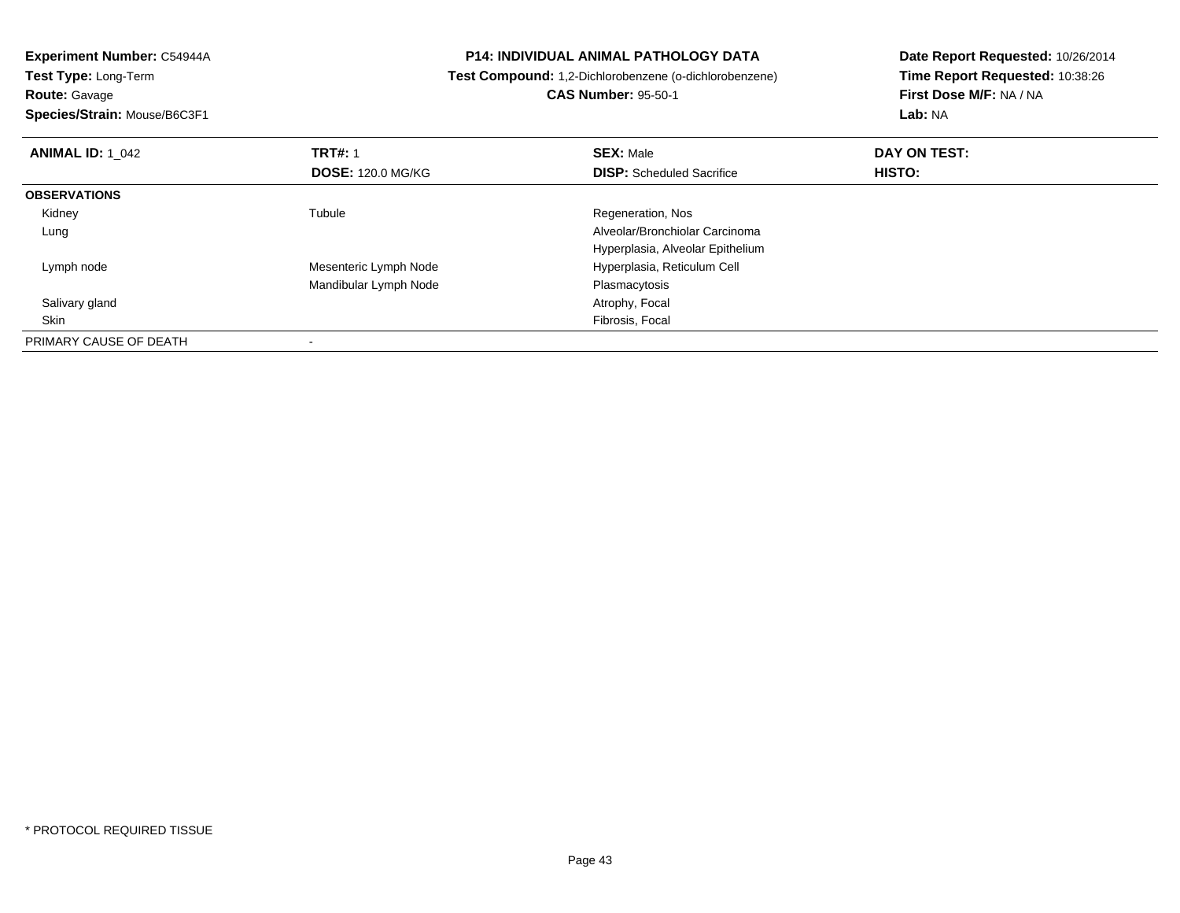**Experiment Number:** C54944A
**Test Type:** Long-Term
**Route:** Gavage
**Species/Strain:** Mouse/B6C3F1

**P14: INDIVIDUAL ANIMAL PATHOLOGY DATA**
**Test Compound:** 1,2-Dichlorobenzene (o-dichlorobenzene)
**CAS Number:** 95-50-1

**Date Report Requested:** 10/26/2014
**Time Report Requested:** 10:38:26
**First Dose M/F:** NA / NA
**Lab:** NA

| **ANIMAL ID:** 1_042 | **TRT#:** 1 | **SEX:** Male | **DAY ON TEST:** |
|---|---|---|---|
| | **DOSE:** 120.0 MG/KG | **DISP:** Scheduled Sacrifice | **HISTO:** |
| **OBSERVATIONS** | | | |
| Kidney | Tubule | Regeneration, Nos | |
| Lung | | Alveolar/Bronchiolar Carcinoma | |
| | | Hyperplasia, Alveolar Epithelium | |
| Lymph node | Mesenteric Lymph Node | Hyperplasia, Reticulum Cell | |
| | Mandibular Lymph Node | Plasmacytosis | |
| Salivary gland | | Atrophy, Focal | |
| Skin | | Fibrosis, Focal | |
| PRIMARY CAUSE OF DEATH | - | | |

\* PROTOCOL REQUIRED TISSUE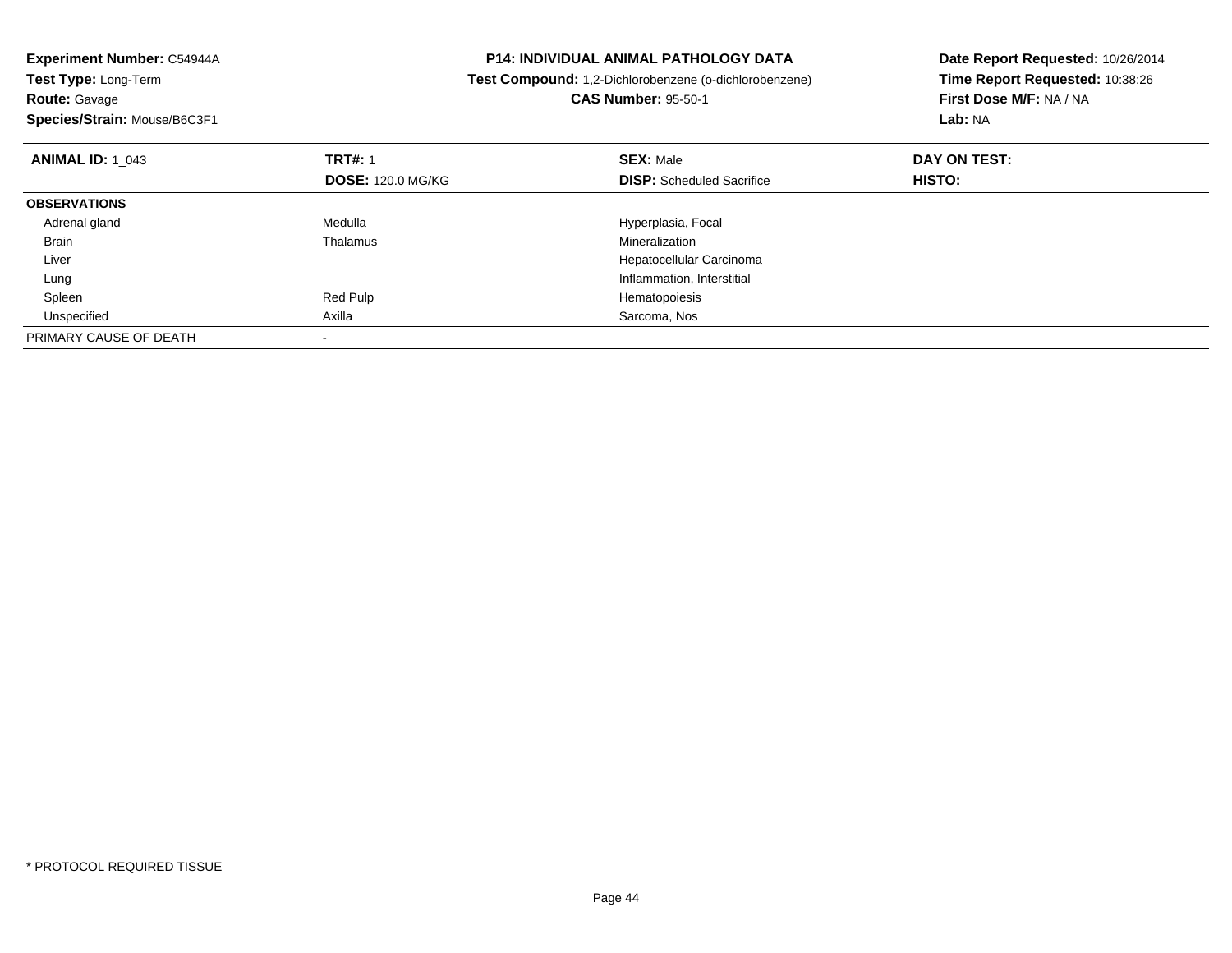**Experiment Number:** C54944A
**Test Type:** Long-Term
**Route:** Gavage
**Species/Strain:** Mouse/B6C3F1

**P14: INDIVIDUAL ANIMAL PATHOLOGY DATA**
**Test Compound:** 1,2-Dichlorobenzene (o-dichlorobenzene)
**CAS Number:** 95-50-1

**Date Report Requested:** 10/26/2014
**Time Report Requested:** 10:38:26
**First Dose M/F:** NA / NA
**Lab:** NA

| **ANIMAL ID:** 1_043 | **TRT#:** 1 | **SEX:** Male | **DAY ON TEST:** |
|---|---|---|---|
| | **DOSE:** 120.0 MG/KG | **DISP:** Scheduled Sacrifice | **HISTO:** |
| **OBSERVATIONS** | | | |
| Adrenal gland | Medulla | Hyperplasia, Focal | |
| Brain | Thalamus | Mineralization | |
| Liver | | Hepatocellular Carcinoma | |
| Lung | | Inflammation, Interstitial | |
| Spleen | Red Pulp | Hematopoiesis | |
| Unspecified | Axilla | Sarcoma, Nos | |
| PRIMARY CAUSE OF DEATH | - | | |

* PROTOCOL REQUIRED TISSUE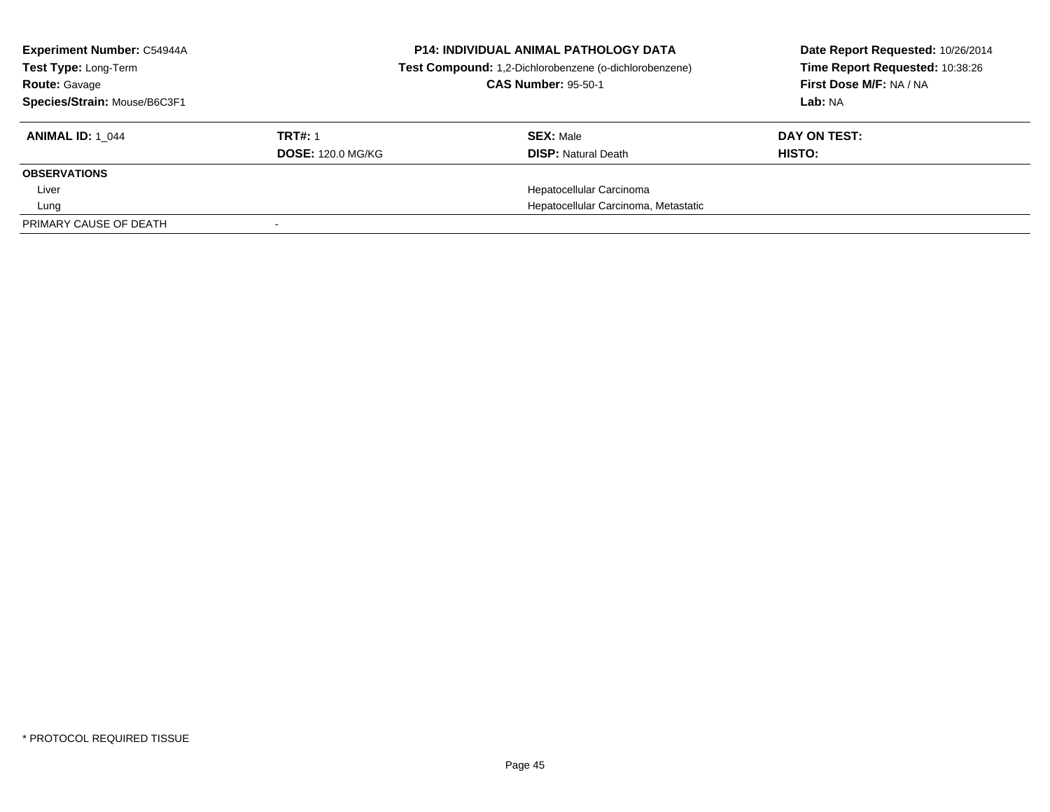**Experiment Number:** C54944A
**Test Type:** Long-Term
**Route:** Gavage
**Species/Strain:** Mouse/B6C3F1

**P14: INDIVIDUAL ANIMAL PATHOLOGY DATA**
**Test Compound:** 1,2-Dichlorobenzene (o-dichlorobenzene)
**CAS Number:** 95-50-1

**Date Report Requested:** 10/26/2014
**Time Report Requested:** 10:38:26
**First Dose M/F:** NA / NA
**Lab:** NA

| | | | |
|---|---|---|---|
| **ANIMAL ID:** 1_044 | **TRT#:** 1 | **SEX:** Male | **DAY ON TEST:** |
| | **DOSE:** 120.0 MG/KG | **DISP:** Natural Death | **HISTO:** |
| **OBSERVATIONS** | | | |
| Liver | | Hepatocellular Carcinoma | |
| Lung | | Hepatocellular Carcinoma, Metastatic | |
| PRIMARY CAUSE OF DEATH | - | | |

* PROTOCOL REQUIRED TISSUE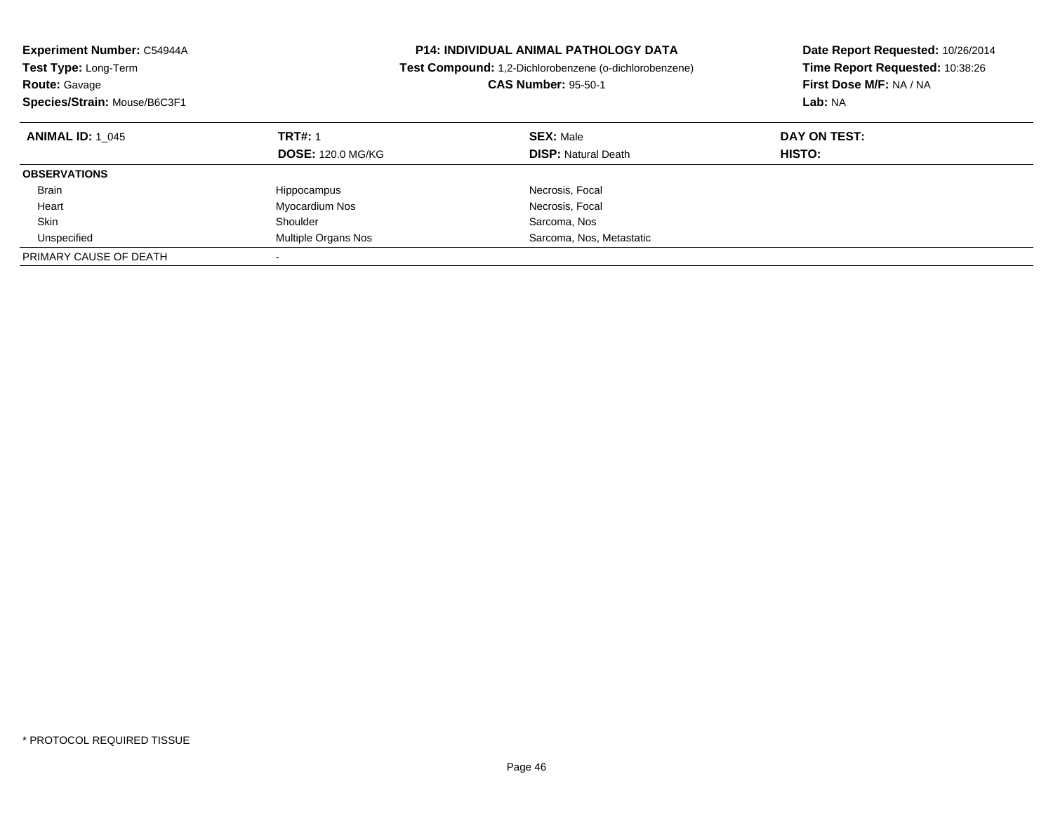**Experiment Number:** C54944A
**Test Type:** Long-Term
**Route:** Gavage
**Species/Strain:** Mouse/B6C3F1

**P14: INDIVIDUAL ANIMAL PATHOLOGY DATA**
**Test Compound:** 1,2-Dichlorobenzene (o-dichlorobenzene)
**CAS Number:** 95-50-1

**Date Report Requested:** 10/26/2014
**Time Report Requested:** 10:38:26
**First Dose M/F:** NA / NA
**Lab:** NA

| **ANIMAL ID:** 1_045 | **TRT#:** 1 | **SEX:** Male | **DAY ON TEST:** |
|---|---|---|---|
| | **DOSE:** 120.0 MG/KG | **DISP:** Natural Death | **HISTO:** |
| **OBSERVATIONS** | | | |
| Brain | Hippocampus | Necrosis, Focal | |
| Heart | Myocardium Nos | Necrosis, Focal | |
| Skin | Shoulder | Sarcoma, Nos | |
| Unspecified | Multiple Organs Nos | Sarcoma, Nos, Metastatic | |
| PRIMARY CAUSE OF DEATH | - | | |

* PROTOCOL REQUIRED TISSUE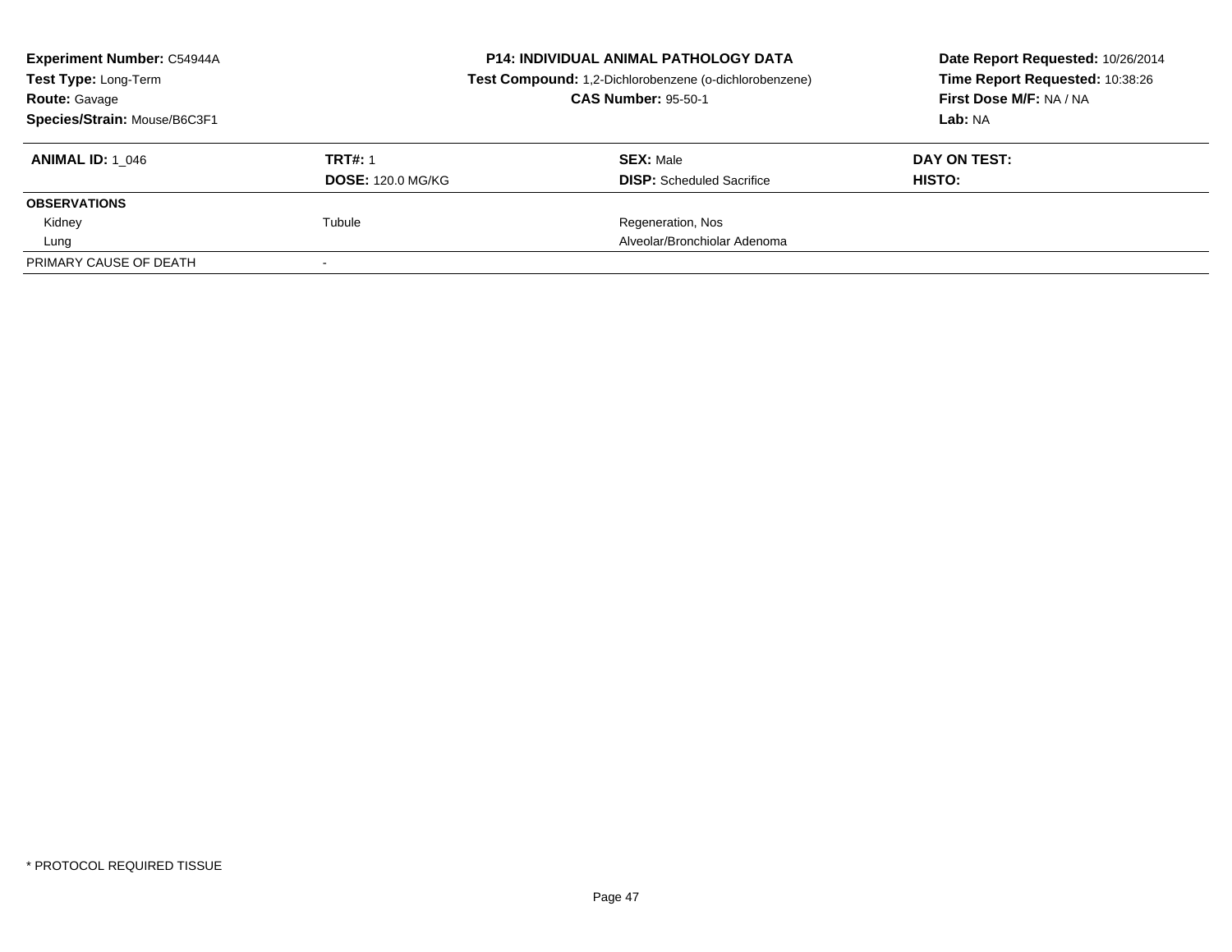**Experiment Number:** C54944A
**Test Type:** Long-Term
**Route:** Gavage
**Species/Strain:** Mouse/B6C3F1

**P14: INDIVIDUAL ANIMAL PATHOLOGY DATA**
**Test Compound:** 1,2-Dichlorobenzene (o-dichlorobenzene)
**CAS Number:** 95-50-1

**Date Report Requested:** 10/26/2014
**Time Report Requested:** 10:38:26
**First Dose M/F:** NA / NA
**Lab:** NA

| **ANIMAL ID:** 1_046 | **TRT#:** 1 | **SEX:** Male | **DAY ON TEST:** |
|---|---|---|---|
| | **DOSE:** 120.0 MG/KG | **DISP:** Scheduled Sacrifice | **HISTO:** |
| **OBSERVATIONS** | | | |
| Kidney | Tubule | Regeneration, Nos | |
| Lung | | Alveolar/Bronchiolar Adenoma | |
| PRIMARY CAUSE OF DEATH | - | | |

\* PROTOCOL REQUIRED TISSUE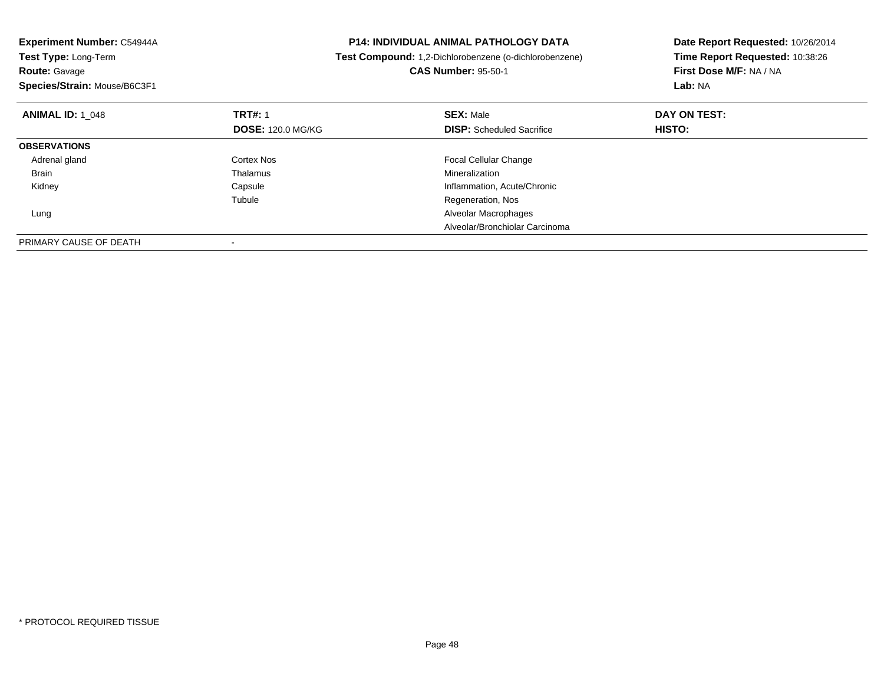**Experiment Number:** C54944A
**Test Type:** Long-Term
**Route:** Gavage
**Species/Strain:** Mouse/B6C3F1

**P14: INDIVIDUAL ANIMAL PATHOLOGY DATA**
**Test Compound:** 1,2-Dichlorobenzene (o-dichlorobenzene)
**CAS Number:** 95-50-1

**Date Report Requested:** 10/26/2014
**Time Report Requested:** 10:38:26
**First Dose M/F:** NA / NA
**Lab:** NA

| **ANIMAL ID:** 1_048 | **TRT#:** 1 | **SEX:** Male | **DAY ON TEST:** |
|---|---|---|---|
| | **DOSE:** 120.0 MG/KG | **DISP:** Scheduled Sacrifice | **HISTO:** |
| **OBSERVATIONS** | | | |
| Adrenal gland | Cortex Nos | Focal Cellular Change | |
| Brain | Thalamus | Mineralization | |
| Kidney | Capsule | Inflammation, Acute/Chronic | |
| | Tubule | Regeneration, Nos | |
| Lung | | Alveolar Macrophages | |
| | | Alveolar/Bronchiolar Carcinoma | |
| PRIMARY CAUSE OF DEATH | - | | |

\* PROTOCOL REQUIRED TISSUE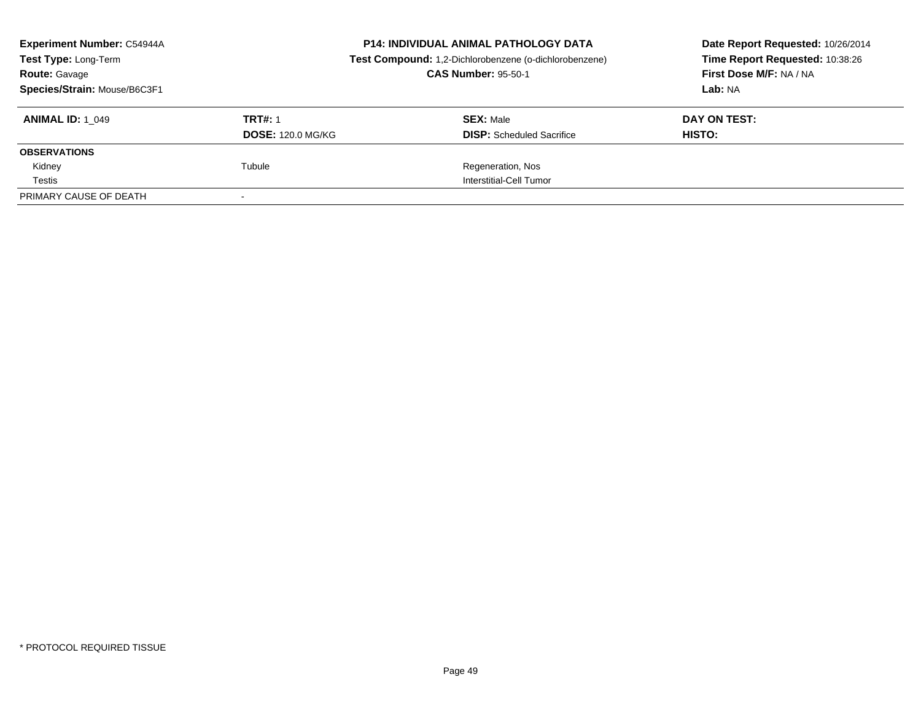**Experiment Number:** C54944A
**Test Type:** Long-Term
**Route:** Gavage
**Species/Strain:** Mouse/B6C3F1

**P14: INDIVIDUAL ANIMAL PATHOLOGY DATA**
**Test Compound:** 1,2-Dichlorobenzene (o-dichlorobenzene)
**CAS Number:** 95-50-1

**Date Report Requested:** 10/26/2014
**Time Report Requested:** 10:38:26
**First Dose M/F:** NA / NA
**Lab:** NA

| **ANIMAL ID:** 1_049 | **TRT#:** 1 | **SEX:** Male | **DAY ON TEST:** |
|---|---|---|---|
| | **DOSE:** 120.0 MG/KG | **DISP:** Scheduled Sacrifice | **HISTO:** |
| **OBSERVATIONS** | | | |
| Kidney | Tubule | Regeneration, Nos | |
| Testis | | Interstitial-Cell Tumor | |
| PRIMARY CAUSE OF DEATH | - | | |

* PROTOCOL REQUIRED TISSUE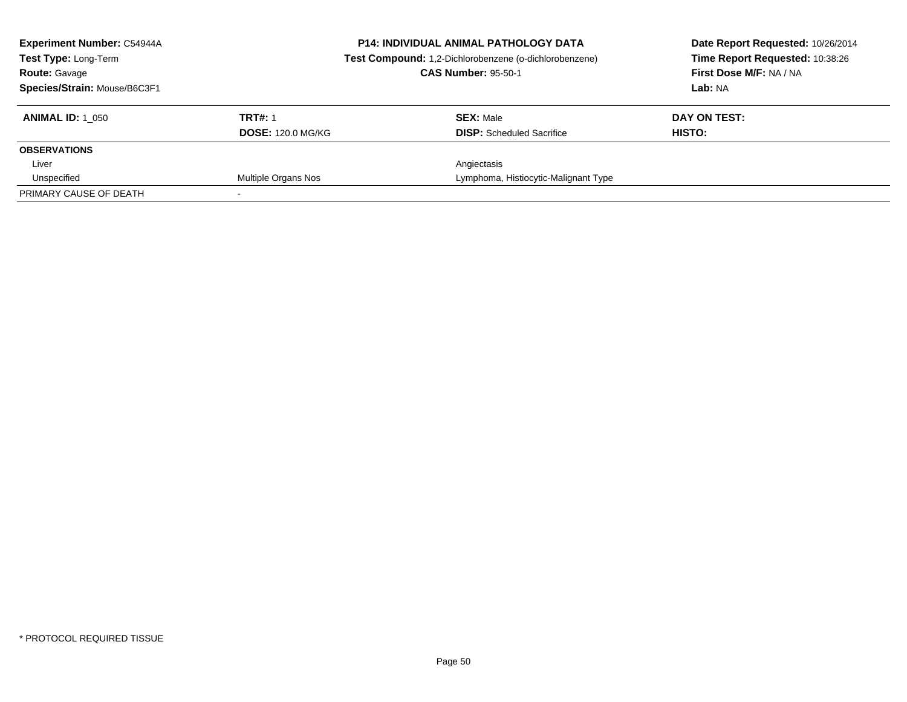**Experiment Number:** C54944A
**Test Type:** Long-Term
**Route:** Gavage
**Species/Strain:** Mouse/B6C3F1

**P14: INDIVIDUAL ANIMAL PATHOLOGY DATA**
**Test Compound:** 1,2-Dichlorobenzene (o-dichlorobenzene)
**CAS Number:** 95-50-1

**Date Report Requested:** 10/26/2014
**Time Report Requested:** 10:38:26
**First Dose M/F:** NA / NA
**Lab:** NA

| | | | |
|---|---|---|---|
| **ANIMAL ID:** 1_050 | **TRT#:** 1 | **SEX:** Male | **DAY ON TEST:** |
| | **DOSE:** 120.0 MG/KG | **DISP:** Scheduled Sacrifice | **HISTO:** |
| **OBSERVATIONS** | | | |
| Liver | | Angiectasis | |
| Unspecified | Multiple Organs Nos | Lymphoma, Histiocytic-Malignant Type | |
| PRIMARY CAUSE OF DEATH | - | | |

* PROTOCOL REQUIRED TISSUE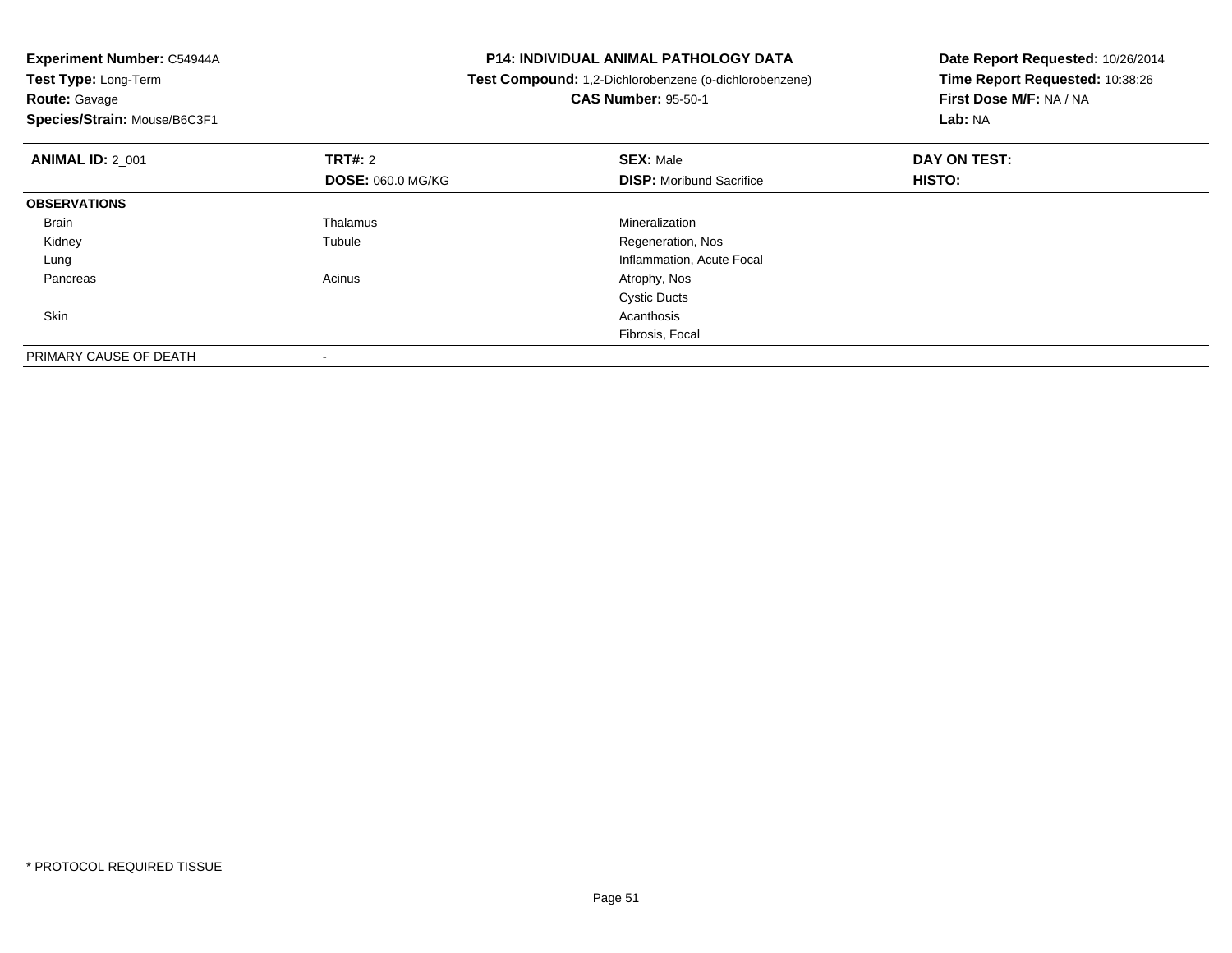**Experiment Number:** C54944A
**Test Type:** Long-Term
**Route:** Gavage
**Species/Strain:** Mouse/B6C3F1

**P14: INDIVIDUAL ANIMAL PATHOLOGY DATA**
**Test Compound:** 1,2-Dichlorobenzene (o-dichlorobenzene)
**CAS Number:** 95-50-1

**Date Report Requested:** 10/26/2014
**Time Report Requested:** 10:38:26
**First Dose M/F:** NA / NA
**Lab:** NA

| **ANIMAL ID:** 2_001 | **TRT#:** 2 | **SEX:** Male | **DAY ON TEST:** |
|---|---|---|---|
| | **DOSE:** 060.0 MG/KG | **DISP:** Moribund Sacrifice | **HISTO:** |
| **OBSERVATIONS** | | | |
| Brain | Thalamus | Mineralization | |
| Kidney | Tubule | Regeneration, Nos | |
| Lung | | Inflammation, Acute Focal | |
| Pancreas | Acinus | Atrophy, Nos | |
| | | Cystic Ducts | |
| Skin | | Acanthosis | |
| | | Fibrosis, Focal | |
| PRIMARY CAUSE OF DEATH | - | | |

* PROTOCOL REQUIRED TISSUE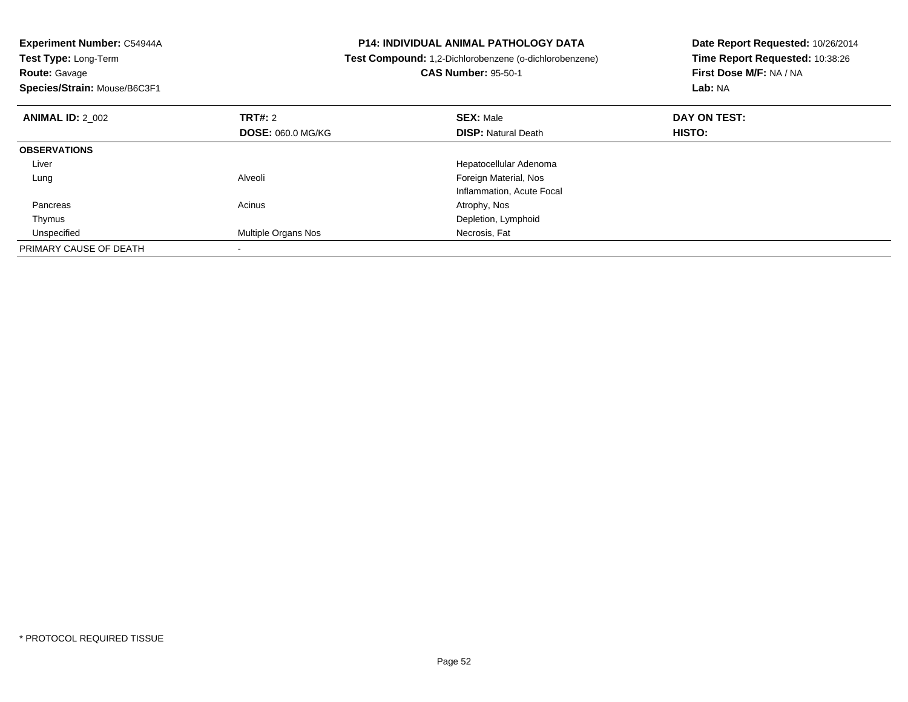**Experiment Number:** C54944A
**Test Type:** Long-Term
**Route:** Gavage
**Species/Strain:** Mouse/B6C3F1

**P14: INDIVIDUAL ANIMAL PATHOLOGY DATA**
**Test Compound:** 1,2-Dichlorobenzene (o-dichlorobenzene)
**CAS Number:** 95-50-1

**Date Report Requested:** 10/26/2014
**Time Report Requested:** 10:38:26
**First Dose M/F:** NA / NA
**Lab:** NA

| **ANIMAL ID:** 2_002 | **TRT#:** 2 | **SEX:** Male | **DAY ON TEST:** |
|---|---|---|---|
| | **DOSE:** 060.0 MG/KG | **DISP:** Natural Death | **HISTO:** |
| **OBSERVATIONS** | | | |
| Liver | | Hepatocellular Adenoma | |
| Lung | Alveoli | Foreign Material, Nos | |
| | | Inflammation, Acute Focal | |
| Pancreas | Acinus | Atrophy, Nos | |
| Thymus | | Depletion, Lymphoid | |
| Unspecified | Multiple Organs Nos | Necrosis, Fat | |
| PRIMARY CAUSE OF DEATH | - | | |

\* PROTOCOL REQUIRED TISSUE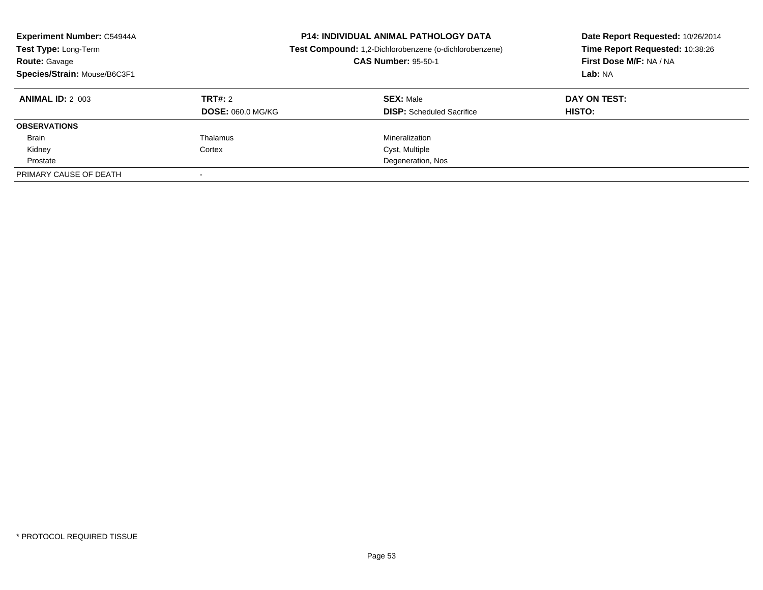**Experiment Number:** C54944A
**Test Type:** Long-Term
**Route:** Gavage
**Species/Strain:** Mouse/B6C3F1

**P14: INDIVIDUAL ANIMAL PATHOLOGY DATA**
**Test Compound:** 1,2-Dichlorobenzene (o-dichlorobenzene)
**CAS Number:** 95-50-1

**Date Report Requested:** 10/26/2014
**Time Report Requested:** 10:38:26
**First Dose M/F:** NA / NA
**Lab:** NA

| **ANIMAL ID:** 2_003 | **TRT#:** 2 | **SEX:** Male | **DAY ON TEST:** |
|---|---|---|---|
| | **DOSE:** 060.0 MG/KG | **DISP:** Scheduled Sacrifice | **HISTO:** |
| **OBSERVATIONS** | | | |
| Brain | Thalamus | Mineralization | |
| Kidney | Cortex | Cyst, Multiple | |
| Prostate | | Degeneration, Nos | |
| PRIMARY CAUSE OF DEATH | - | | |

\* PROTOCOL REQUIRED TISSUE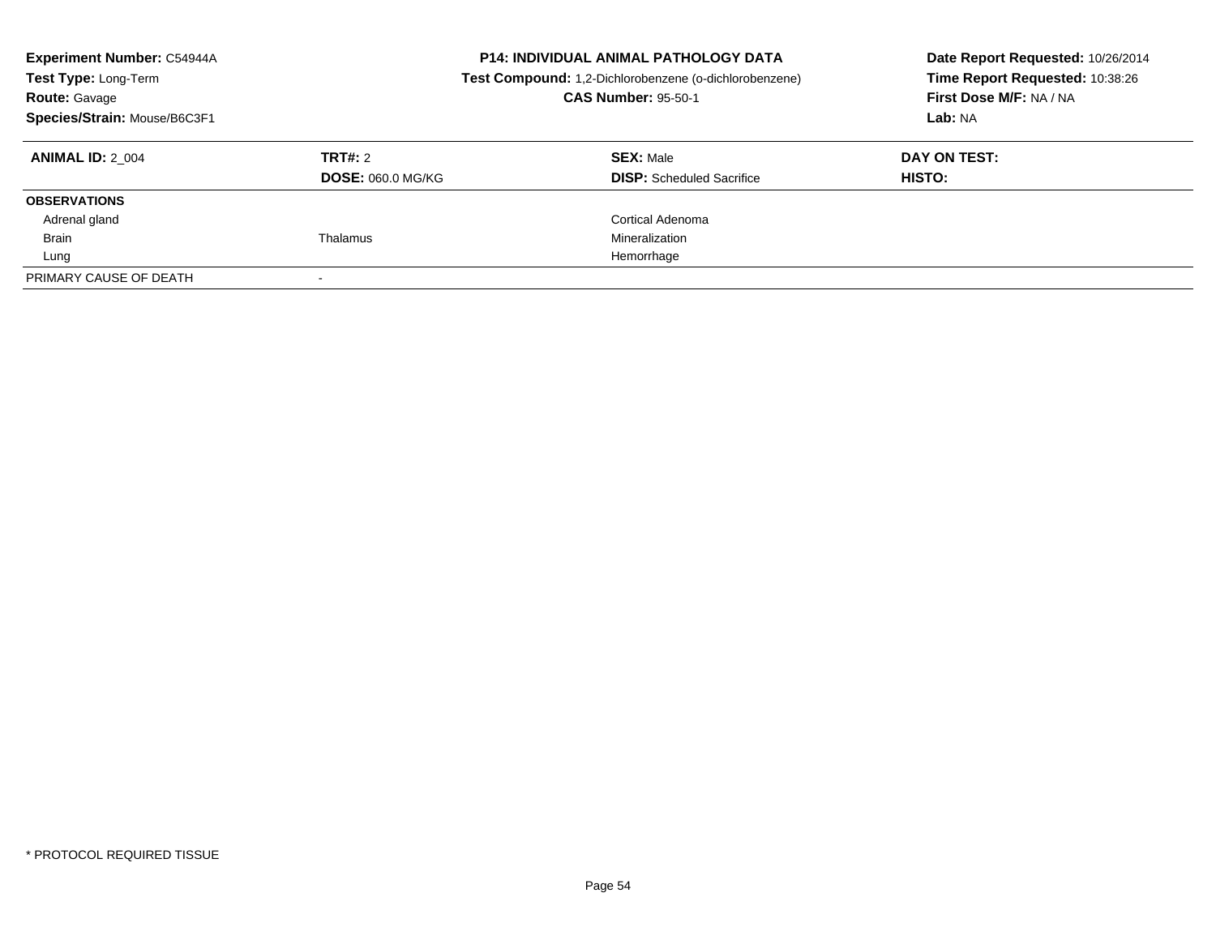**Experiment Number:** C54944A
**Test Type:** Long-Term
**Route:** Gavage
**Species/Strain:** Mouse/B6C3F1

**P14: INDIVIDUAL ANIMAL PATHOLOGY DATA**
**Test Compound:** 1,2-Dichlorobenzene (o-dichlorobenzene)
**CAS Number:** 95-50-1

**Date Report Requested:** 10/26/2014
**Time Report Requested:** 10:38:26
**First Dose M/F:** NA / NA
**Lab:** NA

| **ANIMAL ID:** 2_004 | **TRT#:** 2 | **SEX:** Male | **DAY ON TEST:** |
|---|---|---|---|
| | **DOSE:** 060.0 MG/KG | **DISP:** Scheduled Sacrifice | **HISTO:** |
| **OBSERVATIONS** | | | |
| Adrenal gland | | Cortical Adenoma | |
| Brain | Thalamus | Mineralization | |
| Lung | | Hemorrhage | |
| PRIMARY CAUSE OF DEATH | - | | |

* PROTOCOL REQUIRED TISSUE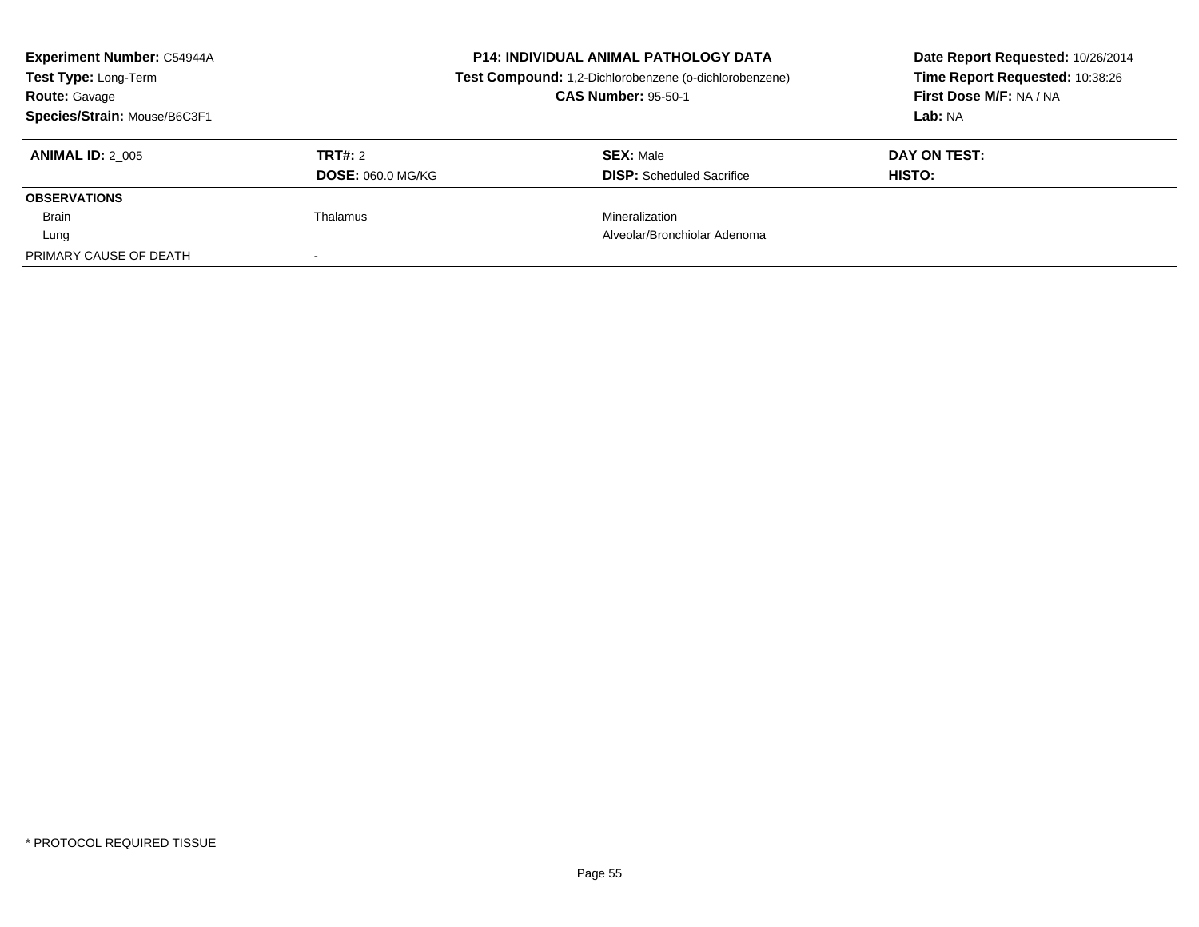**Experiment Number:** C54944A
**Test Type:** Long-Term
**Route:** Gavage
**Species/Strain:** Mouse/B6C3F1

**P14: INDIVIDUAL ANIMAL PATHOLOGY DATA**
**Test Compound:** 1,2-Dichlorobenzene (o-dichlorobenzene)
**CAS Number:** 95-50-1

**Date Report Requested:** 10/26/2014
**Time Report Requested:** 10:38:26
**First Dose M/F:** NA / NA
**Lab:** NA

| | | | |
|---|---|---|---|
| **ANIMAL ID:** 2_005 | **TRT#:** 2 | **SEX:** Male | **DAY ON TEST:** |
| | **DOSE:** 060.0 MG/KG | **DISP:** Scheduled Sacrifice | **HISTO:** |
| **OBSERVATIONS** | | | |
| Brain | Thalamus | Mineralization | |
| Lung | | Alveolar/Bronchiolar Adenoma | |
| PRIMARY CAUSE OF DEATH | - | | |

* PROTOCOL REQUIRED TISSUE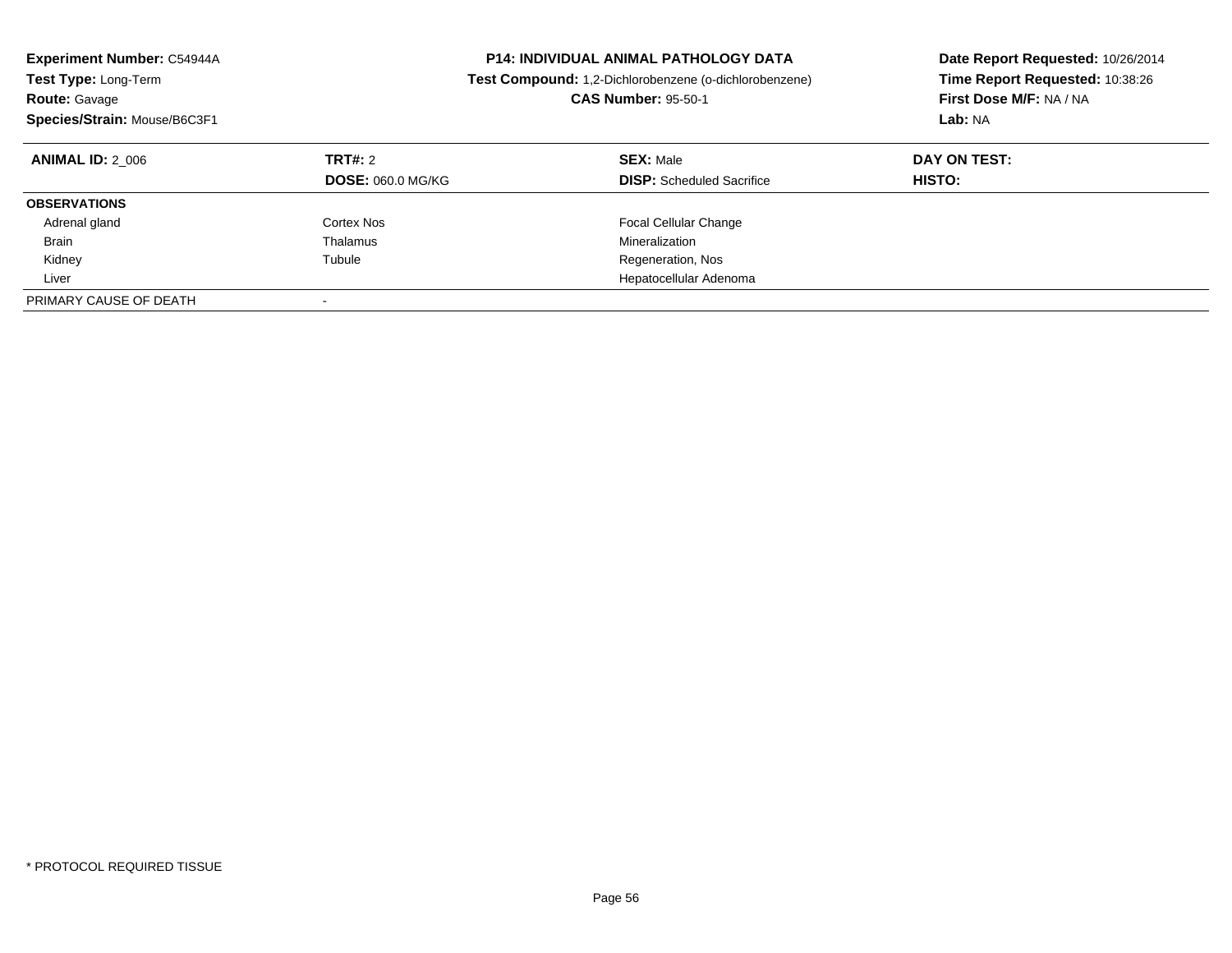**Experiment Number:** C54944A
**Test Type:** Long-Term
**Route:** Gavage
**Species/Strain:** Mouse/B6C3F1

**P14: INDIVIDUAL ANIMAL PATHOLOGY DATA**
**Test Compound:** 1,2-Dichlorobenzene (o-dichlorobenzene)
**CAS Number:** 95-50-1

**Date Report Requested:** 10/26/2014
**Time Report Requested:** 10:38:26
**First Dose M/F:** NA / NA
**Lab:** NA

| **ANIMAL ID:** 2_006 | **TRT#:** 2 | **SEX:** Male | **DAY ON TEST:** |
|---|---|---|---|
| | **DOSE:** 060.0 MG/KG | **DISP:** Scheduled Sacrifice | **HISTO:** |
| **OBSERVATIONS** | | | |
| Adrenal gland | Cortex Nos | Focal Cellular Change | |
| Brain | Thalamus | Mineralization | |
| Kidney | Tubule | Regeneration, Nos | |
| Liver | | Hepatocellular Adenoma | |
| PRIMARY CAUSE OF DEATH | - | | |

* PROTOCOL REQUIRED TISSUE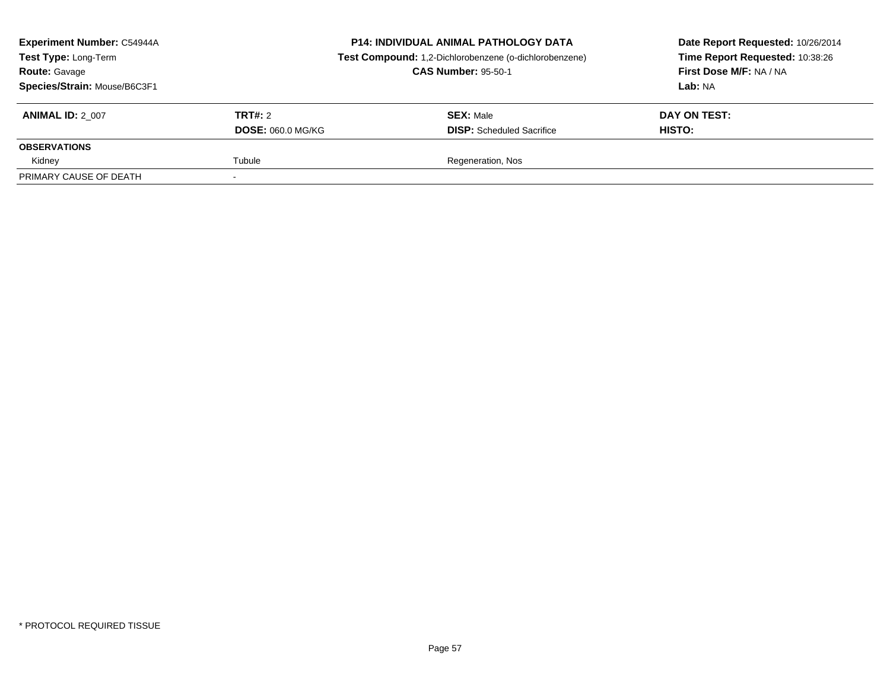**Experiment Number:** C54944A
**Test Type:** Long-Term
**Route:** Gavage
**Species/Strain:** Mouse/B6C3F1

**P14: INDIVIDUAL ANIMAL PATHOLOGY DATA**
**Test Compound:** 1,2-Dichlorobenzene (o-dichlorobenzene)
**CAS Number:** 95-50-1

**Date Report Requested:** 10/26/2014
**Time Report Requested:** 10:38:26
**First Dose M/F:** NA / NA
**Lab:** NA

| **ANIMAL ID:** 2_007 | **TRT#:** 2 | **SEX:** Male | **DAY ON TEST:** |
|---|---|---|---|
| | **DOSE:** 060.0 MG/KG | **DISP:** Scheduled Sacrifice | **HISTO:** |
| **OBSERVATIONS** | | | |
| Kidney | Tubule | Regeneration, Nos | |
| PRIMARY CAUSE OF DEATH | - | | |

* PROTOCOL REQUIRED TISSUE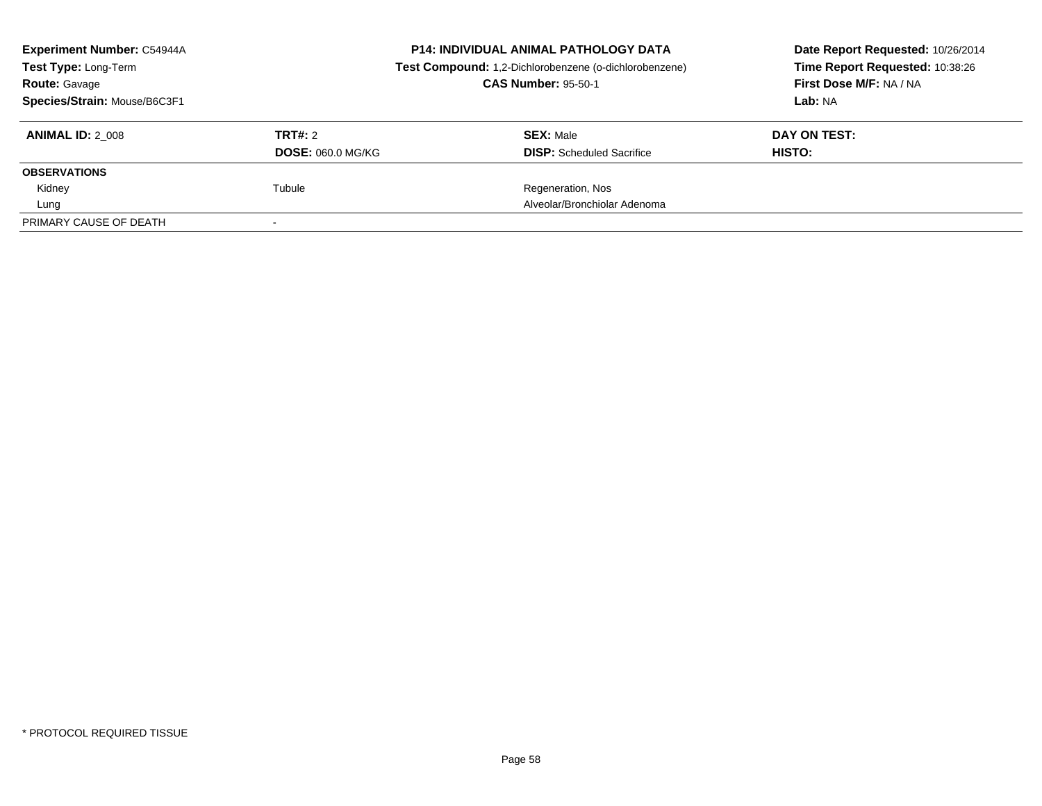**Experiment Number:** C54944A
**Test Type:** Long-Term
**Route:** Gavage
**Species/Strain:** Mouse/B6C3F1

**P14: INDIVIDUAL ANIMAL PATHOLOGY DATA**
**Test Compound:** 1,2-Dichlorobenzene (o-dichlorobenzene)
**CAS Number:** 95-50-1

**Date Report Requested:** 10/26/2014
**Time Report Requested:** 10:38:26
**First Dose M/F:** NA / NA
**Lab:** NA

| **ANIMAL ID:** 2_008 | **TRT#:** 2 | **SEX:** Male | **DAY ON TEST:** |
|---|---|---|---|
| | **DOSE:** 060.0 MG/KG | **DISP:** Scheduled Sacrifice | **HISTO:** |
| **OBSERVATIONS** | | | |
| Kidney | Tubule | Regeneration, Nos | |
| Lung | | Alveolar/Bronchiolar Adenoma | |
| PRIMARY CAUSE OF DEATH | - | | |

* PROTOCOL REQUIRED TISSUE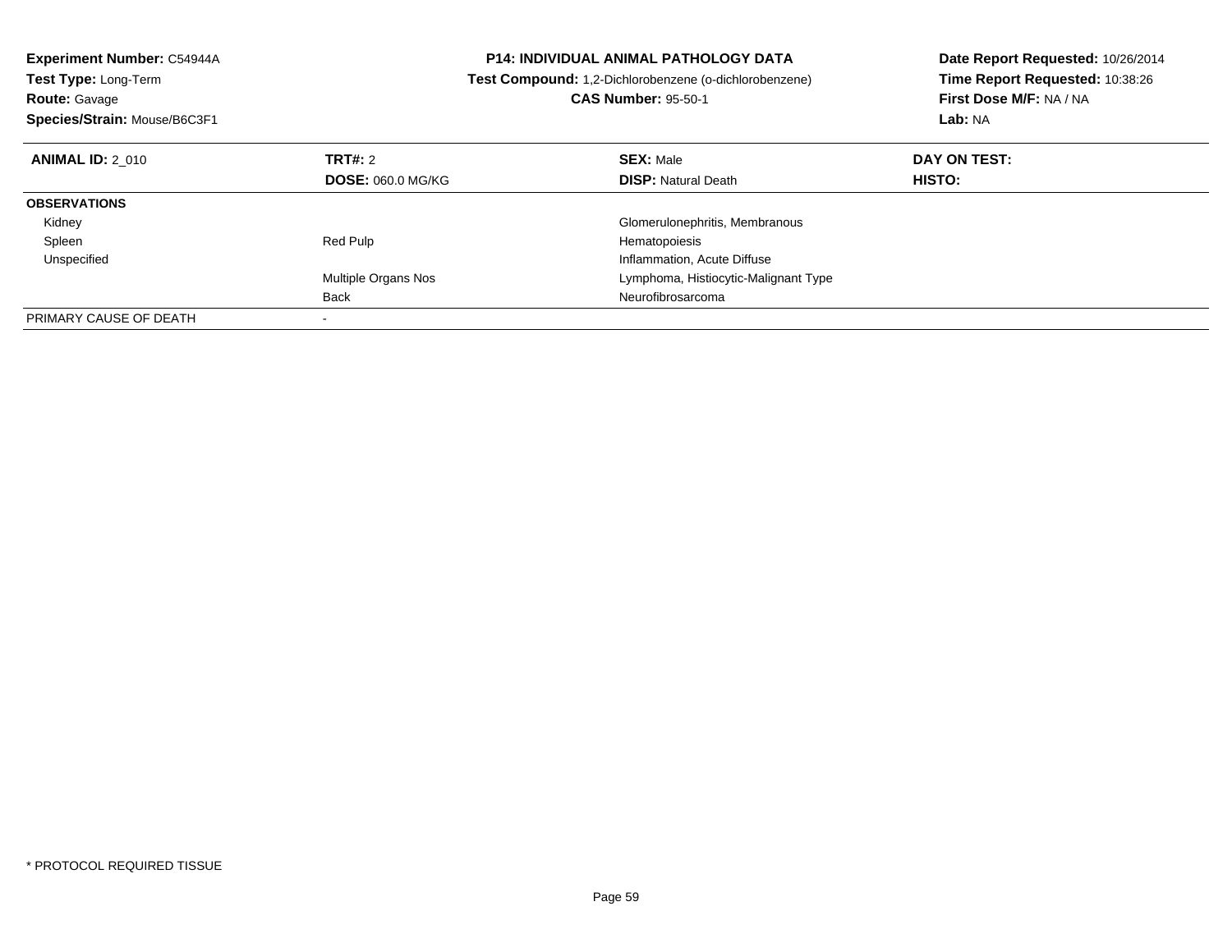**Experiment Number:** C54944A
**Test Type:** Long-Term
**Route:** Gavage
**Species/Strain:** Mouse/B6C3F1

**P14: INDIVIDUAL ANIMAL PATHOLOGY DATA**
**Test Compound:** 1,2-Dichlorobenzene (o-dichlorobenzene)
**CAS Number:** 95-50-1

**Date Report Requested:** 10/26/2014
**Time Report Requested:** 10:38:26
**First Dose M/F:** NA / NA
**Lab:** NA

| **ANIMAL ID:** 2_010 | **TRT#:** 2 | **SEX:** Male | **DAY ON TEST:** |
|---|---|---|---|
| | **DOSE:** 060.0 MG/KG | **DISP:** Natural Death | **HISTO:** |
| **OBSERVATIONS** | | | |
| Kidney | | Glomerulonephritis, Membranous | |
| Spleen | Red Pulp | Hematopoiesis | |
| Unspecified | | Inflammation, Acute Diffuse | |
| | Multiple Organs Nos | Lymphoma, Histiocytic-Malignant Type | |
| | Back | Neurofibrosarcoma | |
| PRIMARY CAUSE OF DEATH | - | | |

* PROTOCOL REQUIRED TISSUE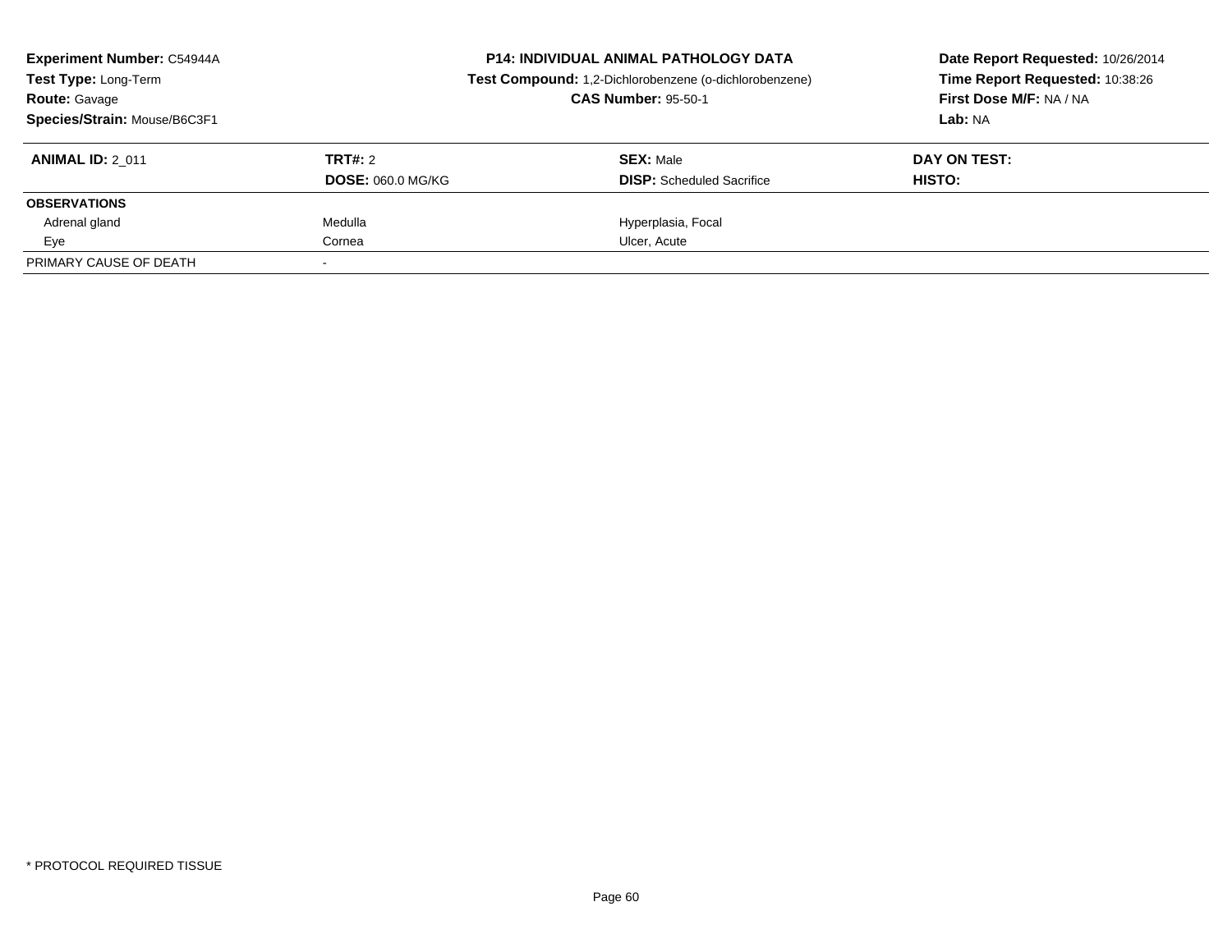**Experiment Number:** C54944A
**Test Type:** Long-Term
**Route:** Gavage
**Species/Strain:** Mouse/B6C3F1

**P14: INDIVIDUAL ANIMAL PATHOLOGY DATA**
**Test Compound:** 1,2-Dichlorobenzene (o-dichlorobenzene)
**CAS Number:** 95-50-1

**Date Report Requested:** 10/26/2014
**Time Report Requested:** 10:38:26
**First Dose M/F:** NA / NA
**Lab:** NA

| **ANIMAL ID:** 2_011 | **TRT#:** 2 | **SEX:** Male | **DAY ON TEST:** |
|---|---|---|---|
| | **DOSE:** 060.0 MG/KG | **DISP:** Scheduled Sacrifice | **HISTO:** |
| **OBSERVATIONS** | | | |
| Adrenal gland | Medulla | Hyperplasia, Focal | |
| Eye | Cornea | Ulcer, Acute | |
| PRIMARY CAUSE OF DEATH | - | | |

* PROTOCOL REQUIRED TISSUE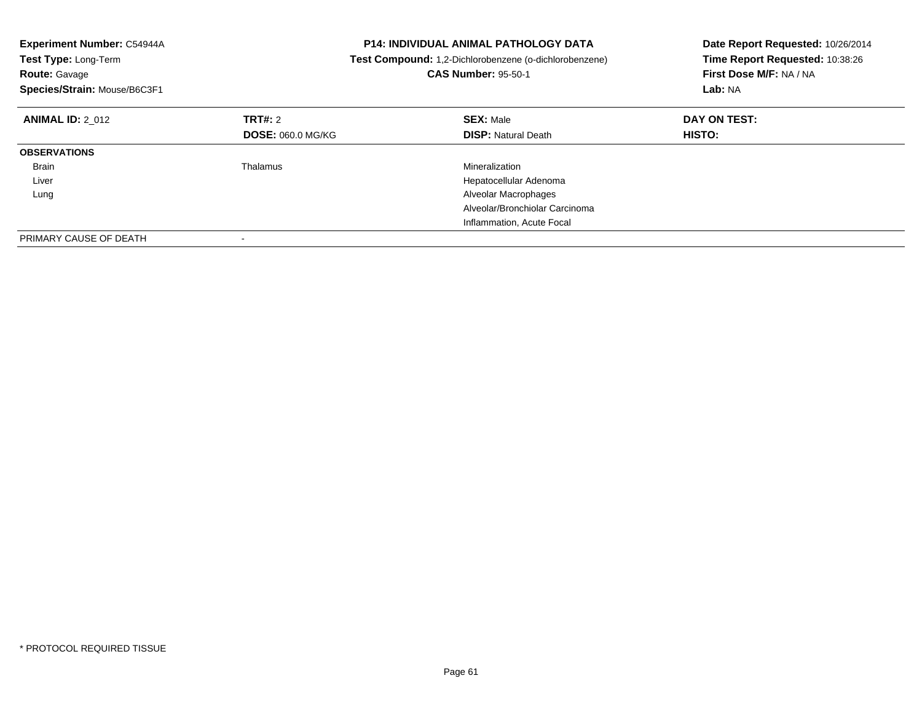**Experiment Number:** C54944A
**Test Type:** Long-Term
**Route:** Gavage
**Species/Strain:** Mouse/B6C3F1

**P14: INDIVIDUAL ANIMAL PATHOLOGY DATA**
**Test Compound:** 1,2-Dichlorobenzene (o-dichlorobenzene)
**CAS Number:** 95-50-1

**Date Report Requested:** 10/26/2014
**Time Report Requested:** 10:38:26
**First Dose M/F:** NA / NA
**Lab:** NA

| **ANIMAL ID:** 2_012 | **TRT#:** 2 | **SEX:** Male | **DAY ON TEST:** |
|---|---|---|---|
| | **DOSE:** 060.0 MG/KG | **DISP:** Natural Death | **HISTO:** |
| **OBSERVATIONS** | | | |
| Brain | Thalamus | Mineralization | |
| Liver | | Hepatocellular Adenoma | |
| Lung | | Alveolar Macrophages | |
| | | Alveolar/Bronchiolar Carcinoma | |
| | | Inflammation, Acute Focal | |
| PRIMARY CAUSE OF DEATH | - | | |

* PROTOCOL REQUIRED TISSUE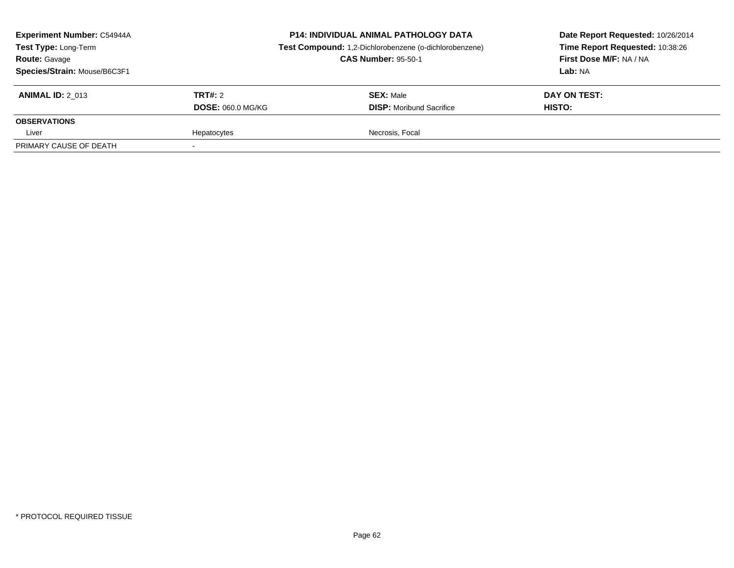**Experiment Number:** C54944A
**Test Type:** Long-Term
**Route:** Gavage
**Species/Strain:** Mouse/B6C3F1

**P14: INDIVIDUAL ANIMAL PATHOLOGY DATA**
**Test Compound:** 1,2-Dichlorobenzene (o-dichlorobenzene)
**CAS Number:** 95-50-1

**Date Report Requested:** 10/26/2014
**Time Report Requested:** 10:38:26
**First Dose M/F:** NA / NA
**Lab:** NA

| | | | |
|---|---|---|---|
| **ANIMAL ID:** 2_013 | **TRT#:** 2 | **SEX:** Male | **DAY ON TEST:** |
| | **DOSE:** 060.0 MG/KG | **DISP:** Moribund Sacrifice | **HISTO:** |
| **OBSERVATIONS** | | | |
| Liver | Hepatocytes | Necrosis, Focal | |
| PRIMARY CAUSE OF DEATH | - | | |

* PROTOCOL REQUIRED TISSUE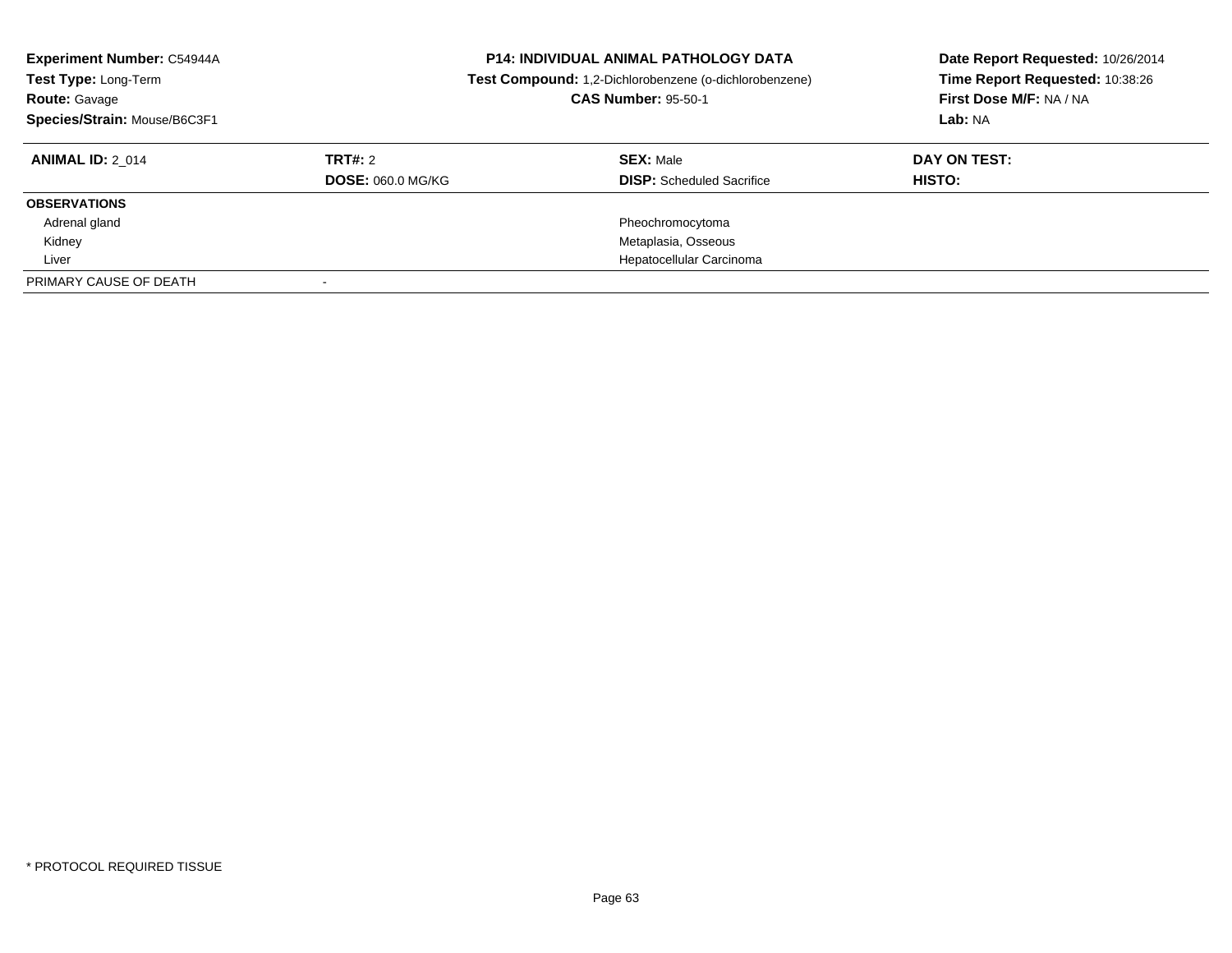**Experiment Number:** C54944A
**Test Type:** Long-Term
**Route:** Gavage
**Species/Strain:** Mouse/B6C3F1

**P14: INDIVIDUAL ANIMAL PATHOLOGY DATA**
**Test Compound:** 1,2-Dichlorobenzene (o-dichlorobenzene)
**CAS Number:** 95-50-1

**Date Report Requested:** 10/26/2014
**Time Report Requested:** 10:38:26
**First Dose M/F:** NA / NA
**Lab:** NA

| **ANIMAL ID:** 2_014 | **TRT#:** 2 | **SEX:** Male | **DAY ON TEST:** |
|---|---|---|---|
| | **DOSE:** 060.0 MG/KG | **DISP:** Scheduled Sacrifice | **HISTO:** |
| **OBSERVATIONS** | | | |
| Adrenal gland | | Pheochromocytoma | |
| Kidney | | Metaplasia, Osseous | |
| Liver | | Hepatocellular Carcinoma | |
| PRIMARY CAUSE OF DEATH | - | | |

* PROTOCOL REQUIRED TISSUE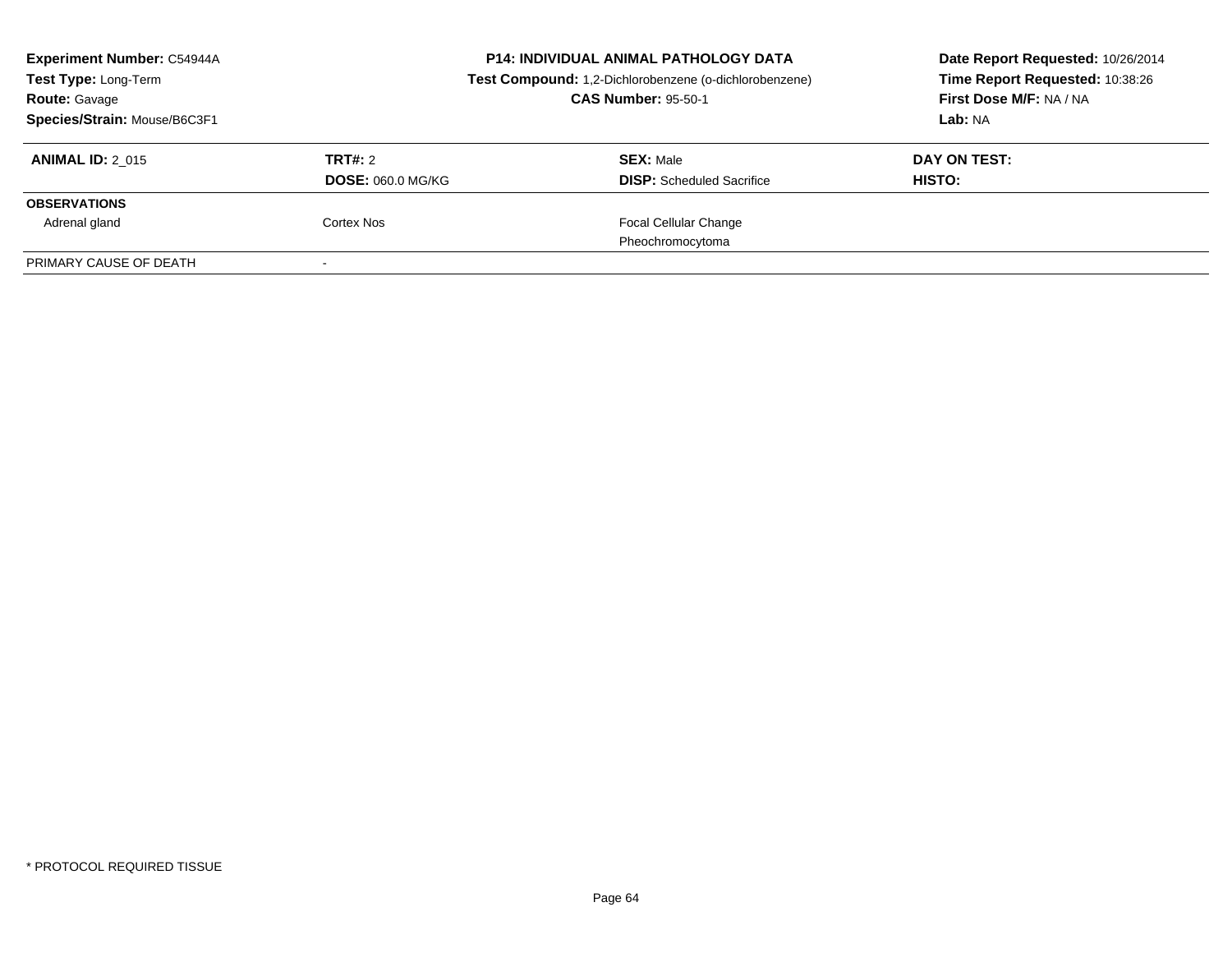**Experiment Number:** C54944A
**Test Type:** Long-Term
**Route:** Gavage
**Species/Strain:** Mouse/B6C3F1

**P14: INDIVIDUAL ANIMAL PATHOLOGY DATA**
**Test Compound:** 1,2-Dichlorobenzene (o-dichlorobenzene)
**CAS Number:** 95-50-1

**Date Report Requested:** 10/26/2014
**Time Report Requested:** 10:38:26
**First Dose M/F:** NA / NA
**Lab:** NA

| **ANIMAL ID:** 2_015 | **TRT#:** 2 | **SEX:** Male | **DAY ON TEST:** |
|---|---|---|---|
| | **DOSE:** 060.0 MG/KG | **DISP:** Scheduled Sacrifice | **HISTO:** |
| **OBSERVATIONS** | | | |
| Adrenal gland | Cortex Nos | Focal Cellular Change | |
| | | Pheochromocytoma | |
| PRIMARY CAUSE OF DEATH | - | | |

* PROTOCOL REQUIRED TISSUE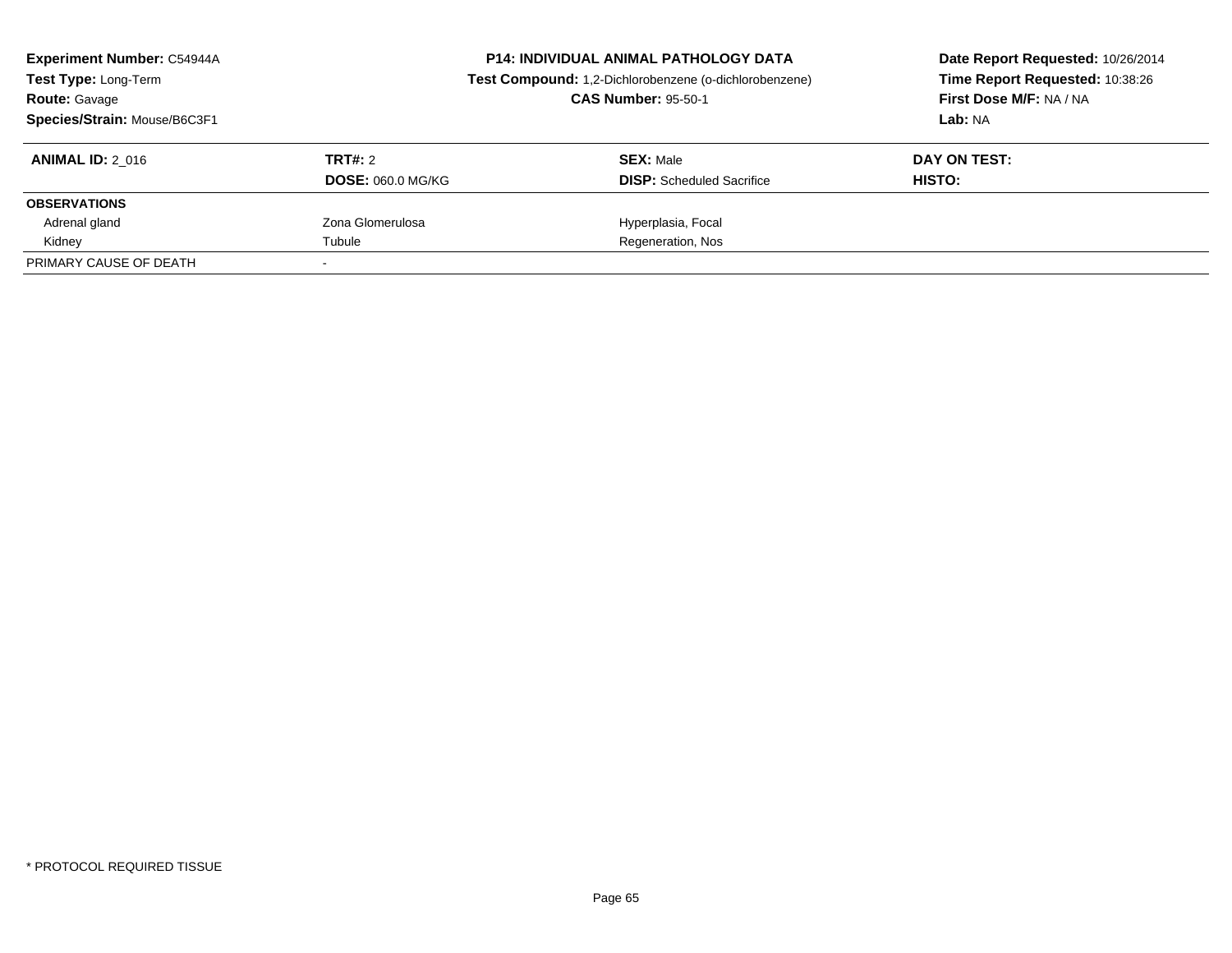**Experiment Number:** C54944A
**Test Type:** Long-Term
**Route:** Gavage
**Species/Strain:** Mouse/B6C3F1

**P14: INDIVIDUAL ANIMAL PATHOLOGY DATA**
**Test Compound:** 1,2-Dichlorobenzene (o-dichlorobenzene)
**CAS Number:** 95-50-1

**Date Report Requested:** 10/26/2014
**Time Report Requested:** 10:38:26
**First Dose M/F:** NA / NA
**Lab:** NA

| | | | |
|---|---|---|---|
| **ANIMAL ID:** 2_016 | **TRT#:** 2 | **SEX:** Male | **DAY ON TEST:** |
| | **DOSE:** 060.0 MG/KG | **DISP:** Scheduled Sacrifice | **HISTO:** |
| **OBSERVATIONS** | | | |
| Adrenal gland | Zona Glomerulosa | Hyperplasia, Focal | |
| Kidney | Tubule | Regeneration, Nos | |
| PRIMARY CAUSE OF DEATH | - | | |

* PROTOCOL REQUIRED TISSUE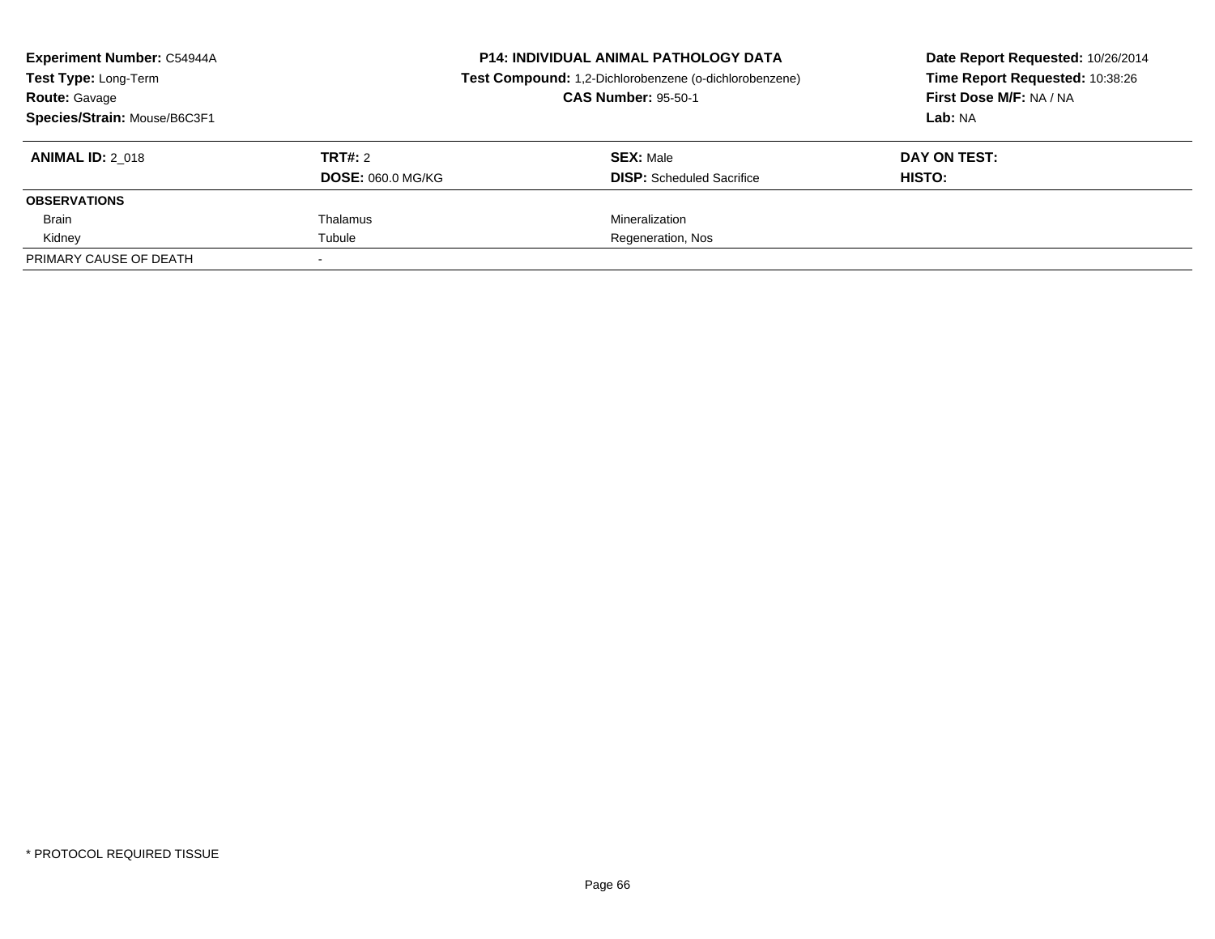**Experiment Number:** C54944A
**Test Type:** Long-Term
**Route:** Gavage
**Species/Strain:** Mouse/B6C3F1

**P14: INDIVIDUAL ANIMAL PATHOLOGY DATA**
**Test Compound:** 1,2-Dichlorobenzene (o-dichlorobenzene)
**CAS Number:** 95-50-1

**Date Report Requested:** 10/26/2014
**Time Report Requested:** 10:38:26
**First Dose M/F:** NA / NA
**Lab:** NA

| | | | |
|---|---|---|---|
| **ANIMAL ID:** 2_018 | **TRT#:** 2 | **SEX:** Male | **DAY ON TEST:** |
| | **DOSE:** 060.0 MG/KG | **DISP:** Scheduled Sacrifice | **HISTO:** |
| **OBSERVATIONS** | | | |
| Brain | Thalamus | Mineralization | |
| Kidney | Tubule | Regeneration, Nos | |
| PRIMARY CAUSE OF DEATH | - | | |

* PROTOCOL REQUIRED TISSUE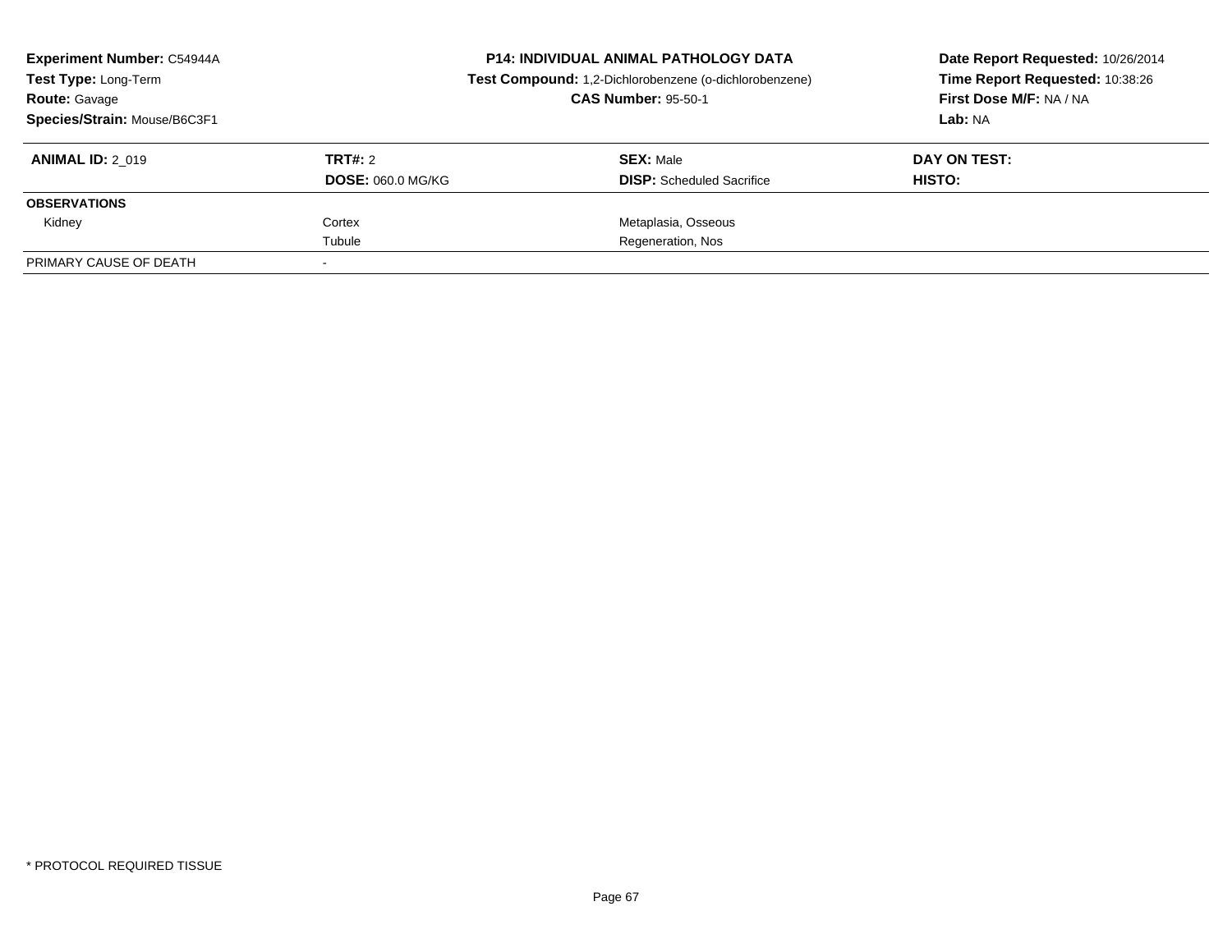**Experiment Number:** C54944A
**Test Type:** Long-Term
**Route:** Gavage
**Species/Strain:** Mouse/B6C3F1

**P14: INDIVIDUAL ANIMAL PATHOLOGY DATA**
**Test Compound:** 1,2-Dichlorobenzene (o-dichlorobenzene)
**CAS Number:** 95-50-1

**Date Report Requested:** 10/26/2014
**Time Report Requested:** 10:38:26
**First Dose M/F:** NA / NA
**Lab:** NA

| | | | |
|---|---|---|---|
| **ANIMAL ID:** 2_019 | **TRT#:** 2 | **SEX:** Male | **DAY ON TEST:** |
| | **DOSE:** 060.0 MG/KG | **DISP:** Scheduled Sacrifice | **HISTO:** |
| **OBSERVATIONS** | | | |
| Kidney | Cortex | Metaplasia, Osseous | |
| | Tubule | Regeneration, Nos | |
| PRIMARY CAUSE OF DEATH | - | | |

* PROTOCOL REQUIRED TISSUE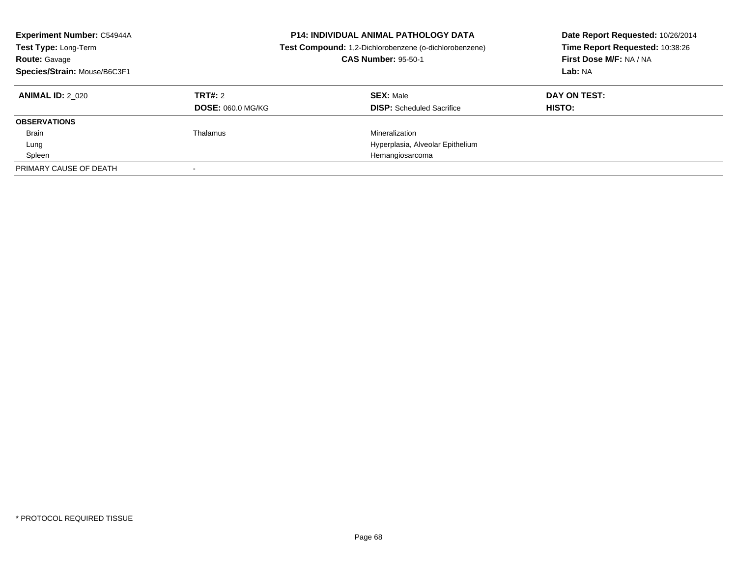**Experiment Number:** C54944A
**Test Type:** Long-Term
**Route:** Gavage
**Species/Strain:** Mouse/B6C3F1

**P14: INDIVIDUAL ANIMAL PATHOLOGY DATA**
**Test Compound:** 1,2-Dichlorobenzene (o-dichlorobenzene)
**CAS Number:** 95-50-1

**Date Report Requested:** 10/26/2014
**Time Report Requested:** 10:38:26
**First Dose M/F:** NA / NA
**Lab:** NA

| **ANIMAL ID:** 2_020 | **TRT#:** 2 | **SEX:** Male | **DAY ON TEST:** |
|---|---|---|---|
| | **DOSE:** 060.0 MG/KG | **DISP:** Scheduled Sacrifice | **HISTO:** |
| **OBSERVATIONS** | | | |
| Brain | Thalamus | Mineralization | |
| Lung | | Hyperplasia, Alveolar Epithelium | |
| Spleen | | Hemangiosarcoma | |
| PRIMARY CAUSE OF DEATH | - | | |

* PROTOCOL REQUIRED TISSUE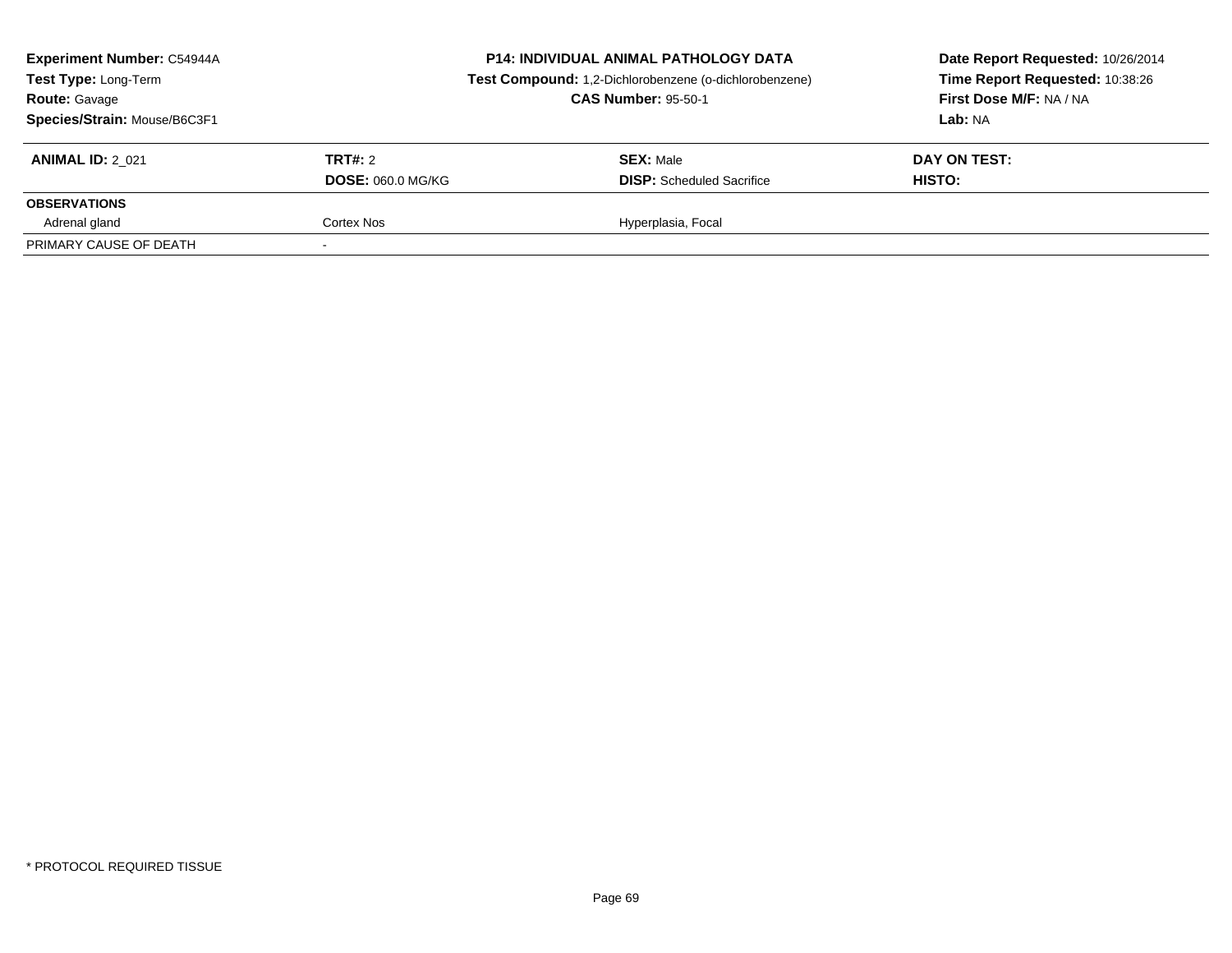**Experiment Number:** C54944A
**Test Type:** Long-Term
**Route:** Gavage
**Species/Strain:** Mouse/B6C3F1

**P14: INDIVIDUAL ANIMAL PATHOLOGY DATA**
**Test Compound:** 1,2-Dichlorobenzene (o-dichlorobenzene)
**CAS Number:** 95-50-1

**Date Report Requested:** 10/26/2014
**Time Report Requested:** 10:38:26
**First Dose M/F:** NA / NA
**Lab:** NA

| | | | |
|---|---|---|---|
| **ANIMAL ID:** 2_021 | **TRT#:** 2 | **SEX:** Male | **DAY ON TEST:** |
| | **DOSE:** 060.0 MG/KG | **DISP:** Scheduled Sacrifice | **HISTO:** |
| **OBSERVATIONS** | | | |
| Adrenal gland | Cortex Nos | Hyperplasia, Focal | |
| PRIMARY CAUSE OF DEATH | - | | |

* PROTOCOL REQUIRED TISSUE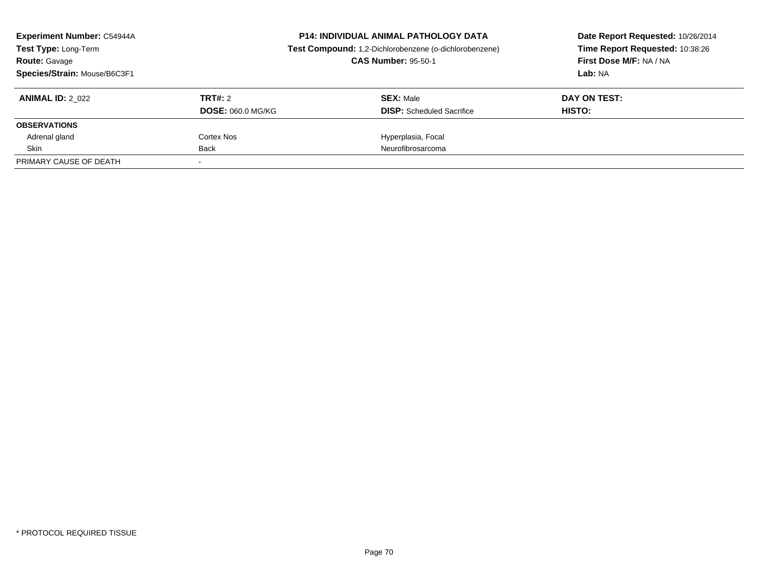**Experiment Number:** C54944A
**Test Type:** Long-Term
**Route:** Gavage
**Species/Strain:** Mouse/B6C3F1

**P14: INDIVIDUAL ANIMAL PATHOLOGY DATA**
**Test Compound:** 1,2-Dichlorobenzene (o-dichlorobenzene)
**CAS Number:** 95-50-1

**Date Report Requested:** 10/26/2014
**Time Report Requested:** 10:38:26
**First Dose M/F:** NA / NA
**Lab:** NA

| | | | |
|---|---|---|---|
| **ANIMAL ID:** 2_022 | **TRT#:** 2 | **SEX:** Male | **DAY ON TEST:** |
| | **DOSE:** 060.0 MG/KG | **DISP:** Scheduled Sacrifice | **HISTO:** |
| **OBSERVATIONS** | | | |
| Adrenal gland | Cortex Nos | Hyperplasia, Focal | |
| Skin | Back | Neurofibrosarcoma | |
| PRIMARY CAUSE OF DEATH | - | | |

* PROTOCOL REQUIRED TISSUE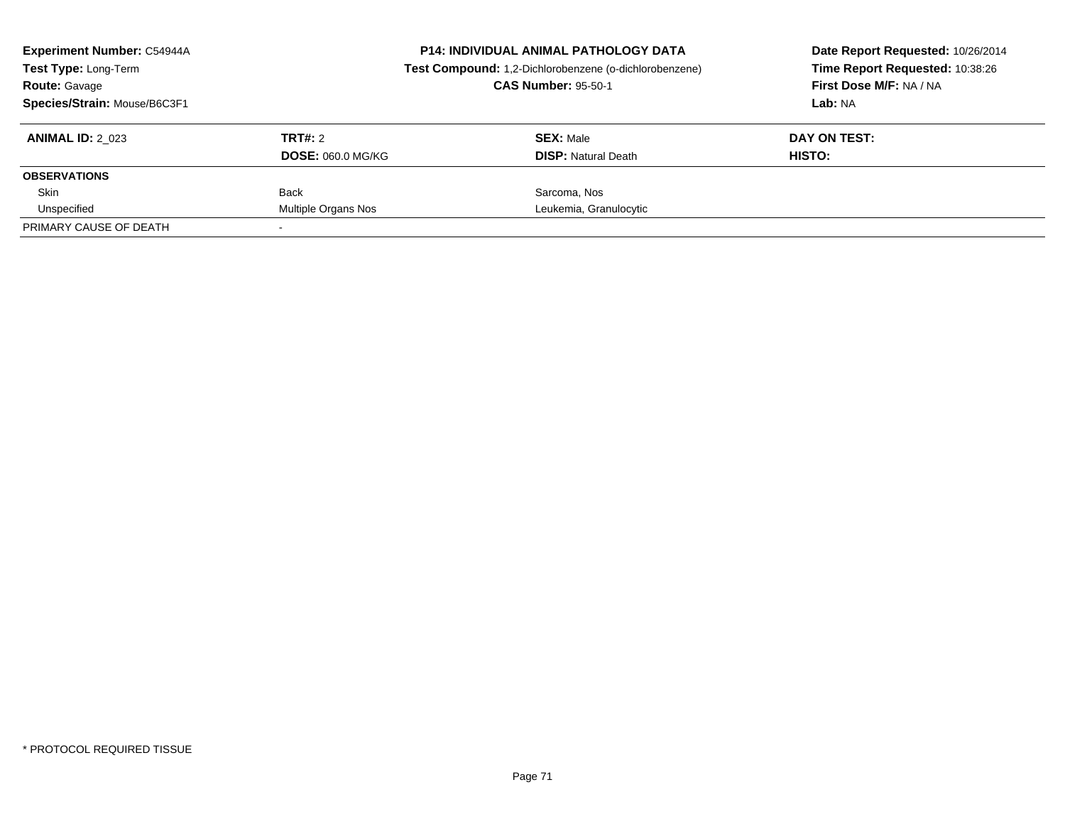**Experiment Number:** C54944A
**Test Type:** Long-Term
**Route:** Gavage
**Species/Strain:** Mouse/B6C3F1

**P14: INDIVIDUAL ANIMAL PATHOLOGY DATA**
**Test Compound:** 1,2-Dichlorobenzene (o-dichlorobenzene)
**CAS Number:** 95-50-1

**Date Report Requested:** 10/26/2014
**Time Report Requested:** 10:38:26
**First Dose M/F:** NA / NA
**Lab:** NA

| **ANIMAL ID:** 2_023 | **TRT#:** 2 | **SEX:** Male | **DAY ON TEST:** |
|---|---|---|---|
| | **DOSE:** 060.0 MG/KG | **DISP:** Natural Death | **HISTO:** |
| **OBSERVATIONS** | | | |
| Skin | Back | Sarcoma, Nos | |
| Unspecified | Multiple Organs Nos | Leukemia, Granulocytic | |
| PRIMARY CAUSE OF DEATH | - | | |

\* PROTOCOL REQUIRED TISSUE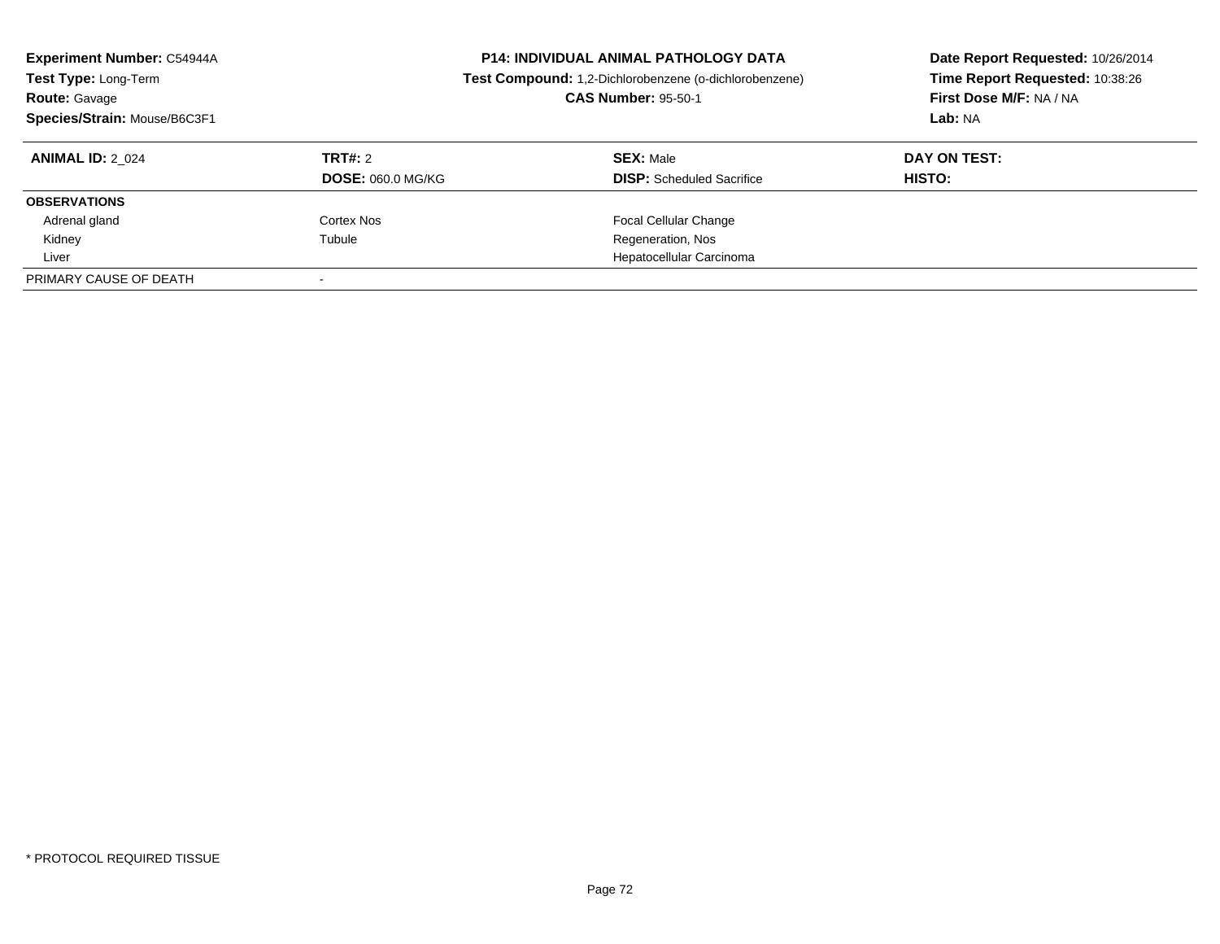**Experiment Number:** C54944A
**Test Type:** Long-Term
**Route:** Gavage
**Species/Strain:** Mouse/B6C3F1

**P14: INDIVIDUAL ANIMAL PATHOLOGY DATA**
**Test Compound:** 1,2-Dichlorobenzene (o-dichlorobenzene)
**CAS Number:** 95-50-1

**Date Report Requested:** 10/26/2014
**Time Report Requested:** 10:38:26
**First Dose M/F:** NA / NA
**Lab:** NA

| | | | |
|---|---|---|---|
| **ANIMAL ID:** 2_024 | **TRT#:** 2 | **SEX:** Male | **DAY ON TEST:** |
| | **DOSE:** 060.0 MG/KG | **DISP:** Scheduled Sacrifice | **HISTO:** |
| **OBSERVATIONS** | | | |
| Adrenal gland | Cortex Nos | Focal Cellular Change | |
| Kidney | Tubule | Regeneration, Nos | |
| Liver | | Hepatocellular Carcinoma | |
| PRIMARY CAUSE OF DEATH | - | | |

* PROTOCOL REQUIRED TISSUE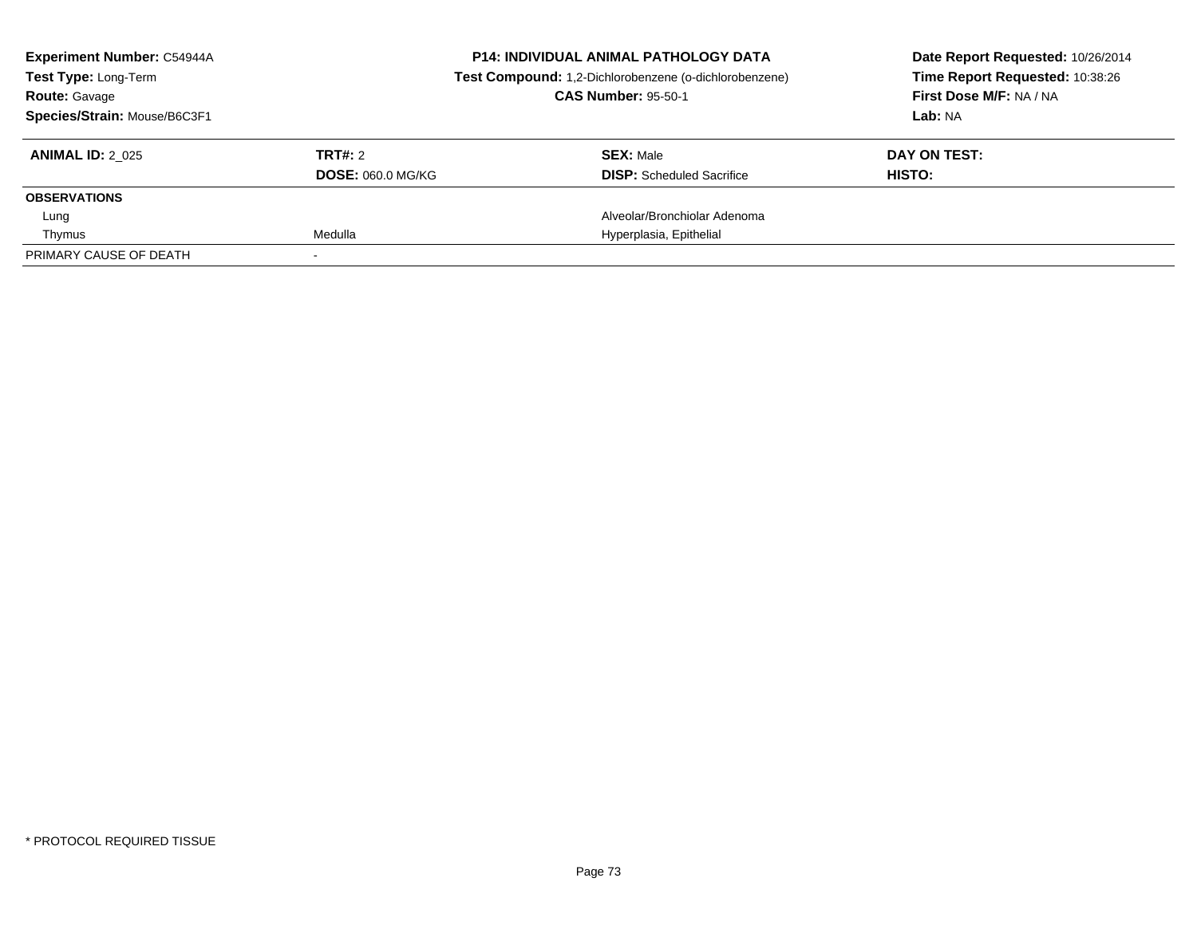**Experiment Number:** C54944A

**Test Type:** Long-Term

**Route:** Gavage

**Species/Strain:** Mouse/B6C3F1

**P14: INDIVIDUAL ANIMAL PATHOLOGY DATA**

**Test Compound:** 1,2-Dichlorobenzene (o-dichlorobenzene)

**CAS Number:** 95-50-1

**Date Report Requested:** 10/26/2014

**Time Report Requested:** 10:38:26

**First Dose M/F:** NA / NA

**Lab:** NA

| | | | |
|---|---|---|---|
| **ANIMAL ID:** 2_025 | **TRT#:** 2 | **SEX:** Male | **DAY ON TEST:** |
| | **DOSE:** 060.0 MG/KG | **DISP:** Scheduled Sacrifice | **HISTO:** |
| **OBSERVATIONS** | | | |
| Lung | | Alveolar/Bronchiolar Adenoma | |
| Thymus | Medulla | Hyperplasia, Epithelial | |
| PRIMARY CAUSE OF DEATH | - | | |

* PROTOCOL REQUIRED TISSUE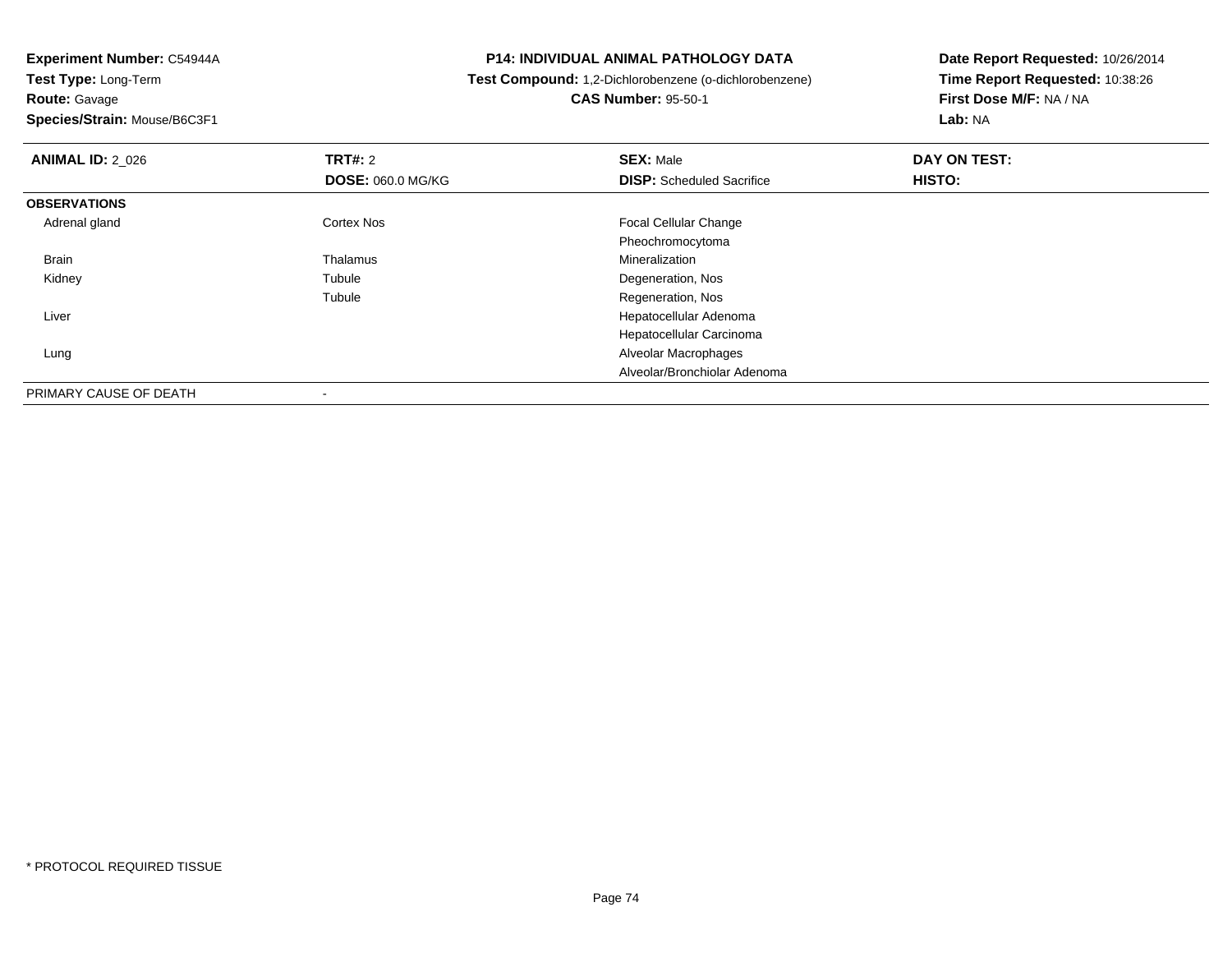**Experiment Number:** C54944A
**Test Type:** Long-Term
**Route:** Gavage
**Species/Strain:** Mouse/B6C3F1

**P14: INDIVIDUAL ANIMAL PATHOLOGY DATA**
**Test Compound:** 1,2-Dichlorobenzene (o-dichlorobenzene)
**CAS Number:** 95-50-1

**Date Report Requested:** 10/26/2014
**Time Report Requested:** 10:38:26
**First Dose M/F:** NA / NA
**Lab:** NA

| **ANIMAL ID:** 2_026 | **TRT#:** 2 | **SEX:** Male | **DAY ON TEST:** |
|---|---|---|---|
| | **DOSE:** 060.0 MG/KG | **DISP:** Scheduled Sacrifice | **HISTO:** |
| **OBSERVATIONS** | | | |
| Adrenal gland | Cortex Nos | Focal Cellular Change | |
| | | Pheochromocytoma | |
| Brain | Thalamus | Mineralization | |
| Kidney | Tubule | Degeneration, Nos | |
| | Tubule | Regeneration, Nos | |
| Liver | | Hepatocellular Adenoma | |
| | | Hepatocellular Carcinoma | |
| Lung | | Alveolar Macrophages | |
| | | Alveolar/Bronchiolar Adenoma | |
| PRIMARY CAUSE OF DEATH | - | | |

* PROTOCOL REQUIRED TISSUE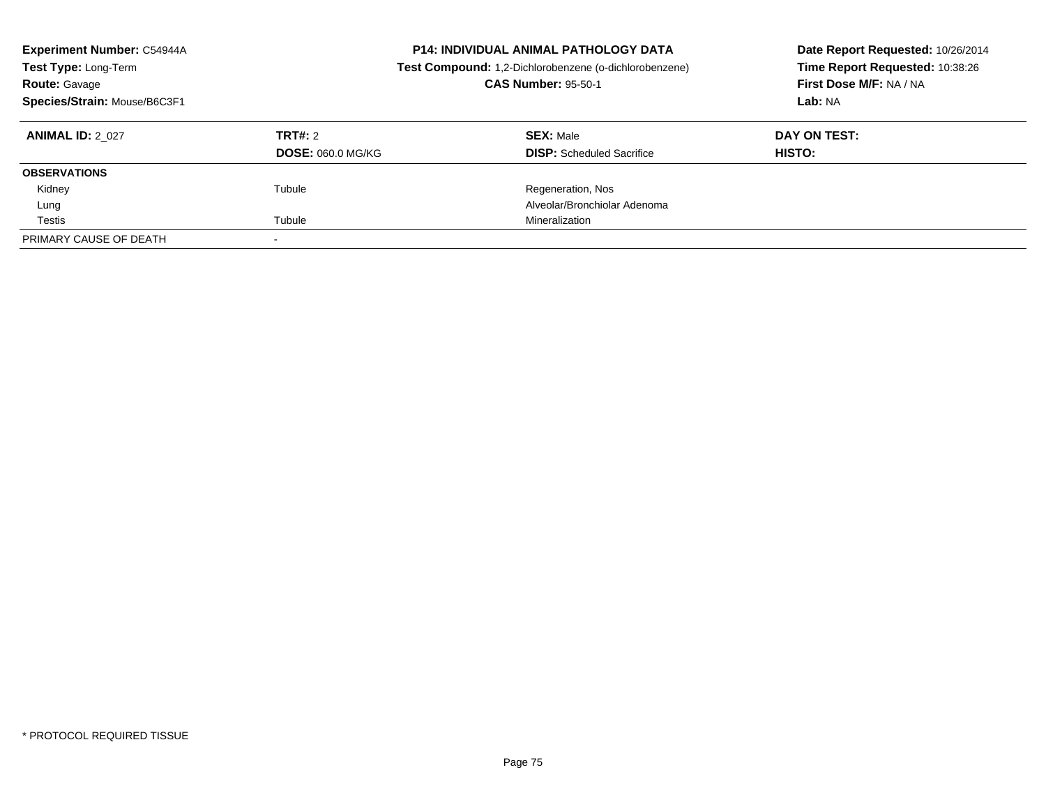**Experiment Number:** C54944A
**Test Type:** Long-Term
**Route:** Gavage
**Species/Strain:** Mouse/B6C3F1

**P14: INDIVIDUAL ANIMAL PATHOLOGY DATA**
**Test Compound:** 1,2-Dichlorobenzene (o-dichlorobenzene)
**CAS Number:** 95-50-1

**Date Report Requested:** 10/26/2014
**Time Report Requested:** 10:38:26
**First Dose M/F:** NA / NA
**Lab:** NA

| **ANIMAL ID:** 2_027 | **TRT#:** 2 | **SEX:** Male | **DAY ON TEST:** |
|---|---|---|---|
| | **DOSE:** 060.0 MG/KG | **DISP:** Scheduled Sacrifice | **HISTO:** |
| **OBSERVATIONS** | | | |
| Kidney | Tubule | Regeneration, Nos | |
| Lung | | Alveolar/Bronchiolar Adenoma | |
| Testis | Tubule | Mineralization | |
| PRIMARY CAUSE OF DEATH | - | | |

* PROTOCOL REQUIRED TISSUE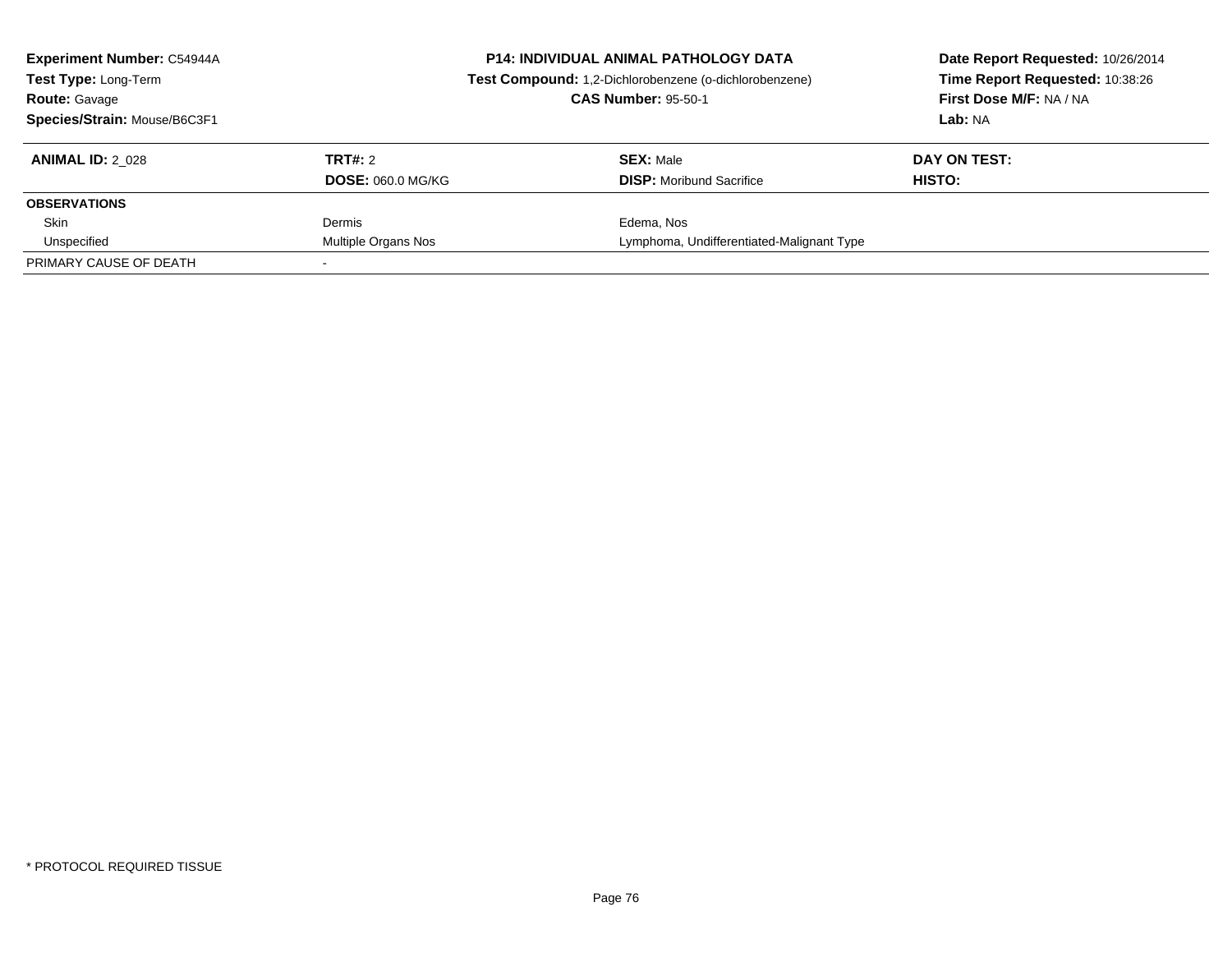**Experiment Number:** C54944A
**Test Type:** Long-Term
**Route:** Gavage
**Species/Strain:** Mouse/B6C3F1

**P14: INDIVIDUAL ANIMAL PATHOLOGY DATA**
**Test Compound:** 1,2-Dichlorobenzene (o-dichlorobenzene)
**CAS Number:** 95-50-1

**Date Report Requested:** 10/26/2014
**Time Report Requested:** 10:38:26
**First Dose M/F:** NA / NA
**Lab:** NA

| | | | |
|---|---|---|---|
| **ANIMAL ID:** 2_028 | **TRT#:** 2 | **SEX:** Male | **DAY ON TEST:** |
| | **DOSE:** 060.0 MG/KG | **DISP:** Moribund Sacrifice | **HISTO:** |
| **OBSERVATIONS** | | | |
| Skin | Dermis | Edema, Nos | |
| Unspecified | Multiple Organs Nos | Lymphoma, Undifferentiated-Malignant Type | |
| PRIMARY CAUSE OF DEATH | - | | |

* PROTOCOL REQUIRED TISSUE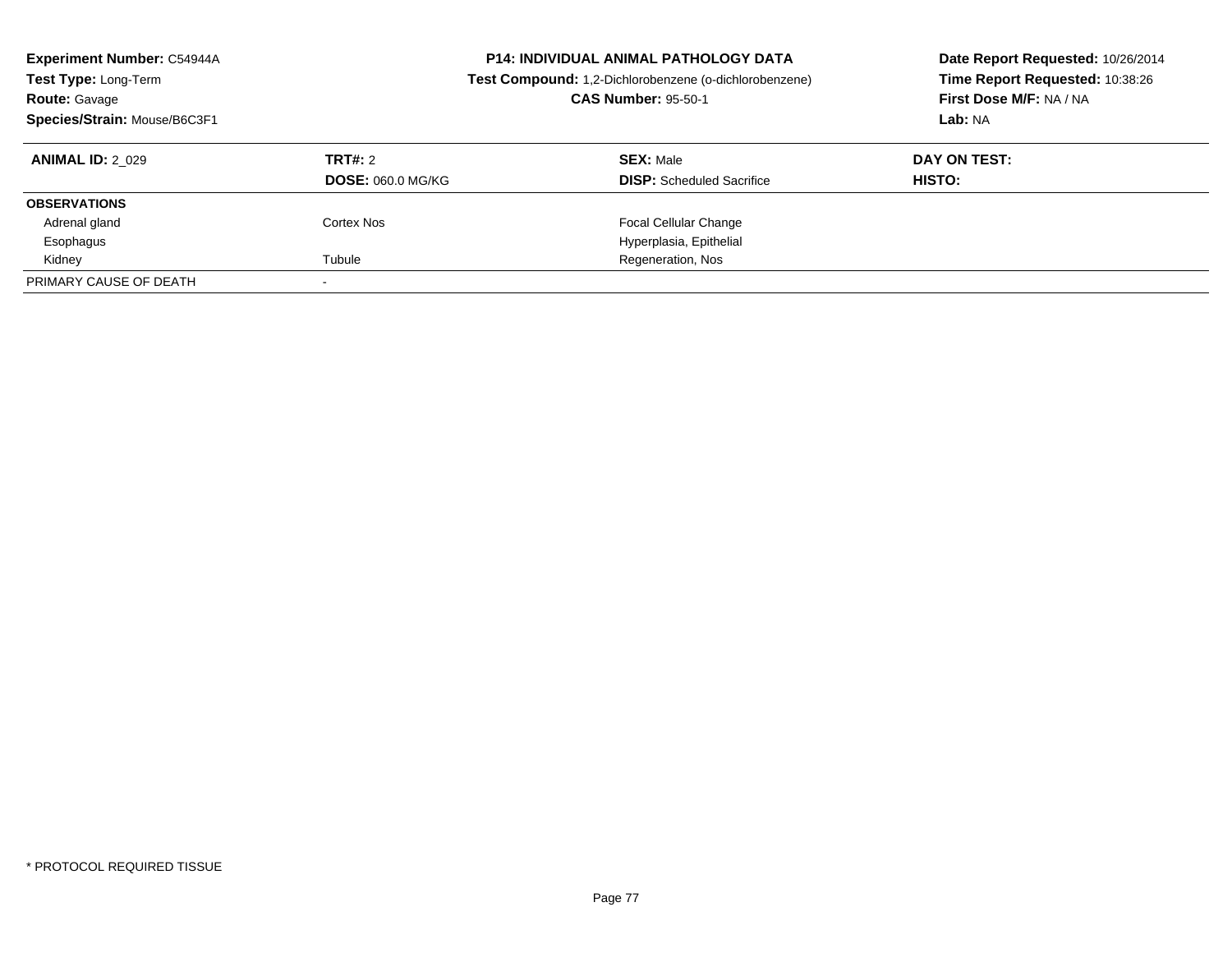**Experiment Number:** C54944A
**Test Type:** Long-Term
**Route:** Gavage
**Species/Strain:** Mouse/B6C3F1

**P14: INDIVIDUAL ANIMAL PATHOLOGY DATA**
**Test Compound:** 1,2-Dichlorobenzene (o-dichlorobenzene)
**CAS Number:** 95-50-1

**Date Report Requested:** 10/26/2014
**Time Report Requested:** 10:38:26
**First Dose M/F:** NA / NA
**Lab:** NA

| **ANIMAL ID:** 2_029 | **TRT#:** 2 | **SEX:** Male | **DAY ON TEST:** |
|---|---|---|---|
| | **DOSE:** 060.0 MG/KG | **DISP:** Scheduled Sacrifice | **HISTO:** |
| **OBSERVATIONS** | | | |
| Adrenal gland | Cortex Nos | Focal Cellular Change | |
| Esophagus | | Hyperplasia, Epithelial | |
| Kidney | Tubule | Regeneration, Nos | |
| PRIMARY CAUSE OF DEATH | - | | |

* PROTOCOL REQUIRED TISSUE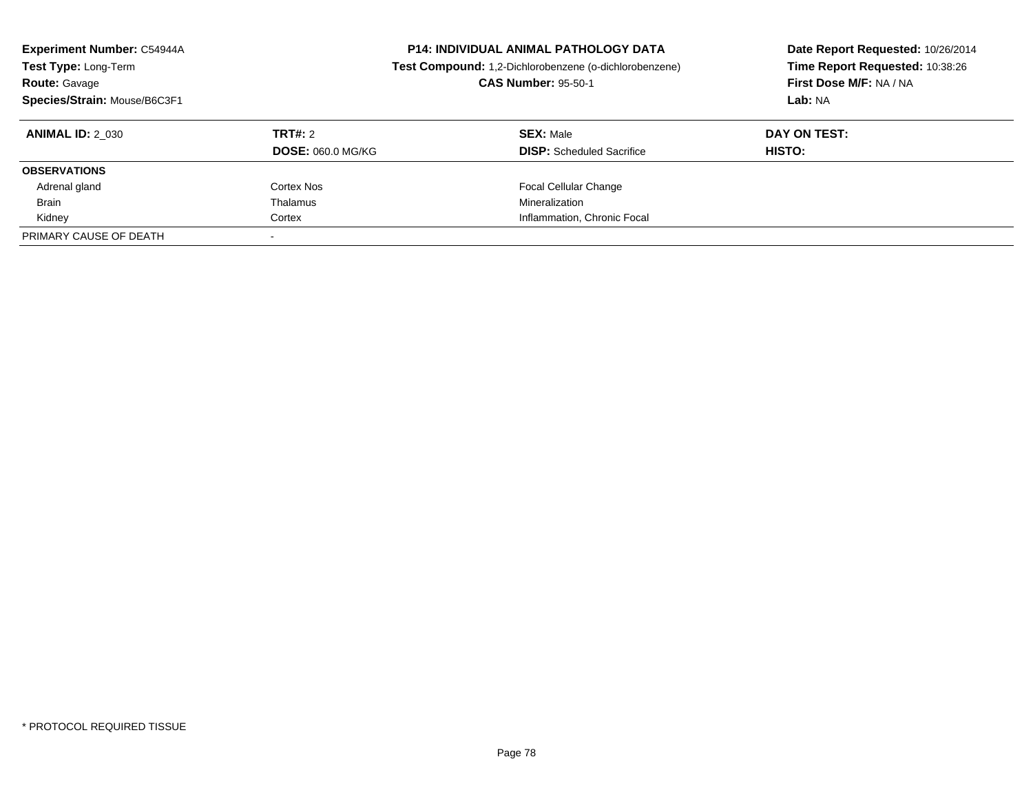**Experiment Number:** C54944A
**Test Type:** Long-Term
**Route:** Gavage
**Species/Strain:** Mouse/B6C3F1

**P14: INDIVIDUAL ANIMAL PATHOLOGY DATA**
**Test Compound:** 1,2-Dichlorobenzene (o-dichlorobenzene)
**CAS Number:** 95-50-1

**Date Report Requested:** 10/26/2014
**Time Report Requested:** 10:38:26
**First Dose M/F:** NA / NA
**Lab:** NA

| **ANIMAL ID:** 2_030 | **TRT#:** 2 | **SEX:** Male | **DAY ON TEST:** |
|---|---|---|---|
| | **DOSE:** 060.0 MG/KG | **DISP:** Scheduled Sacrifice | **HISTO:** |
| **OBSERVATIONS** | | | |
| Adrenal gland | Cortex Nos | Focal Cellular Change | |
| Brain | Thalamus | Mineralization | |
| Kidney | Cortex | Inflammation, Chronic Focal | |
| PRIMARY CAUSE OF DEATH | - | | |

* PROTOCOL REQUIRED TISSUE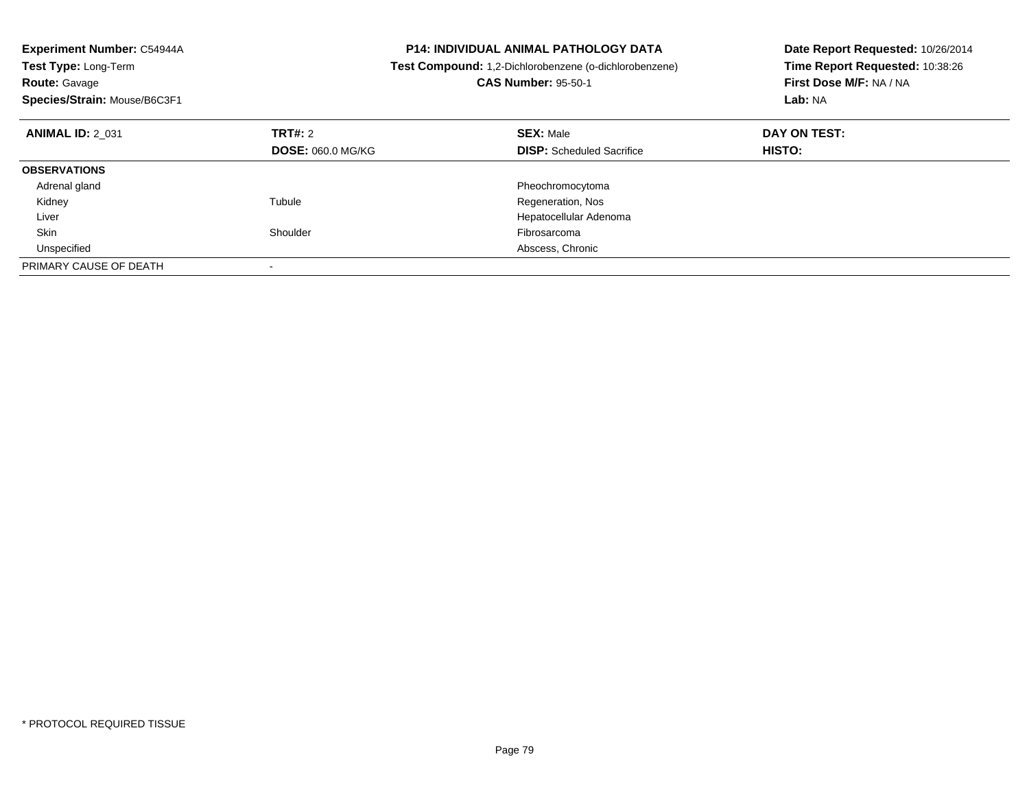**Experiment Number:** C54944A
**Test Type:** Long-Term
**Route:** Gavage
**Species/Strain:** Mouse/B6C3F1

**P14: INDIVIDUAL ANIMAL PATHOLOGY DATA**
**Test Compound:** 1,2-Dichlorobenzene (o-dichlorobenzene)
**CAS Number:** 95-50-1

**Date Report Requested:** 10/26/2014
**Time Report Requested:** 10:38:26
**First Dose M/F:** NA / NA
**Lab:** NA

| **ANIMAL ID:** 2_031 | **TRT#:** 2 | **SEX:** Male | **DAY ON TEST:** |
|---|---|---|---|
| | **DOSE:** 060.0 MG/KG | **DISP:** Scheduled Sacrifice | **HISTO:** |
| **OBSERVATIONS** | | | |
| Adrenal gland | | Pheochromocytoma | |
| Kidney | Tubule | Regeneration, Nos | |
| Liver | | Hepatocellular Adenoma | |
| Skin | Shoulder | Fibrosarcoma | |
| Unspecified | | Abscess, Chronic | |
| PRIMARY CAUSE OF DEATH | - | | |

* PROTOCOL REQUIRED TISSUE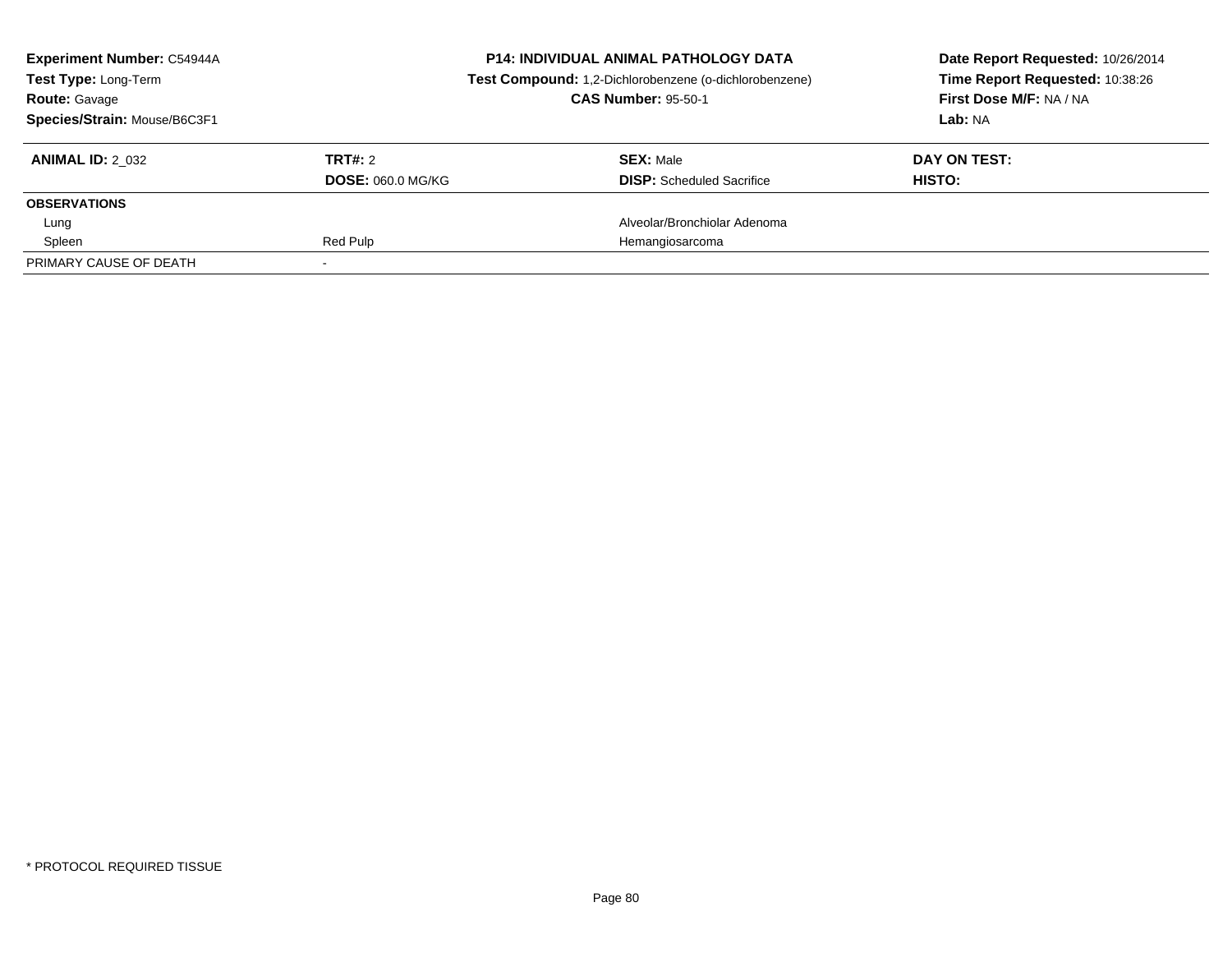**Experiment Number:** C54944A
**Test Type:** Long-Term
**Route:** Gavage
**Species/Strain:** Mouse/B6C3F1

**P14: INDIVIDUAL ANIMAL PATHOLOGY DATA**
**Test Compound:** 1,2-Dichlorobenzene (o-dichlorobenzene)
**CAS Number:** 95-50-1

**Date Report Requested:** 10/26/2014
**Time Report Requested:** 10:38:26
**First Dose M/F:** NA / NA
**Lab:** NA

| | | | |
|---|---|---|---|
| **ANIMAL ID:** 2_032 | **TRT#:** 2 | **SEX:** Male | **DAY ON TEST:** |
| | **DOSE:** 060.0 MG/KG | **DISP:** Scheduled Sacrifice | **HISTO:** |
| **OBSERVATIONS** | | | |
| Lung | | Alveolar/Bronchiolar Adenoma | |
| Spleen | Red Pulp | Hemangiosarcoma | |
| PRIMARY CAUSE OF DEATH | - | | |

* PROTOCOL REQUIRED TISSUE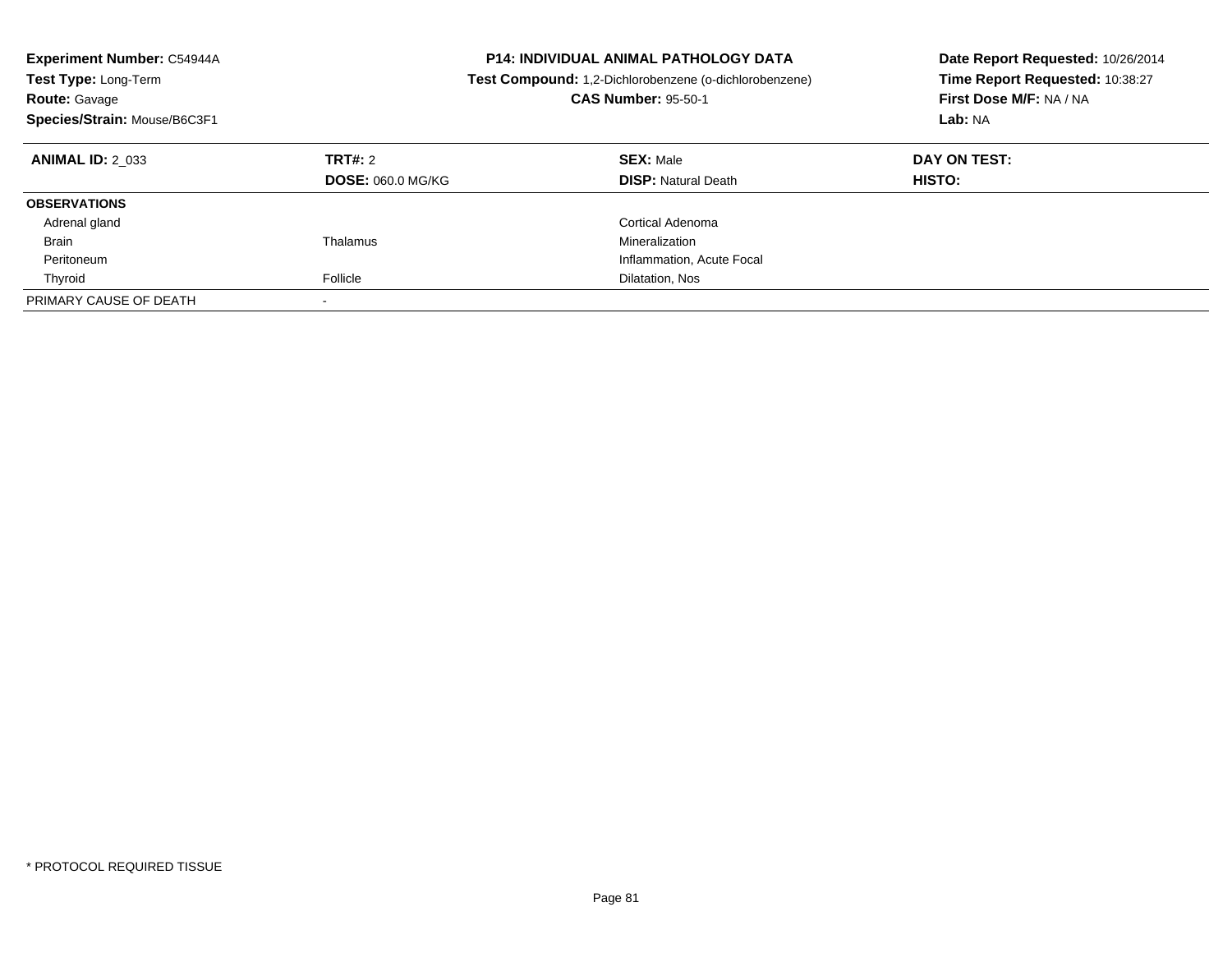**Experiment Number:** C54944A
**Test Type:** Long-Term
**Route:** Gavage
**Species/Strain:** Mouse/B6C3F1

**P14: INDIVIDUAL ANIMAL PATHOLOGY DATA**
**Test Compound:** 1,2-Dichlorobenzene (o-dichlorobenzene)
**CAS Number:** 95-50-1

**Date Report Requested:** 10/26/2014
**Time Report Requested:** 10:38:27
**First Dose M/F:** NA / NA
**Lab:** NA

| **ANIMAL ID:** 2_033 | **TRT#:** 2 | **SEX:** Male | **DAY ON TEST:** |
|---|---|---|---|
| | **DOSE:** 060.0 MG/KG | **DISP:** Natural Death | **HISTO:** |
| **OBSERVATIONS** | | | |
| Adrenal gland | | Cortical Adenoma | |
| Brain | Thalamus | Mineralization | |
| Peritoneum | | Inflammation, Acute Focal | |
| Thyroid | Follicle | Dilatation, Nos | |
| PRIMARY CAUSE OF DEATH | - | | |

* PROTOCOL REQUIRED TISSUE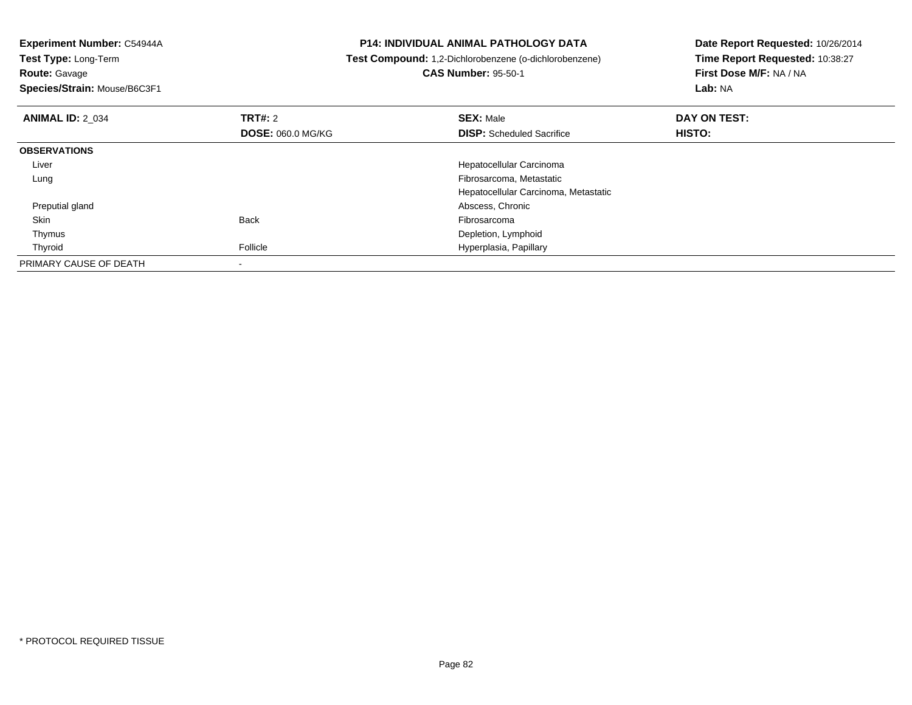**Experiment Number:** C54944A
**Test Type:** Long-Term
**Route:** Gavage
**Species/Strain:** Mouse/B6C3F1

**P14: INDIVIDUAL ANIMAL PATHOLOGY DATA**
**Test Compound:** 1,2-Dichlorobenzene (o-dichlorobenzene)
**CAS Number:** 95-50-1

**Date Report Requested:** 10/26/2014
**Time Report Requested:** 10:38:27
**First Dose M/F:** NA / NA
**Lab:** NA

| **ANIMAL ID:** 2_034 | **TRT#:** 2 | **SEX:** Male | **DAY ON TEST:** |
|---|---|---|---|
| | **DOSE:** 060.0 MG/KG | **DISP:** Scheduled Sacrifice | **HISTO:** |
| **OBSERVATIONS** | | | |
| Liver | | Hepatocellular Carcinoma | |
| Lung | | Fibrosarcoma, Metastatic | |
| | | Hepatocellular Carcinoma, Metastatic | |
| Preputial gland | | Abscess, Chronic | |
| Skin | Back | Fibrosarcoma | |
| Thymus | | Depletion, Lymphoid | |
| Thyroid | Follicle | Hyperplasia, Papillary | |
| PRIMARY CAUSE OF DEATH | - | | |

* PROTOCOL REQUIRED TISSUE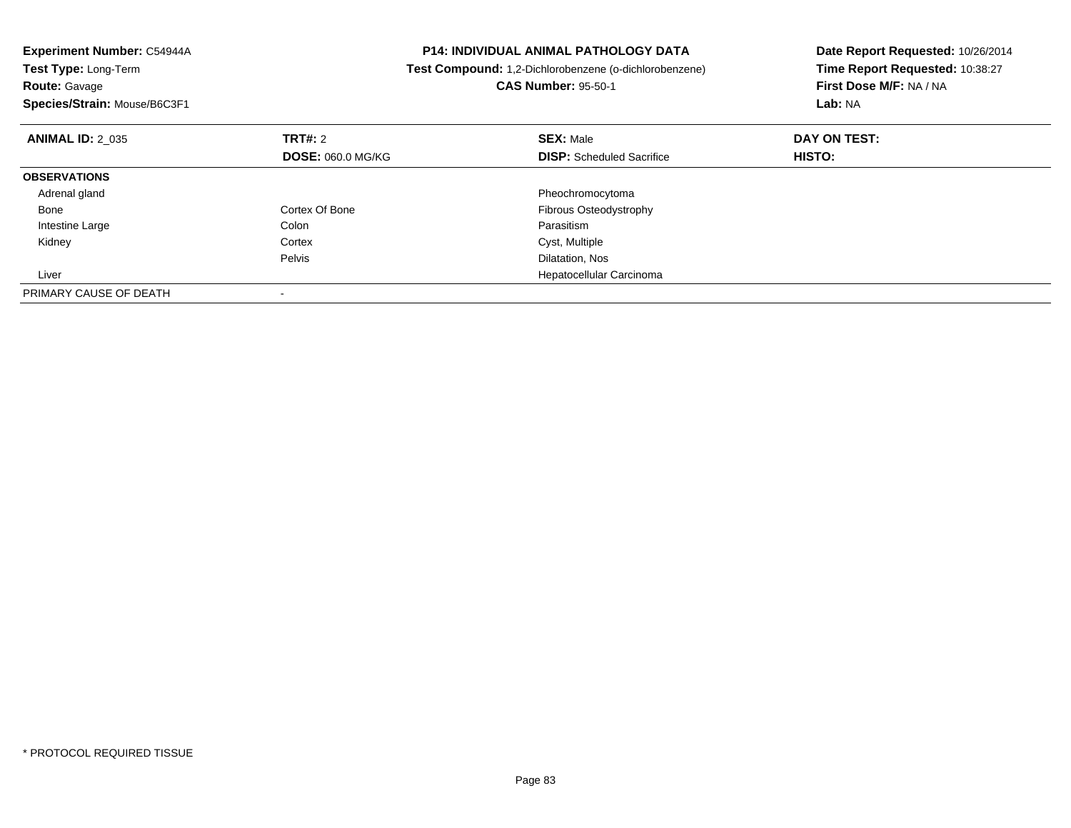**Experiment Number:** C54944A
**Test Type:** Long-Term
**Route:** Gavage
**Species/Strain:** Mouse/B6C3F1

**P14: INDIVIDUAL ANIMAL PATHOLOGY DATA**
**Test Compound:** 1,2-Dichlorobenzene (o-dichlorobenzene)
**CAS Number:** 95-50-1

**Date Report Requested:** 10/26/2014
**Time Report Requested:** 10:38:27
**First Dose M/F:** NA / NA
**Lab:** NA

| **ANIMAL ID:** 2_035 | **TRT#:** 2 | **SEX:** Male | **DAY ON TEST:** |
|---|---|---|---|
| | **DOSE:** 060.0 MG/KG | **DISP:** Scheduled Sacrifice | **HISTO:** |
| **OBSERVATIONS** | | | |
| Adrenal gland | | Pheochromocytoma | |
| Bone | Cortex Of Bone | Fibrous Osteodystrophy | |
| Intestine Large | Colon | Parasitism | |
| Kidney | Cortex | Cyst, Multiple | |
| | Pelvis | Dilatation, Nos | |
| Liver | | Hepatocellular Carcinoma | |
| PRIMARY CAUSE OF DEATH | - | | |

* PROTOCOL REQUIRED TISSUE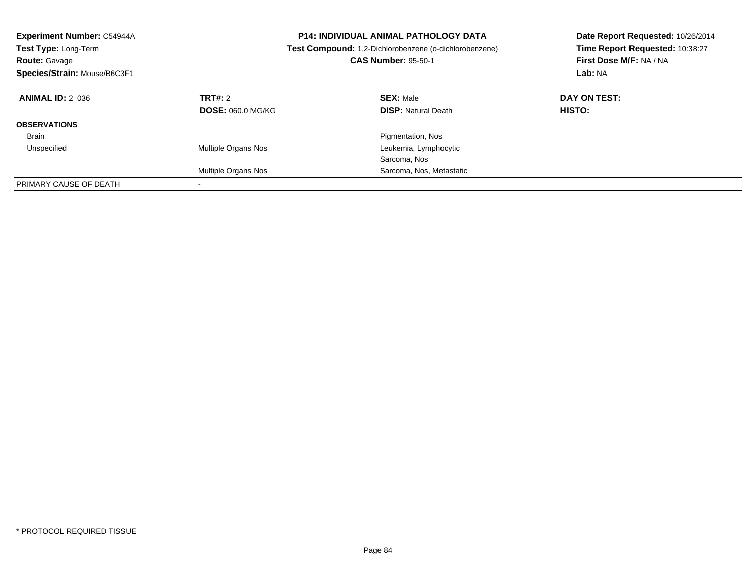**Experiment Number:** C54944A
**Test Type:** Long-Term
**Route:** Gavage
**Species/Strain:** Mouse/B6C3F1

**P14: INDIVIDUAL ANIMAL PATHOLOGY DATA**
**Test Compound:** 1,2-Dichlorobenzene (o-dichlorobenzene)
**CAS Number:** 95-50-1

**Date Report Requested:** 10/26/2014
**Time Report Requested:** 10:38:27
**First Dose M/F:** NA / NA
**Lab:** NA

| **ANIMAL ID:** 2_036 | **TRT#:** 2 | **SEX:** Male | **DAY ON TEST:** |
|---|---|---|---|
| | **DOSE:** 060.0 MG/KG | **DISP:** Natural Death | **HISTO:** |
| **OBSERVATIONS** | | | |
| Brain | | Pigmentation, Nos | |
| Unspecified | Multiple Organs Nos | Leukemia, Lymphocytic | |
| | | Sarcoma, Nos | |
| | Multiple Organs Nos | Sarcoma, Nos, Metastatic | |
| PRIMARY CAUSE OF DEATH | - | | |

* PROTOCOL REQUIRED TISSUE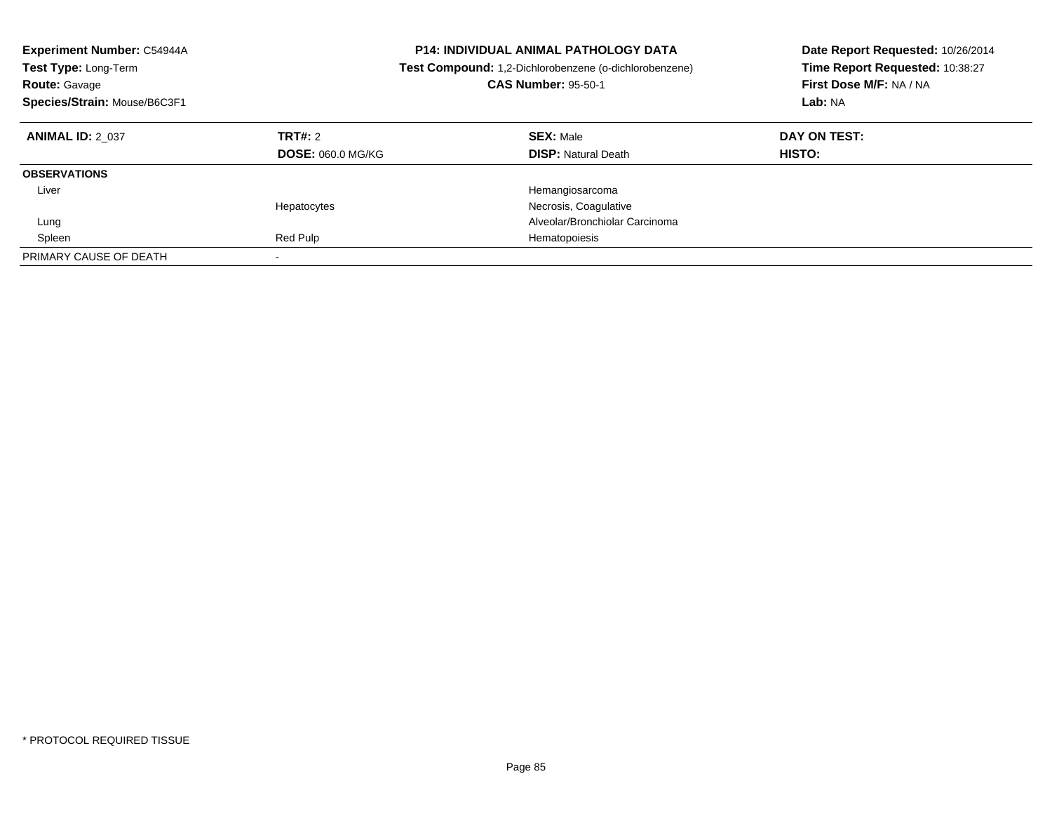**Experiment Number:** C54944A
**Test Type:** Long-Term
**Route:** Gavage
**Species/Strain:** Mouse/B6C3F1

**P14: INDIVIDUAL ANIMAL PATHOLOGY DATA**
**Test Compound:** 1,2-Dichlorobenzene (o-dichlorobenzene)
**CAS Number:** 95-50-1

**Date Report Requested:** 10/26/2014
**Time Report Requested:** 10:38:27
**First Dose M/F:** NA / NA
**Lab:** NA

| **ANIMAL ID:** 2_037 | **TRT#:** 2 | **SEX:** Male | **DAY ON TEST:** |
|---|---|---|---|
| | **DOSE:** 060.0 MG/KG | **DISP:** Natural Death | **HISTO:** |
| **OBSERVATIONS** | | | |
| Liver | | Hemangiosarcoma | |
| | Hepatocytes | Necrosis, Coagulative | |
| Lung | | Alveolar/Bronchiolar Carcinoma | |
| Spleen | Red Pulp | Hematopoiesis | |
| PRIMARY CAUSE OF DEATH | - | | |

* PROTOCOL REQUIRED TISSUE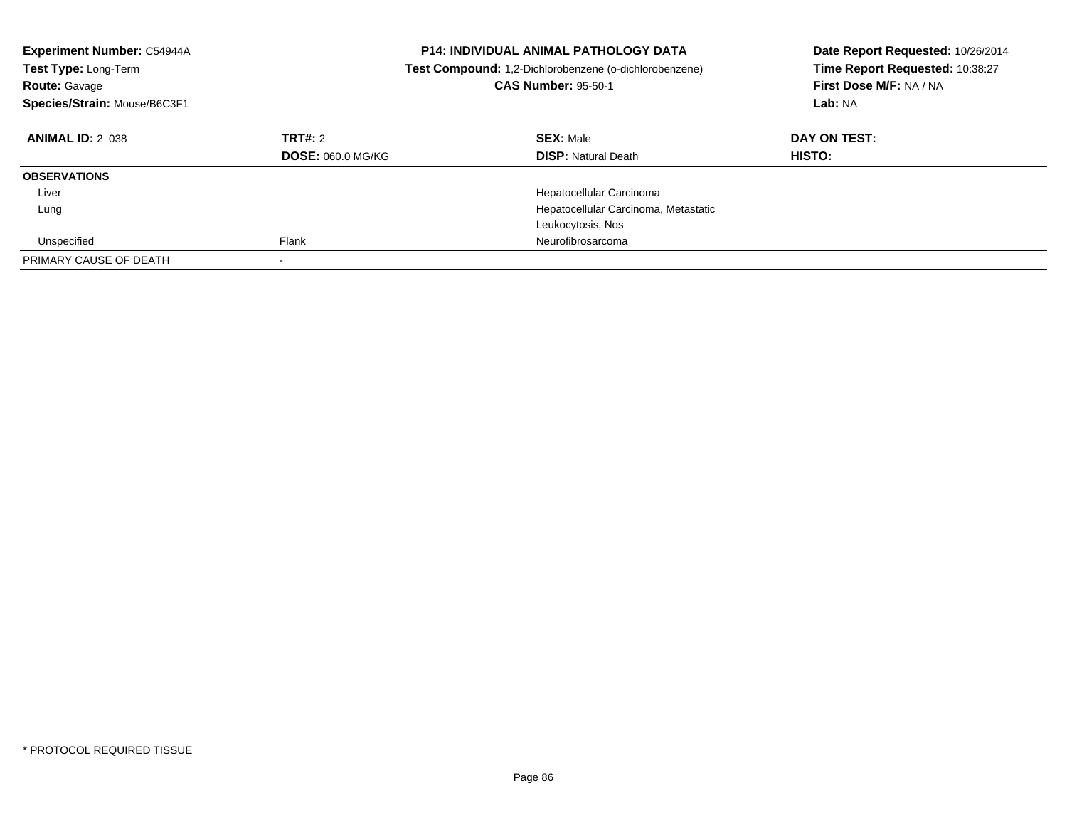**Experiment Number:** C54944A
**Test Type:** Long-Term
**Route:** Gavage
**Species/Strain:** Mouse/B6C3F1

**P14: INDIVIDUAL ANIMAL PATHOLOGY DATA**
**Test Compound:** 1,2-Dichlorobenzene (o-dichlorobenzene)
**CAS Number:** 95-50-1

**Date Report Requested:** 10/26/2014
**Time Report Requested:** 10:38:27
**First Dose M/F:** NA / NA
**Lab:** NA

| **ANIMAL ID:** 2_038 | **TRT#:** 2 | **SEX:** Male | **DAY ON TEST:** |
|---|---|---|---|
| | **DOSE:** 060.0 MG/KG | **DISP:** Natural Death | **HISTO:** |
| **OBSERVATIONS** | | | |
| Liver | | Hepatocellular Carcinoma | |
| Lung | | Hepatocellular Carcinoma, Metastatic | |
| | | Leukocytosis, Nos | |
| Unspecified | Flank | Neurofibrosarcoma | |
| PRIMARY CAUSE OF DEATH | - | | |

\* PROTOCOL REQUIRED TISSUE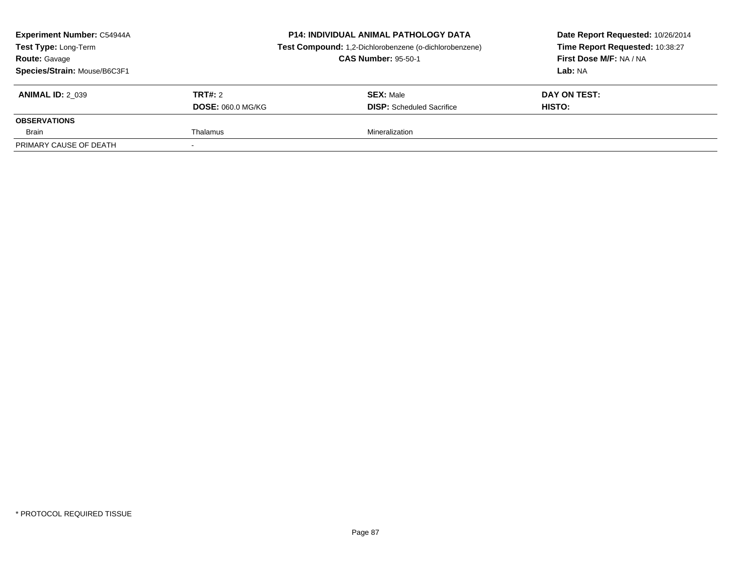**Experiment Number:** C54944A
**Test Type:** Long-Term
**Route:** Gavage
**Species/Strain:** Mouse/B6C3F1

**P14: INDIVIDUAL ANIMAL PATHOLOGY DATA**
**Test Compound:** 1,2-Dichlorobenzene (o-dichlorobenzene)
**CAS Number:** 95-50-1

**Date Report Requested:** 10/26/2014
**Time Report Requested:** 10:38:27
**First Dose M/F:** NA / NA
**Lab:** NA

| **ANIMAL ID:** 2_039 | **TRT#:** 2 | **SEX:** Male | **DAY ON TEST:** |
|---|---|---|---|
| | **DOSE:** 060.0 MG/KG | **DISP:** Scheduled Sacrifice | **HISTO:** |
| **OBSERVATIONS** | | | |
| Brain | Thalamus | Mineralization | |
| PRIMARY CAUSE OF DEATH | - | | |

* PROTOCOL REQUIRED TISSUE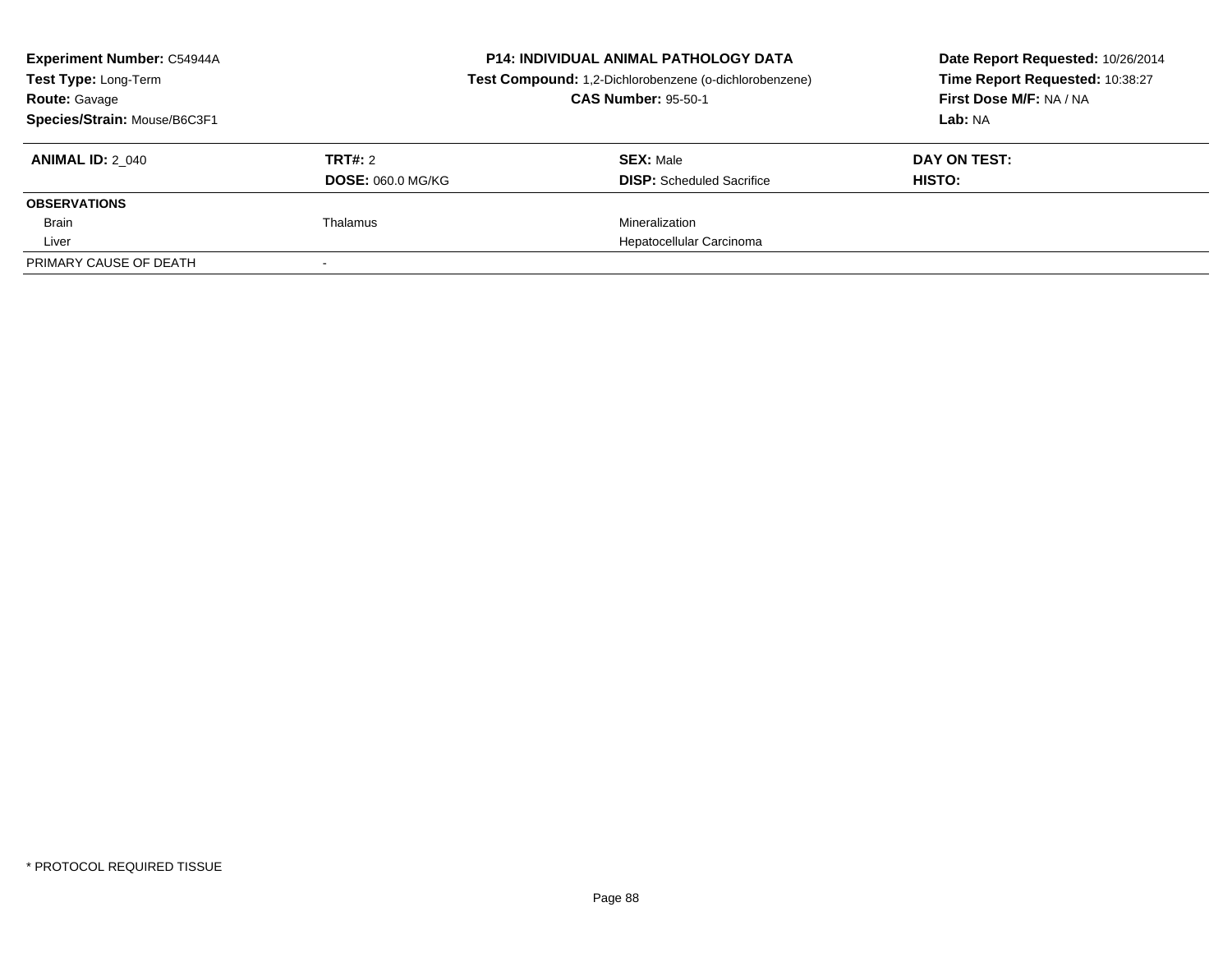**Experiment Number:** C54944A
**Test Type:** Long-Term
**Route:** Gavage
**Species/Strain:** Mouse/B6C3F1

**P14: INDIVIDUAL ANIMAL PATHOLOGY DATA**
**Test Compound:** 1,2-Dichlorobenzene (o-dichlorobenzene)
**CAS Number:** 95-50-1

**Date Report Requested:** 10/26/2014
**Time Report Requested:** 10:38:27
**First Dose M/F:** NA / NA
**Lab:** NA

| | | | |
|---|---|---|---|
| **ANIMAL ID:** 2_040 | **TRT#:** 2 | **SEX:** Male | **DAY ON TEST:** |
| | **DOSE:** 060.0 MG/KG | **DISP:** Scheduled Sacrifice | **HISTO:** |
| **OBSERVATIONS** | | | |
| Brain | Thalamus | Mineralization | |
| Liver | | Hepatocellular Carcinoma | |
| PRIMARY CAUSE OF DEATH | - | | |

* PROTOCOL REQUIRED TISSUE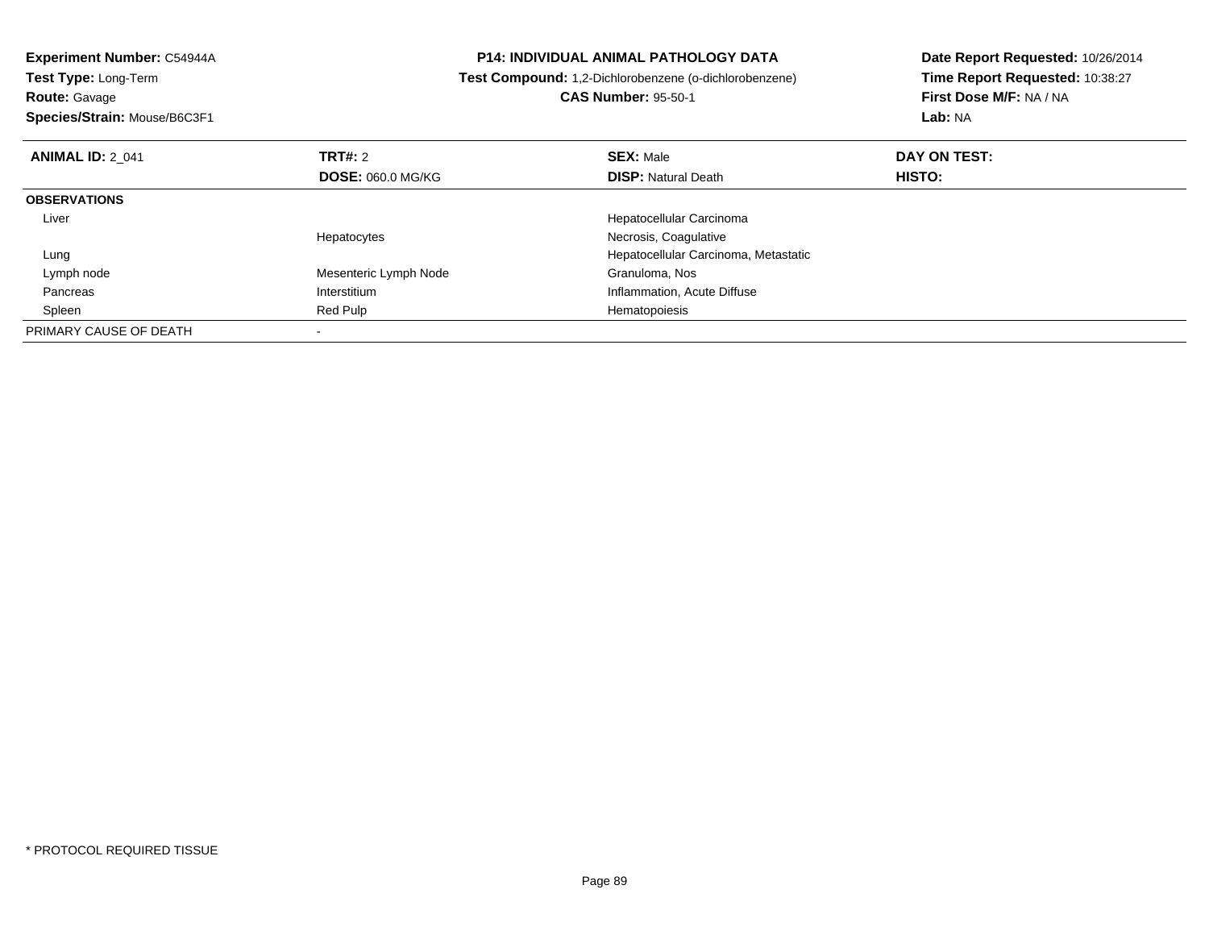**Experiment Number:** C54944A
**Test Type:** Long-Term
**Route:** Gavage
**Species/Strain:** Mouse/B6C3F1

**P14: INDIVIDUAL ANIMAL PATHOLOGY DATA**
**Test Compound:** 1,2-Dichlorobenzene (o-dichlorobenzene)
**CAS Number:** 95-50-1

**Date Report Requested:** 10/26/2014
**Time Report Requested:** 10:38:27
**First Dose M/F:** NA / NA
**Lab:** NA

| **ANIMAL ID:** 2_041 | **TRT#:** 2 | **SEX:** Male | **DAY ON TEST:** |
|---|---|---|---|
| | **DOSE:** 060.0 MG/KG | **DISP:** Natural Death | **HISTO:** |
| **OBSERVATIONS** | | | |
| Liver | | Hepatocellular Carcinoma | |
| | Hepatocytes | Necrosis, Coagulative | |
| Lung | | Hepatocellular Carcinoma, Metastatic | |
| Lymph node | Mesenteric Lymph Node | Granuloma, Nos | |
| Pancreas | Interstitium | Inflammation, Acute Diffuse | |
| Spleen | Red Pulp | Hematopoiesis | |
| PRIMARY CAUSE OF DEATH | - | | |

* PROTOCOL REQUIRED TISSUE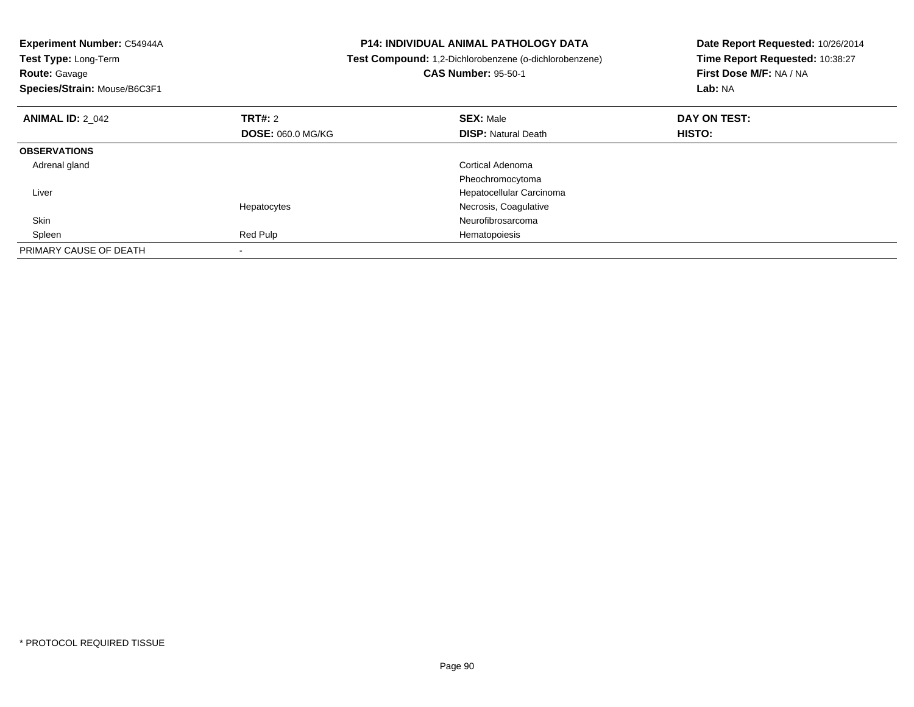**Experiment Number:** C54944A
**Test Type:** Long-Term
**Route:** Gavage
**Species/Strain:** Mouse/B6C3F1

**P14: INDIVIDUAL ANIMAL PATHOLOGY DATA**
**Test Compound:** 1,2-Dichlorobenzene (o-dichlorobenzene)
**CAS Number:** 95-50-1

**Date Report Requested:** 10/26/2014
**Time Report Requested:** 10:38:27
**First Dose M/F:** NA / NA
**Lab:** NA

| **ANIMAL ID:** 2_042 | **TRT#:** 2 | **SEX:** Male | **DAY ON TEST:** |
|---|---|---|---|
| | **DOSE:** 060.0 MG/KG | **DISP:** Natural Death | **HISTO:** |
| **OBSERVATIONS** | | | |
| Adrenal gland | | Cortical Adenoma | |
| | | Pheochromocytoma | |
| Liver | | Hepatocellular Carcinoma | |
| | Hepatocytes | Necrosis, Coagulative | |
| Skin | | Neurofibrosarcoma | |
| Spleen | Red Pulp | Hematopoiesis | |
| PRIMARY CAUSE OF DEATH | - | | |

* PROTOCOL REQUIRED TISSUE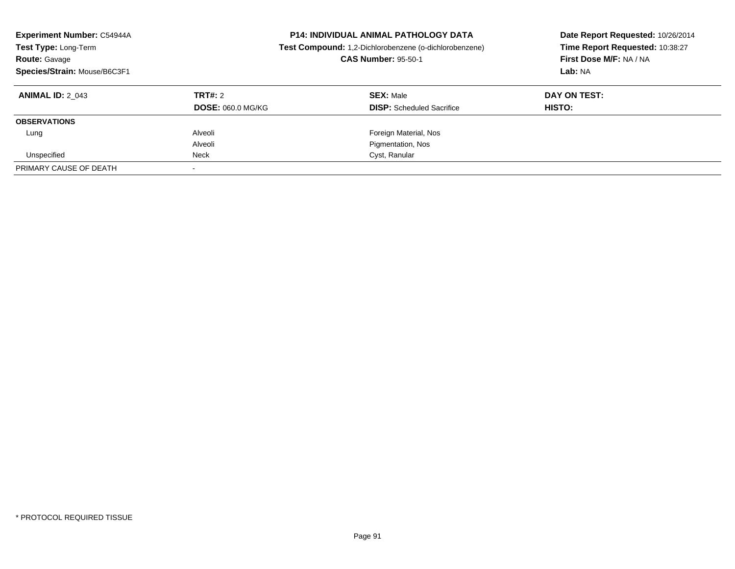**Experiment Number:** C54944A
**Test Type:** Long-Term
**Route:** Gavage
**Species/Strain:** Mouse/B6C3F1

**P14: INDIVIDUAL ANIMAL PATHOLOGY DATA**
**Test Compound:** 1,2-Dichlorobenzene (o-dichlorobenzene)
**CAS Number:** 95-50-1

**Date Report Requested:** 10/26/2014
**Time Report Requested:** 10:38:27
**First Dose M/F:** NA / NA
**Lab:** NA

| **ANIMAL ID:** 2_043 | **TRT#:** 2 | **SEX:** Male | **DAY ON TEST:** |
|---|---|---|---|
| | **DOSE:** 060.0 MG/KG | **DISP:** Scheduled Sacrifice | **HISTO:** |
| **OBSERVATIONS** | | | |
| Lung | Alveoli | Foreign Material, Nos | |
| | Alveoli | Pigmentation, Nos | |
| Unspecified | Neck | Cyst, Ranular | |
| PRIMARY CAUSE OF DEATH | - | | |

* PROTOCOL REQUIRED TISSUE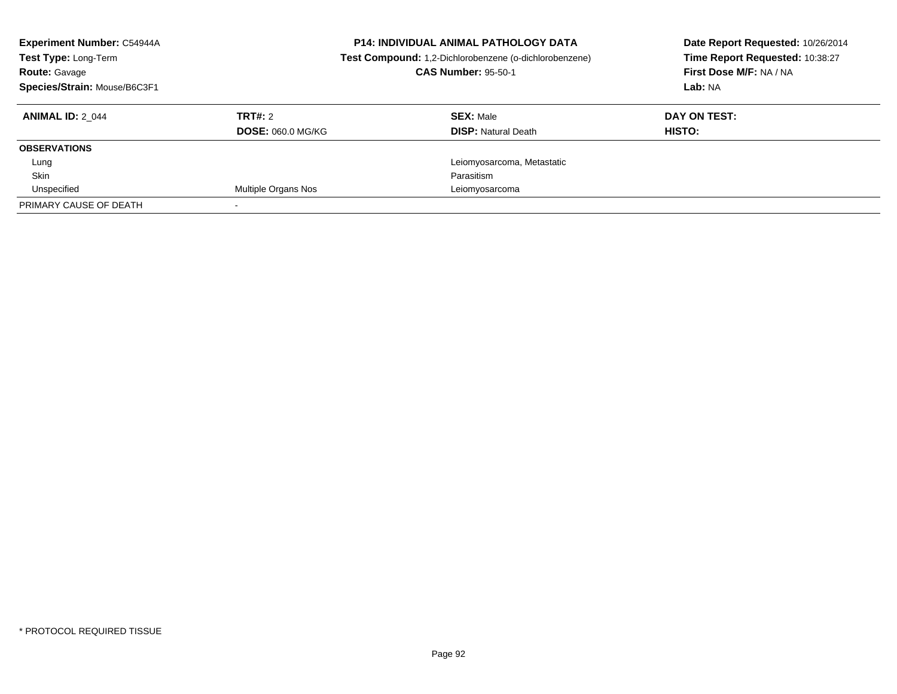**Experiment Number:** C54944A
**Test Type:** Long-Term
**Route:** Gavage
**Species/Strain:** Mouse/B6C3F1

**P14: INDIVIDUAL ANIMAL PATHOLOGY DATA**
**Test Compound:** 1,2-Dichlorobenzene (o-dichlorobenzene)
**CAS Number:** 95-50-1

**Date Report Requested:** 10/26/2014
**Time Report Requested:** 10:38:27
**First Dose M/F:** NA / NA
**Lab:** NA

| **ANIMAL ID:** 2_044 | **TRT#:** 2 | **SEX:** Male | **DAY ON TEST:** |
|---|---|---|---|
| | **DOSE:** 060.0 MG/KG | **DISP:** Natural Death | **HISTO:** |
| **OBSERVATIONS** | | | |
| Lung | | Leiomyosarcoma, Metastatic | |
| Skin | | Parasitism | |
| Unspecified | Multiple Organs Nos | Leiomyosarcoma | |
| PRIMARY CAUSE OF DEATH | - | | |

\* PROTOCOL REQUIRED TISSUE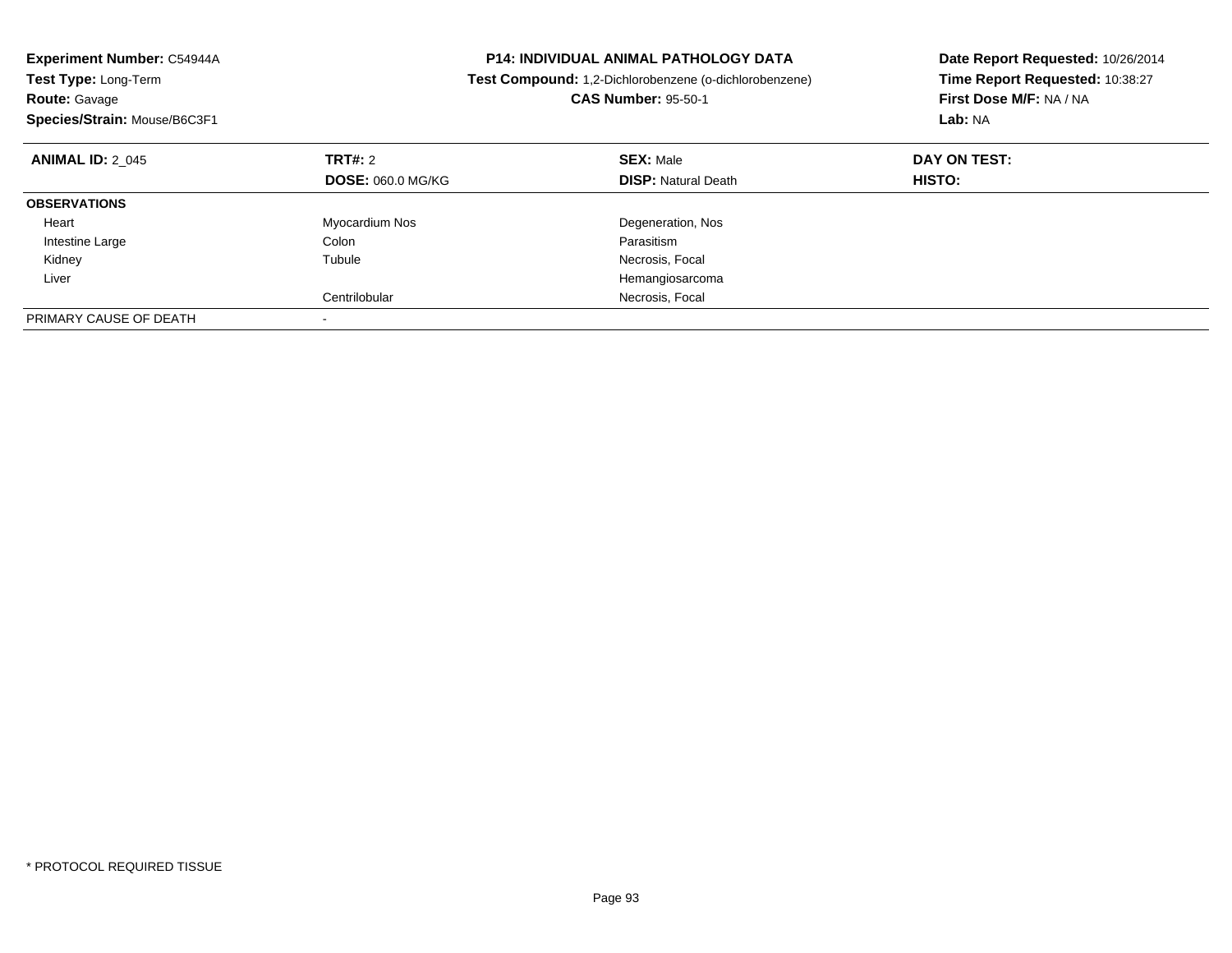**Experiment Number:** C54944A
**Test Type:** Long-Term
**Route:** Gavage
**Species/Strain:** Mouse/B6C3F1

**P14: INDIVIDUAL ANIMAL PATHOLOGY DATA**
**Test Compound:** 1,2-Dichlorobenzene (o-dichlorobenzene)
**CAS Number:** 95-50-1

**Date Report Requested:** 10/26/2014
**Time Report Requested:** 10:38:27
**First Dose M/F:** NA / NA
**Lab:** NA

| **ANIMAL ID:** 2_045 | **TRT#:** 2 | **SEX:** Male | **DAY ON TEST:** |
|---|---|---|---|
| | **DOSE:** 060.0 MG/KG | **DISP:** Natural Death | **HISTO:** |
| **OBSERVATIONS** | | | |
| Heart | Myocardium Nos | Degeneration, Nos | |
| Intestine Large | Colon | Parasitism | |
| Kidney | Tubule | Necrosis, Focal | |
| Liver | | Hemangiosarcoma | |
| | Centrilobular | Necrosis, Focal | |
| PRIMARY CAUSE OF DEATH | - | | |

* PROTOCOL REQUIRED TISSUE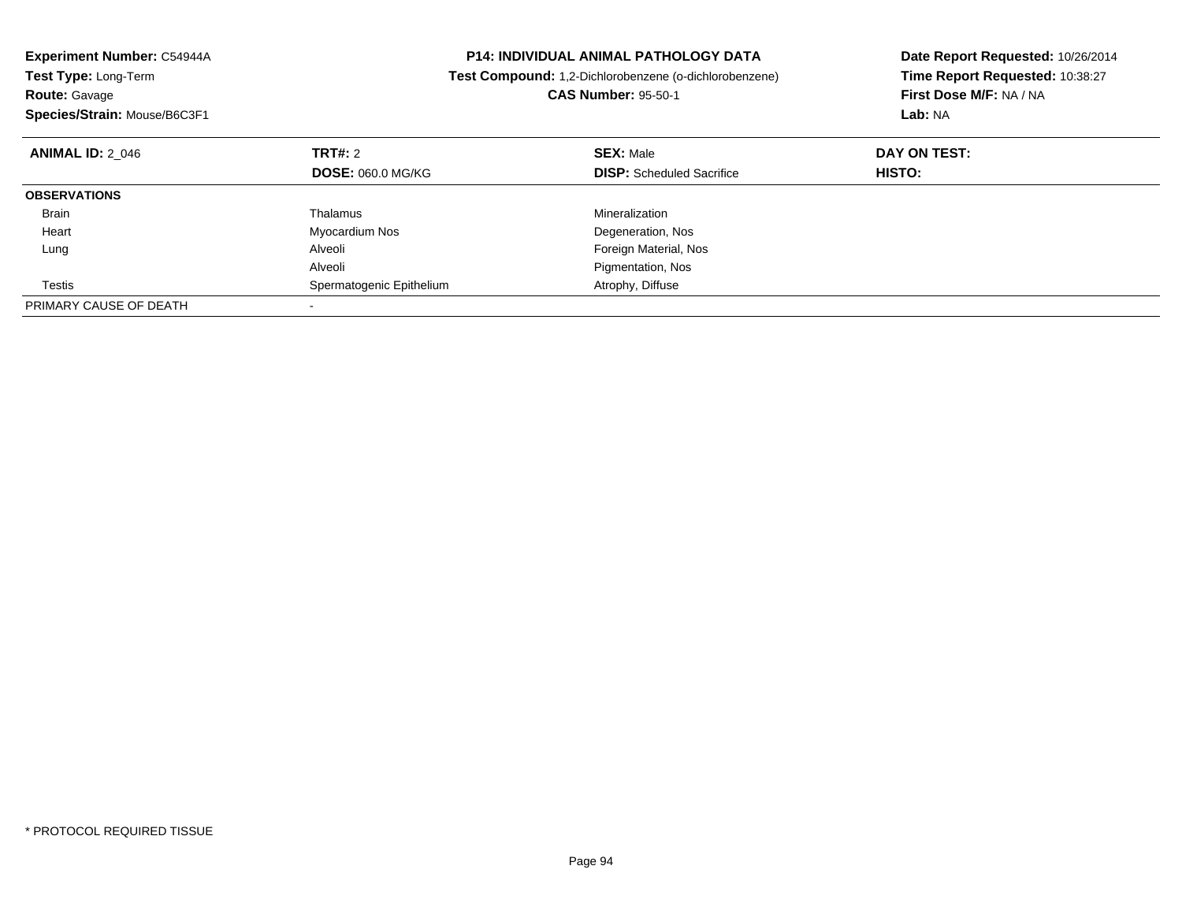**Experiment Number:** C54944A
**Test Type:** Long-Term
**Route:** Gavage
**Species/Strain:** Mouse/B6C3F1

**P14: INDIVIDUAL ANIMAL PATHOLOGY DATA**
**Test Compound:** 1,2-Dichlorobenzene (o-dichlorobenzene)
**CAS Number:** 95-50-1

**Date Report Requested:** 10/26/2014
**Time Report Requested:** 10:38:27
**First Dose M/F:** NA / NA
**Lab:** NA

| **ANIMAL ID:** 2_046 | **TRT#:** 2 | **SEX:** Male | **DAY ON TEST:** |
|---|---|---|---|
| | **DOSE:** 060.0 MG/KG | **DISP:** Scheduled Sacrifice | **HISTO:** |
| **OBSERVATIONS** | | | |
| Brain | Thalamus | Mineralization | |
| Heart | Myocardium Nos | Degeneration, Nos | |
| Lung | Alveoli | Foreign Material, Nos | |
| | Alveoli | Pigmentation, Nos | |
| Testis | Spermatogenic Epithelium | Atrophy, Diffuse | |
| PRIMARY CAUSE OF DEATH | - | | |

* PROTOCOL REQUIRED TISSUE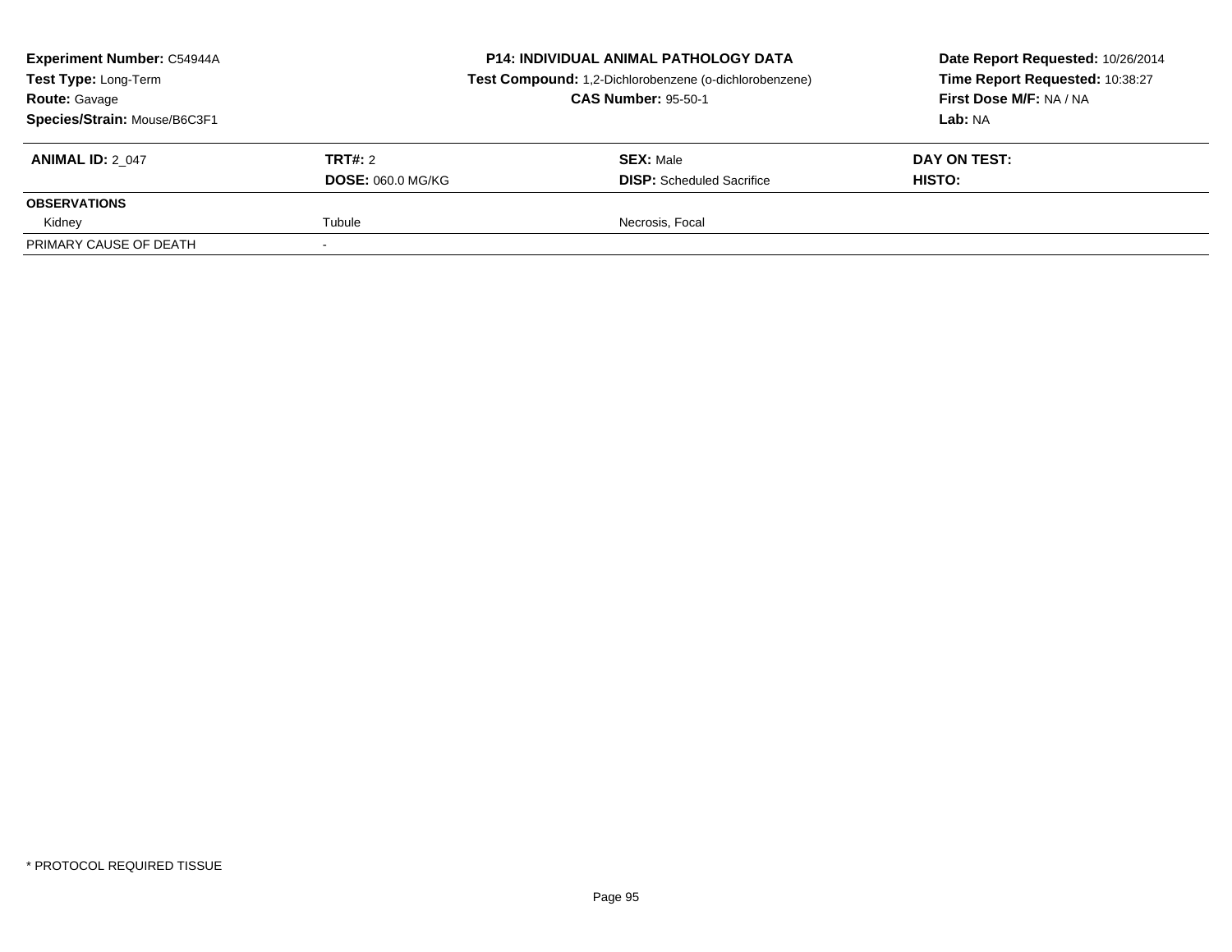**Experiment Number:** C54944A
**Test Type:** Long-Term
**Route:** Gavage
**Species/Strain:** Mouse/B6C3F1

# P14: INDIVIDUAL ANIMAL PATHOLOGY DATA

**Test Compound:** 1,2-Dichlorobenzene (o-dichlorobenzene)
**CAS Number:** 95-50-1

**Date Report Requested:** 10/26/2014
**Time Report Requested:** 10:38:27
**First Dose M/F:** NA / NA
**Lab:** NA

| **ANIMAL ID:** 2_047 | **TRT#:** 2 | **SEX:** Male | **DAY ON TEST:** |
|---|---|---|---|
| | **DOSE:** 060.0 MG/KG | **DISP:** Scheduled Sacrifice | **HISTO:** |
| **OBSERVATIONS** | | | |
| Kidney | Tubule | Necrosis, Focal | |
| PRIMARY CAUSE OF DEATH | - | | |

* PROTOCOL REQUIRED TISSUE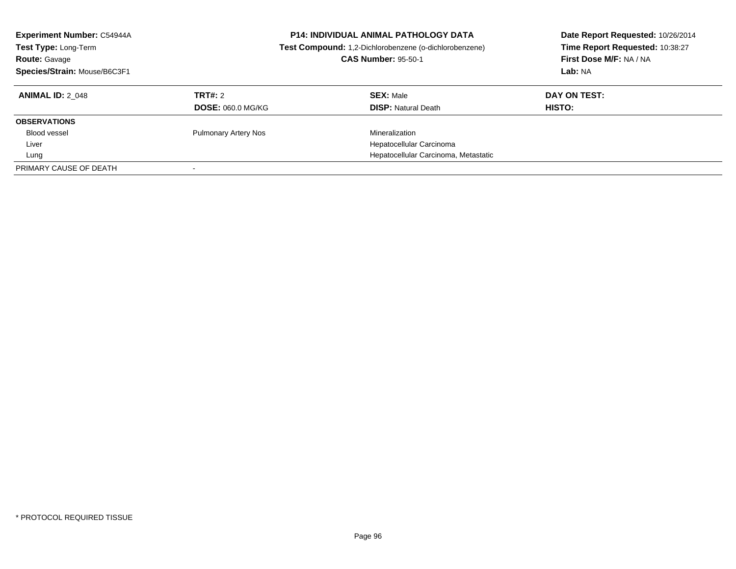**Experiment Number:** C54944A
**Test Type:** Long-Term
**Route:** Gavage
**Species/Strain:** Mouse/B6C3F1

**P14: INDIVIDUAL ANIMAL PATHOLOGY DATA**
**Test Compound:** 1,2-Dichlorobenzene (o-dichlorobenzene)
**CAS Number:** 95-50-1

**Date Report Requested:** 10/26/2014
**Time Report Requested:** 10:38:27
**First Dose M/F:** NA / NA
**Lab:** NA

| **ANIMAL ID:** 2_048 | **TRT#:** 2 | **SEX:** Male | **DAY ON TEST:** |
|---|---|---|---|
| | **DOSE:** 060.0 MG/KG | **DISP:** Natural Death | **HISTO:** |
| **OBSERVATIONS** | | | |
| Blood vessel | Pulmonary Artery Nos | Mineralization | |
| Liver | | Hepatocellular Carcinoma | |
| Lung | | Hepatocellular Carcinoma, Metastatic | |
| PRIMARY CAUSE OF DEATH | - | | |

* PROTOCOL REQUIRED TISSUE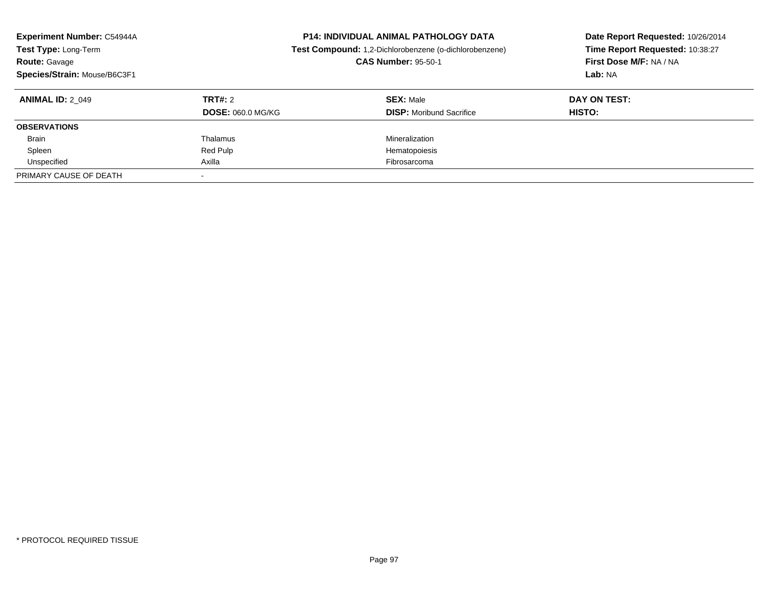**Experiment Number:** C54944A
**Test Type:** Long-Term
**Route:** Gavage
**Species/Strain:** Mouse/B6C3F1

**P14: INDIVIDUAL ANIMAL PATHOLOGY DATA**
**Test Compound:** 1,2-Dichlorobenzene (o-dichlorobenzene)
**CAS Number:** 95-50-1

**Date Report Requested:** 10/26/2014
**Time Report Requested:** 10:38:27
**First Dose M/F:** NA / NA
**Lab:** NA

| **ANIMAL ID:** 2_049 | **TRT#:** 2 | **SEX:** Male | **DAY ON TEST:** |
|---|---|---|---|
| | **DOSE:** 060.0 MG/KG | **DISP:** Moribund Sacrifice | **HISTO:** |
| **OBSERVATIONS** | | | |
| Brain | Thalamus | Mineralization | |
| Spleen | Red Pulp | Hematopoiesis | |
| Unspecified | Axilla | Fibrosarcoma | |
| PRIMARY CAUSE OF DEATH | - | | |

\* PROTOCOL REQUIRED TISSUE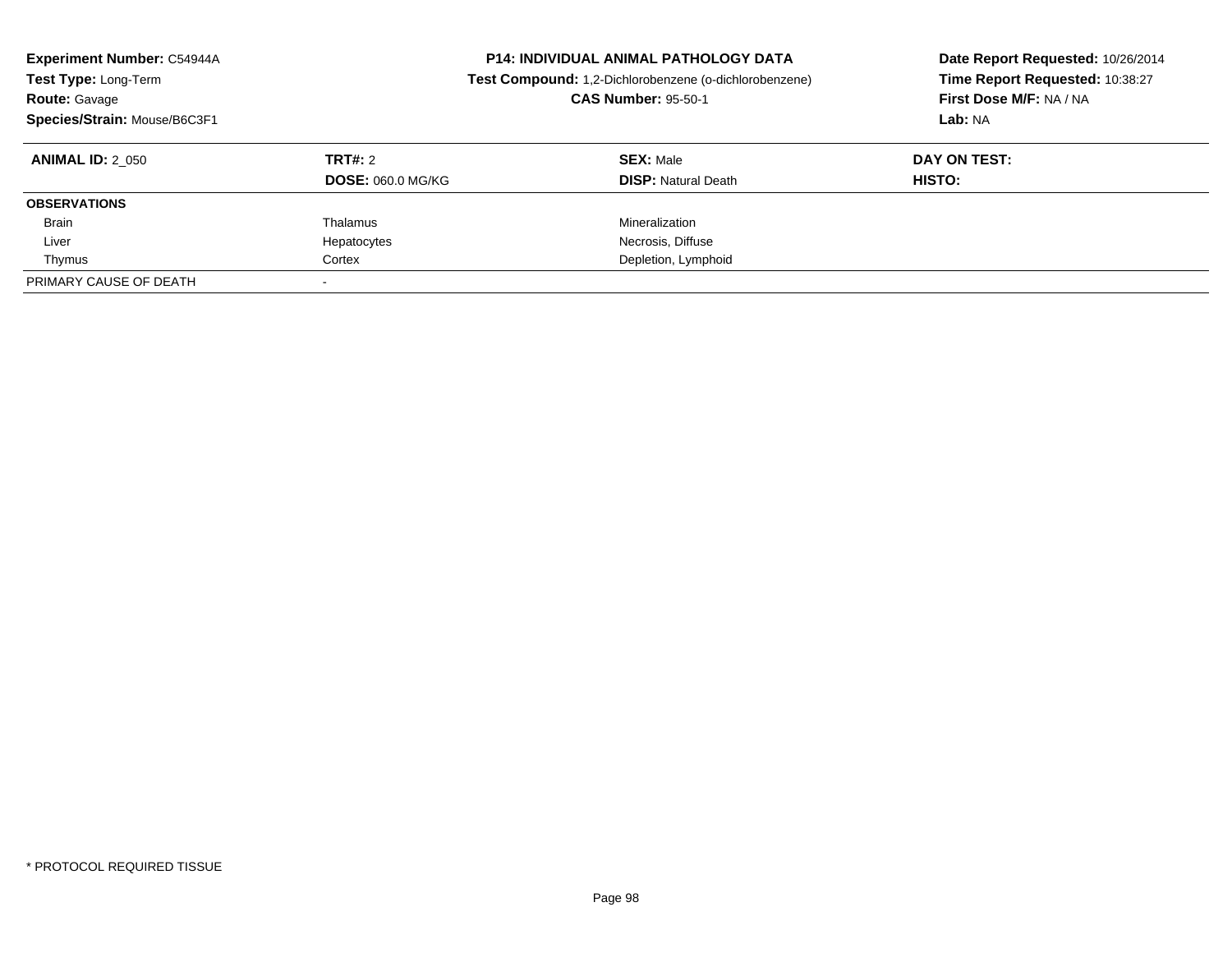**Experiment Number:** C54944A
**Test Type:** Long-Term
**Route:** Gavage
**Species/Strain:** Mouse/B6C3F1

**P14: INDIVIDUAL ANIMAL PATHOLOGY DATA**
**Test Compound:** 1,2-Dichlorobenzene (o-dichlorobenzene)
**CAS Number:** 95-50-1

**Date Report Requested:** 10/26/2014
**Time Report Requested:** 10:38:27
**First Dose M/F:** NA / NA
**Lab:** NA

| **ANIMAL ID:** 2_050 | **TRT#:** 2 | **SEX:** Male | **DAY ON TEST:** |
|---|---|---|---|
| | **DOSE:** 060.0 MG/KG | **DISP:** Natural Death | **HISTO:** |
| **OBSERVATIONS** | | | |
| Brain | Thalamus | Mineralization | |
| Liver | Hepatocytes | Necrosis, Diffuse | |
| Thymus | Cortex | Depletion, Lymphoid | |
| PRIMARY CAUSE OF DEATH | - | | |

* PROTOCOL REQUIRED TISSUE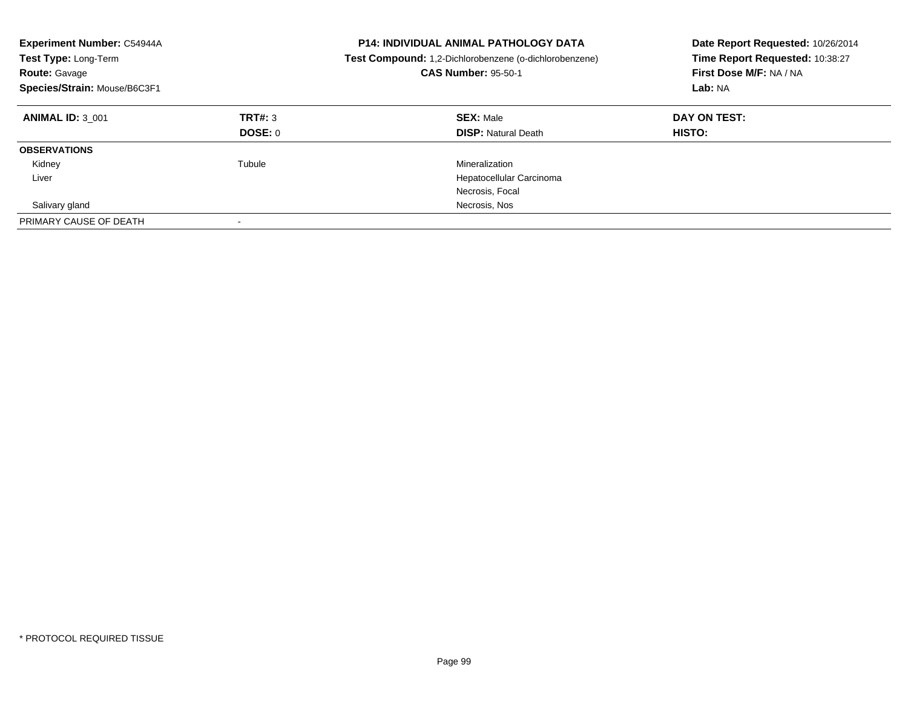**Experiment Number:** C54944A
**Test Type:** Long-Term
**Route:** Gavage
**Species/Strain:** Mouse/B6C3F1

**P14: INDIVIDUAL ANIMAL PATHOLOGY DATA**
**Test Compound:** 1,2-Dichlorobenzene (o-dichlorobenzene)
**CAS Number:** 95-50-1

**Date Report Requested:** 10/26/2014
**Time Report Requested:** 10:38:27
**First Dose M/F:** NA / NA
**Lab:** NA

| **ANIMAL ID:** 3_001 | **TRT#:** 3 | **SEX:** Male | **DAY ON TEST:** |
|---|---|---|---|
| | **DOSE:** 0 | **DISP:** Natural Death | **HISTO:** |
| **OBSERVATIONS** | | | |
| Kidney | Tubule | Mineralization | |
| Liver | | Hepatocellular Carcinoma | |
| | | Necrosis, Focal | |
| Salivary gland | | Necrosis, Nos | |
| PRIMARY CAUSE OF DEATH | - | | |

* PROTOCOL REQUIRED TISSUE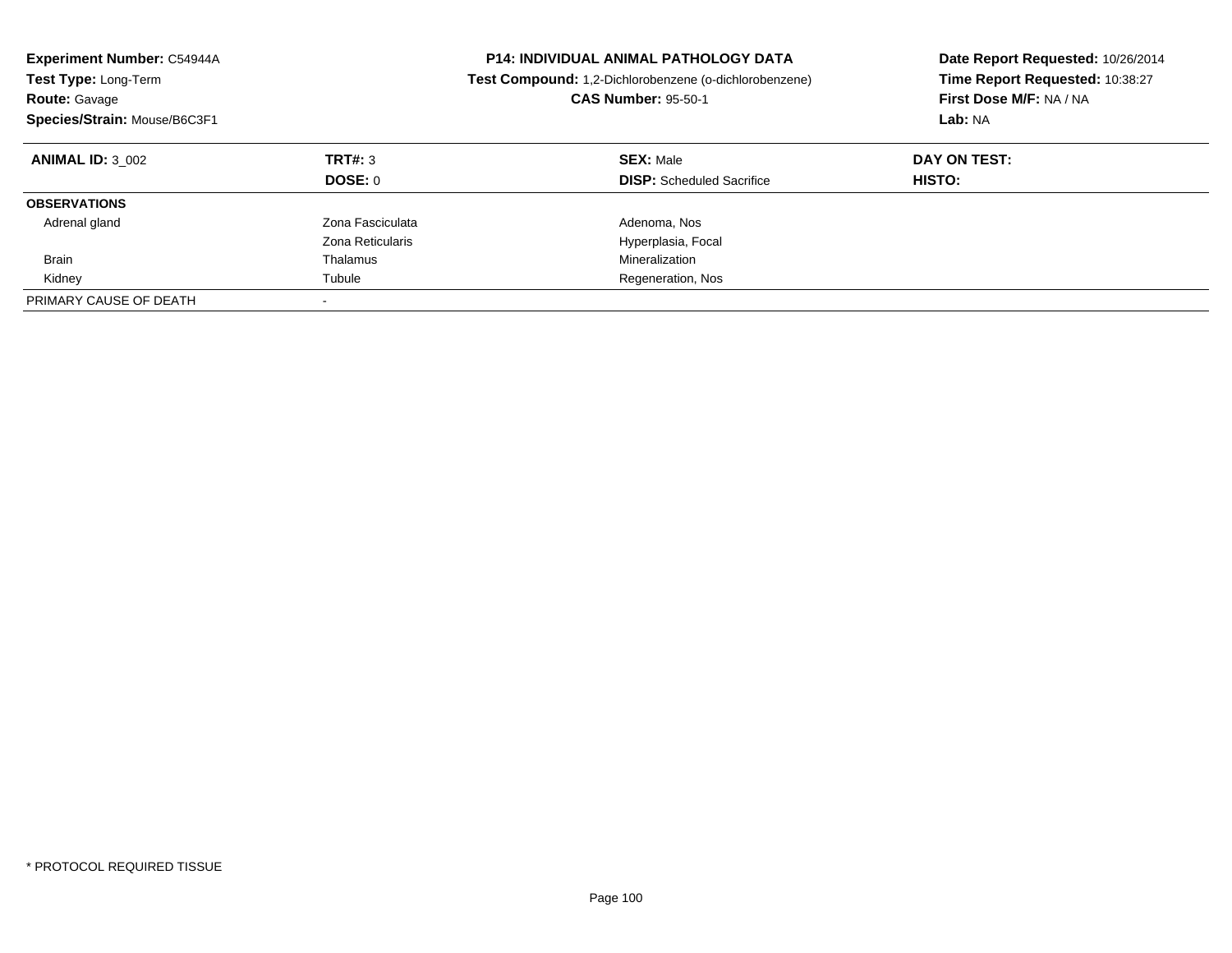**Experiment Number:** C54944A
**Test Type:** Long-Term
**Route:** Gavage
**Species/Strain:** Mouse/B6C3F1

**P14: INDIVIDUAL ANIMAL PATHOLOGY DATA**
**Test Compound:** 1,2-Dichlorobenzene (o-dichlorobenzene)
**CAS Number:** 95-50-1

**Date Report Requested:** 10/26/2014
**Time Report Requested:** 10:38:27
**First Dose M/F:** NA / NA
**Lab:** NA

| **ANIMAL ID:** 3_002 | **TRT#:** 3 | **SEX:** Male | **DAY ON TEST:** |
|---|---|---|---|
| | **DOSE:** 0 | **DISP:** Scheduled Sacrifice | **HISTO:** |
| **OBSERVATIONS** | | | |
| Adrenal gland | Zona Fasciculata | Adenoma, Nos | |
| | Zona Reticularis | Hyperplasia, Focal | |
| Brain | Thalamus | Mineralization | |
| Kidney | Tubule | Regeneration, Nos | |
| PRIMARY CAUSE OF DEATH | - | | |

* PROTOCOL REQUIRED TISSUE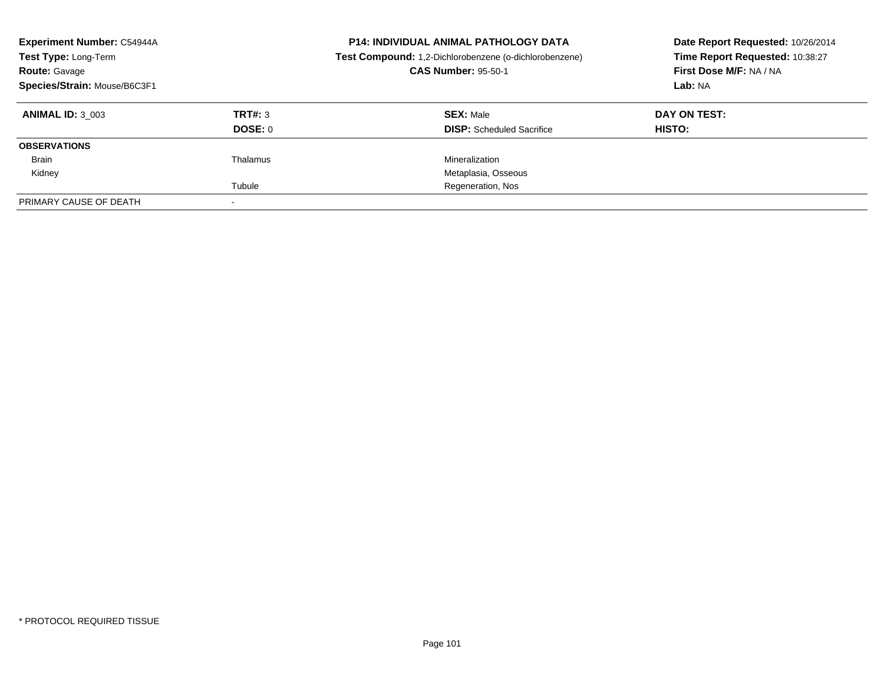**Experiment Number:** C54944A
**Test Type:** Long-Term
**Route:** Gavage
**Species/Strain:** Mouse/B6C3F1

**P14: INDIVIDUAL ANIMAL PATHOLOGY DATA**
**Test Compound:** 1,2-Dichlorobenzene (o-dichlorobenzene)
**CAS Number:** 95-50-1

**Date Report Requested:** 10/26/2014
**Time Report Requested:** 10:38:27
**First Dose M/F:** NA / NA
**Lab:** NA

| **ANIMAL ID:** 3_003 | **TRT#:** 3 | **SEX:** Male | **DAY ON TEST:** |
|---|---|---|---|
| | **DOSE:** 0 | **DISP:** Scheduled Sacrifice | **HISTO:** |
| **OBSERVATIONS** | | | |
| Brain | Thalamus | Mineralization | |
| Kidney | | Metaplasia, Osseous | |
| | Tubule | Regeneration, Nos | |
| PRIMARY CAUSE OF DEATH | - | | |

* PROTOCOL REQUIRED TISSUE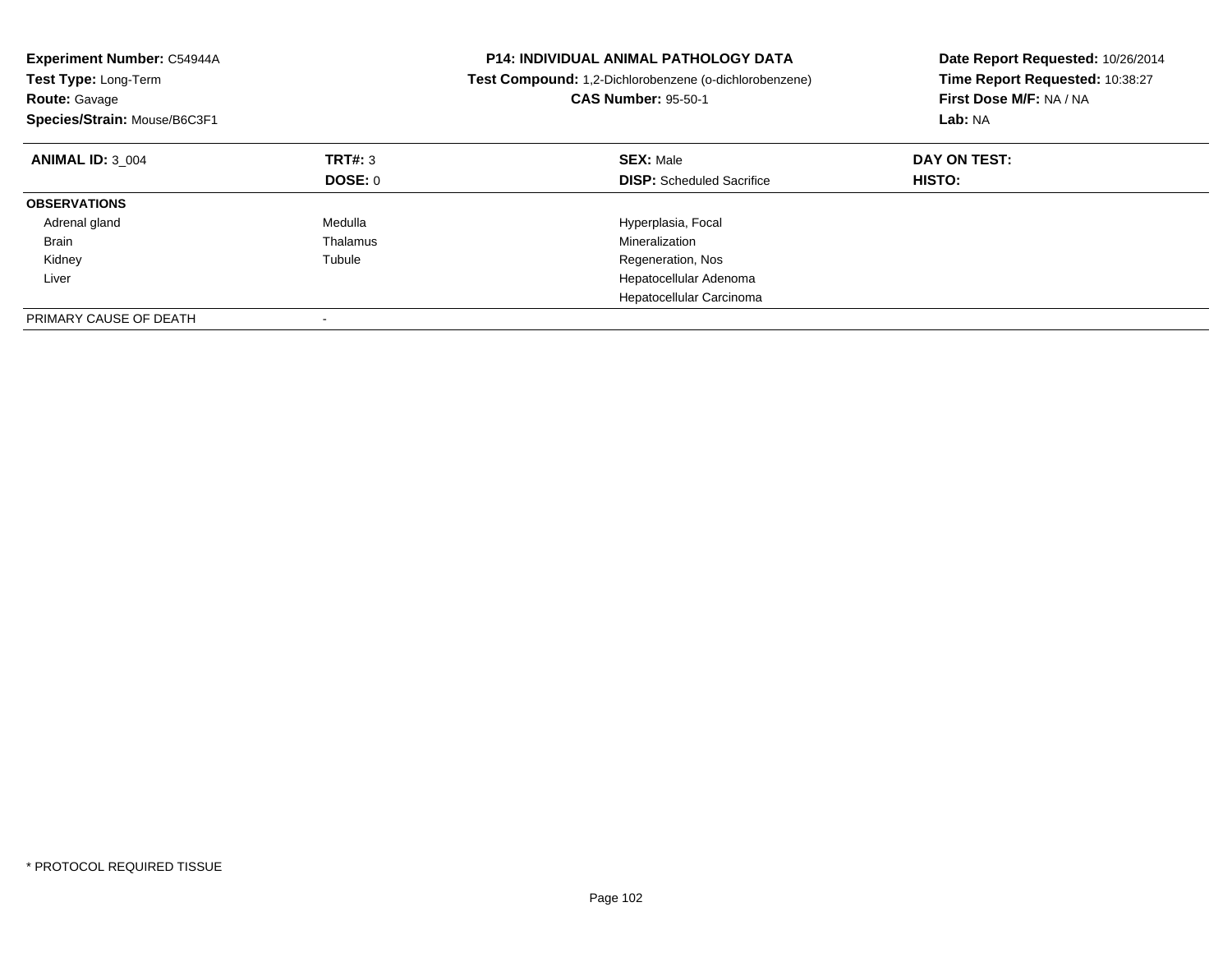**Experiment Number:** C54944A
**Test Type:** Long-Term
**Route:** Gavage
**Species/Strain:** Mouse/B6C3F1

**P14: INDIVIDUAL ANIMAL PATHOLOGY DATA**
**Test Compound:** 1,2-Dichlorobenzene (o-dichlorobenzene)
**CAS Number:** 95-50-1

**Date Report Requested:** 10/26/2014
**Time Report Requested:** 10:38:27
**First Dose M/F:** NA / NA
**Lab:** NA

| **ANIMAL ID:** 3_004 | **TRT#:** 3 | **SEX:** Male | **DAY ON TEST:** |
|---|---|---|---|
| | **DOSE:** 0 | **DISP:** Scheduled Sacrifice | **HISTO:** |
| **OBSERVATIONS** | | | |
| Adrenal gland | Medulla | Hyperplasia, Focal | |
| Brain | Thalamus | Mineralization | |
| Kidney | Tubule | Regeneration, Nos | |
| Liver | | Hepatocellular Adenoma | |
| | | Hepatocellular Carcinoma | |
| PRIMARY CAUSE OF DEATH | - | | |

* PROTOCOL REQUIRED TISSUE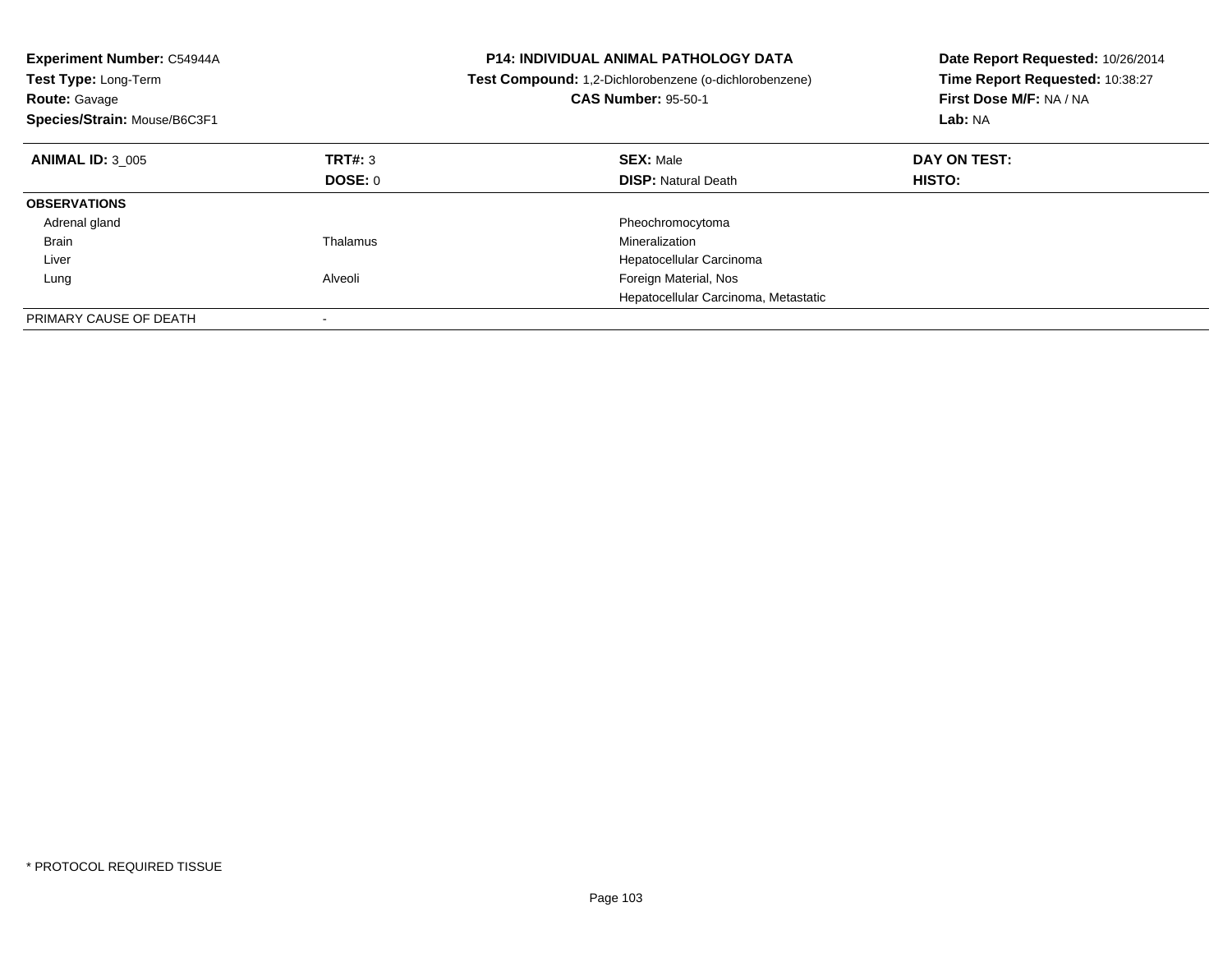**Experiment Number:** C54944A
**Test Type:** Long-Term
**Route:** Gavage
**Species/Strain:** Mouse/B6C3F1

**P14: INDIVIDUAL ANIMAL PATHOLOGY DATA**
**Test Compound:** 1,2-Dichlorobenzene (o-dichlorobenzene)
**CAS Number:** 95-50-1

**Date Report Requested:** 10/26/2014
**Time Report Requested:** 10:38:27
**First Dose M/F:** NA / NA
**Lab:** NA

| **ANIMAL ID:** 3_005 | **TRT#:** 3 | **SEX:** Male | **DAY ON TEST:** |
|---|---|---|---|
| | **DOSE:** 0 | **DISP:** Natural Death | **HISTO:** |
| **OBSERVATIONS** | | | |
| Adrenal gland | | Pheochromocytoma | |
| Brain | Thalamus | Mineralization | |
| Liver | | Hepatocellular Carcinoma | |
| Lung | Alveoli | Foreign Material, Nos | |
| | | Hepatocellular Carcinoma, Metastatic | |
| PRIMARY CAUSE OF DEATH | - | | |

* PROTOCOL REQUIRED TISSUE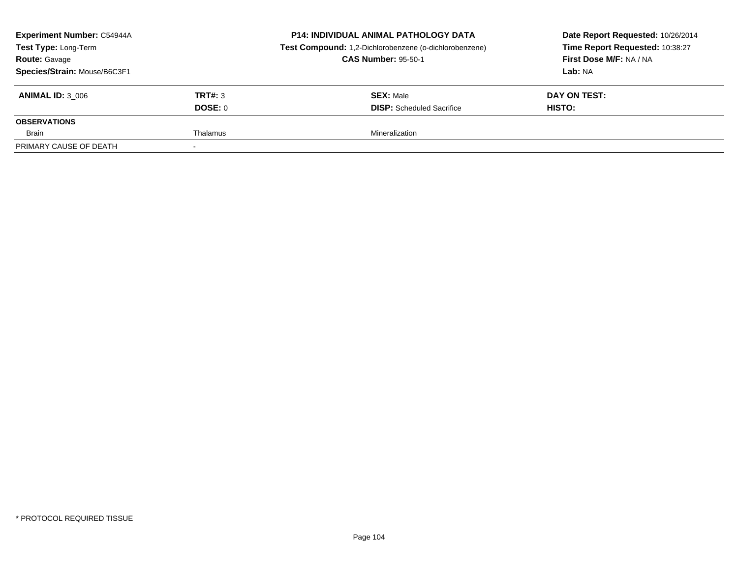**Experiment Number:** C54944A
**Test Type:** Long-Term
**Route:** Gavage
**Species/Strain:** Mouse/B6C3F1

**P14: INDIVIDUAL ANIMAL PATHOLOGY DATA**
**Test Compound:** 1,2-Dichlorobenzene (o-dichlorobenzene)
**CAS Number:** 95-50-1

**Date Report Requested:** 10/26/2014
**Time Report Requested:** 10:38:27
**First Dose M/F:** NA / NA
**Lab:** NA

| | | | |
|---|---|---|---|
| **ANIMAL ID:** 3_006 | **TRT#:** 3 | **SEX:** Male | **DAY ON TEST:** |
| | **DOSE:** 0 | **DISP:** Scheduled Sacrifice | **HISTO:** |
| **OBSERVATIONS** | | | |
| Brain | Thalamus | Mineralization | |
| PRIMARY CAUSE OF DEATH | - | | |

\* PROTOCOL REQUIRED TISSUE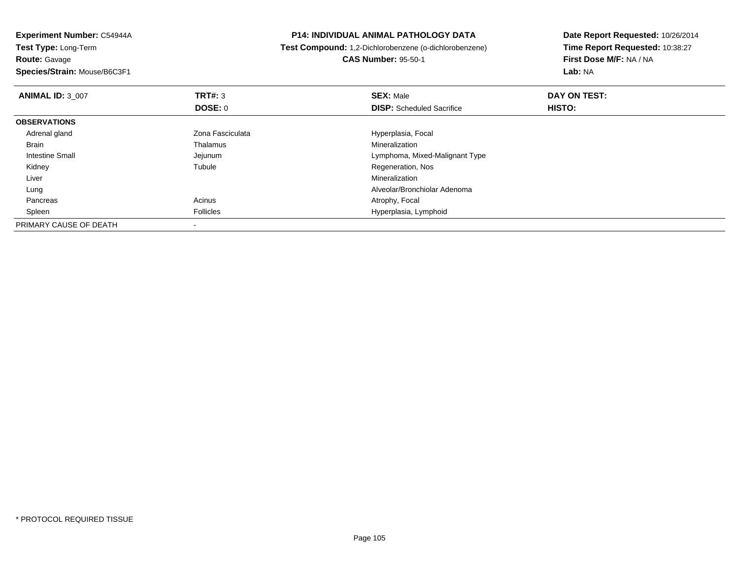**Experiment Number:** C54944A
**Test Type:** Long-Term
**Route:** Gavage
**Species/Strain:** Mouse/B6C3F1

**P14: INDIVIDUAL ANIMAL PATHOLOGY DATA**
**Test Compound:** 1,2-Dichlorobenzene (o-dichlorobenzene)
**CAS Number:** 95-50-1

**Date Report Requested:** 10/26/2014
**Time Report Requested:** 10:38:27
**First Dose M/F:** NA / NA
**Lab:** NA

| **ANIMAL ID:** 3_007 | **TRT#:** 3 | **SEX:** Male | **DAY ON TEST:** |
|---|---|---|---|
| | **DOSE:** 0 | **DISP:** Scheduled Sacrifice | **HISTO:** |
| **OBSERVATIONS** | | | |
| Adrenal gland | Zona Fasciculata | Hyperplasia, Focal | |
| Brain | Thalamus | Mineralization | |
| Intestine Small | Jejunum | Lymphoma, Mixed-Malignant Type | |
| Kidney | Tubule | Regeneration, Nos | |
| Liver | | Mineralization | |
| Lung | | Alveolar/Bronchiolar Adenoma | |
| Pancreas | Acinus | Atrophy, Focal | |
| Spleen | Follicles | Hyperplasia, Lymphoid | |
| PRIMARY CAUSE OF DEATH | - | | |

* PROTOCOL REQUIRED TISSUE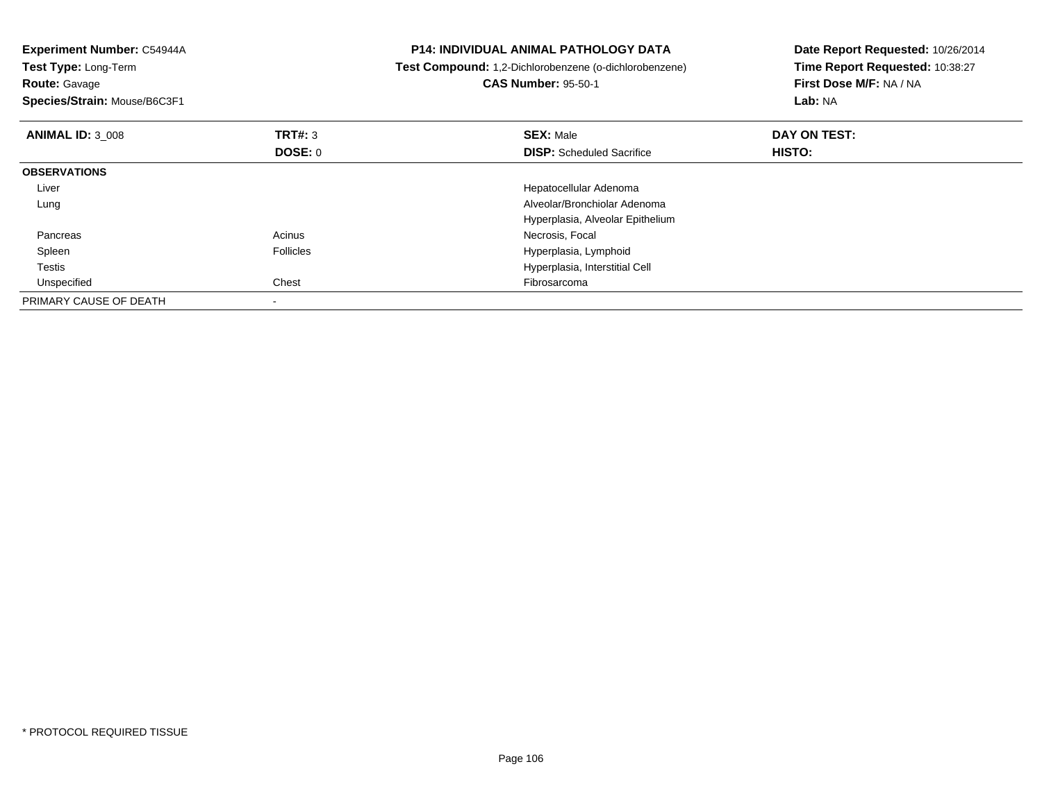**Experiment Number:** C54944A
**Test Type:** Long-Term
**Route:** Gavage
**Species/Strain:** Mouse/B6C3F1

**P14: INDIVIDUAL ANIMAL PATHOLOGY DATA**
**Test Compound:** 1,2-Dichlorobenzene (o-dichlorobenzene)
**CAS Number:** 95-50-1

**Date Report Requested:** 10/26/2014
**Time Report Requested:** 10:38:27
**First Dose M/F:** NA / NA
**Lab:** NA

| **ANIMAL ID:** 3_008 | **TRT#:** 3 | **SEX:** Male | **DAY ON TEST:** |
|---|---|---|---|
| | **DOSE:** 0 | **DISP:** Scheduled Sacrifice | **HISTO:** |
| **OBSERVATIONS** | | | |
| Liver | | Hepatocellular Adenoma | |
| Lung | | Alveolar/Bronchiolar Adenoma | |
| | | Hyperplasia, Alveolar Epithelium | |
| Pancreas | Acinus | Necrosis, Focal | |
| Spleen | Follicles | Hyperplasia, Lymphoid | |
| Testis | | Hyperplasia, Interstitial Cell | |
| Unspecified | Chest | Fibrosarcoma | |
| PRIMARY CAUSE OF DEATH | - | | |

* PROTOCOL REQUIRED TISSUE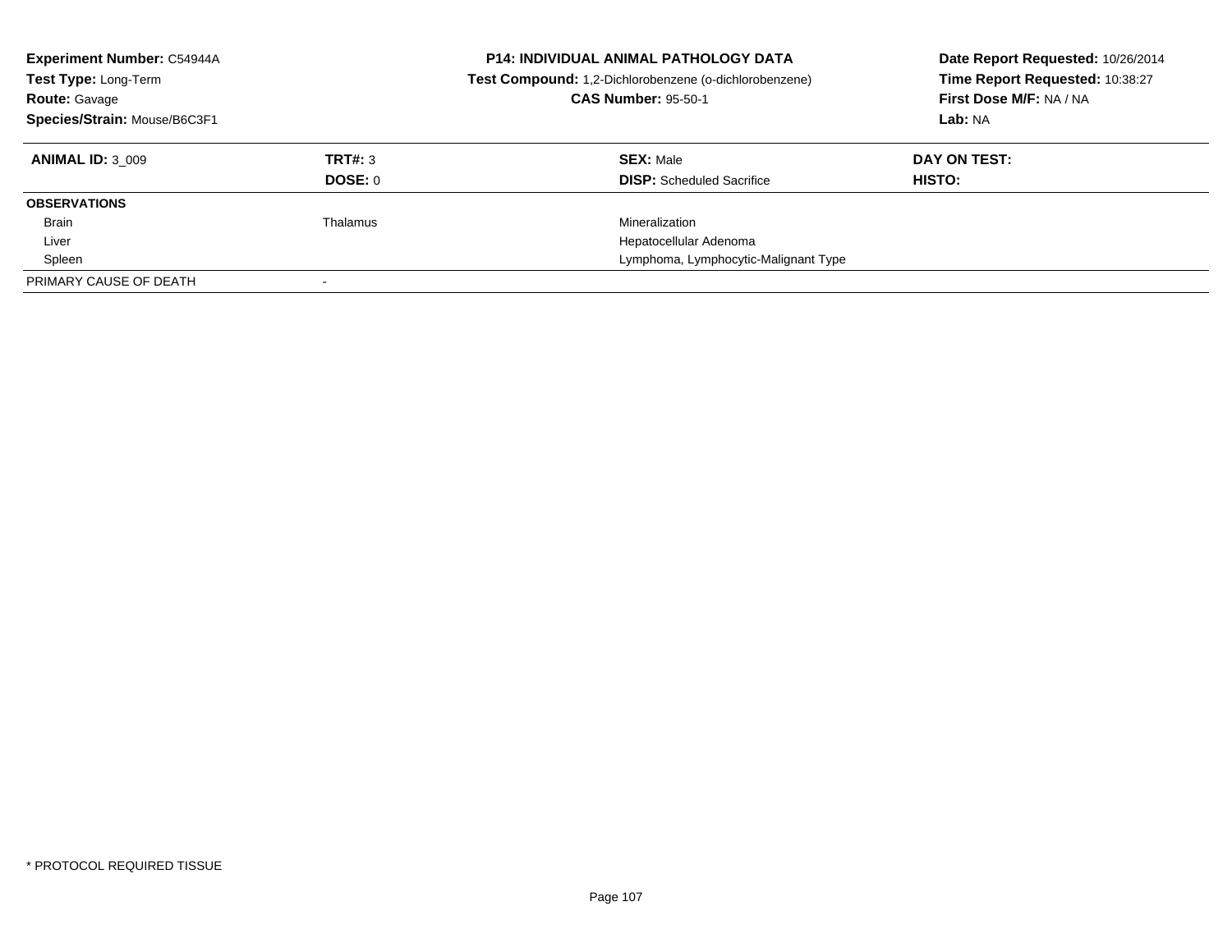**Experiment Number:** C54944A
**Test Type:** Long-Term
**Route:** Gavage
**Species/Strain:** Mouse/B6C3F1

**P14: INDIVIDUAL ANIMAL PATHOLOGY DATA**
**Test Compound:** 1,2-Dichlorobenzene (o-dichlorobenzene)
**CAS Number:** 95-50-1

**Date Report Requested:** 10/26/2014
**Time Report Requested:** 10:38:27
**First Dose M/F:** NA / NA
**Lab:** NA

| | | | |
|---|---|---|---|
| **ANIMAL ID:** 3_009 | **TRT#:** 3 | **SEX:** Male | **DAY ON TEST:** |
| | **DOSE:** 0 | **DISP:** Scheduled Sacrifice | **HISTO:** |
| **OBSERVATIONS** | | | |
| Brain | Thalamus | Mineralization | |
| Liver | | Hepatocellular Adenoma | |
| Spleen | | Lymphoma, Lymphocytic-Malignant Type | |
| PRIMARY CAUSE OF DEATH | - | | |

* PROTOCOL REQUIRED TISSUE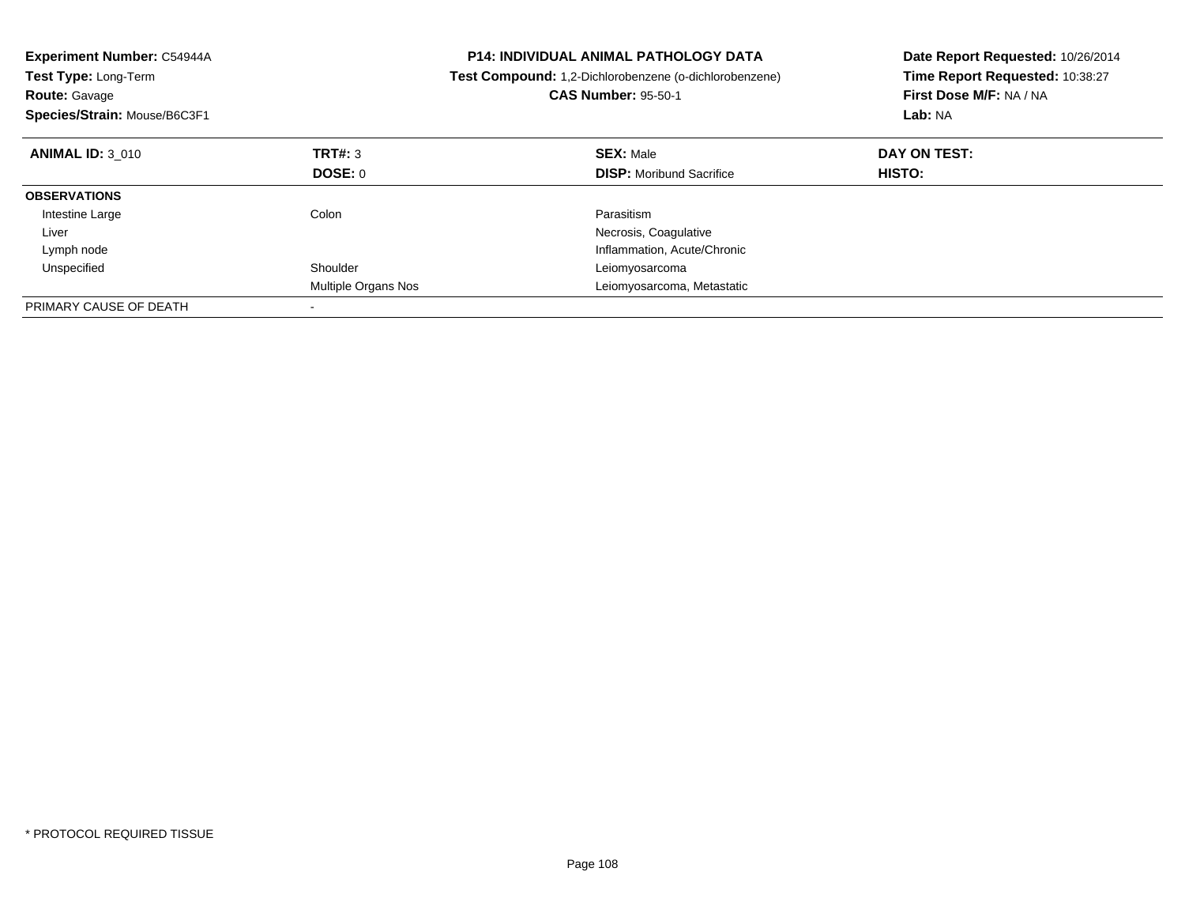**Experiment Number:** C54944A
**Test Type:** Long-Term
**Route:** Gavage
**Species/Strain:** Mouse/B6C3F1

**P14: INDIVIDUAL ANIMAL PATHOLOGY DATA**
**Test Compound:** 1,2-Dichlorobenzene (o-dichlorobenzene)
**CAS Number:** 95-50-1

**Date Report Requested:** 10/26/2014
**Time Report Requested:** 10:38:27
**First Dose M/F:** NA / NA
**Lab:** NA

| **ANIMAL ID:** 3_010 | **TRT#:** 3 | **SEX:** Male | **DAY ON TEST:** |
|---|---|---|---|
| | **DOSE:** 0 | **DISP:** Moribund Sacrifice | **HISTO:** |
| **OBSERVATIONS** | | | |
| Intestine Large | Colon | Parasitism | |
| Liver | | Necrosis, Coagulative | |
| Lymph node | | Inflammation, Acute/Chronic | |
| Unspecified | Shoulder | Leiomyosarcoma | |
| | Multiple Organs Nos | Leiomyosarcoma, Metastatic | |
| PRIMARY CAUSE OF DEATH | - | | |

* PROTOCOL REQUIRED TISSUE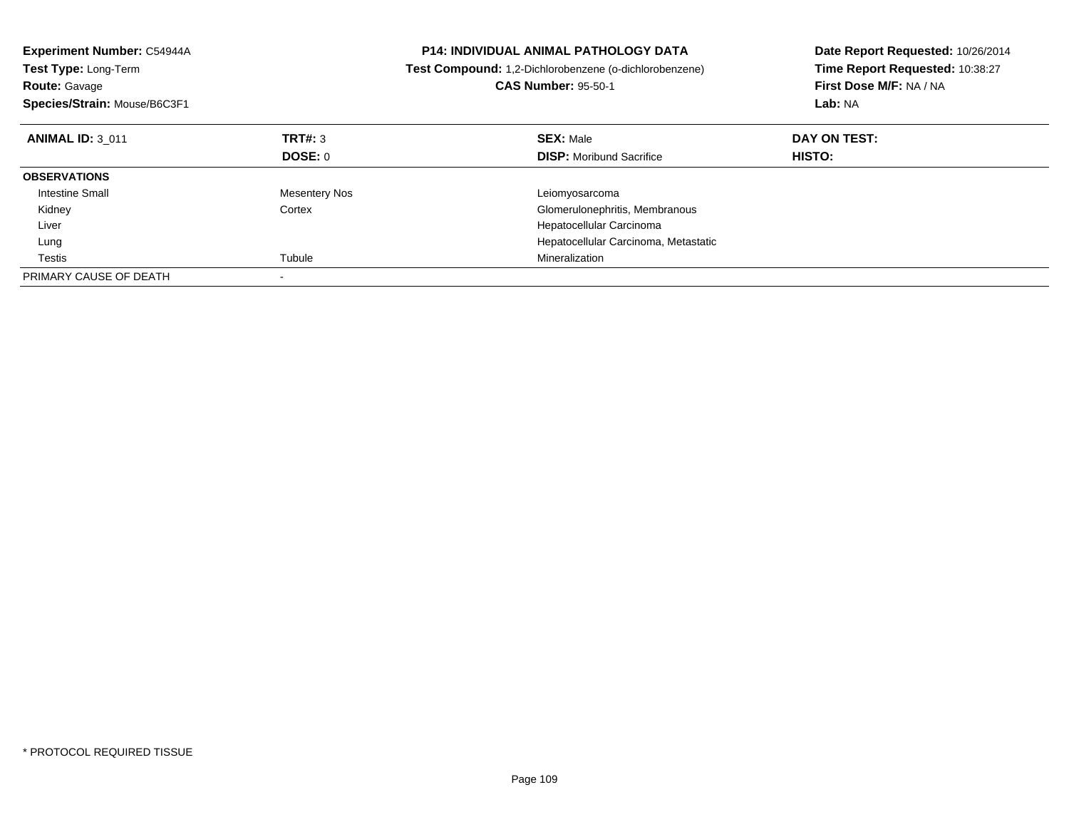**Experiment Number:** C54944A
**Test Type:** Long-Term
**Route:** Gavage
**Species/Strain:** Mouse/B6C3F1

**P14: INDIVIDUAL ANIMAL PATHOLOGY DATA**
**Test Compound:** 1,2-Dichlorobenzene (o-dichlorobenzene)
**CAS Number:** 95-50-1

**Date Report Requested:** 10/26/2014
**Time Report Requested:** 10:38:27
**First Dose M/F:** NA / NA
**Lab:** NA

| **ANIMAL ID:** 3_011 | **TRT#:** 3 | **SEX:** Male | **DAY ON TEST:** |
|---|---|---|---|
| | **DOSE:** 0 | **DISP:** Moribund Sacrifice | **HISTO:** |
| **OBSERVATIONS** | | | |
| Intestine Small | Mesentery Nos | Leiomyosarcoma | |
| Kidney | Cortex | Glomerulonephritis, Membranous | |
| Liver | | Hepatocellular Carcinoma | |
| Lung | | Hepatocellular Carcinoma, Metastatic | |
| Testis | Tubule | Mineralization | |
| PRIMARY CAUSE OF DEATH | - | | |

* PROTOCOL REQUIRED TISSUE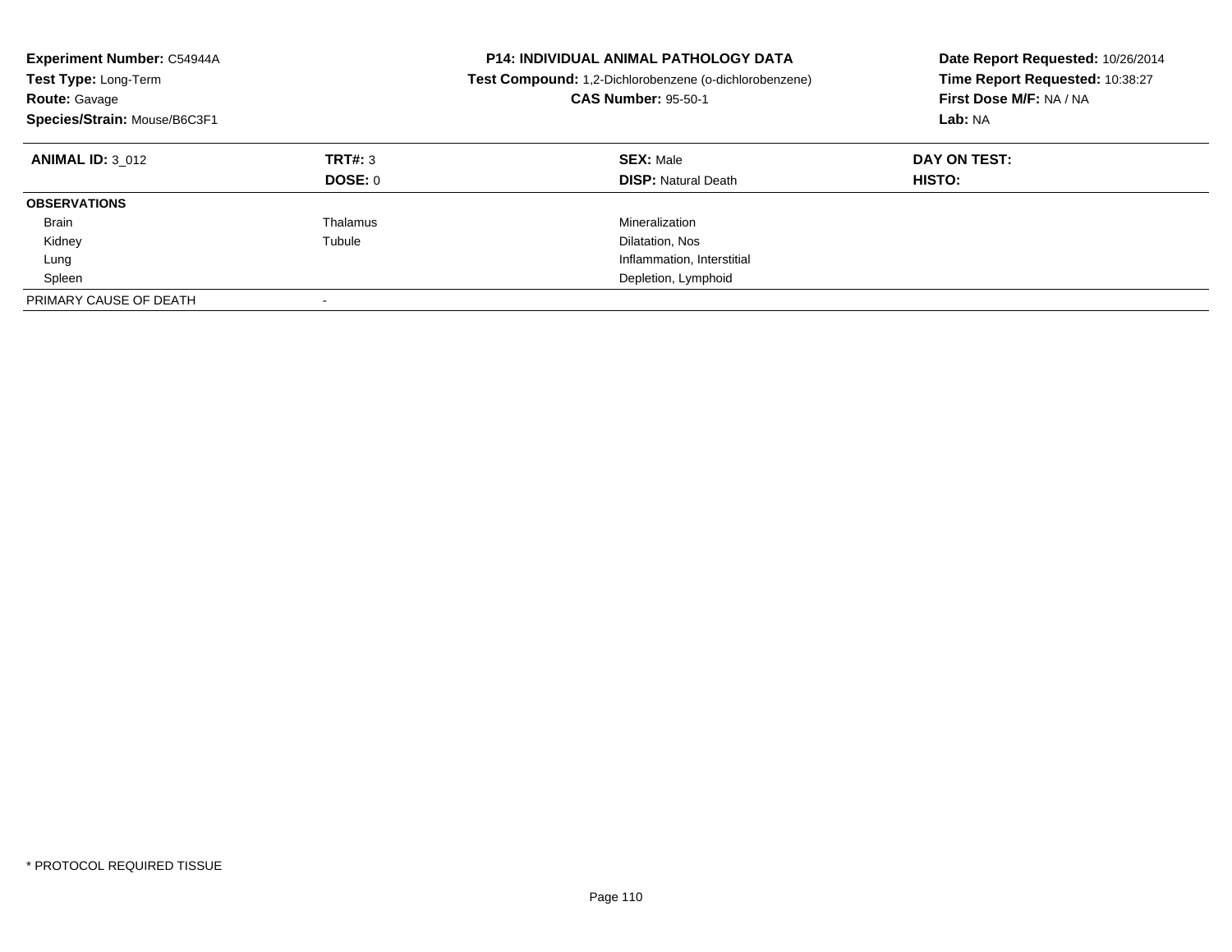**Experiment Number:** C54944A
**Test Type:** Long-Term
**Route:** Gavage
**Species/Strain:** Mouse/B6C3F1

**P14: INDIVIDUAL ANIMAL PATHOLOGY DATA**
**Test Compound:** 1,2-Dichlorobenzene (o-dichlorobenzene)
**CAS Number:** 95-50-1

**Date Report Requested:** 10/26/2014
**Time Report Requested:** 10:38:27
**First Dose M/F:** NA / NA
**Lab:** NA

| **ANIMAL ID:** 3_012 | **TRT#:** 3 | **SEX:** Male | **DAY ON TEST:** |
|---|---|---|---|
| | **DOSE:** 0 | **DISP:** Natural Death | **HISTO:** |
| **OBSERVATIONS** | | | |
| Brain | Thalamus | Mineralization | |
| Kidney | Tubule | Dilatation, Nos | |
| Lung | | Inflammation, Interstitial | |
| Spleen | | Depletion, Lymphoid | |
| PRIMARY CAUSE OF DEATH | - | | |

* PROTOCOL REQUIRED TISSUE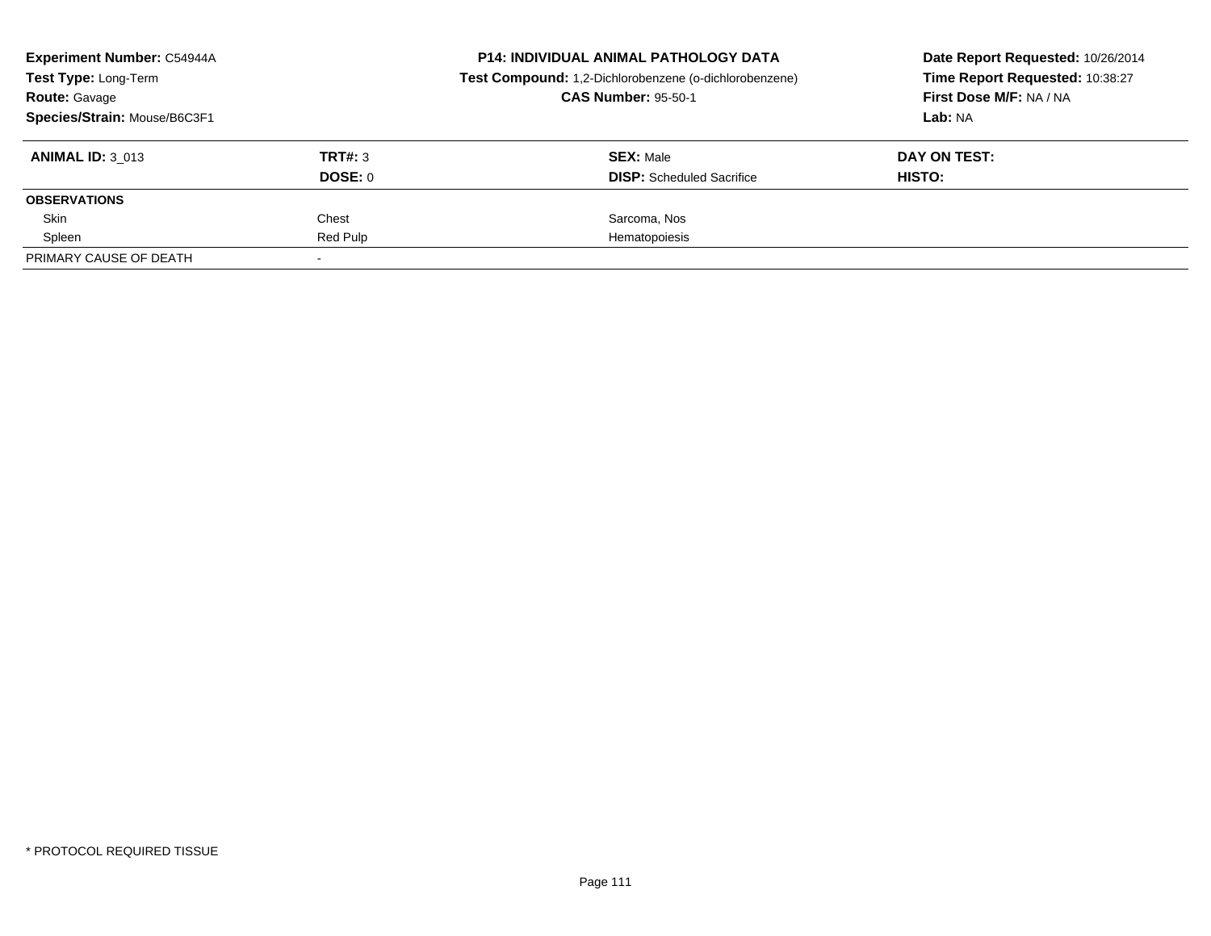**Experiment Number:** C54944A
**Test Type:** Long-Term
**Route:** Gavage
**Species/Strain:** Mouse/B6C3F1

**P14: INDIVIDUAL ANIMAL PATHOLOGY DATA**
**Test Compound:** 1,2-Dichlorobenzene (o-dichlorobenzene)
**CAS Number:** 95-50-1

**Date Report Requested:** 10/26/2014
**Time Report Requested:** 10:38:27
**First Dose M/F:** NA / NA
**Lab:** NA

| | | | |
|---|---|---|---|
| **ANIMAL ID:** 3_013 | **TRT#:** 3 | **SEX:** Male | **DAY ON TEST:** |
| | **DOSE:** 0 | **DISP:** Scheduled Sacrifice | **HISTO:** |
| **OBSERVATIONS** | | | |
| Skin | Chest | Sarcoma, Nos | |
| Spleen | Red Pulp | Hematopoiesis | |
| PRIMARY CAUSE OF DEATH | - | | |

* PROTOCOL REQUIRED TISSUE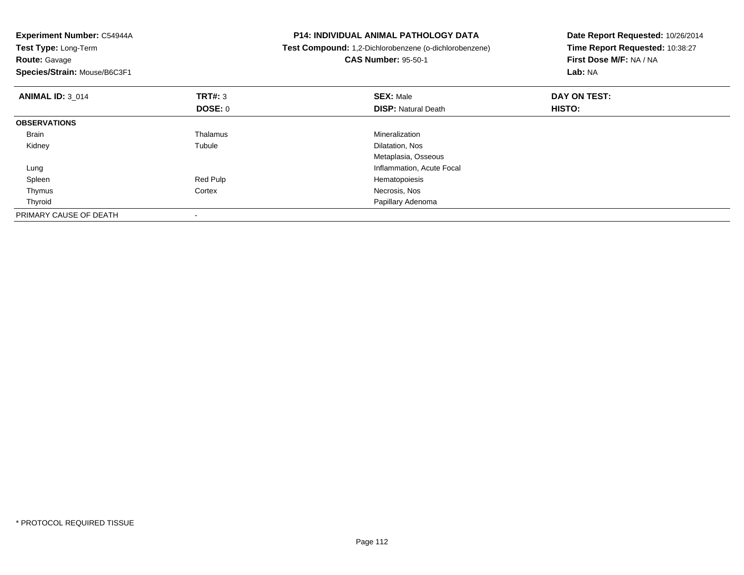**Experiment Number:** C54944A
**Test Type:** Long-Term
**Route:** Gavage
**Species/Strain:** Mouse/B6C3F1

**P14: INDIVIDUAL ANIMAL PATHOLOGY DATA**
**Test Compound:** 1,2-Dichlorobenzene (o-dichlorobenzene)
**CAS Number:** 95-50-1

**Date Report Requested:** 10/26/2014
**Time Report Requested:** 10:38:27
**First Dose M/F:** NA / NA
**Lab:** NA

| **ANIMAL ID:** 3_014 | **TRT#:** 3<br>**DOSE:** 0 | **SEX:** Male<br>**DISP:** Natural Death | **DAY ON TEST:**<br>**HISTO:** |
|---|---|---|---|
| **OBSERVATIONS** | | | |
| Brain | Thalamus | Mineralization | |
| Kidney | Tubule | Dilatation, Nos | |
| | | Metaplasia, Osseous | |
| Lung | | Inflammation, Acute Focal | |
| Spleen | Red Pulp | Hematopoiesis | |
| Thymus | Cortex | Necrosis, Nos | |
| Thyroid | | Papillary Adenoma | |
| PRIMARY CAUSE OF DEATH | - | | |

* PROTOCOL REQUIRED TISSUE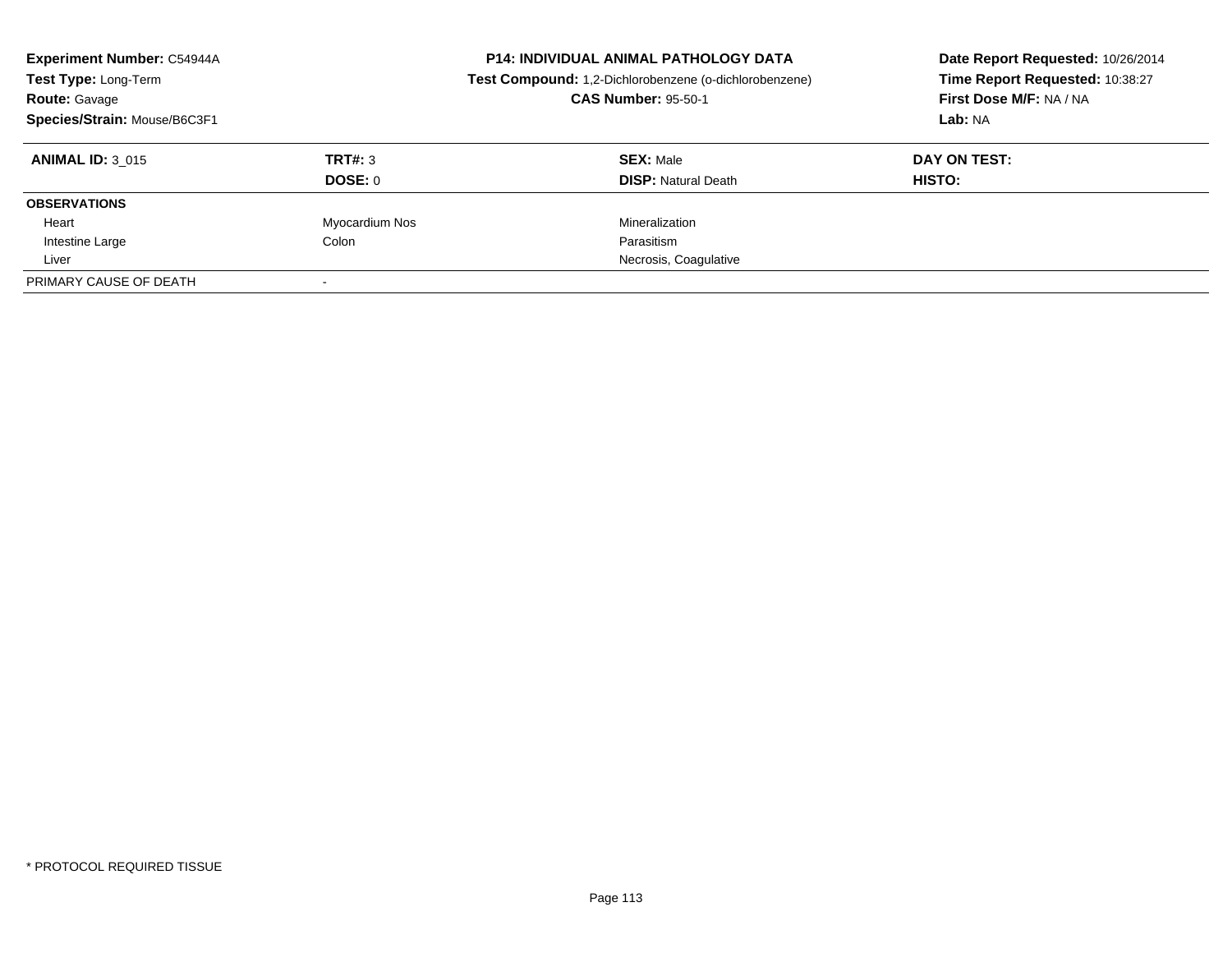**Experiment Number:** C54944A
**Test Type:** Long-Term
**Route:** Gavage
**Species/Strain:** Mouse/B6C3F1

**P14: INDIVIDUAL ANIMAL PATHOLOGY DATA**
**Test Compound:** 1,2-Dichlorobenzene (o-dichlorobenzene)
**CAS Number:** 95-50-1

**Date Report Requested:** 10/26/2014
**Time Report Requested:** 10:38:27
**First Dose M/F:** NA / NA
**Lab:** NA

| | | | |
|---|---|---|---|
| **ANIMAL ID:** 3_015 | **TRT#:** 3 | **SEX:** Male | **DAY ON TEST:** |
| | **DOSE:** 0 | **DISP:** Natural Death | **HISTO:** |
| **OBSERVATIONS** | | | |
| Heart | Myocardium Nos | Mineralization | |
| Intestine Large | Colon | Parasitism | |
| Liver | | Necrosis, Coagulative | |
| PRIMARY CAUSE OF DEATH | - | | |

* PROTOCOL REQUIRED TISSUE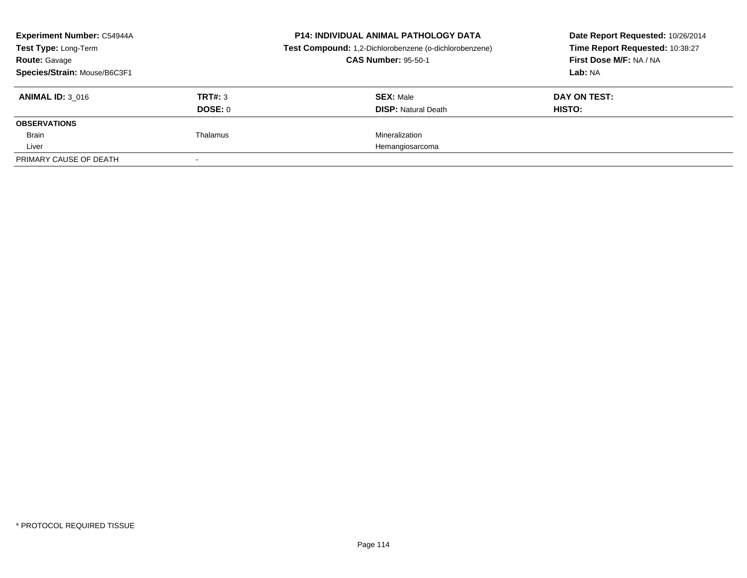**Experiment Number:** C54944A
**Test Type:** Long-Term
**Route:** Gavage
**Species/Strain:** Mouse/B6C3F1

**P14: INDIVIDUAL ANIMAL PATHOLOGY DATA**
**Test Compound:** 1,2-Dichlorobenzene (o-dichlorobenzene)
**CAS Number:** 95-50-1

**Date Report Requested:** 10/26/2014
**Time Report Requested:** 10:38:27
**First Dose M/F:** NA / NA
**Lab:** NA

| | | | |
|---|---|---|---|
| **ANIMAL ID:** 3_016 | **TRT#:** 3 | **SEX:** Male | **DAY ON TEST:** |
| | **DOSE:** 0 | **DISP:** Natural Death | **HISTO:** |
| **OBSERVATIONS** | | | |
| Brain | Thalamus | Mineralization | |
| Liver | | Hemangiosarcoma | |
| PRIMARY CAUSE OF DEATH | - | | |

\* PROTOCOL REQUIRED TISSUE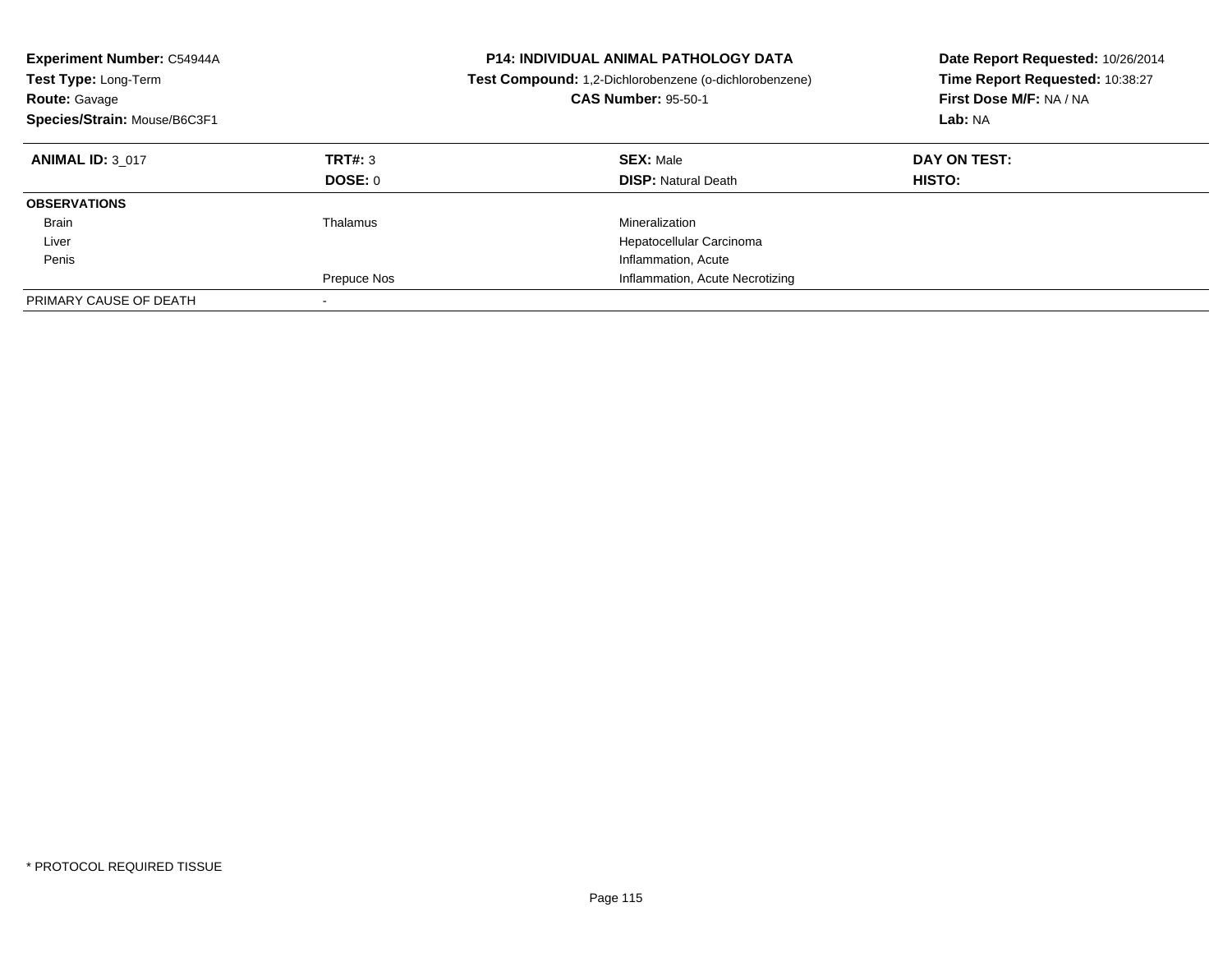**Experiment Number:** C54944A
**Test Type:** Long-Term
**Route:** Gavage
**Species/Strain:** Mouse/B6C3F1

**P14: INDIVIDUAL ANIMAL PATHOLOGY DATA**
**Test Compound:** 1,2-Dichlorobenzene (o-dichlorobenzene)
**CAS Number:** 95-50-1

**Date Report Requested:** 10/26/2014
**Time Report Requested:** 10:38:27
**First Dose M/F:** NA / NA
**Lab:** NA

| | | | |
|---|---|---|---|
| **ANIMAL ID:** 3_017 | **TRT#:** 3 | **SEX:** Male | **DAY ON TEST:** |
| | **DOSE:** 0 | **DISP:** Natural Death | **HISTO:** |
| **OBSERVATIONS** | | | |
| Brain | Thalamus | Mineralization | |
| Liver | | Hepatocellular Carcinoma | |
| Penis | | Inflammation, Acute | |
| | Prepuce Nos | Inflammation, Acute Necrotizing | |
| PRIMARY CAUSE OF DEATH | - | | |

* PROTOCOL REQUIRED TISSUE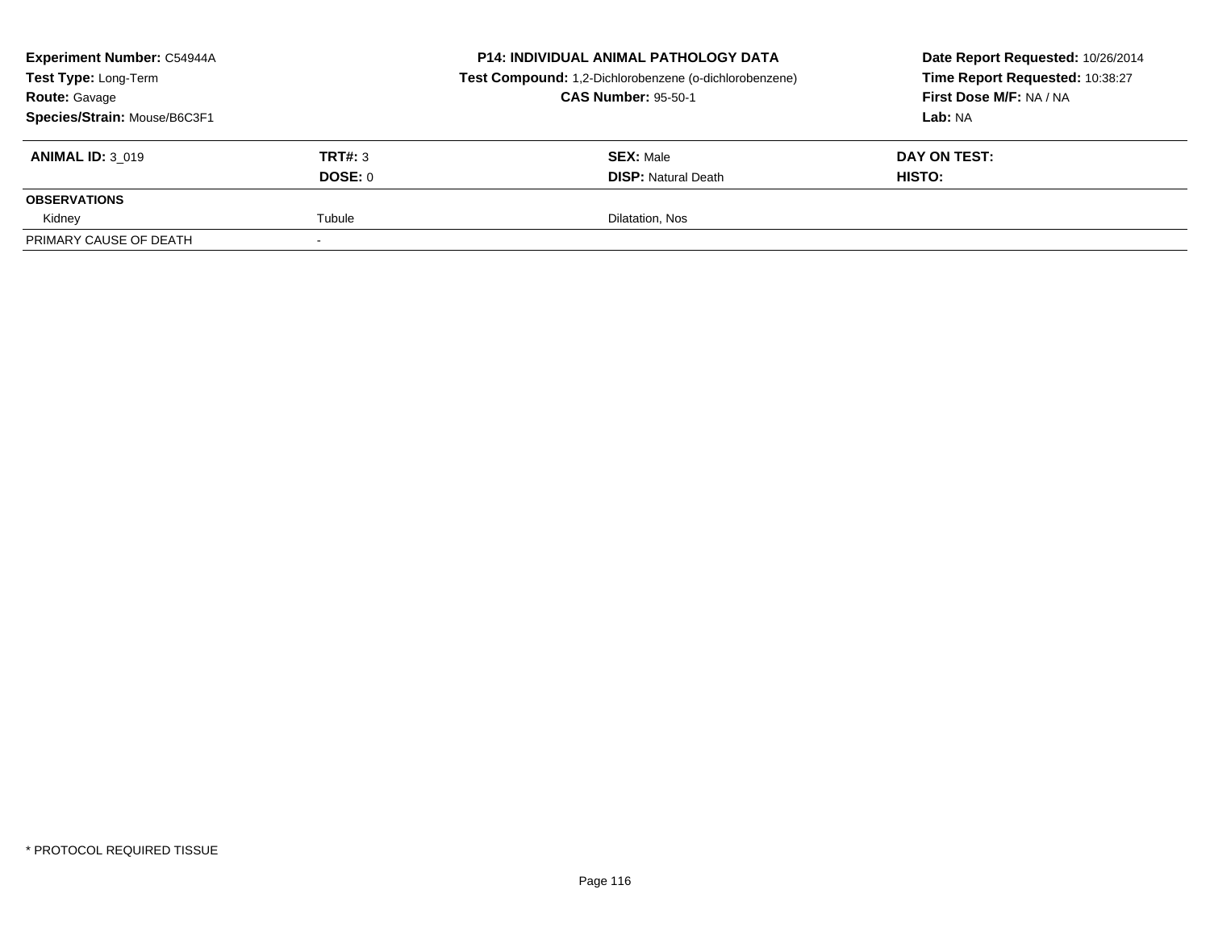**Experiment Number:** C54944A
**Test Type:** Long-Term
**Route:** Gavage
**Species/Strain:** Mouse/B6C3F1

**P14: INDIVIDUAL ANIMAL PATHOLOGY DATA**
**Test Compound:** 1,2-Dichlorobenzene (o-dichlorobenzene)
**CAS Number:** 95-50-1

**Date Report Requested:** 10/26/2014
**Time Report Requested:** 10:38:27
**First Dose M/F:** NA / NA
**Lab:** NA

| | | | |
|---|---|---|---|
| **ANIMAL ID:** 3_019 | **TRT#:** 3 | **SEX:** Male | **DAY ON TEST:** |
| | **DOSE:** 0 | **DISP:** Natural Death | **HISTO:** |
| **OBSERVATIONS** | | | |
| Kidney | Tubule | Dilatation, Nos | |
| PRIMARY CAUSE OF DEATH | - | | |

\* PROTOCOL REQUIRED TISSUE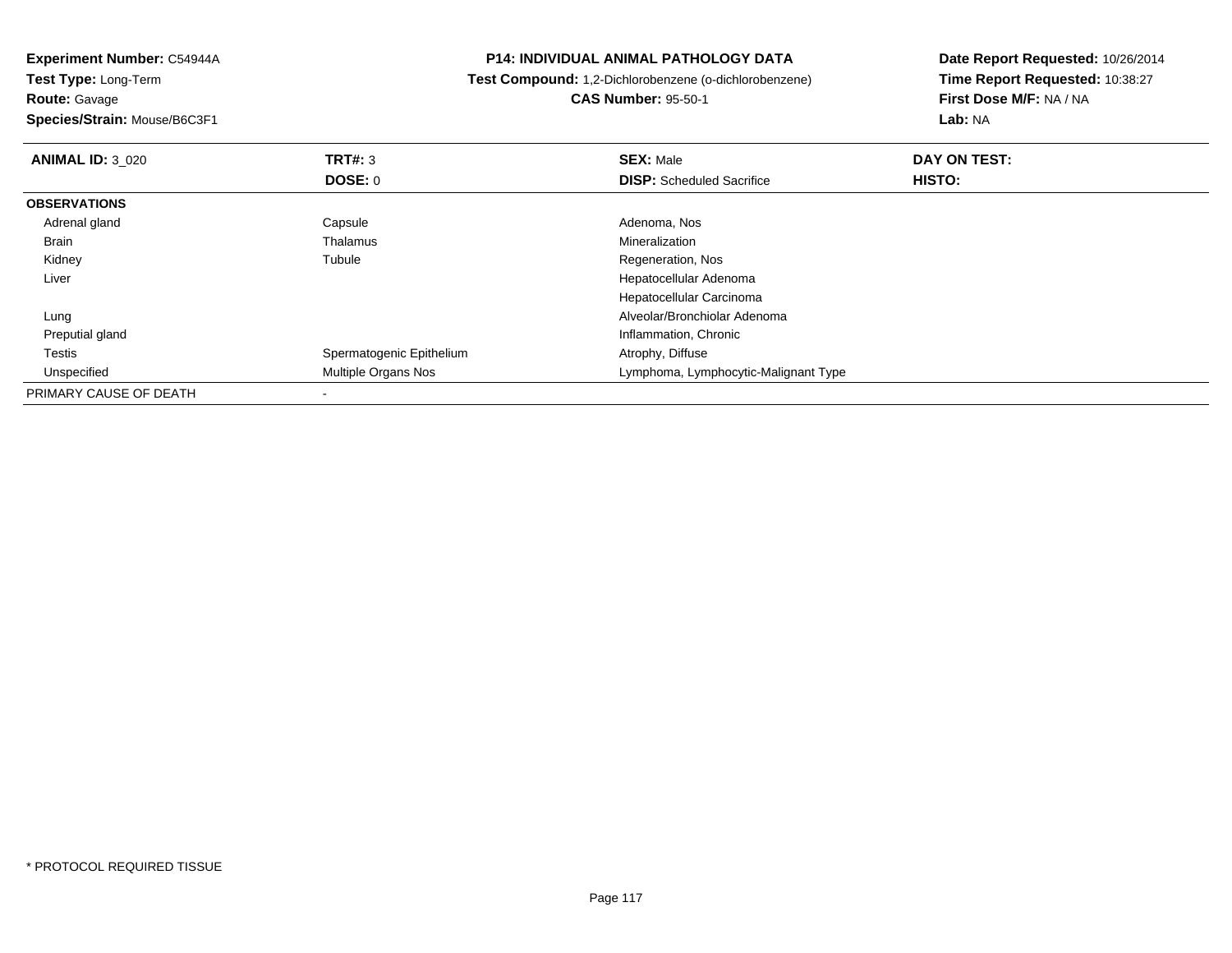**Experiment Number:** C54944A
**Test Type:** Long-Term
**Route:** Gavage
**Species/Strain:** Mouse/B6C3F1

**P14: INDIVIDUAL ANIMAL PATHOLOGY DATA**
**Test Compound:** 1,2-Dichlorobenzene (o-dichlorobenzene)
**CAS Number:** 95-50-1

**Date Report Requested:** 10/26/2014
**Time Report Requested:** 10:38:27
**First Dose M/F:** NA / NA
**Lab:** NA

| **ANIMAL ID:** 3_020 | **TRT#:** 3 | **SEX:** Male | **DAY ON TEST:** |
|---|---|---|---|
| | **DOSE:** 0 | **DISP:** Scheduled Sacrifice | **HISTO:** |
| **OBSERVATIONS** | | | |
| Adrenal gland | Capsule | Adenoma, Nos | |
| Brain | Thalamus | Mineralization | |
| Kidney | Tubule | Regeneration, Nos | |
| Liver | | Hepatocellular Adenoma | |
| | | Hepatocellular Carcinoma | |
| Lung | | Alveolar/Bronchiolar Adenoma | |
| Preputial gland | | Inflammation, Chronic | |
| Testis | Spermatogenic Epithelium | Atrophy, Diffuse | |
| Unspecified | Multiple Organs Nos | Lymphoma, Lymphocytic-Malignant Type | |
| PRIMARY CAUSE OF DEATH | - | | |

* PROTOCOL REQUIRED TISSUE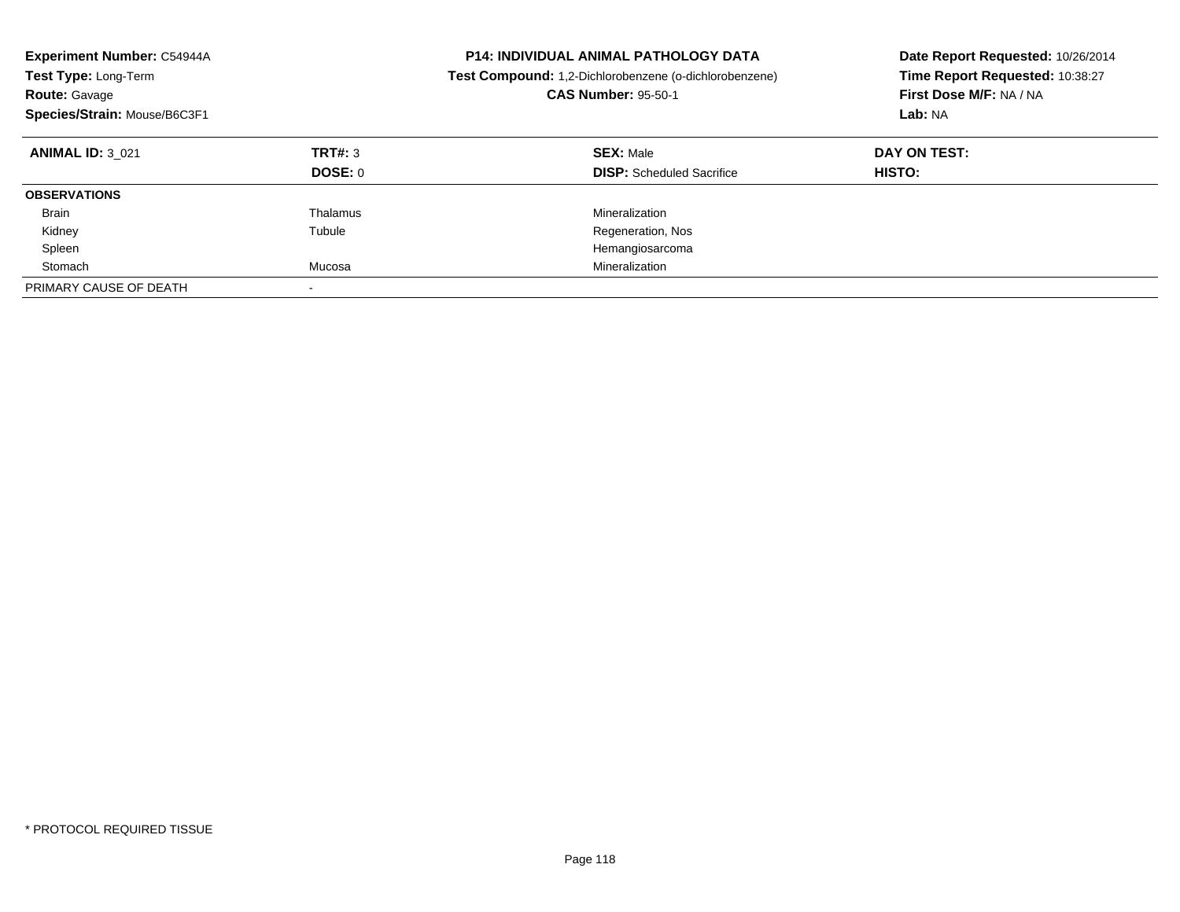**Experiment Number:** C54944A
**Test Type:** Long-Term
**Route:** Gavage
**Species/Strain:** Mouse/B6C3F1

**P14: INDIVIDUAL ANIMAL PATHOLOGY DATA**
**Test Compound:** 1,2-Dichlorobenzene (o-dichlorobenzene)
**CAS Number:** 95-50-1

**Date Report Requested:** 10/26/2014
**Time Report Requested:** 10:38:27
**First Dose M/F:** NA / NA
**Lab:** NA

| **ANIMAL ID:** 3_021 | **TRT#:** 3 | **SEX:** Male | **DAY ON TEST:** |
|---|---|---|---|
| | **DOSE:** 0 | **DISP:** Scheduled Sacrifice | **HISTO:** |
| **OBSERVATIONS** | | | |
| Brain | Thalamus | Mineralization | |
| Kidney | Tubule | Regeneration, Nos | |
| Spleen | | Hemangiosarcoma | |
| Stomach | Mucosa | Mineralization | |
| PRIMARY CAUSE OF DEATH | - | | |

* PROTOCOL REQUIRED TISSUE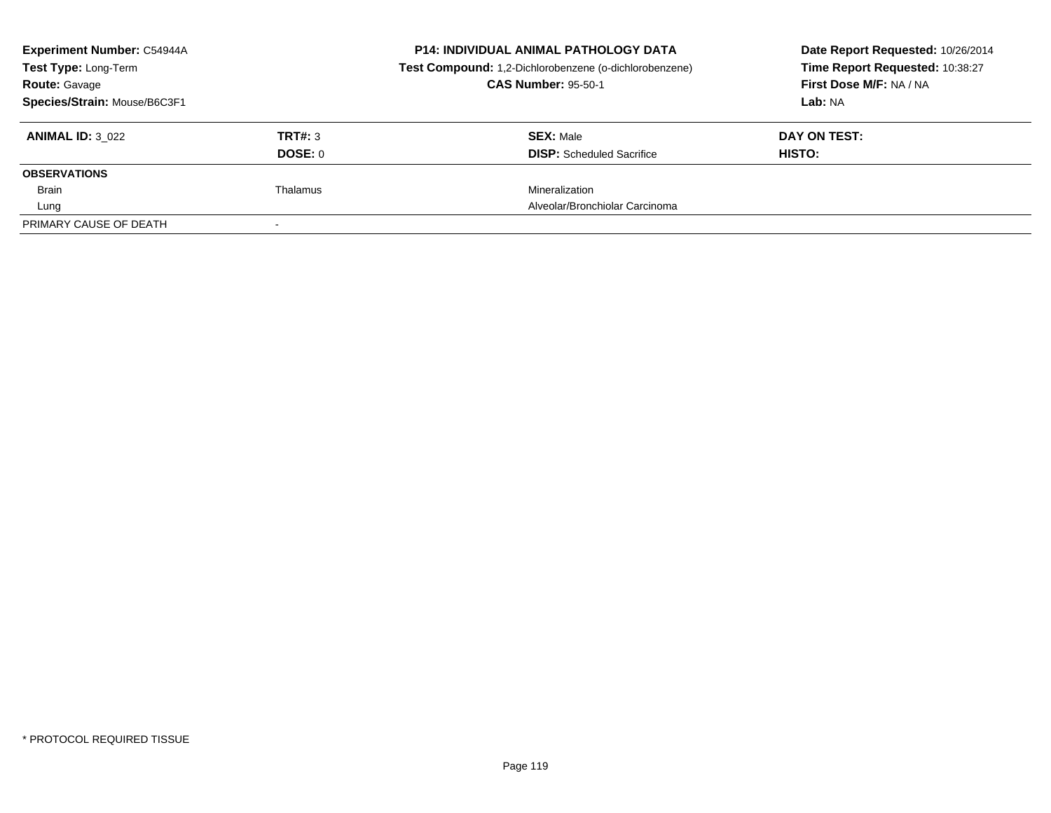**Experiment Number:** C54944A
**Test Type:** Long-Term
**Route:** Gavage
**Species/Strain:** Mouse/B6C3F1

**P14: INDIVIDUAL ANIMAL PATHOLOGY DATA**
**Test Compound:** 1,2-Dichlorobenzene (o-dichlorobenzene)
**CAS Number:** 95-50-1

**Date Report Requested:** 10/26/2014
**Time Report Requested:** 10:38:27
**First Dose M/F:** NA / NA
**Lab:** NA

| **ANIMAL ID:** 3_022 | **TRT#:** 3 | **SEX:** Male | **DAY ON TEST:** |
|---|---|---|---|
| | **DOSE:** 0 | **DISP:** Scheduled Sacrifice | **HISTO:** |
| **OBSERVATIONS** | | | |
| Brain | Thalamus | Mineralization | |
| Lung | | Alveolar/Bronchiolar Carcinoma | |
| PRIMARY CAUSE OF DEATH | - | | |

* PROTOCOL REQUIRED TISSUE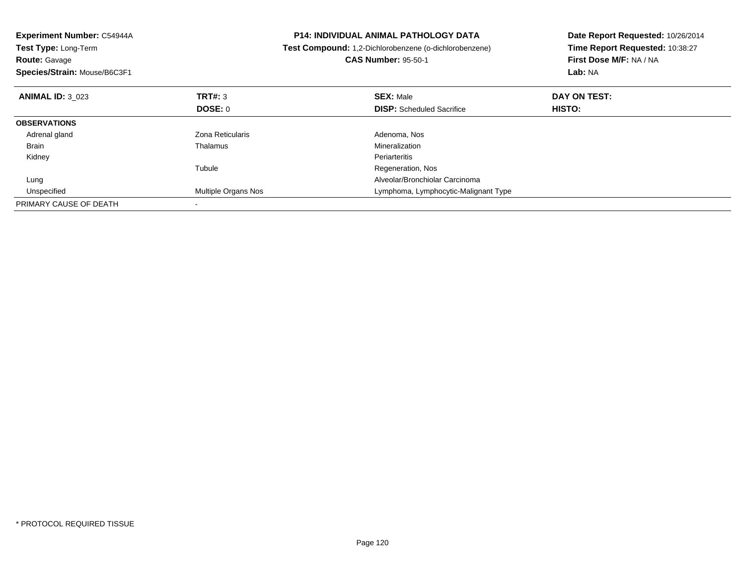**Experiment Number:** C54944A
**Test Type:** Long-Term
**Route:** Gavage
**Species/Strain:** Mouse/B6C3F1

**P14: INDIVIDUAL ANIMAL PATHOLOGY DATA**
**Test Compound:** 1,2-Dichlorobenzene (o-dichlorobenzene)
**CAS Number:** 95-50-1

**Date Report Requested:** 10/26/2014
**Time Report Requested:** 10:38:27
**First Dose M/F:** NA / NA
**Lab:** NA

| **ANIMAL ID:** 3_023 | **TRT#:** 3 | **SEX:** Male | **DAY ON TEST:** |
|---|---|---|---|
| | **DOSE:** 0 | **DISP:** Scheduled Sacrifice | **HISTO:** |
| **OBSERVATIONS** | | | |
| Adrenal gland | Zona Reticularis | Adenoma, Nos | |
| Brain | Thalamus | Mineralization | |
| Kidney | | Periarteritis | |
| | Tubule | Regeneration, Nos | |
| Lung | | Alveolar/Bronchiolar Carcinoma | |
| Unspecified | Multiple Organs Nos | Lymphoma, Lymphocytic-Malignant Type | |
| PRIMARY CAUSE OF DEATH | - | | |

\* PROTOCOL REQUIRED TISSUE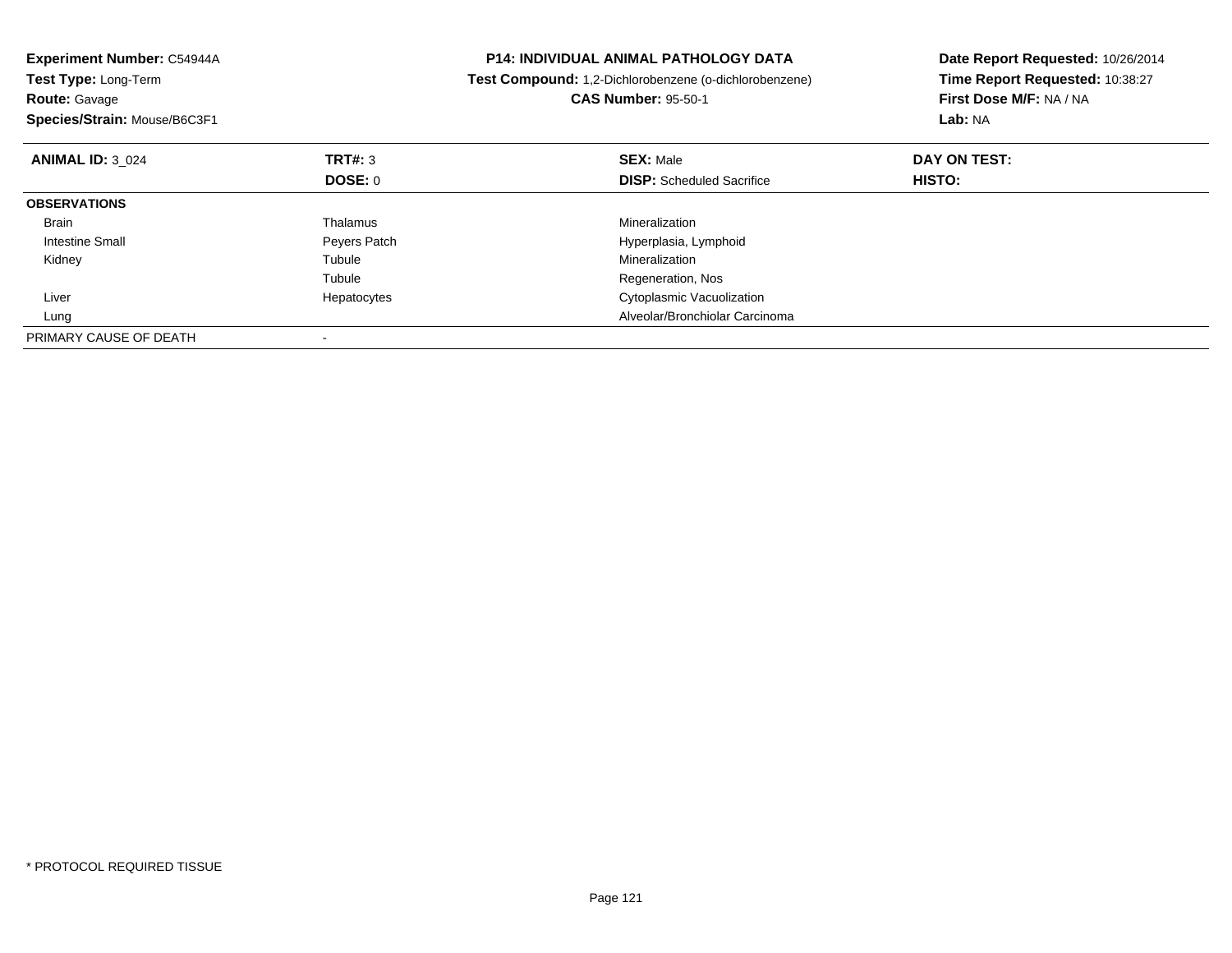**Experiment Number:** C54944A
**Test Type:** Long-Term
**Route:** Gavage
**Species/Strain:** Mouse/B6C3F1

**P14: INDIVIDUAL ANIMAL PATHOLOGY DATA**
**Test Compound:** 1,2-Dichlorobenzene (o-dichlorobenzene)
**CAS Number:** 95-50-1

**Date Report Requested:** 10/26/2014
**Time Report Requested:** 10:38:27
**First Dose M/F:** NA / NA
**Lab:** NA

| **ANIMAL ID:** 3_024 | **TRT#:** 3 | **SEX:** Male | **DAY ON TEST:** |
|---|---|---|---|
| | **DOSE:** 0 | **DISP:** Scheduled Sacrifice | **HISTO:** |
| **OBSERVATIONS** | | | |
| Brain | Thalamus | Mineralization | |
| Intestine Small | Peyers Patch | Hyperplasia, Lymphoid | |
| Kidney | Tubule | Mineralization | |
| | Tubule | Regeneration, Nos | |
| Liver | Hepatocytes | Cytoplasmic Vacuolization | |
| Lung | | Alveolar/Bronchiolar Carcinoma | |
| PRIMARY CAUSE OF DEATH | - | | |

* PROTOCOL REQUIRED TISSUE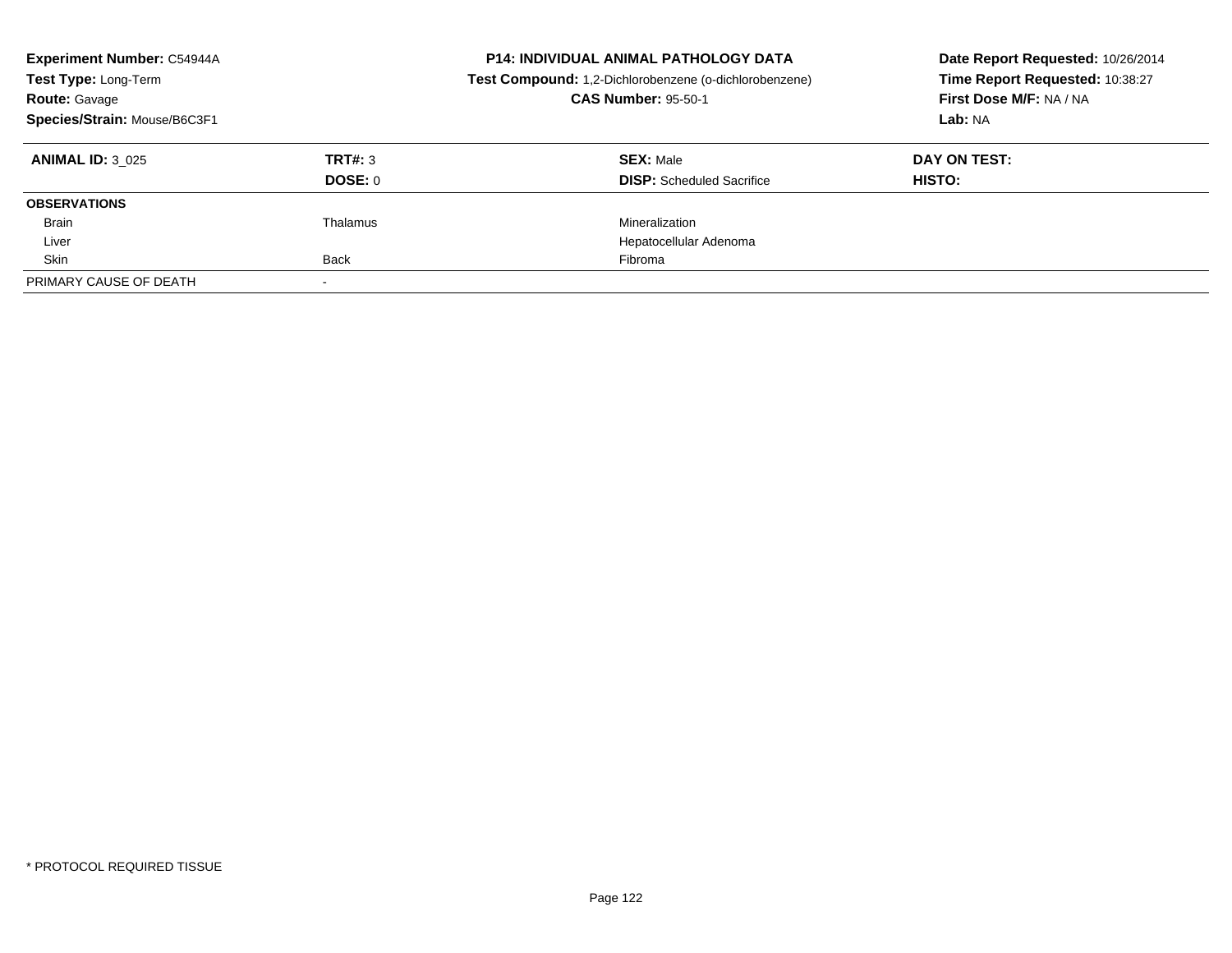**Experiment Number:** C54944A
**Test Type:** Long-Term
**Route:** Gavage
**Species/Strain:** Mouse/B6C3F1

**P14: INDIVIDUAL ANIMAL PATHOLOGY DATA**
**Test Compound:** 1,2-Dichlorobenzene (o-dichlorobenzene)
**CAS Number:** 95-50-1

**Date Report Requested:** 10/26/2014
**Time Report Requested:** 10:38:27
**First Dose M/F:** NA / NA
**Lab:** NA

| **ANIMAL ID:** 3_025 | **TRT#:** 3 | **SEX:** Male | **DAY ON TEST:** |
|---|---|---|---|
| | **DOSE:** 0 | **DISP:** Scheduled Sacrifice | **HISTO:** |
| **OBSERVATIONS** | | | |
| Brain | Thalamus | Mineralization | |
| Liver | | Hepatocellular Adenoma | |
| Skin | Back | Fibroma | |
| PRIMARY CAUSE OF DEATH | - | | |

* PROTOCOL REQUIRED TISSUE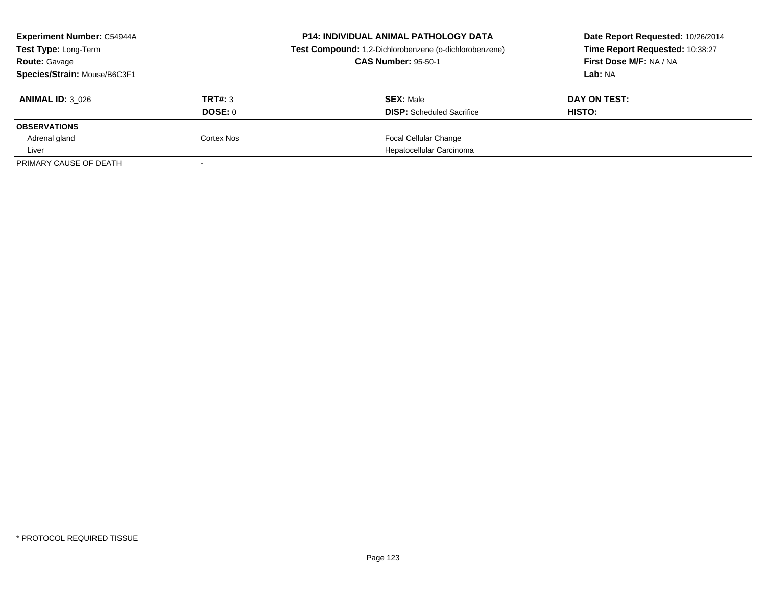**Experiment Number:** C54944A
**Test Type:** Long-Term
**Route:** Gavage
**Species/Strain:** Mouse/B6C3F1

**P14: INDIVIDUAL ANIMAL PATHOLOGY DATA**
**Test Compound:** 1,2-Dichlorobenzene (o-dichlorobenzene)
**CAS Number:** 95-50-1

**Date Report Requested:** 10/26/2014
**Time Report Requested:** 10:38:27
**First Dose M/F:** NA / NA
**Lab:** NA

| | | | |
|---|---|---|---|
| **ANIMAL ID:** 3_026 | **TRT#:** 3 | **SEX:** Male | **DAY ON TEST:** |
| | **DOSE:** 0 | **DISP:** Scheduled Sacrifice | **HISTO:** |
| **OBSERVATIONS** | | | |
| Adrenal gland | Cortex Nos | Focal Cellular Change | |
| Liver | | Hepatocellular Carcinoma | |
| PRIMARY CAUSE OF DEATH | - | | |

* PROTOCOL REQUIRED TISSUE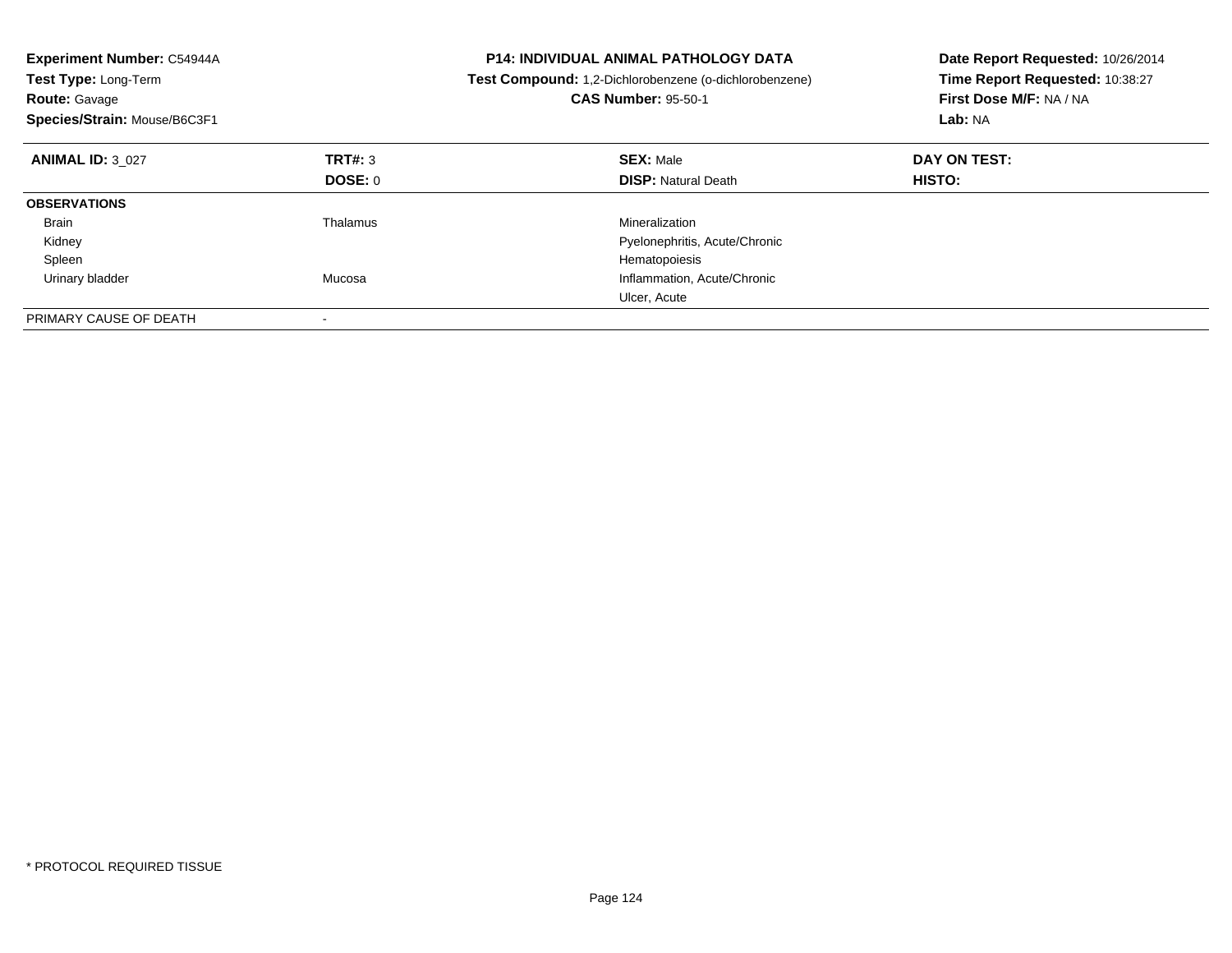**Experiment Number:** C54944A
**Test Type:** Long-Term
**Route:** Gavage
**Species/Strain:** Mouse/B6C3F1

**P14: INDIVIDUAL ANIMAL PATHOLOGY DATA**
**Test Compound:** 1,2-Dichlorobenzene (o-dichlorobenzene)
**CAS Number:** 95-50-1

**Date Report Requested:** 10/26/2014
**Time Report Requested:** 10:38:27
**First Dose M/F:** NA / NA
**Lab:** NA

| **ANIMAL ID:** 3_027 | **TRT#:** 3 | **SEX:** Male | **DAY ON TEST:** |
|---|---|---|---|
| | **DOSE:** 0 | **DISP:** Natural Death | **HISTO:** |
| **OBSERVATIONS** | | | |
| Brain | Thalamus | Mineralization | |
| Kidney | | Pyelonephritis, Acute/Chronic | |
| Spleen | | Hematopoiesis | |
| Urinary bladder | Mucosa | Inflammation, Acute/Chronic | |
| | | Ulcer, Acute | |
| PRIMARY CAUSE OF DEATH | - | | |

* PROTOCOL REQUIRED TISSUE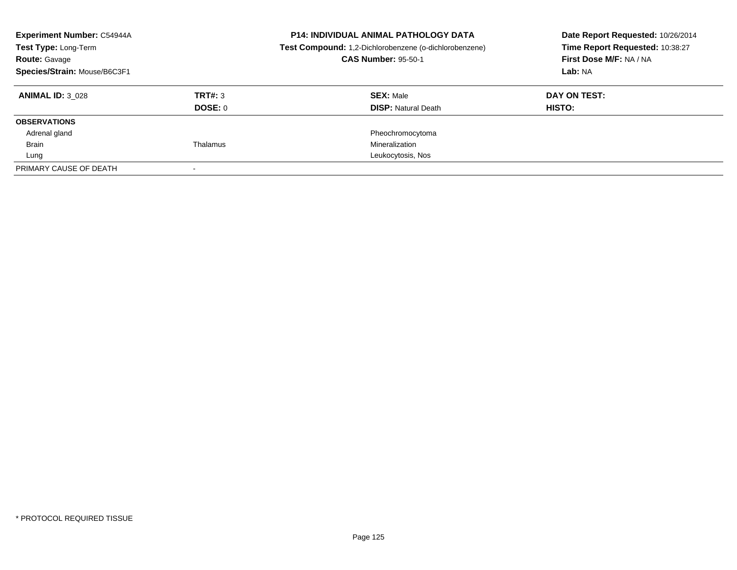**Experiment Number:** C54944A
**Test Type:** Long-Term
**Route:** Gavage
**Species/Strain:** Mouse/B6C3F1

**P14: INDIVIDUAL ANIMAL PATHOLOGY DATA**
**Test Compound:** 1,2-Dichlorobenzene (o-dichlorobenzene)
**CAS Number:** 95-50-1

**Date Report Requested:** 10/26/2014
**Time Report Requested:** 10:38:27
**First Dose M/F:** NA / NA
**Lab:** NA

| | | | |
|---|---|---|---|
| **ANIMAL ID:** 3_028 | **TRT#:** 3 | **SEX:** Male | **DAY ON TEST:** |
| | **DOSE:** 0 | **DISP:** Natural Death | **HISTO:** |
| **OBSERVATIONS** | | | |
| Adrenal gland | | Pheochromocytoma | |
| Brain | Thalamus | Mineralization | |
| Lung | | Leukocytosis, Nos | |
| PRIMARY CAUSE OF DEATH | - | | |

* PROTOCOL REQUIRED TISSUE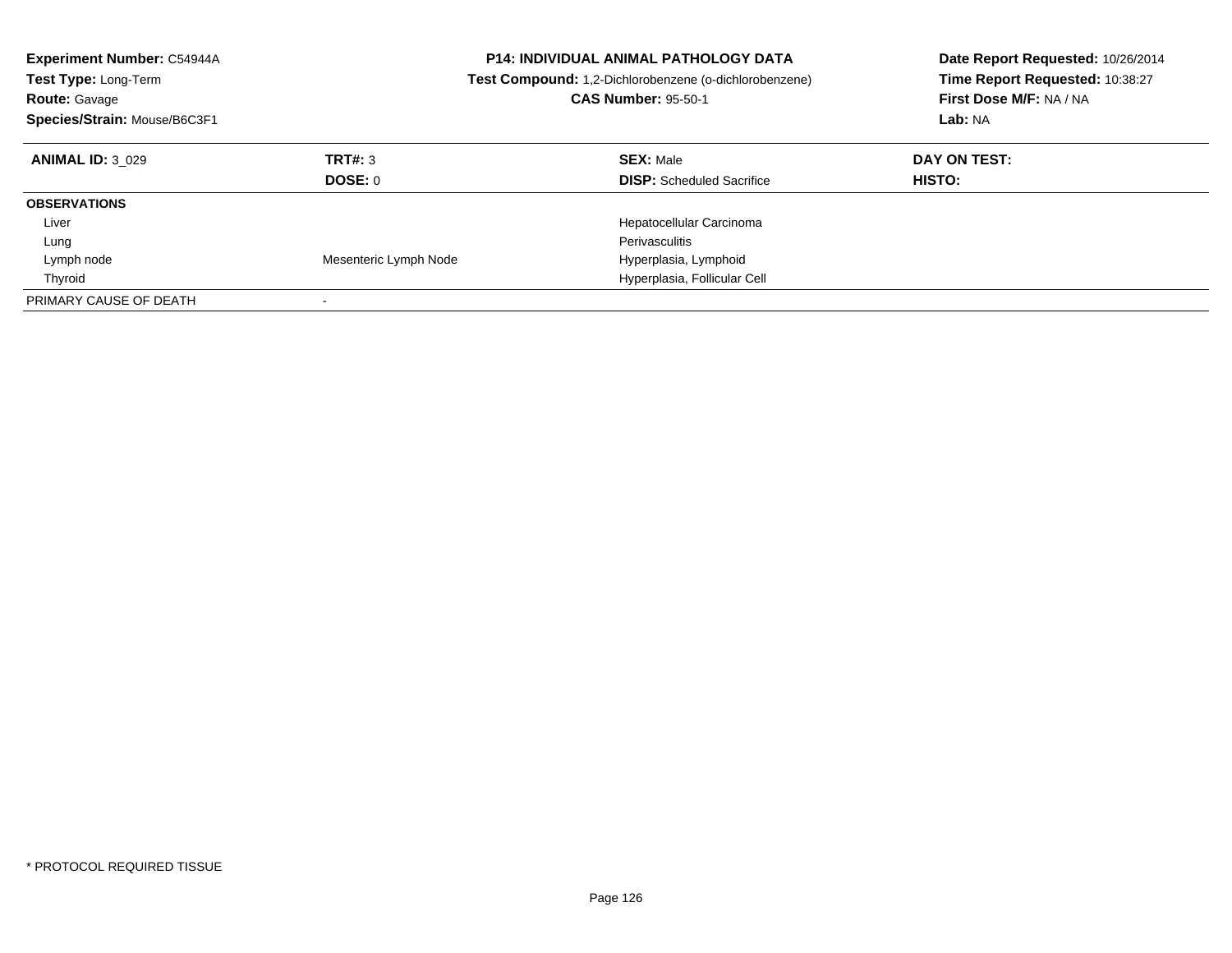**Experiment Number:** C54944A
**Test Type:** Long-Term
**Route:** Gavage
**Species/Strain:** Mouse/B6C3F1

**P14: INDIVIDUAL ANIMAL PATHOLOGY DATA**
**Test Compound:** 1,2-Dichlorobenzene (o-dichlorobenzene)
**CAS Number:** 95-50-1

**Date Report Requested:** 10/26/2014
**Time Report Requested:** 10:38:27
**First Dose M/F:** NA / NA
**Lab:** NA

| | | | |
|---|---|---|---|
| **ANIMAL ID:** 3_029 | **TRT#:** 3 | **SEX:** Male | **DAY ON TEST:** |
| | **DOSE:** 0 | **DISP:** Scheduled Sacrifice | **HISTO:** |
| **OBSERVATIONS** | | | |
| Liver | | Hepatocellular Carcinoma | |
| Lung | | Perivasculitis | |
| Lymph node | Mesenteric Lymph Node | Hyperplasia, Lymphoid | |
| Thyroid | | Hyperplasia, Follicular Cell | |
| PRIMARY CAUSE OF DEATH | - | | |

* PROTOCOL REQUIRED TISSUE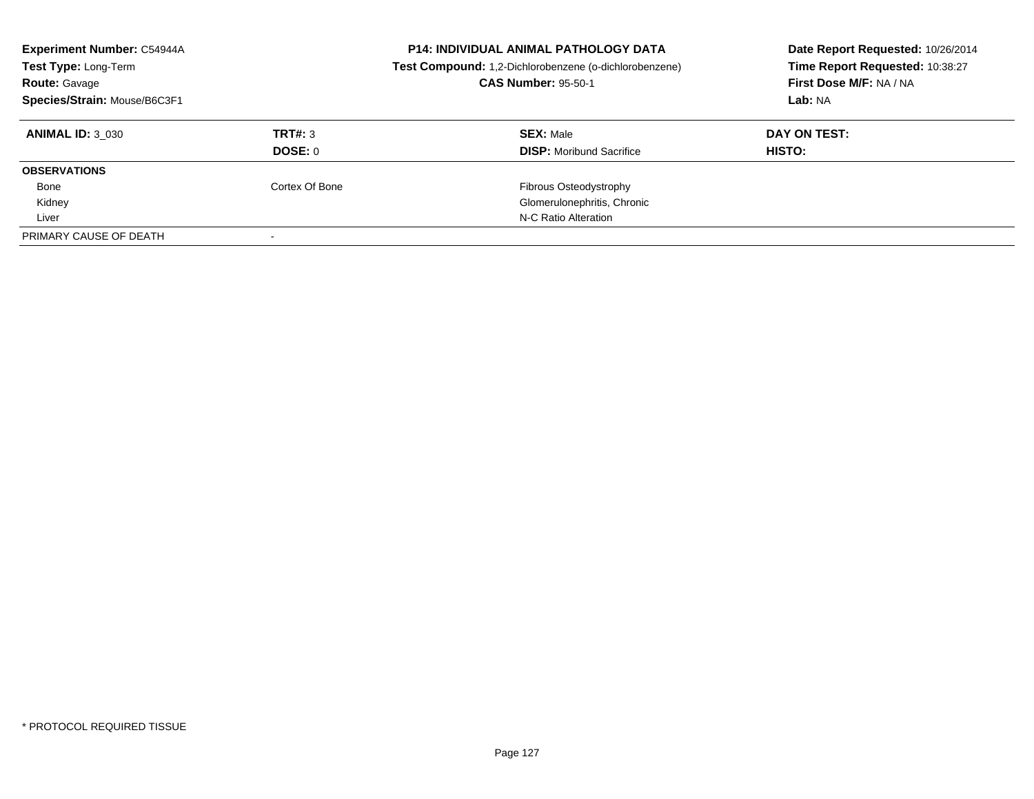**Experiment Number:** C54944A
**Test Type:** Long-Term
**Route:** Gavage
**Species/Strain:** Mouse/B6C3F1

**P14: INDIVIDUAL ANIMAL PATHOLOGY DATA**
**Test Compound:** 1,2-Dichlorobenzene (o-dichlorobenzene)
**CAS Number:** 95-50-1

**Date Report Requested:** 10/26/2014
**Time Report Requested:** 10:38:27
**First Dose M/F:** NA / NA
**Lab:** NA

| | | | |
|---|---|---|---|
| **ANIMAL ID:** 3_030 | **TRT#:** 3 | **SEX:** Male | **DAY ON TEST:** |
| | **DOSE:** 0 | **DISP:** Moribund Sacrifice | **HISTO:** |
| **OBSERVATIONS** | | | |
| Bone | Cortex Of Bone | Fibrous Osteodystrophy | |
| Kidney | | Glomerulonephritis, Chronic | |
| Liver | | N-C Ratio Alteration | |
| PRIMARY CAUSE OF DEATH | - | | |

* PROTOCOL REQUIRED TISSUE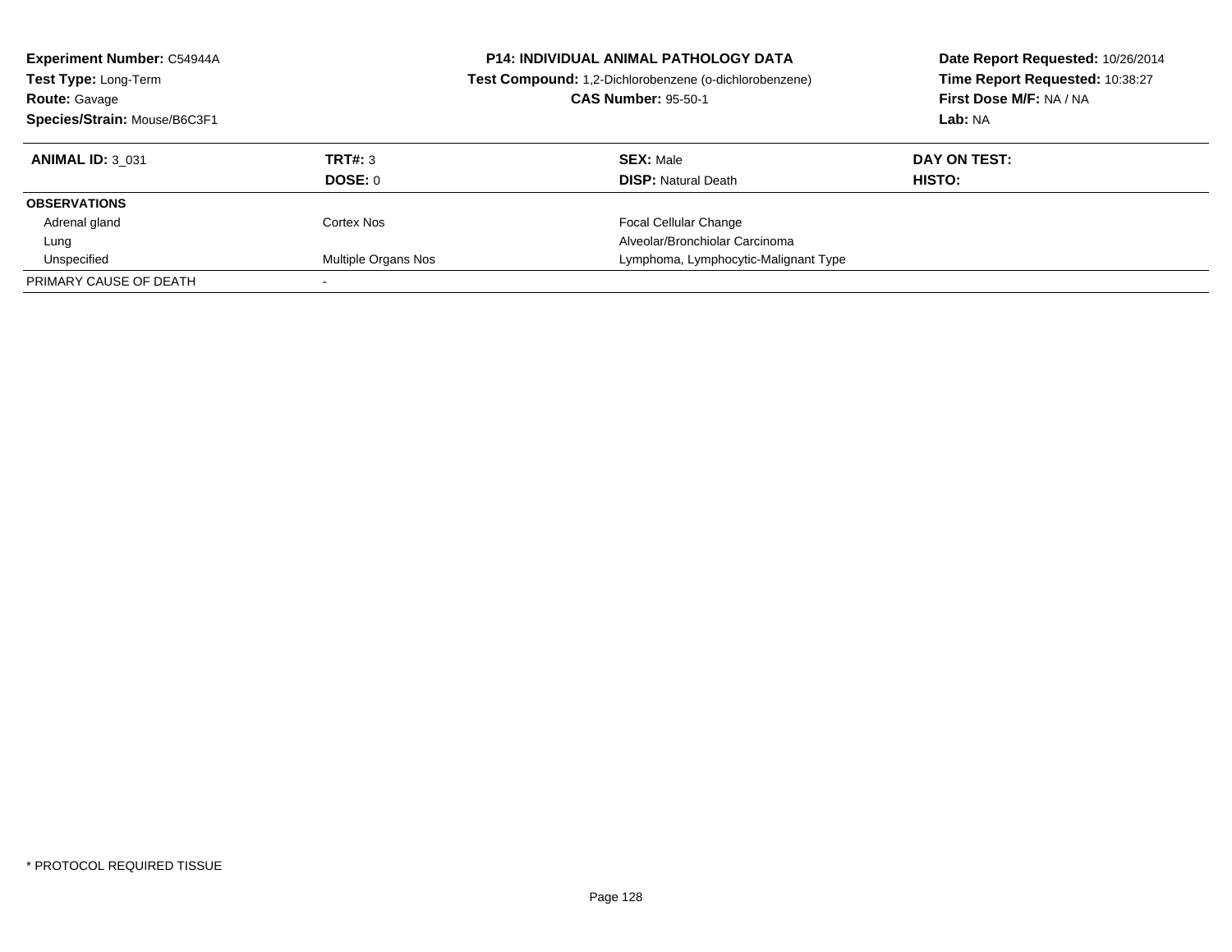**Experiment Number:** C54944A
**Test Type:** Long-Term
**Route:** Gavage
**Species/Strain:** Mouse/B6C3F1

**P14: INDIVIDUAL ANIMAL PATHOLOGY DATA**
**Test Compound:** 1,2-Dichlorobenzene (o-dichlorobenzene)
**CAS Number:** 95-50-1

**Date Report Requested:** 10/26/2014
**Time Report Requested:** 10:38:27
**First Dose M/F:** NA / NA
**Lab:** NA

| | | | |
|---|---|---|---|
| **ANIMAL ID:** 3_031 | **TRT#:** 3 | **SEX:** Male | **DAY ON TEST:** |
| | **DOSE:** 0 | **DISP:** Natural Death | **HISTO:** |
| **OBSERVATIONS** | | | |
| Adrenal gland | Cortex Nos | Focal Cellular Change | |
| Lung | | Alveolar/Bronchiolar Carcinoma | |
| Unspecified | Multiple Organs Nos | Lymphoma, Lymphocytic-Malignant Type | |
| PRIMARY CAUSE OF DEATH | - | | |

\* PROTOCOL REQUIRED TISSUE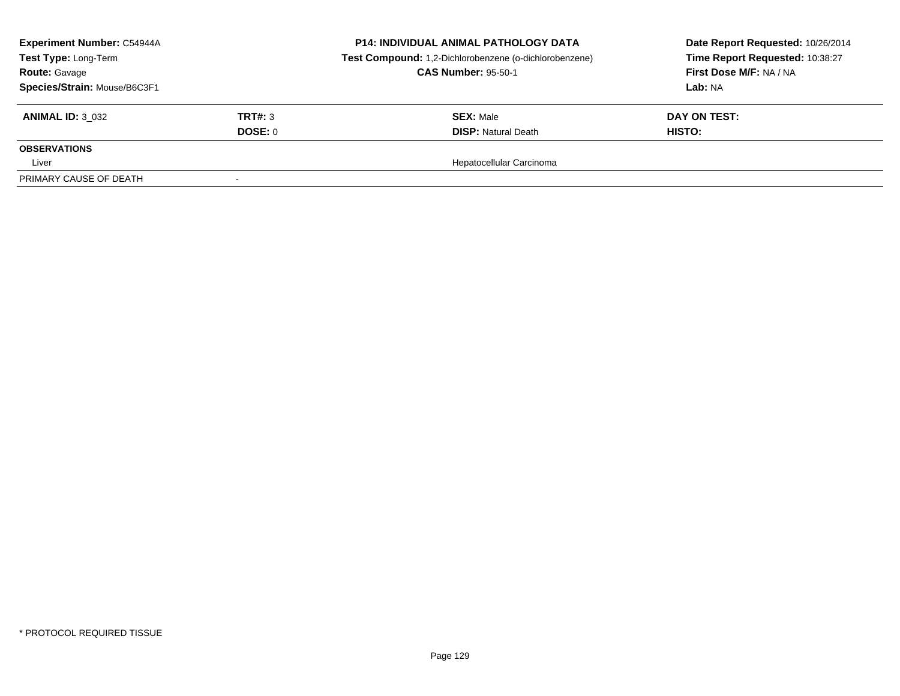**Experiment Number:** C54944A
**Test Type:** Long-Term
**Route:** Gavage
**Species/Strain:** Mouse/B6C3F1

**P14: INDIVIDUAL ANIMAL PATHOLOGY DATA**
**Test Compound:** 1,2-Dichlorobenzene (o-dichlorobenzene)
**CAS Number:** 95-50-1

**Date Report Requested:** 10/26/2014
**Time Report Requested:** 10:38:27
**First Dose M/F:** NA / NA
**Lab:** NA

| | | | |
|---|---|---|---|
| **ANIMAL ID:** 3_032 | **TRT#:** 3 | **SEX:** Male | **DAY ON TEST:** |
| | **DOSE:** 0 | **DISP:** Natural Death | **HISTO:** |
| **OBSERVATIONS** | | | |
| Liver | | Hepatocellular Carcinoma | |
| PRIMARY CAUSE OF DEATH | - | | |

* PROTOCOL REQUIRED TISSUE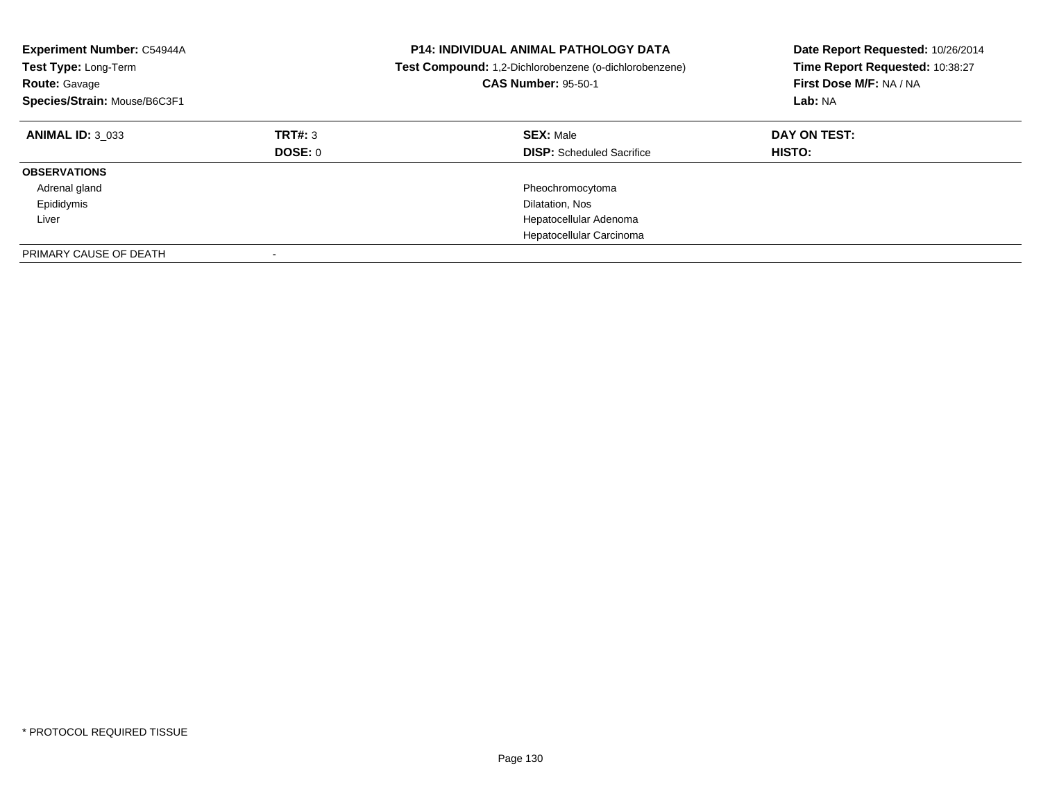**Experiment Number:** C54944A
**Test Type:** Long-Term
**Route:** Gavage
**Species/Strain:** Mouse/B6C3F1

**P14: INDIVIDUAL ANIMAL PATHOLOGY DATA**
**Test Compound:** 1,2-Dichlorobenzene (o-dichlorobenzene)
**CAS Number:** 95-50-1

**Date Report Requested:** 10/26/2014
**Time Report Requested:** 10:38:27
**First Dose M/F:** NA / NA
**Lab:** NA

| | | | |
|---|---|---|---|
| **ANIMAL ID:** 3_033 | **TRT#:** 3 | **SEX:** Male | **DAY ON TEST:** |
| | **DOSE:** 0 | **DISP:** Scheduled Sacrifice | **HISTO:** |
| **OBSERVATIONS** | | | |
| Adrenal gland | | Pheochromocytoma | |
| Epididymis | | Dilatation, Nos | |
| Liver | | Hepatocellular Adenoma | |
| | | Hepatocellular Carcinoma | |
| PRIMARY CAUSE OF DEATH | - | | |

* PROTOCOL REQUIRED TISSUE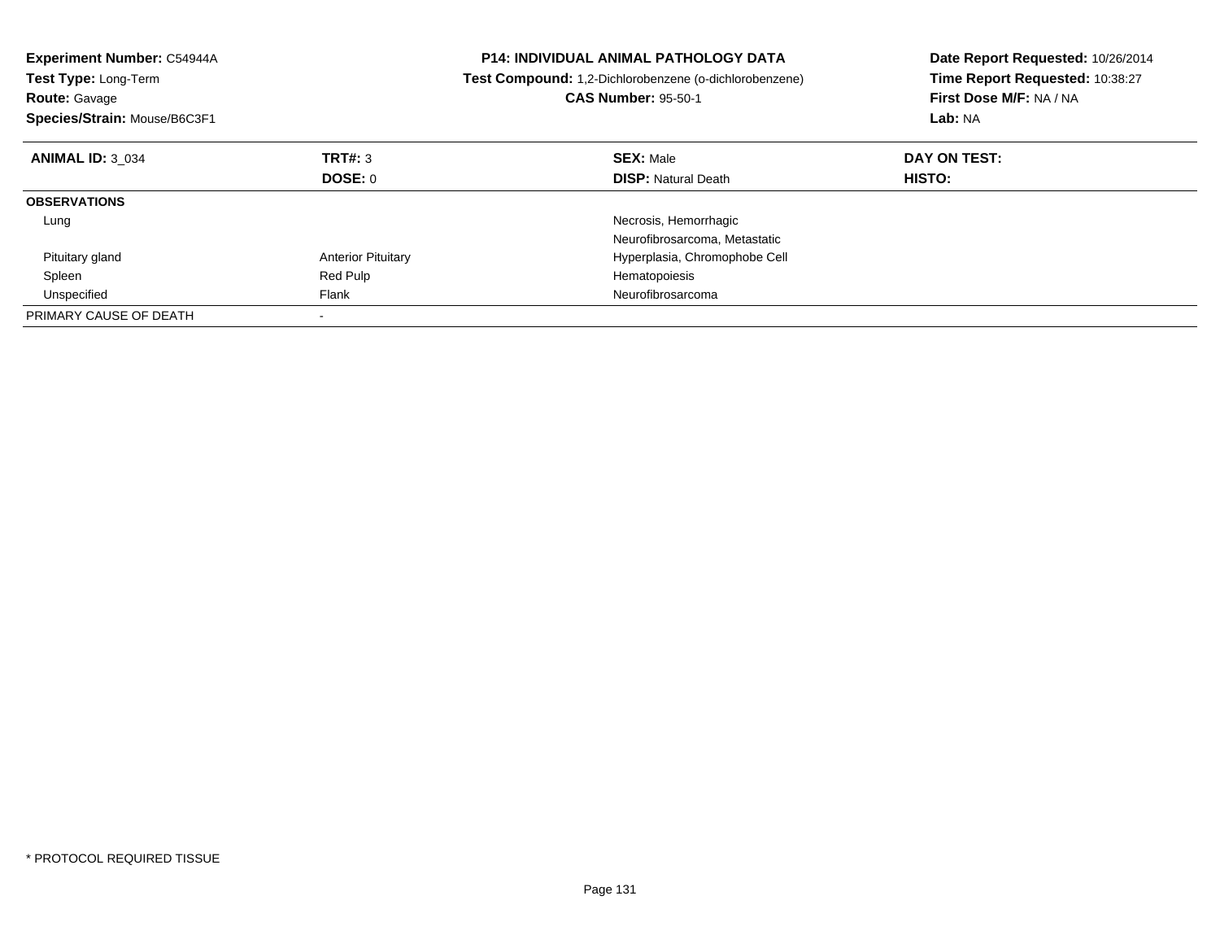**Experiment Number:** C54944A
**Test Type:** Long-Term
**Route:** Gavage
**Species/Strain:** Mouse/B6C3F1

**P14: INDIVIDUAL ANIMAL PATHOLOGY DATA**
**Test Compound:** 1,2-Dichlorobenzene (o-dichlorobenzene)
**CAS Number:** 95-50-1

**Date Report Requested:** 10/26/2014
**Time Report Requested:** 10:38:27
**First Dose M/F:** NA / NA
**Lab:** NA

| **ANIMAL ID:** 3_034 | **TRT#:** 3 | **SEX:** Male | **DAY ON TEST:** |
|---|---|---|---|
| | **DOSE:** 0 | **DISP:** Natural Death | **HISTO:** |
| **OBSERVATIONS** | | | |
| Lung | | Necrosis, Hemorrhagic | |
| | | Neurofibrosarcoma, Metastatic | |
| Pituitary gland | Anterior Pituitary | Hyperplasia, Chromophobe Cell | |
| Spleen | Red Pulp | Hematopoiesis | |
| Unspecified | Flank | Neurofibrosarcoma | |
| PRIMARY CAUSE OF DEATH | - | | |

* PROTOCOL REQUIRED TISSUE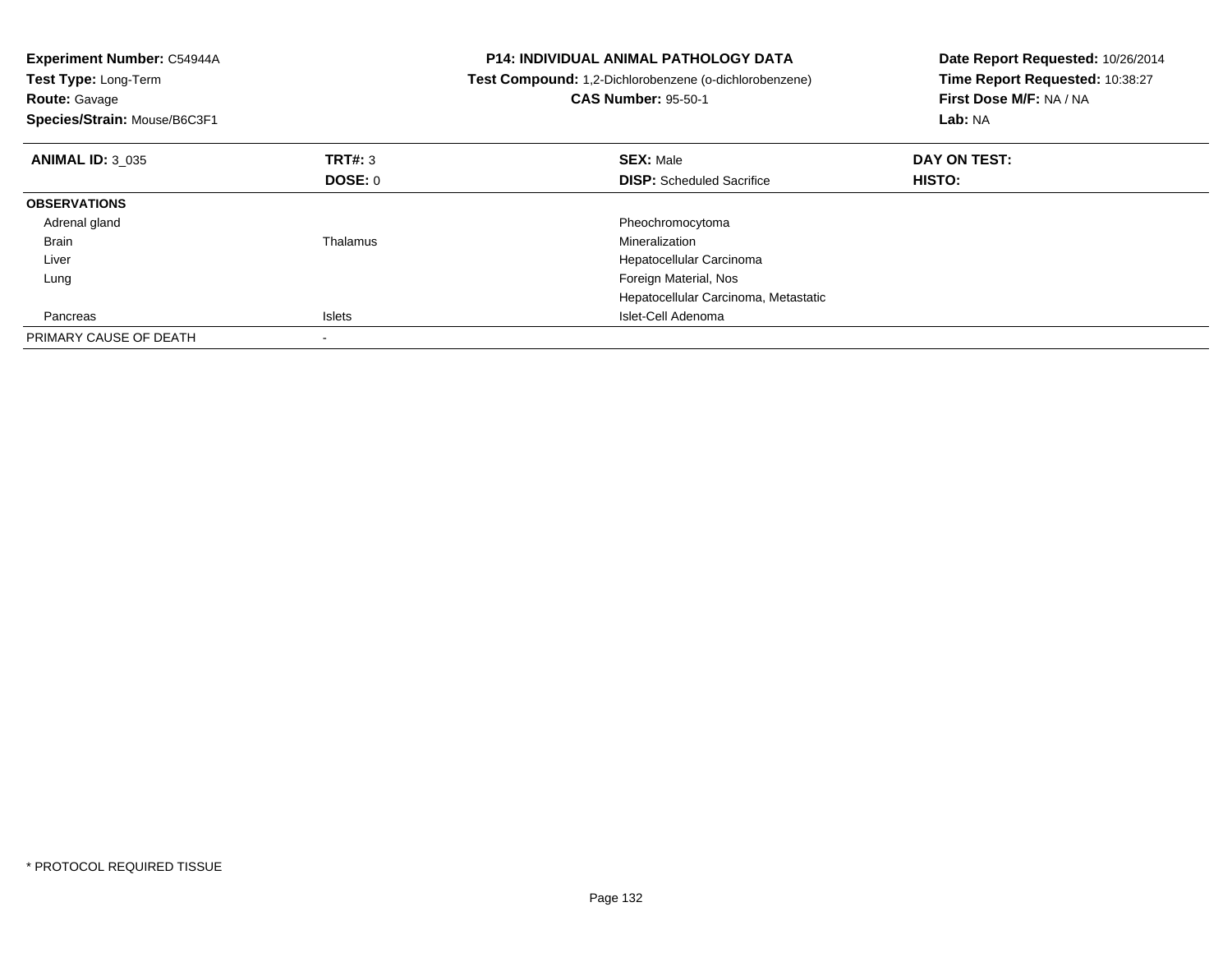**Experiment Number:** C54944A
**Test Type:** Long-Term
**Route:** Gavage
**Species/Strain:** Mouse/B6C3F1

**P14: INDIVIDUAL ANIMAL PATHOLOGY DATA**
**Test Compound:** 1,2-Dichlorobenzene (o-dichlorobenzene)
**CAS Number:** 95-50-1

**Date Report Requested:** 10/26/2014
**Time Report Requested:** 10:38:27
**First Dose M/F:** NA / NA
**Lab:** NA

| **ANIMAL ID:** 3_035 | **TRT#:** 3 | **SEX:** Male | **DAY ON TEST:** |
|---|---|---|---|
| | **DOSE:** 0 | **DISP:** Scheduled Sacrifice | **HISTO:** |
| **OBSERVATIONS** | | | |
| Adrenal gland | | Pheochromocytoma | |
| Brain | Thalamus | Mineralization | |
| Liver | | Hepatocellular Carcinoma | |
| Lung | | Foreign Material, Nos | |
| | | Hepatocellular Carcinoma, Metastatic | |
| Pancreas | Islets | Islet-Cell Adenoma | |
| PRIMARY CAUSE OF DEATH | - | | |

* PROTOCOL REQUIRED TISSUE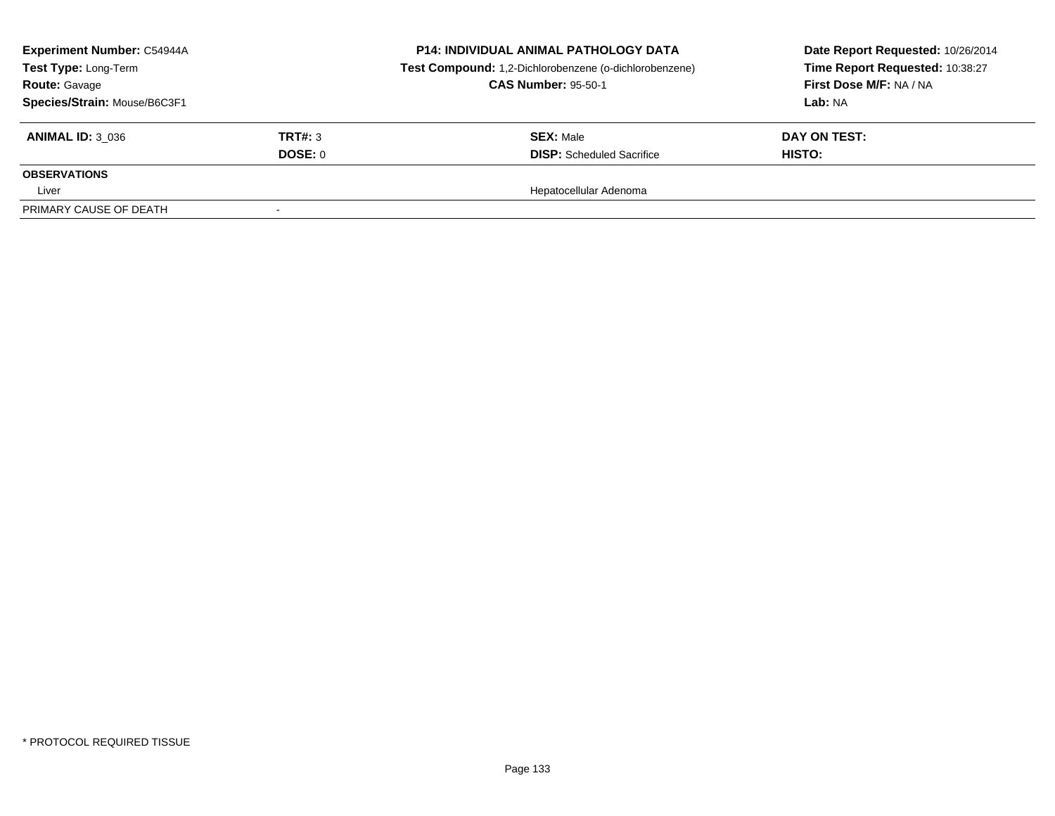**Experiment Number:** C54944A
**Test Type:** Long-Term
**Route:** Gavage
**Species/Strain:** Mouse/B6C3F1

**P14: INDIVIDUAL ANIMAL PATHOLOGY DATA**
**Test Compound:** 1,2-Dichlorobenzene (o-dichlorobenzene)
**CAS Number:** 95-50-1

**Date Report Requested:** 10/26/2014
**Time Report Requested:** 10:38:27
**First Dose M/F:** NA / NA
**Lab:** NA

| | | | |
|---|---|---|---|
| **ANIMAL ID:** 3_036 | **TRT#:** 3 | **SEX:** Male | **DAY ON TEST:** |
| | **DOSE:** 0 | **DISP:** Scheduled Sacrifice | **HISTO:** |
| **OBSERVATIONS** | | | |
| Liver | | Hepatocellular Adenoma | |
| PRIMARY CAUSE OF DEATH | - | | |

* PROTOCOL REQUIRED TISSUE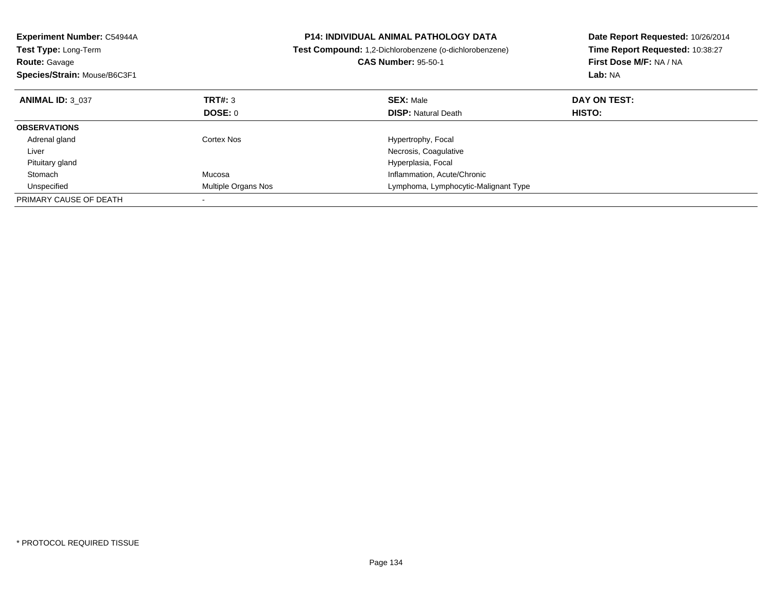**Experiment Number:** C54944A
**Test Type:** Long-Term
**Route:** Gavage
**Species/Strain:** Mouse/B6C3F1

**P14: INDIVIDUAL ANIMAL PATHOLOGY DATA**
**Test Compound:** 1,2-Dichlorobenzene (o-dichlorobenzene)
**CAS Number:** 95-50-1

**Date Report Requested:** 10/26/2014
**Time Report Requested:** 10:38:27
**First Dose M/F:** NA / NA
**Lab:** NA

| **ANIMAL ID:** 3_037 | **TRT#:** 3 | **SEX:** Male | **DAY ON TEST:** |
|---|---|---|---|
| | **DOSE:** 0 | **DISP:** Natural Death | **HISTO:** |
| **OBSERVATIONS** | | | |
| Adrenal gland | Cortex Nos | Hypertrophy, Focal | |
| Liver | | Necrosis, Coagulative | |
| Pituitary gland | | Hyperplasia, Focal | |
| Stomach | Mucosa | Inflammation, Acute/Chronic | |
| Unspecified | Multiple Organs Nos | Lymphoma, Lymphocytic-Malignant Type | |
| PRIMARY CAUSE OF DEATH | - | | |

* PROTOCOL REQUIRED TISSUE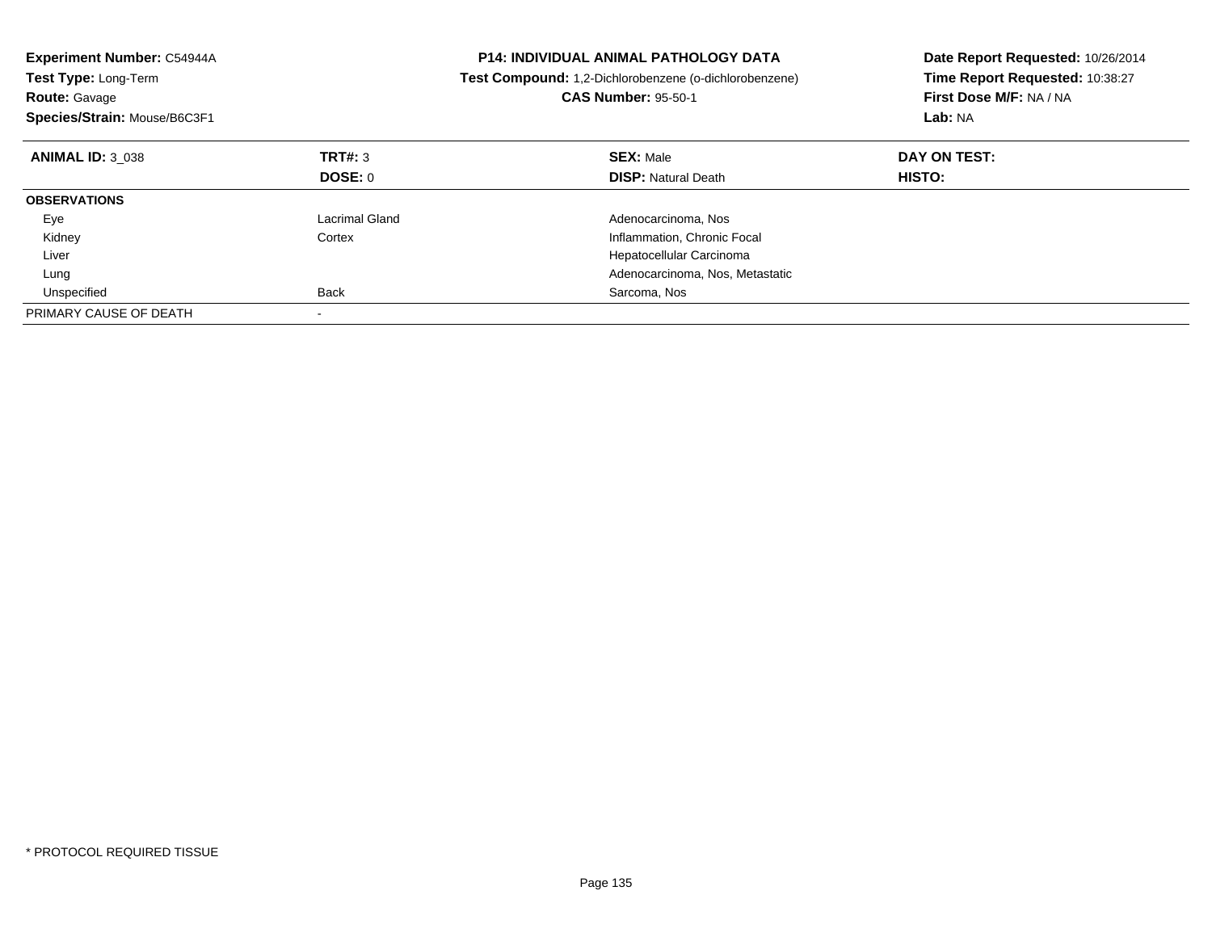**Experiment Number:** C54944A
**Test Type:** Long-Term
**Route:** Gavage
**Species/Strain:** Mouse/B6C3F1

**P14: INDIVIDUAL ANIMAL PATHOLOGY DATA**
**Test Compound:** 1,2-Dichlorobenzene (o-dichlorobenzene)
**CAS Number:** 95-50-1

**Date Report Requested:** 10/26/2014
**Time Report Requested:** 10:38:27
**First Dose M/F:** NA / NA
**Lab:** NA

| **ANIMAL ID:** 3_038 | **TRT#:** 3 | **SEX:** Male | **DAY ON TEST:** |
|---|---|---|---|
| | **DOSE:** 0 | **DISP:** Natural Death | **HISTO:** |
| **OBSERVATIONS** | | | |
| Eye | Lacrimal Gland | Adenocarcinoma, Nos | |
| Kidney | Cortex | Inflammation, Chronic Focal | |
| Liver | | Hepatocellular Carcinoma | |
| Lung | | Adenocarcinoma, Nos, Metastatic | |
| Unspecified | Back | Sarcoma, Nos | |
| PRIMARY CAUSE OF DEATH | - | | |

* PROTOCOL REQUIRED TISSUE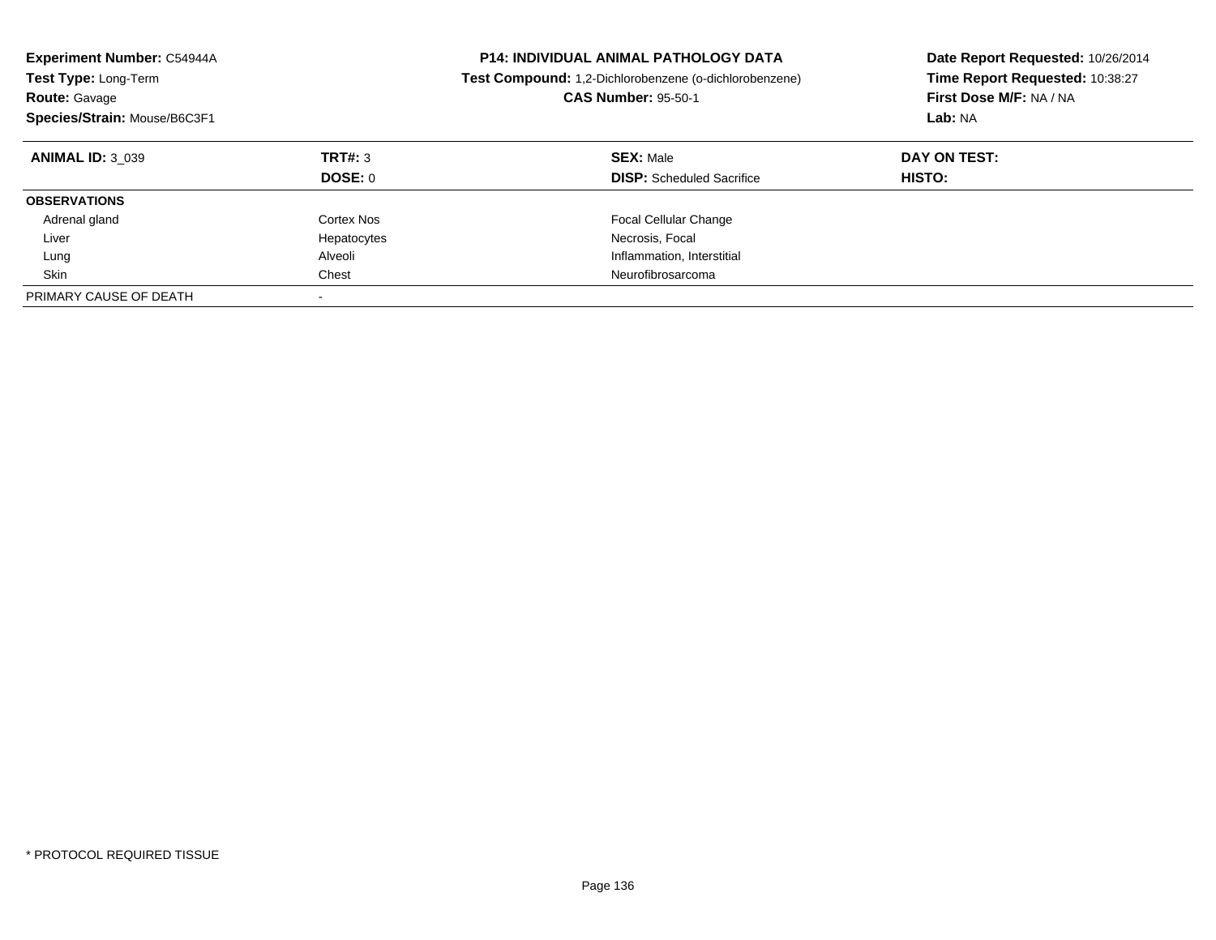**Experiment Number:** C54944A
**Test Type:** Long-Term
**Route:** Gavage
**Species/Strain:** Mouse/B6C3F1

**P14: INDIVIDUAL ANIMAL PATHOLOGY DATA**
**Test Compound:** 1,2-Dichlorobenzene (o-dichlorobenzene)
**CAS Number:** 95-50-1

**Date Report Requested:** 10/26/2014
**Time Report Requested:** 10:38:27
**First Dose M/F:** NA / NA
**Lab:** NA

| **ANIMAL ID:** 3_039 | **TRT#:** 3 | **SEX:** Male | **DAY ON TEST:** |
|---|---|---|---|
| | **DOSE:** 0 | **DISP:** Scheduled Sacrifice | **HISTO:** |
| **OBSERVATIONS** | | | |
| Adrenal gland | Cortex Nos | Focal Cellular Change | |
| Liver | Hepatocytes | Necrosis, Focal | |
| Lung | Alveoli | Inflammation, Interstitial | |
| Skin | Chest | Neurofibrosarcoma | |
| PRIMARY CAUSE OF DEATH | - | | |

* PROTOCOL REQUIRED TISSUE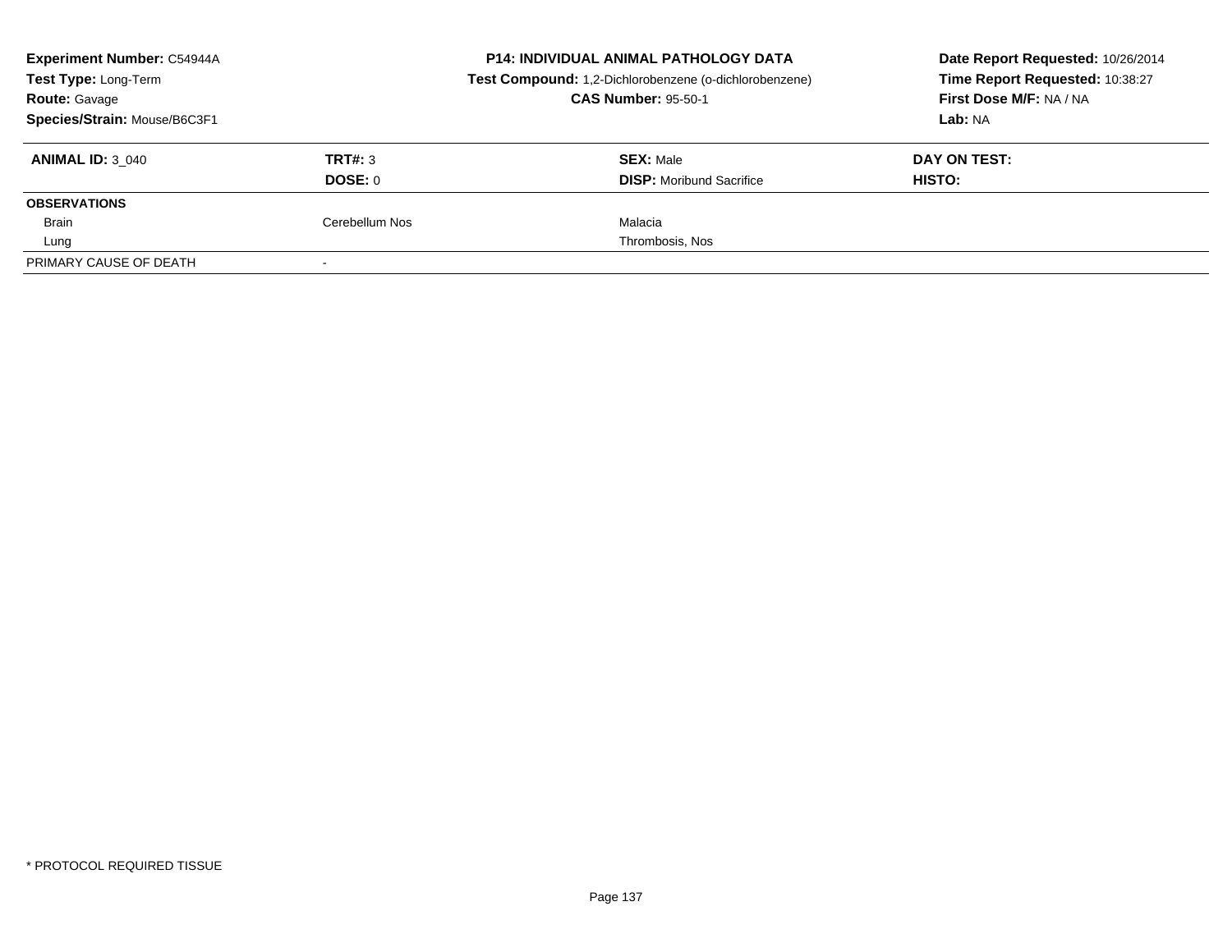**Experiment Number:** C54944A
**Test Type:** Long-Term
**Route:** Gavage
**Species/Strain:** Mouse/B6C3F1

**P14: INDIVIDUAL ANIMAL PATHOLOGY DATA**
**Test Compound:** 1,2-Dichlorobenzene (o-dichlorobenzene)
**CAS Number:** 95-50-1

**Date Report Requested:** 10/26/2014
**Time Report Requested:** 10:38:27
**First Dose M/F:** NA / NA
**Lab:** NA

| | | | |
|---|---|---|---|
| **ANIMAL ID:** 3_040 | **TRT#:** 3 | **SEX:** Male | **DAY ON TEST:** |
| | **DOSE:** 0 | **DISP:** Moribund Sacrifice | **HISTO:** |
| **OBSERVATIONS** | | | |
| Brain | Cerebellum Nos | Malacia | |
| Lung | | Thrombosis, Nos | |
| PRIMARY CAUSE OF DEATH | - | | |

* PROTOCOL REQUIRED TISSUE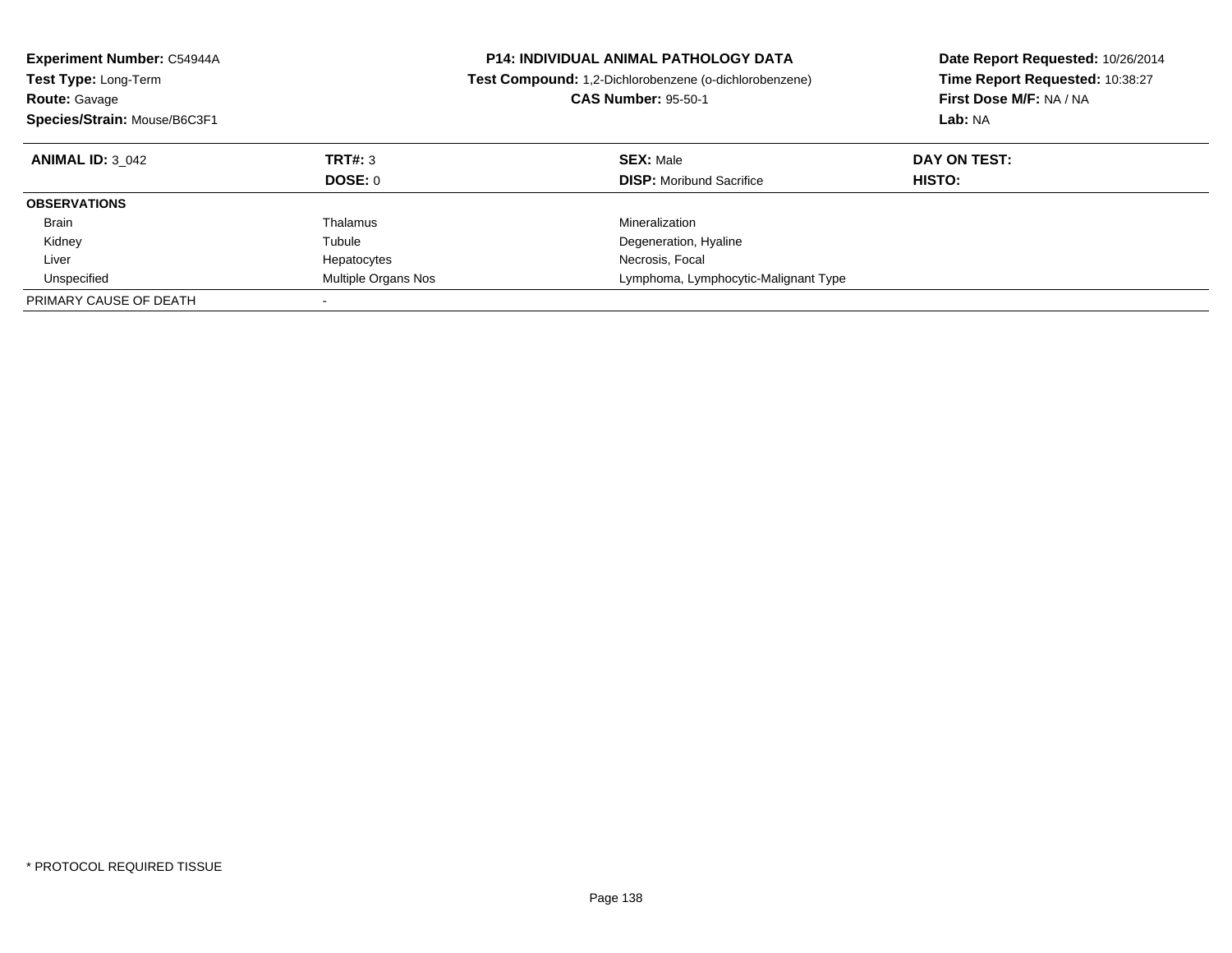**Experiment Number:** C54944A
**Test Type:** Long-Term
**Route:** Gavage
**Species/Strain:** Mouse/B6C3F1

**P14: INDIVIDUAL ANIMAL PATHOLOGY DATA**
**Test Compound:** 1,2-Dichlorobenzene (o-dichlorobenzene)
**CAS Number:** 95-50-1

**Date Report Requested:** 10/26/2014
**Time Report Requested:** 10:38:27
**First Dose M/F:** NA / NA
**Lab:** NA

| **ANIMAL ID:** 3_042 | **TRT#:** 3 | **SEX:** Male | **DAY ON TEST:** |
|---|---|---|---|
| | **DOSE:** 0 | **DISP:** Moribund Sacrifice | **HISTO:** |
| **OBSERVATIONS** | | | |
| Brain | Thalamus | Mineralization | |
| Kidney | Tubule | Degeneration, Hyaline | |
| Liver | Hepatocytes | Necrosis, Focal | |
| Unspecified | Multiple Organs Nos | Lymphoma, Lymphocytic-Malignant Type | |
| PRIMARY CAUSE OF DEATH | - | | |

* PROTOCOL REQUIRED TISSUE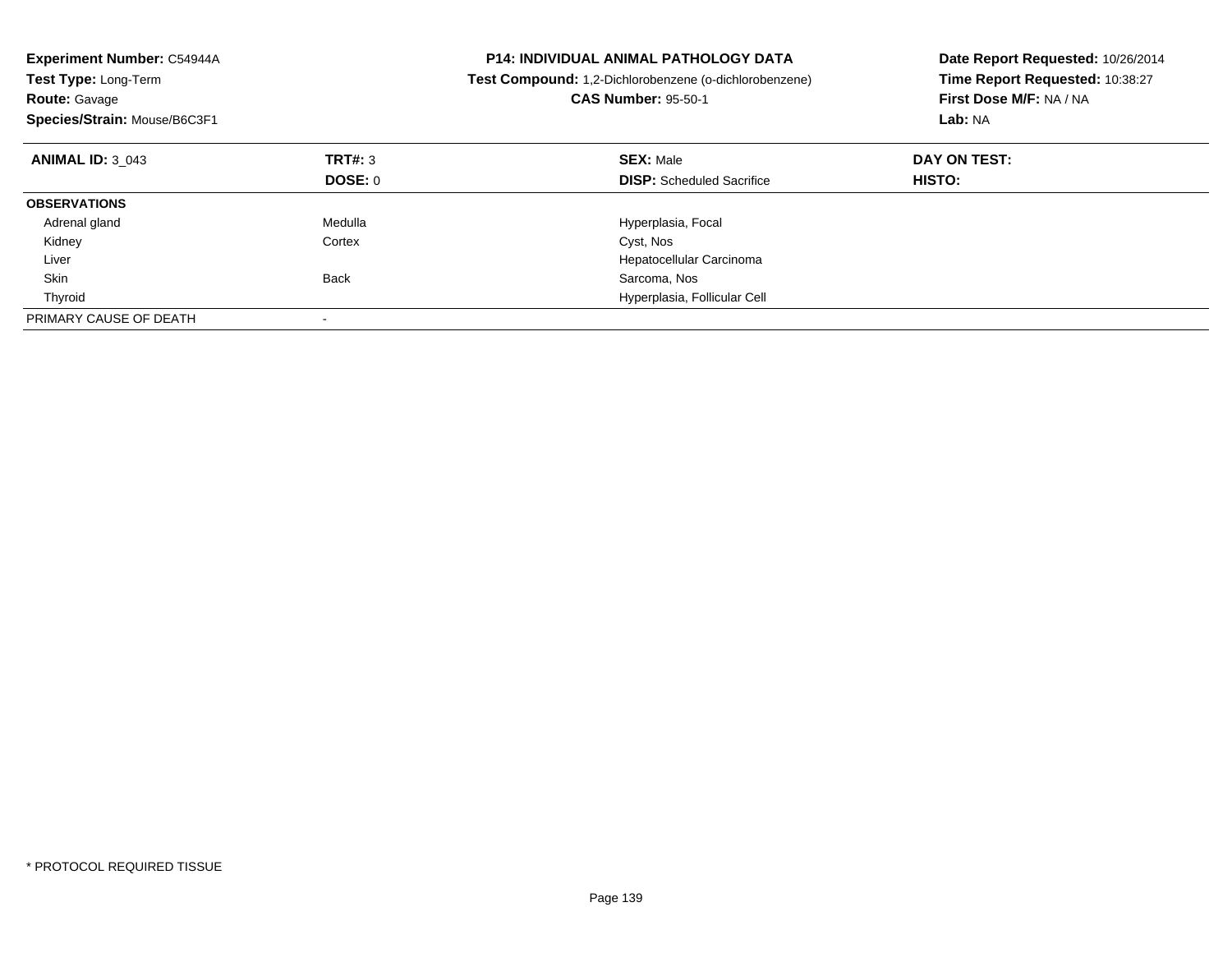**Experiment Number:** C54944A
**Test Type:** Long-Term
**Route:** Gavage
**Species/Strain:** Mouse/B6C3F1

**P14: INDIVIDUAL ANIMAL PATHOLOGY DATA**
**Test Compound:** 1,2-Dichlorobenzene (o-dichlorobenzene)
**CAS Number:** 95-50-1

**Date Report Requested:** 10/26/2014
**Time Report Requested:** 10:38:27
**First Dose M/F:** NA / NA
**Lab:** NA

| **ANIMAL ID:** 3_043 | **TRT#:** 3 | **SEX:** Male | **DAY ON TEST:** |
|---|---|---|---|
| | **DOSE:** 0 | **DISP:** Scheduled Sacrifice | **HISTO:** |
| **OBSERVATIONS** | | | |
| Adrenal gland | Medulla | Hyperplasia, Focal | |
| Kidney | Cortex | Cyst, Nos | |
| Liver | | Hepatocellular Carcinoma | |
| Skin | Back | Sarcoma, Nos | |
| Thyroid | | Hyperplasia, Follicular Cell | |
| PRIMARY CAUSE OF DEATH | - | | |

* PROTOCOL REQUIRED TISSUE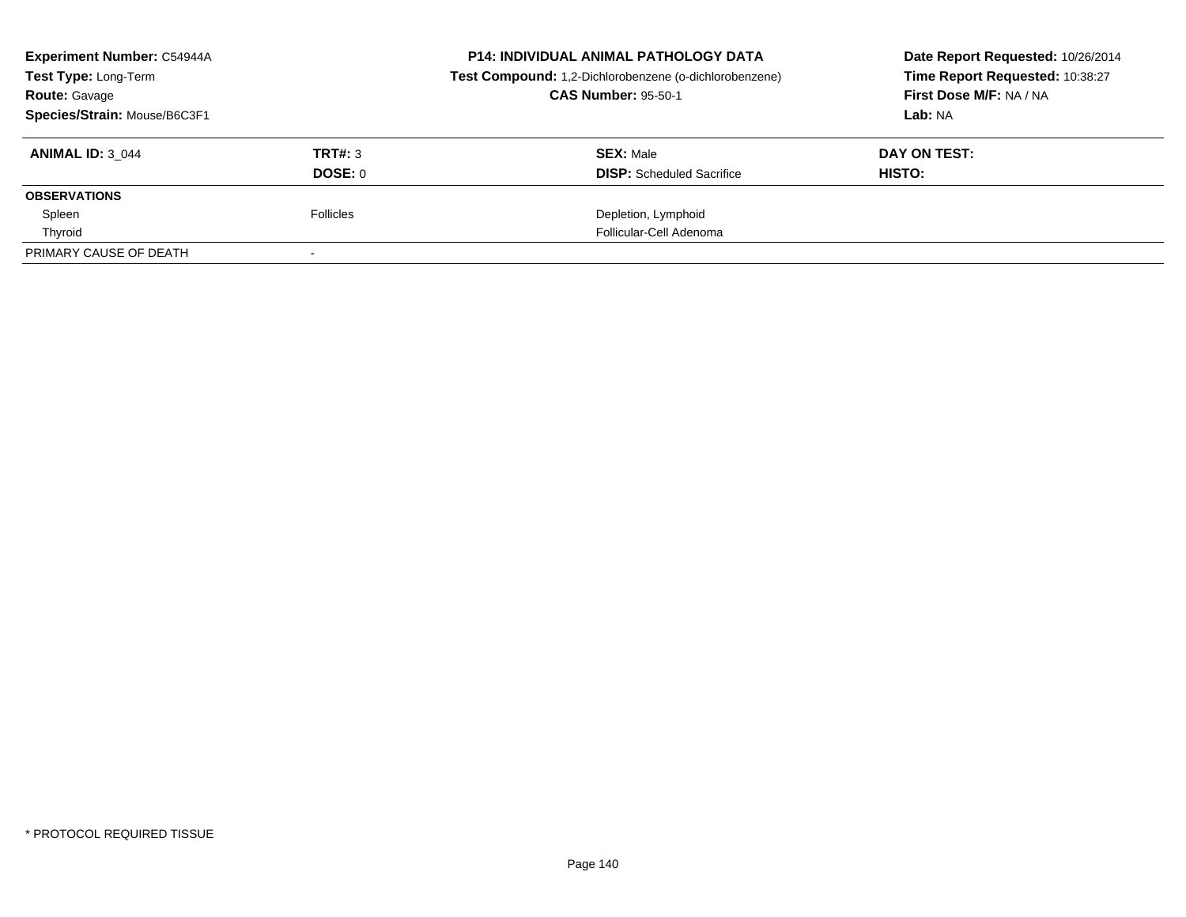**Experiment Number:** C54944A
**Test Type:** Long-Term
**Route:** Gavage
**Species/Strain:** Mouse/B6C3F1

**P14: INDIVIDUAL ANIMAL PATHOLOGY DATA**
**Test Compound:** 1,2-Dichlorobenzene (o-dichlorobenzene)
**CAS Number:** 95-50-1

**Date Report Requested:** 10/26/2014
**Time Report Requested:** 10:38:27
**First Dose M/F:** NA / NA
**Lab:** NA

| | | | |
|---|---|---|---|
| **ANIMAL ID:** 3_044 | **TRT#:** 3 | **SEX:** Male | **DAY ON TEST:** |
| | **DOSE:** 0 | **DISP:** Scheduled Sacrifice | **HISTO:** |
| **OBSERVATIONS** | | | |
| Spleen | Follicles | Depletion, Lymphoid | |
| Thyroid | | Follicular-Cell Adenoma | |
| PRIMARY CAUSE OF DEATH | - | | |

\* PROTOCOL REQUIRED TISSUE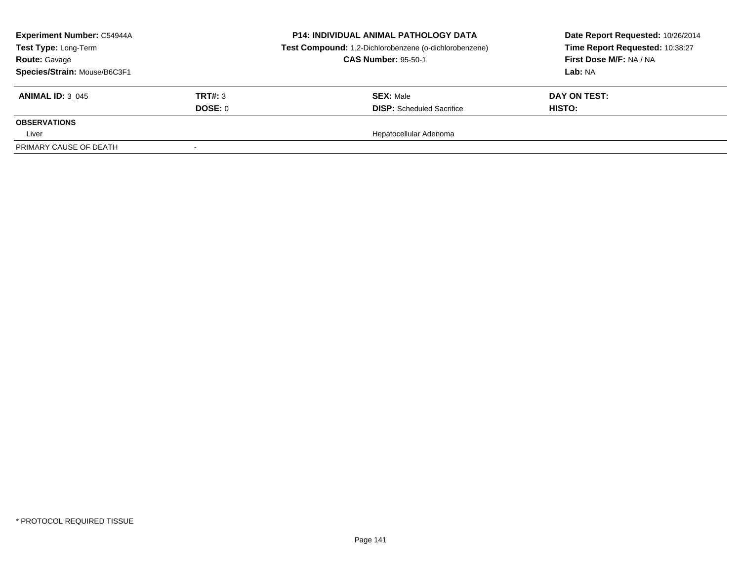**Experiment Number:** C54944A
**Test Type:** Long-Term
**Route:** Gavage
**Species/Strain:** Mouse/B6C3F1

**P14: INDIVIDUAL ANIMAL PATHOLOGY DATA**
**Test Compound:** 1,2-Dichlorobenzene (o-dichlorobenzene)
**CAS Number:** 95-50-1

**Date Report Requested:** 10/26/2014
**Time Report Requested:** 10:38:27
**First Dose M/F:** NA / NA
**Lab:** NA

| | | | |
|---|---|---|---|
| **ANIMAL ID:** 3_045 | **TRT#:** 3 | **SEX:** Male | **DAY ON TEST:** |
| | **DOSE:** 0 | **DISP:** Scheduled Sacrifice | **HISTO:** |
| **OBSERVATIONS** | | | |
| Liver | | Hepatocellular Adenoma | |
| PRIMARY CAUSE OF DEATH | - | | |

\* PROTOCOL REQUIRED TISSUE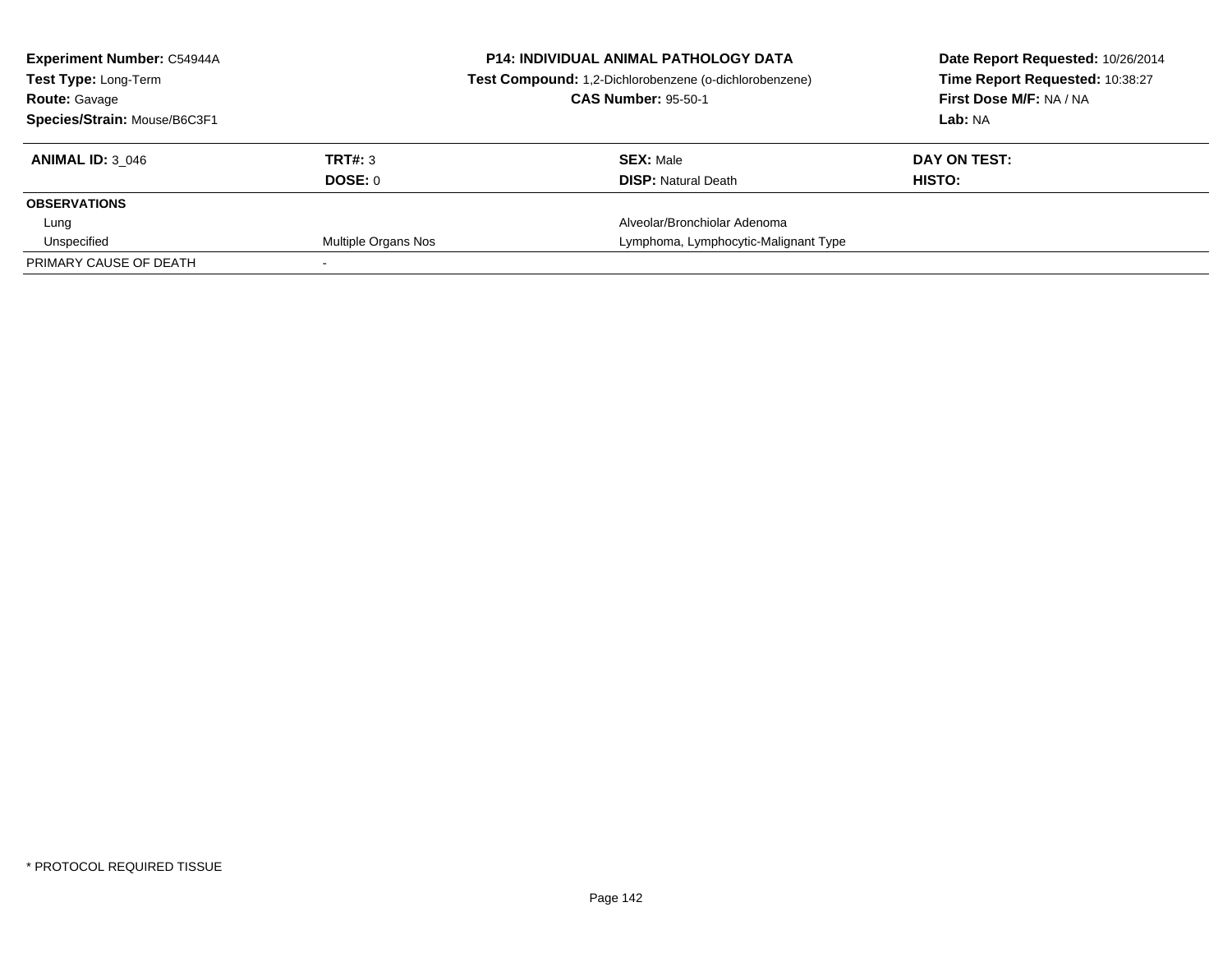**Experiment Number:** C54944A
**Test Type:** Long-Term
**Route:** Gavage
**Species/Strain:** Mouse/B6C3F1

**P14: INDIVIDUAL ANIMAL PATHOLOGY DATA**
**Test Compound:** 1,2-Dichlorobenzene (o-dichlorobenzene)
**CAS Number:** 95-50-1

**Date Report Requested:** 10/26/2014
**Time Report Requested:** 10:38:27
**First Dose M/F:** NA / NA
**Lab:** NA

| | | | |
|---|---|---|---|
| **ANIMAL ID:** 3_046 | **TRT#:** 3 | **SEX:** Male | **DAY ON TEST:** |
| | **DOSE:** 0 | **DISP:** Natural Death | **HISTO:** |
| **OBSERVATIONS** | | | |
| Lung | | Alveolar/Bronchiolar Adenoma | |
| Unspecified | Multiple Organs Nos | Lymphoma, Lymphocytic-Malignant Type | |
| PRIMARY CAUSE OF DEATH | - | | |

* PROTOCOL REQUIRED TISSUE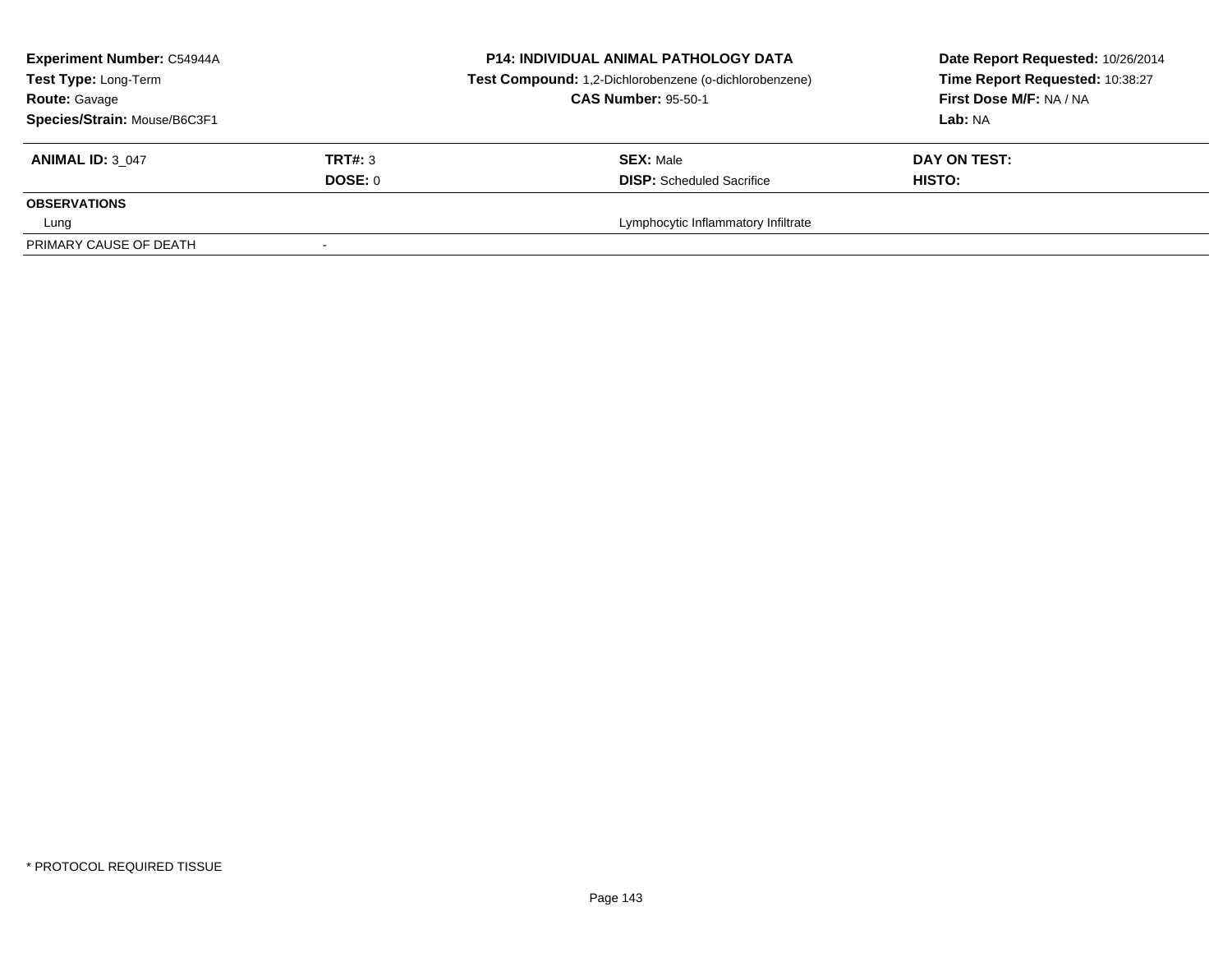**Experiment Number:** C54944A
**Test Type:** Long-Term
**Route:** Gavage
**Species/Strain:** Mouse/B6C3F1

**P14: INDIVIDUAL ANIMAL PATHOLOGY DATA**
**Test Compound:** 1,2-Dichlorobenzene (o-dichlorobenzene)
**CAS Number:** 95-50-1

**Date Report Requested:** 10/26/2014
**Time Report Requested:** 10:38:27
**First Dose M/F:** NA / NA
**Lab:** NA

| | | | |
|---|---|---|---|
| **ANIMAL ID:** 3_047 | **TRT#:** 3 | **SEX:** Male | **DAY ON TEST:** |
| | **DOSE:** 0 | **DISP:** Scheduled Sacrifice | **HISTO:** |
| **OBSERVATIONS** | | | |
| Lung | | Lymphocytic Inflammatory Infiltrate | |
| PRIMARY CAUSE OF DEATH | - | | |

* PROTOCOL REQUIRED TISSUE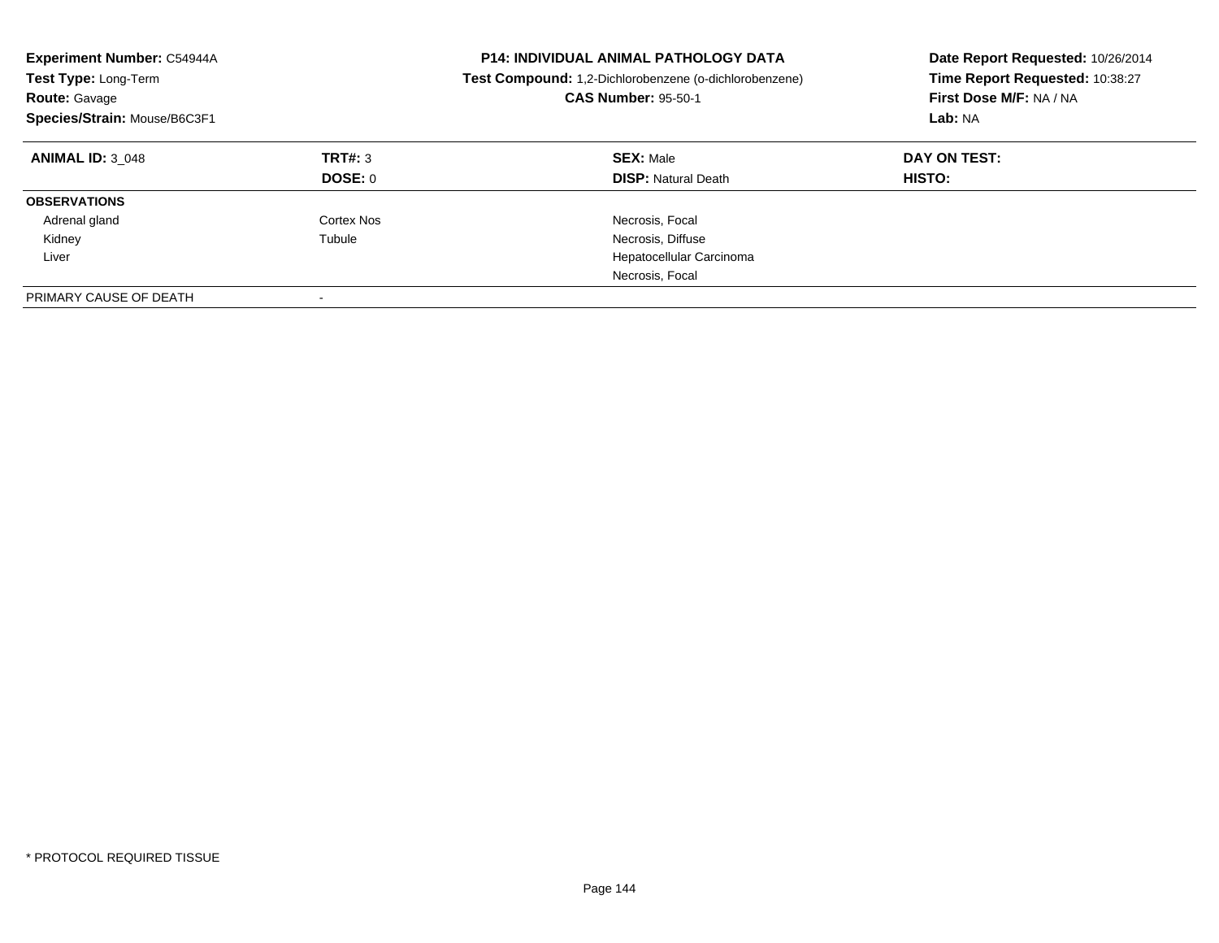**Experiment Number:** C54944A
**Test Type:** Long-Term
**Route:** Gavage
**Species/Strain:** Mouse/B6C3F1

**P14: INDIVIDUAL ANIMAL PATHOLOGY DATA**
**Test Compound:** 1,2-Dichlorobenzene (o-dichlorobenzene)
**CAS Number:** 95-50-1

**Date Report Requested:** 10/26/2014
**Time Report Requested:** 10:38:27
**First Dose M/F:** NA / NA
**Lab:** NA

| **ANIMAL ID:** 3_048 | **TRT#:** 3 | **SEX:** Male | **DAY ON TEST:** |
|---|---|---|---|
| | **DOSE:** 0 | **DISP:** Natural Death | **HISTO:** |
| **OBSERVATIONS** | | | |
| Adrenal gland | Cortex Nos | Necrosis, Focal | |
| Kidney | Tubule | Necrosis, Diffuse | |
| Liver | | Hepatocellular Carcinoma | |
| | | Necrosis, Focal | |
| PRIMARY CAUSE OF DEATH | - | | |

* PROTOCOL REQUIRED TISSUE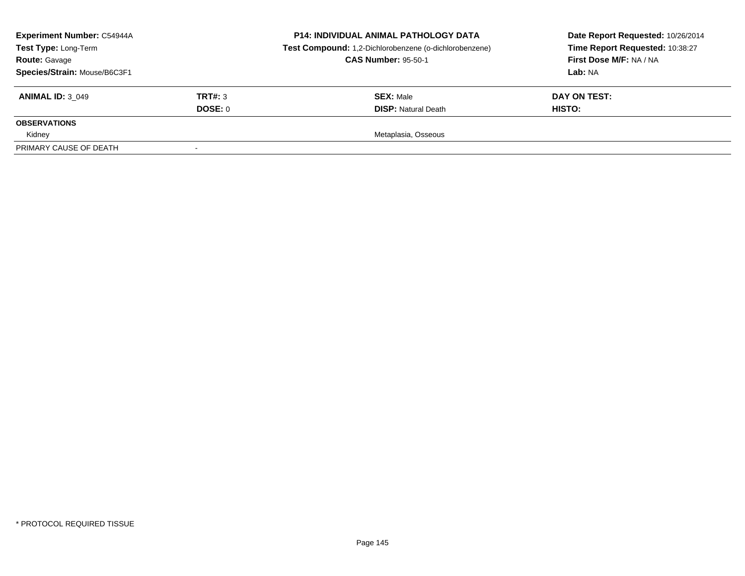**Experiment Number:** C54944A
**Test Type:** Long-Term
**Route:** Gavage
**Species/Strain:** Mouse/B6C3F1

**P14: INDIVIDUAL ANIMAL PATHOLOGY DATA**
**Test Compound:** 1,2-Dichlorobenzene (o-dichlorobenzene)
**CAS Number:** 95-50-1

**Date Report Requested:** 10/26/2014
**Time Report Requested:** 10:38:27
**First Dose M/F:** NA / NA
**Lab:** NA

| | | | |
|---|---|---|---|
| **ANIMAL ID:** 3_049 | **TRT#:** 3 | **SEX:** Male | **DAY ON TEST:** |
| | **DOSE:** 0 | **DISP:** Natural Death | **HISTO:** |
| **OBSERVATIONS** | | | |
| Kidney | | Metaplasia, Osseous | |
| PRIMARY CAUSE OF DEATH | - | | |

* PROTOCOL REQUIRED TISSUE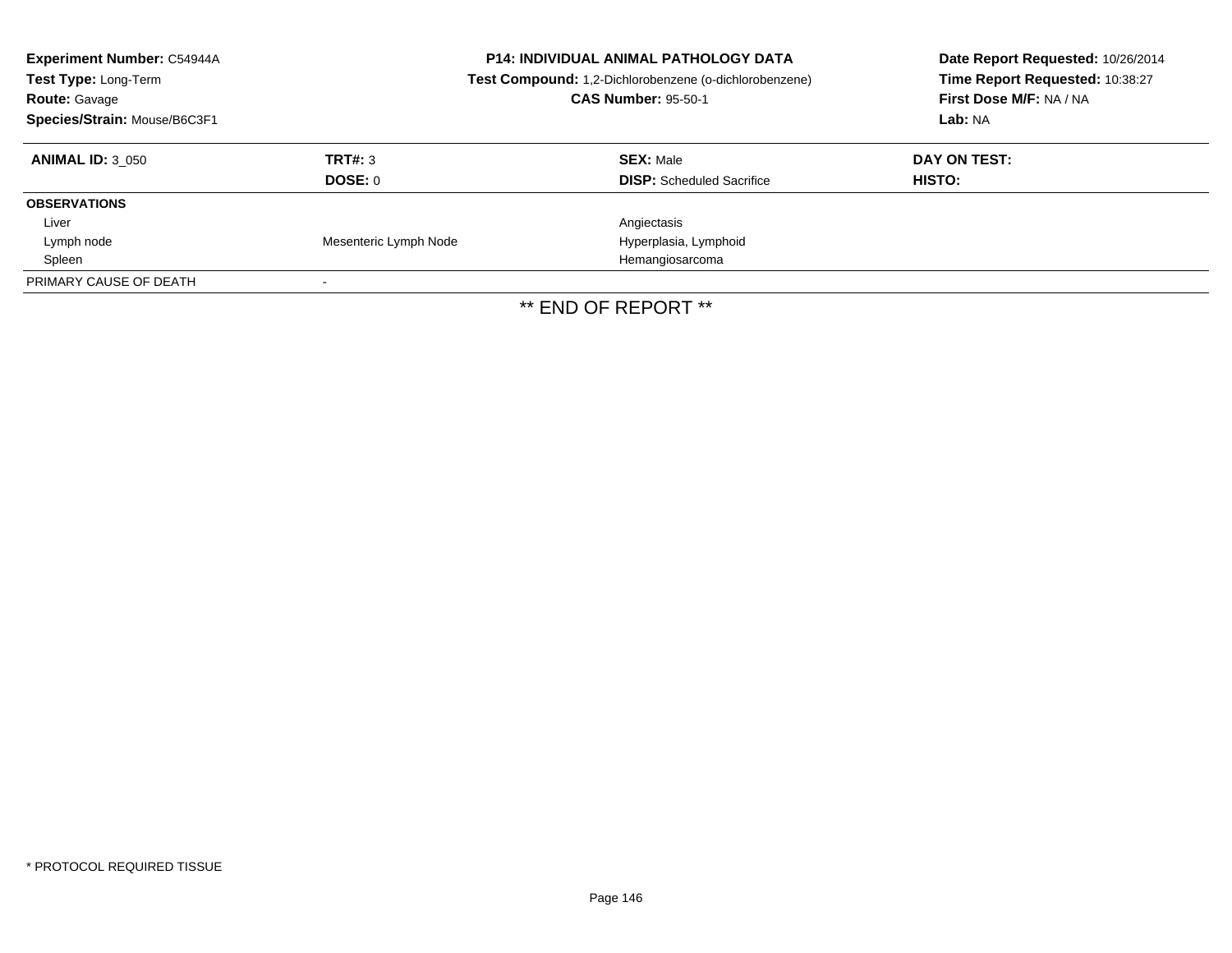**Experiment Number:** C54944A
**Test Type:** Long-Term
**Route:** Gavage
**Species/Strain:** Mouse/B6C3F1

**P14: INDIVIDUAL ANIMAL PATHOLOGY DATA**
**Test Compound:** 1,2-Dichlorobenzene (o-dichlorobenzene)
**CAS Number:** 95-50-1

**Date Report Requested:** 10/26/2014
**Time Report Requested:** 10:38:27
**First Dose M/F:** NA / NA
**Lab:** NA

| **ANIMAL ID:** 3_050 | **TRT#:** 3 | **SEX:** Male | **DAY ON TEST:** |
|---|---|---|---|
| | **DOSE:** 0 | **DISP:** Scheduled Sacrifice | **HISTO:** |
| **OBSERVATIONS** | | | |
| Liver | | Angiectasis | |
| Lymph node | Mesenteric Lymph Node | Hyperplasia, Lymphoid | |
| Spleen | | Hemangiosarcoma | |
| PRIMARY CAUSE OF DEATH | - | | |

** END OF REPORT **

* PROTOCOL REQUIRED TISSUE